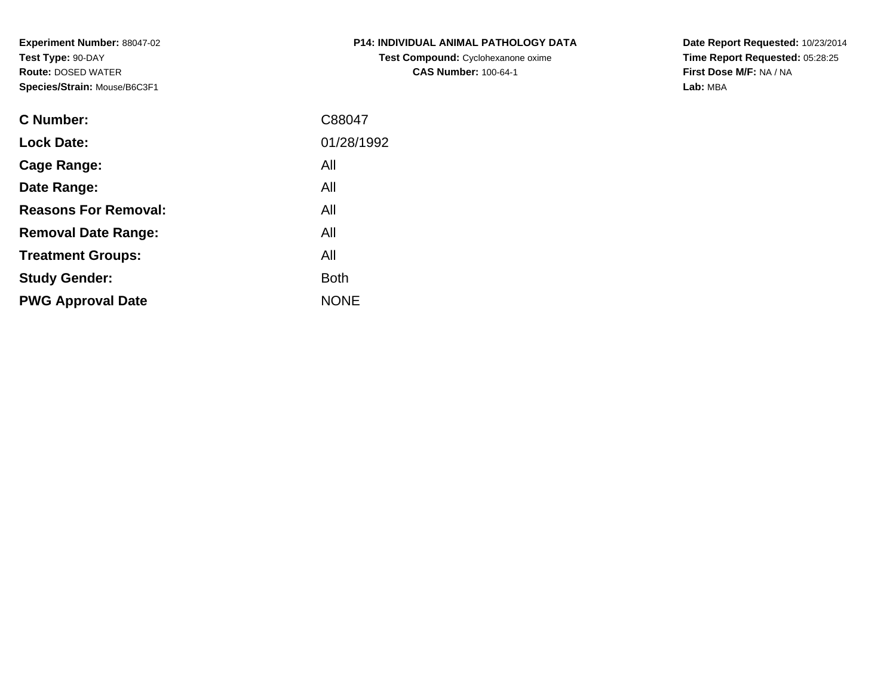**Experiment Number:** 88047-02
**Test Type:** 90-DAY
**Route:** DOSED WATER
**Species/Strain:** Mouse/B6C3F1

**P14: INDIVIDUAL ANIMAL PATHOLOGY DATA**
**Test Compound:** Cyclohexanone oxime
**CAS Number:** 100-64-1

**Date Report Requested:** 10/23/2014
**Time Report Requested:** 05:28:25
**First Dose M/F:** NA / NA
**Lab:** MBA

| | |
|---|---|
| **C Number:** | C88047 |
| **Lock Date:** | 01/28/1992 |
| **Cage Range:** | All |
| **Date Range:** | All |
| **Reasons For Removal:** | All |
| **Removal Date Range:** | All |
| **Treatment Groups:** | All |
| **Study Gender:** | Both |
| **PWG Approval Date** | NONE |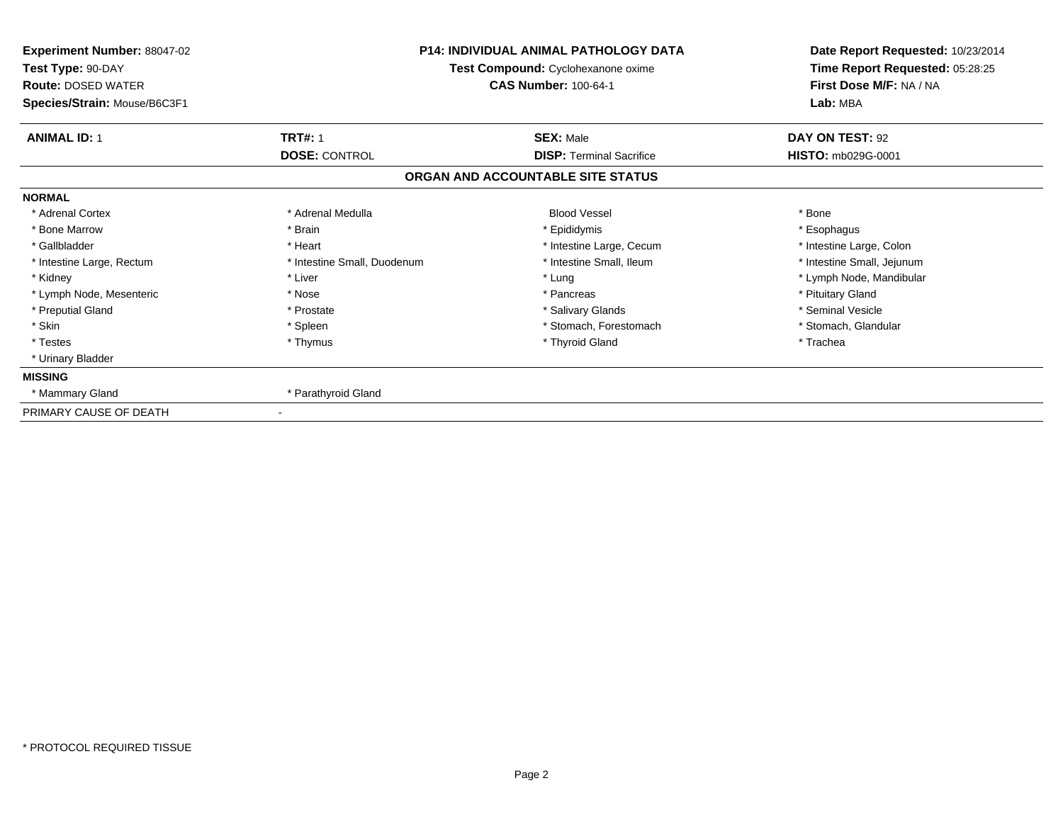**Experiment Number:** 88047-02
**Test Type:** 90-DAY
**Route:** DOSED WATER
**Species/Strain:** Mouse/B6C3F1

**P14: INDIVIDUAL ANIMAL PATHOLOGY DATA**
**Test Compound:** Cyclohexanone oxime
**CAS Number:** 100-64-1

**Date Report Requested:** 10/23/2014
**Time Report Requested:** 05:28:25
**First Dose M/F:** NA / NA
**Lab:** MBA

| | | | |
|---|---|---|---|
| **ANIMAL ID:** 1 | **TRT#:** 1 | **SEX:** Male | **DAY ON TEST:** 92 |
| | **DOSE:** CONTROL | **DISP:** Terminal Sacrifice | **HISTO:** mb029G-0001 |

## ORGAN AND ACCOUNTABLE SITE STATUS

| | | | |
|---|---|---|---|
| **NORMAL** | | | |
| * Adrenal Cortex | * Adrenal Medulla | Blood Vessel | * Bone |
| * Bone Marrow | * Brain | * Epididymis | * Esophagus |
| * Gallbladder | * Heart | * Intestine Large, Cecum | * Intestine Large, Colon |
| * Intestine Large, Rectum | * Intestine Small, Duodenum | * Intestine Small, Ileum | * Intestine Small, Jejunum |
| * Kidney | * Liver | * Lung | * Lymph Node, Mandibular |
| * Lymph Node, Mesenteric | * Nose | * Pancreas | * Pituitary Gland |
| * Preputial Gland | * Prostate | * Salivary Glands | * Seminal Vesicle |
| * Skin | * Spleen | * Stomach, Forestomach | * Stomach, Glandular |
| * Testes | * Thymus | * Thyroid Gland | * Trachea |
| * Urinary Bladder | | | |
| **MISSING** | | | |
| * Mammary Gland | * Parathyroid Gland | | |
| PRIMARY CAUSE OF DEATH | - | | |

* PROTOCOL REQUIRED TISSUE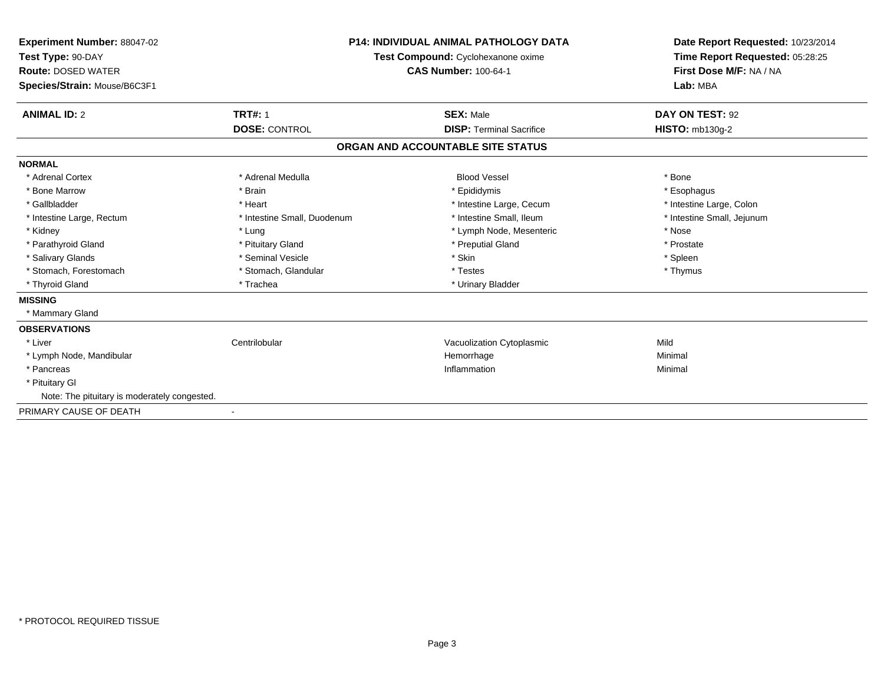**Experiment Number:** 88047-02
**Test Type:** 90-DAY
**Route:** DOSED WATER
**Species/Strain:** Mouse/B6C3F1

**P14: INDIVIDUAL ANIMAL PATHOLOGY DATA**
**Test Compound:** Cyclohexanone oxime
**CAS Number:** 100-64-1

**Date Report Requested:** 10/23/2014
**Time Report Requested:** 05:28:25
**First Dose M/F:** NA / NA
**Lab:** MBA

| **ANIMAL ID:** 2 | **TRT#:** 1 | **SEX:** Male | **DAY ON TEST:** 92 |
|---|---|---|---|
| | **DOSE:** CONTROL | **DISP:** Terminal Sacrifice | **HISTO:** mb130g-2 |

**ORGAN AND ACCOUNTABLE SITE STATUS**

| | | | |
|---|---|---|---|
| **NORMAL** | | | |
| * Adrenal Cortex | * Adrenal Medulla | Blood Vessel | * Bone |
| * Bone Marrow | * Brain | * Epididymis | * Esophagus |
| * Gallbladder | * Heart | * Intestine Large, Cecum | * Intestine Large, Colon |
| * Intestine Large, Rectum | * Intestine Small, Duodenum | * Intestine Small, Ileum | * Intestine Small, Jejunum |
| * Kidney | * Lung | * Lymph Node, Mesenteric | * Nose |
| * Parathyroid Gland | * Pituitary Gland | * Preputial Gland | * Prostate |
| * Salivary Glands | * Seminal Vesicle | * Skin | * Spleen |
| * Stomach, Forestomach | * Stomach, Glandular | * Testes | * Thymus |
| * Thyroid Gland | * Trachea | * Urinary Bladder | |
| **MISSING** | | | |
| * Mammary Gland | | | |
| **OBSERVATIONS** | | | |
| * Liver | Centrilobular | Vacuolization Cytoplasmic | Mild |
| * Lymph Node, Mandibular | | Hemorrhage | Minimal |
| * Pancreas | | Inflammation | Minimal |
| * Pituitary Gl | | | |
| Note: The pituitary is moderately congested. | | | |
| PRIMARY CAUSE OF DEATH | - | | |

\* PROTOCOL REQUIRED TISSUE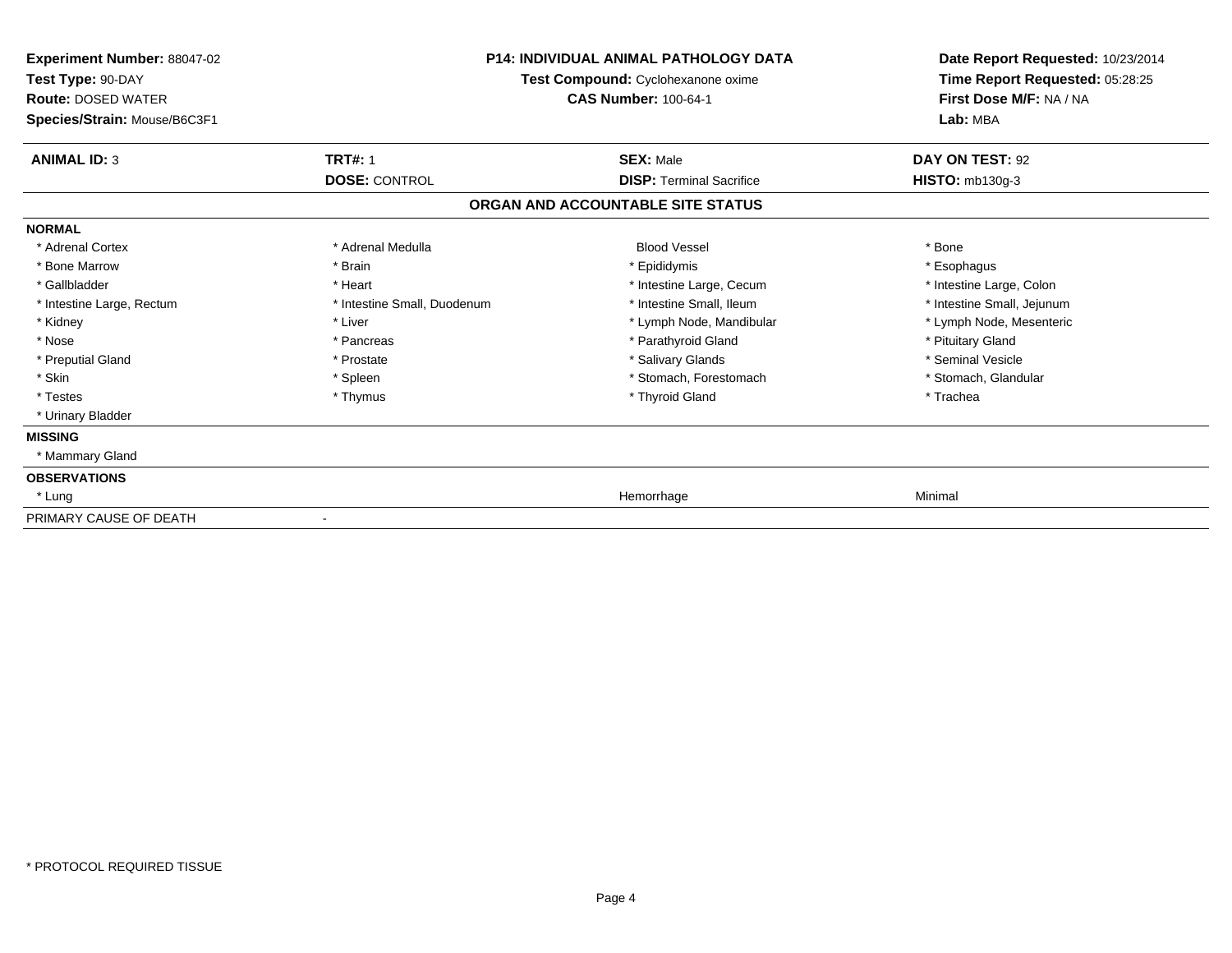**Experiment Number:** 88047-02
**Test Type:** 90-DAY
**Route:** DOSED WATER
**Species/Strain:** Mouse/B6C3F1

**P14: INDIVIDUAL ANIMAL PATHOLOGY DATA**
**Test Compound:** Cyclohexanone oxime
**CAS Number:** 100-64-1

**Date Report Requested:** 10/23/2014
**Time Report Requested:** 05:28:25
**First Dose M/F:** NA / NA
**Lab:** MBA

| **ANIMAL ID:** 3 | **TRT#:** 1 | **SEX:** Male | **DAY ON TEST:** 92 |
|---|---|---|---|
| | **DOSE:** CONTROL | **DISP:** Terminal Sacrifice | **HISTO:** mb130g-3 |

**ORGAN AND ACCOUNTABLE SITE STATUS**

| | | | |
|---|---|---|---|
| **NORMAL** | | | |
| * Adrenal Cortex | * Adrenal Medulla | Blood Vessel | * Bone |
| * Bone Marrow | * Brain | * Epididymis | * Esophagus |
| * Gallbladder | * Heart | * Intestine Large, Cecum | * Intestine Large, Colon |
| * Intestine Large, Rectum | * Intestine Small, Duodenum | * Intestine Small, Ileum | * Intestine Small, Jejunum |
| * Kidney | * Liver | * Lymph Node, Mandibular | * Lymph Node, Mesenteric |
| * Nose | * Pancreas | * Parathyroid Gland | * Pituitary Gland |
| * Preputial Gland | * Prostate | * Salivary Glands | * Seminal Vesicle |
| * Skin | * Spleen | * Stomach, Forestomach | * Stomach, Glandular |
| * Testes | * Thymus | * Thyroid Gland | * Trachea |
| * Urinary Bladder | | | |
| **MISSING** | | | |
| * Mammary Gland | | | |
| **OBSERVATIONS** | | | |
| * Lung | | Hemorrhage | Minimal |
| PRIMARY CAUSE OF DEATH | - | | |

\* PROTOCOL REQUIRED TISSUE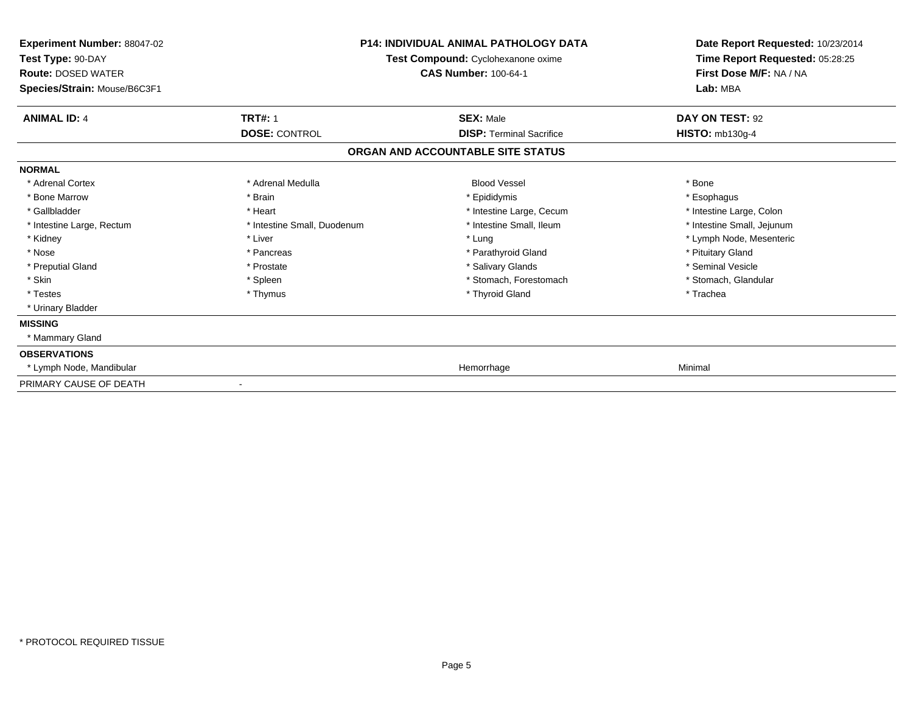**Experiment Number:** 88047-02
**Test Type:** 90-DAY
**Route:** DOSED WATER
**Species/Strain:** Mouse/B6C3F1

**P14: INDIVIDUAL ANIMAL PATHOLOGY DATA**
**Test Compound:** Cyclohexanone oxime
**CAS Number:** 100-64-1

**Date Report Requested:** 10/23/2014
**Time Report Requested:** 05:28:25
**First Dose M/F:** NA / NA
**Lab:** MBA

| **ANIMAL ID:** 4 | **TRT#:** 1 | **SEX:** Male | **DAY ON TEST:** 92 |
|---|---|---|---|
| | **DOSE:** CONTROL | **DISP:** Terminal Sacrifice | **HISTO:** mb130g-4 |

## ORGAN AND ACCOUNTABLE SITE STATUS

**NORMAL**

| | | | |
|---|---|---|---|
| * Adrenal Cortex | * Adrenal Medulla | Blood Vessel | * Bone |
| * Bone Marrow | * Brain | * Epididymis | * Esophagus |
| * Gallbladder | * Heart | * Intestine Large, Cecum | * Intestine Large, Colon |
| * Intestine Large, Rectum | * Intestine Small, Duodenum | * Intestine Small, Ileum | * Intestine Small, Jejunum |
| * Kidney | * Liver | * Lung | * Lymph Node, Mesenteric |
| * Nose | * Pancreas | * Parathyroid Gland | * Pituitary Gland |
| * Preputial Gland | * Prostate | * Salivary Glands | * Seminal Vesicle |
| * Skin | * Spleen | * Stomach, Forestomach | * Stomach, Glandular |
| * Testes | * Thymus | * Thyroid Gland | * Trachea |
| * Urinary Bladder | | | |

**MISSING**

* Mammary Gland

**OBSERVATIONS**

| | | |
|---|---|---|
| * Lymph Node, Mandibular | Hemorrhage | Minimal |

PRIMARY CAUSE OF DEATH -

* PROTOCOL REQUIRED TISSUE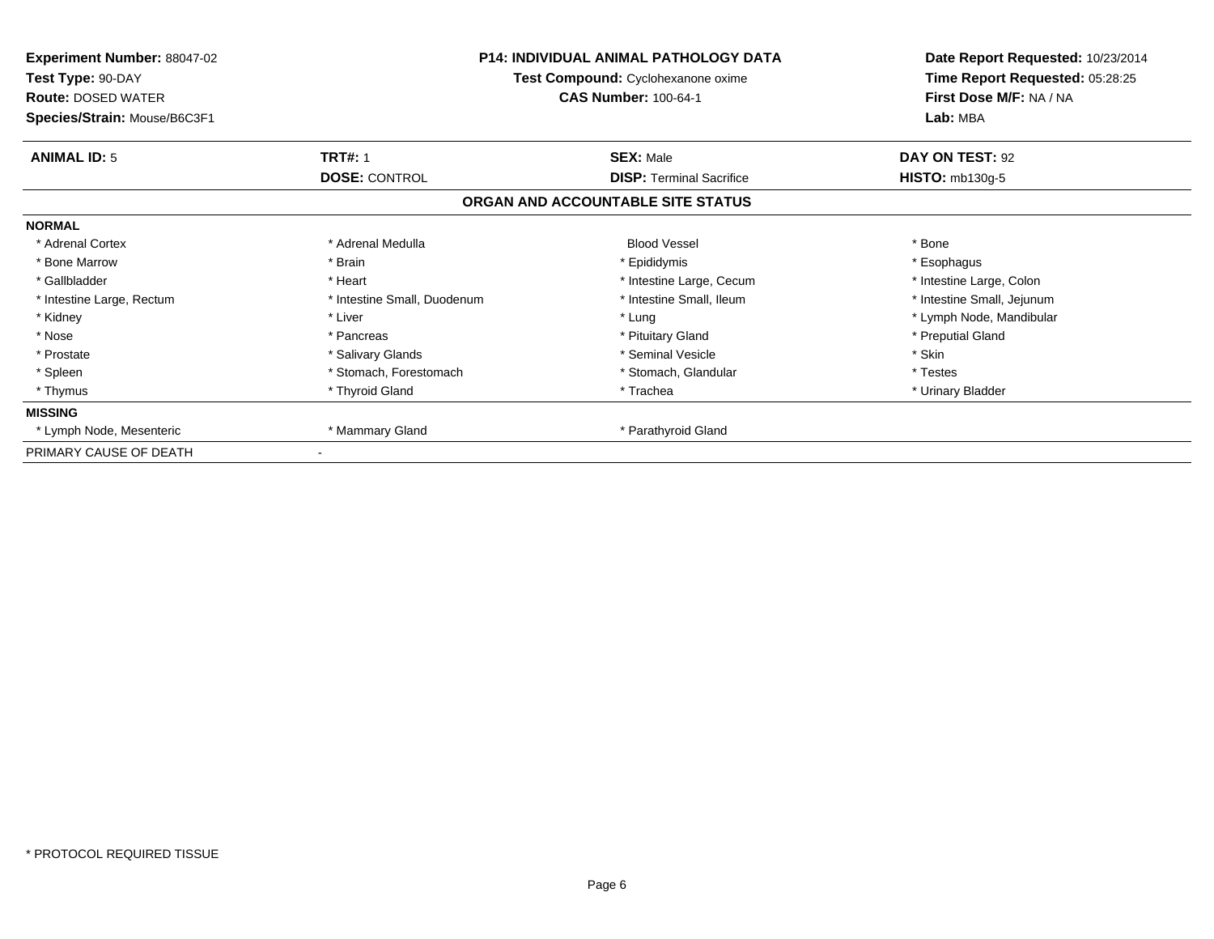**Experiment Number:** 88047-02
**Test Type:** 90-DAY
**Route:** DOSED WATER
**Species/Strain:** Mouse/B6C3F1

**P14: INDIVIDUAL ANIMAL PATHOLOGY DATA**
**Test Compound:** Cyclohexanone oxime
**CAS Number:** 100-64-1

**Date Report Requested:** 10/23/2014
**Time Report Requested:** 05:28:25
**First Dose M/F:** NA / NA
**Lab:** MBA

| **ANIMAL ID:** 5 | **TRT#:** 1 | **SEX:** Male | **DAY ON TEST:** 92 |
|---|---|---|---|
| | **DOSE:** CONTROL | **DISP:** Terminal Sacrifice | **HISTO:** mb130g-5 |

**ORGAN AND ACCOUNTABLE SITE STATUS**

| | | | |
|---|---|---|---|
| **NORMAL** | | | |
| * Adrenal Cortex | * Adrenal Medulla | Blood Vessel | * Bone |
| * Bone Marrow | * Brain | * Epididymis | * Esophagus |
| * Gallbladder | * Heart | * Intestine Large, Cecum | * Intestine Large, Colon |
| * Intestine Large, Rectum | * Intestine Small, Duodenum | * Intestine Small, Ileum | * Intestine Small, Jejunum |
| * Kidney | * Liver | * Lung | * Lymph Node, Mandibular |
| * Nose | * Pancreas | * Pituitary Gland | * Preputial Gland |
| * Prostate | * Salivary Glands | * Seminal Vesicle | * Skin |
| * Spleen | * Stomach, Forestomach | * Stomach, Glandular | * Testes |
| * Thymus | * Thyroid Gland | * Trachea | * Urinary Bladder |
| **MISSING** | | | |
| * Lymph Node, Mesenteric | * Mammary Gland | * Parathyroid Gland | |
| PRIMARY CAUSE OF DEATH | - | | |

* PROTOCOL REQUIRED TISSUE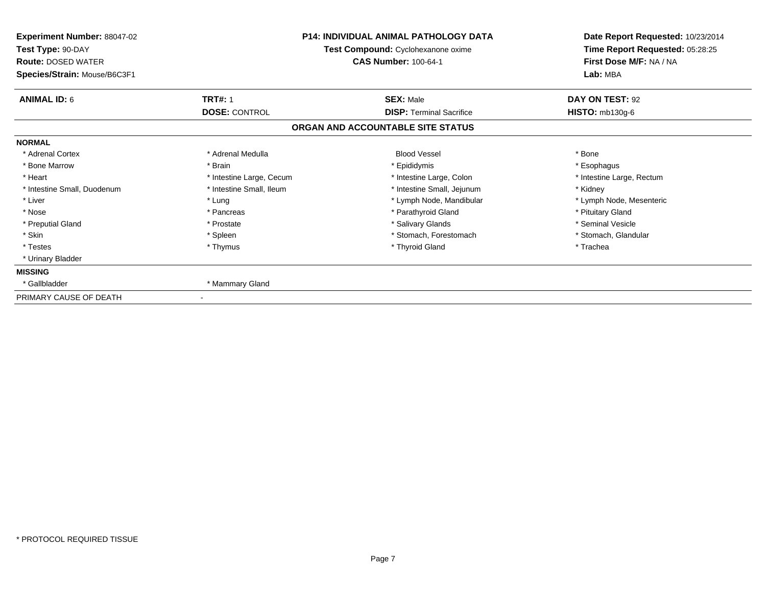**Experiment Number:** 88047-02
**Test Type:** 90-DAY
**Route:** DOSED WATER
**Species/Strain:** Mouse/B6C3F1

**P14: INDIVIDUAL ANIMAL PATHOLOGY DATA**
**Test Compound:** Cyclohexanone oxime
**CAS Number:** 100-64-1

**Date Report Requested:** 10/23/2014
**Time Report Requested:** 05:28:25
**First Dose M/F:** NA / NA
**Lab:** MBA

| **ANIMAL ID:** 6 | **TRT#:** 1 | **SEX:** Male | **DAY ON TEST:** 92 |
|---|---|---|---|
| | **DOSE:** CONTROL | **DISP:** Terminal Sacrifice | **HISTO:** mb130g-6 |

**ORGAN AND ACCOUNTABLE SITE STATUS**

**NORMAL**

| | | | |
|---|---|---|---|
| * Adrenal Cortex | * Adrenal Medulla | Blood Vessel | * Bone |
| * Bone Marrow | * Brain | * Epididymis | * Esophagus |
| * Heart | * Intestine Large, Cecum | * Intestine Large, Colon | * Intestine Large, Rectum |
| * Intestine Small, Duodenum | * Intestine Small, Ileum | * Intestine Small, Jejunum | * Kidney |
| * Liver | * Lung | * Lymph Node, Mandibular | * Lymph Node, Mesenteric |
| * Nose | * Pancreas | * Parathyroid Gland | * Pituitary Gland |
| * Preputial Gland | * Prostate | * Salivary Glands | * Seminal Vesicle |
| * Skin | * Spleen | * Stomach, Forestomach | * Stomach, Glandular |
| * Testes | * Thymus | * Thyroid Gland | * Trachea |
| * Urinary Bladder | | | |

**MISSING**

| | |
|---|---|
| * Gallbladder | * Mammary Gland |

PRIMARY CAUSE OF DEATH -

* PROTOCOL REQUIRED TISSUE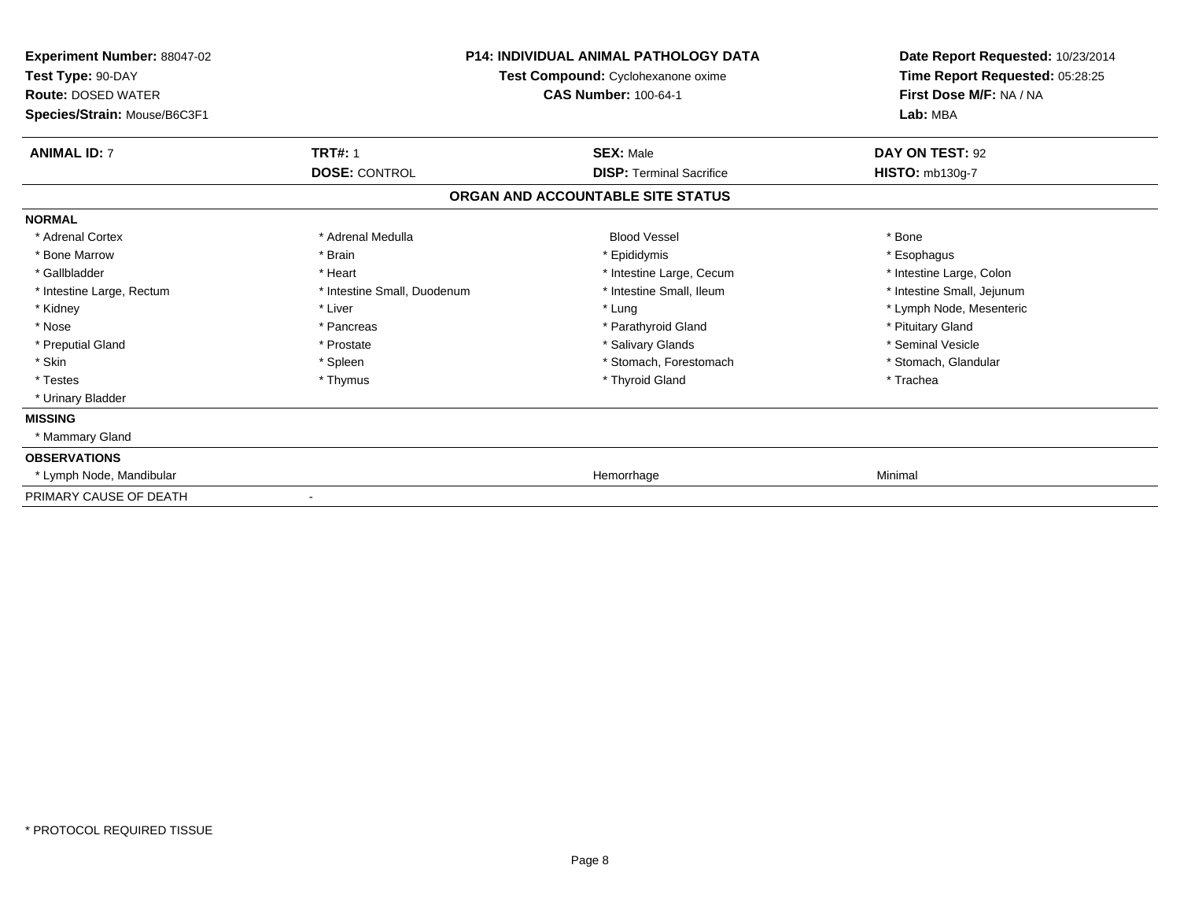**Experiment Number:** 88047-02
**Test Type:** 90-DAY
**Route:** DOSED WATER
**Species/Strain:** Mouse/B6C3F1

**P14: INDIVIDUAL ANIMAL PATHOLOGY DATA**
**Test Compound:** Cyclohexanone oxime
**CAS Number:** 100-64-1

**Date Report Requested:** 10/23/2014
**Time Report Requested:** 05:28:25
**First Dose M/F:** NA / NA
**Lab:** MBA

| **ANIMAL ID:** 7 | **TRT#:** 1 | **SEX:** Male | **DAY ON TEST:** 92 |
|---|---|---|---|
| | **DOSE:** CONTROL | **DISP:** Terminal Sacrifice | **HISTO:** mb130g-7 |

## ORGAN AND ACCOUNTABLE SITE STATUS

**NORMAL**

| | | | |
|---|---|---|---|
| * Adrenal Cortex | * Adrenal Medulla | Blood Vessel | * Bone |
| * Bone Marrow | * Brain | * Epididymis | * Esophagus |
| * Gallbladder | * Heart | * Intestine Large, Cecum | * Intestine Large, Colon |
| * Intestine Large, Rectum | * Intestine Small, Duodenum | * Intestine Small, Ileum | * Intestine Small, Jejunum |
| * Kidney | * Liver | * Lung | * Lymph Node, Mesenteric |
| * Nose | * Pancreas | * Parathyroid Gland | * Pituitary Gland |
| * Preputial Gland | * Prostate | * Salivary Glands | * Seminal Vesicle |
| * Skin | * Spleen | * Stomach, Forestomach | * Stomach, Glandular |
| * Testes | * Thymus | * Thyroid Gland | * Trachea |
| * Urinary Bladder | | | |

**MISSING**

* Mammary Gland

**OBSERVATIONS**

| | | |
|---|---|---|
| * Lymph Node, Mandibular | Hemorrhage | Minimal |

PRIMARY CAUSE OF DEATH -

* PROTOCOL REQUIRED TISSUE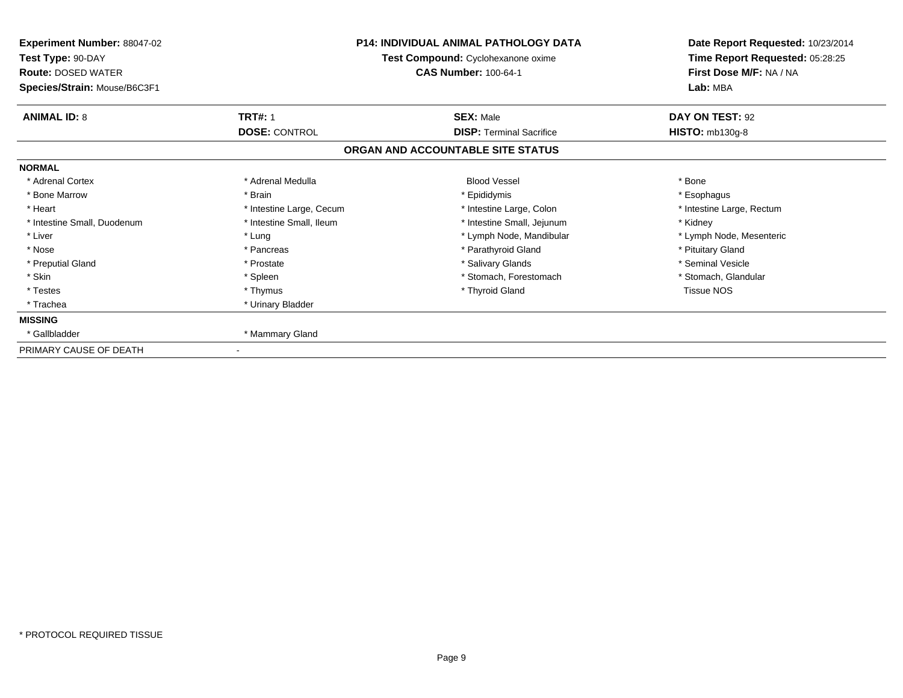**Experiment Number:** 88047-02
**Test Type:** 90-DAY
**Route:** DOSED WATER
**Species/Strain:** Mouse/B6C3F1

**P14: INDIVIDUAL ANIMAL PATHOLOGY DATA**
**Test Compound:** Cyclohexanone oxime
**CAS Number:** 100-64-1

**Date Report Requested:** 10/23/2014
**Time Report Requested:** 05:28:25
**First Dose M/F:** NA / NA
**Lab:** MBA

| **ANIMAL ID:** 8 | **TRT#:** 1 | **SEX:** Male | **DAY ON TEST:** 92 |
|---|---|---|---|
| | **DOSE:** CONTROL | **DISP:** Terminal Sacrifice | **HISTO:** mb130g-8 |

## ORGAN AND ACCOUNTABLE SITE STATUS

**NORMAL**

| | | | |
|---|---|---|---|
| * Adrenal Cortex | * Adrenal Medulla | Blood Vessel | * Bone |
| * Bone Marrow | * Brain | * Epididymis | * Esophagus |
| * Heart | * Intestine Large, Cecum | * Intestine Large, Colon | * Intestine Large, Rectum |
| * Intestine Small, Duodenum | * Intestine Small, Ileum | * Intestine Small, Jejunum | * Kidney |
| * Liver | * Lung | * Lymph Node, Mandibular | * Lymph Node, Mesenteric |
| * Nose | * Pancreas | * Parathyroid Gland | * Pituitary Gland |
| * Preputial Gland | * Prostate | * Salivary Glands | * Seminal Vesicle |
| * Skin | * Spleen | * Stomach, Forestomach | * Stomach, Glandular |
| * Testes | * Thymus | * Thyroid Gland | Tissue NOS |
| * Trachea | * Urinary Bladder | | |

**MISSING**

| | | | |
|---|---|---|---|
| * Gallbladder | * Mammary Gland | | |

PRIMARY CAUSE OF DEATH -

* PROTOCOL REQUIRED TISSUE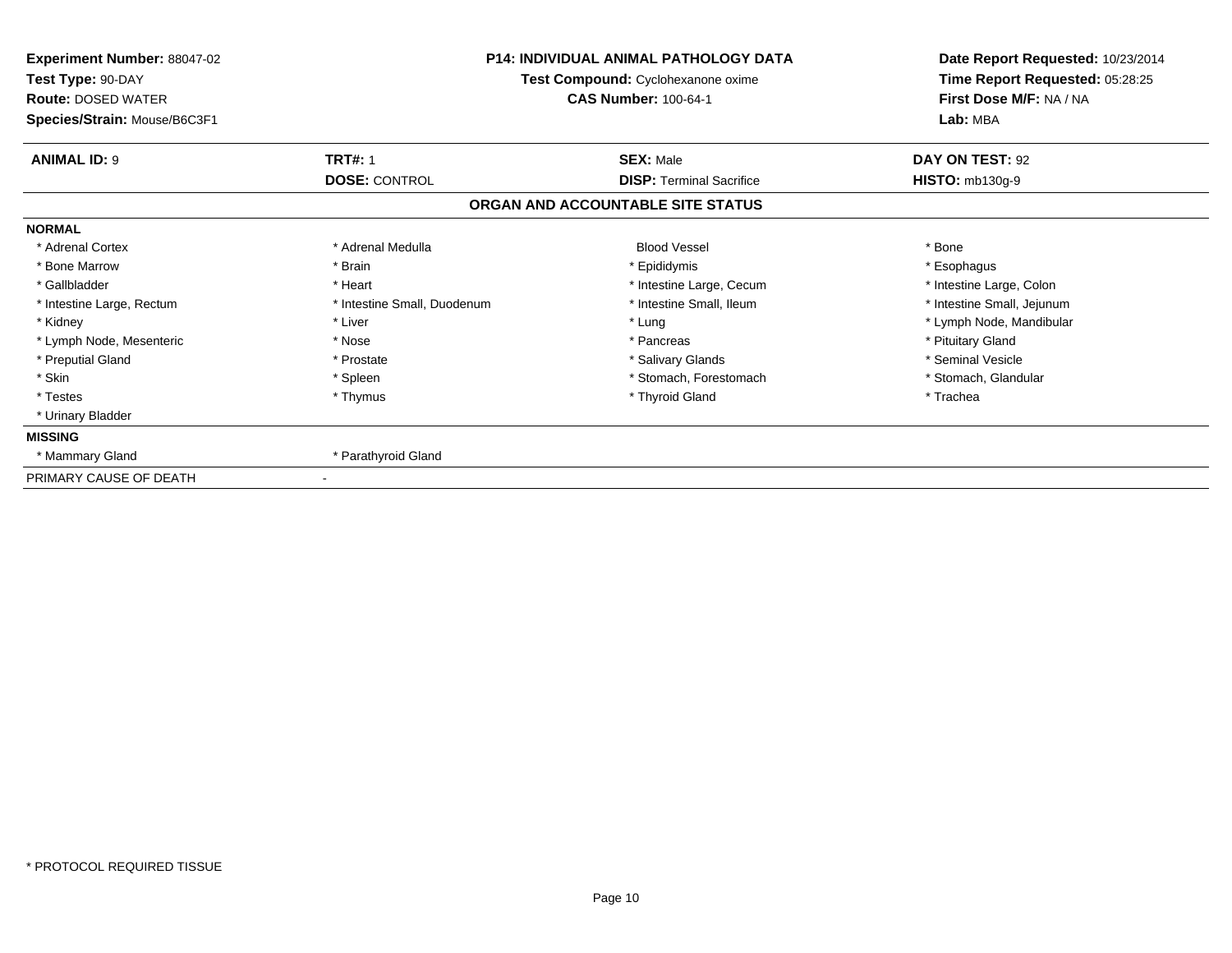**Experiment Number:** 88047-02
**Test Type:** 90-DAY
**Route:** DOSED WATER
**Species/Strain:** Mouse/B6C3F1

**P14: INDIVIDUAL ANIMAL PATHOLOGY DATA**
**Test Compound:** Cyclohexanone oxime
**CAS Number:** 100-64-1

**Date Report Requested:** 10/23/2014
**Time Report Requested:** 05:28:25
**First Dose M/F:** NA / NA
**Lab:** MBA

| **ANIMAL ID:** 9 | **TRT#:** 1 | **SEX:** Male | **DAY ON TEST:** 92 |
|---|---|---|---|
| | **DOSE:** CONTROL | **DISP:** Terminal Sacrifice | **HISTO:** mb130g-9 |

## ORGAN AND ACCOUNTABLE SITE STATUS

**NORMAL**

| | | | |
|---|---|---|---|
| * Adrenal Cortex | * Adrenal Medulla | Blood Vessel | * Bone |
| * Bone Marrow | * Brain | * Epididymis | * Esophagus |
| * Gallbladder | * Heart | * Intestine Large, Cecum | * Intestine Large, Colon |
| * Intestine Large, Rectum | * Intestine Small, Duodenum | * Intestine Small, Ileum | * Intestine Small, Jejunum |
| * Kidney | * Liver | * Lung | * Lymph Node, Mandibular |
| * Lymph Node, Mesenteric | * Nose | * Pancreas | * Pituitary Gland |
| * Preputial Gland | * Prostate | * Salivary Glands | * Seminal Vesicle |
| * Skin | * Spleen | * Stomach, Forestomach | * Stomach, Glandular |
| * Testes | * Thymus | * Thyroid Gland | * Trachea |
| * Urinary Bladder | | | |

**MISSING**

| | |
|---|---|
| * Mammary Gland | * Parathyroid Gland |

PRIMARY CAUSE OF DEATH -

* PROTOCOL REQUIRED TISSUE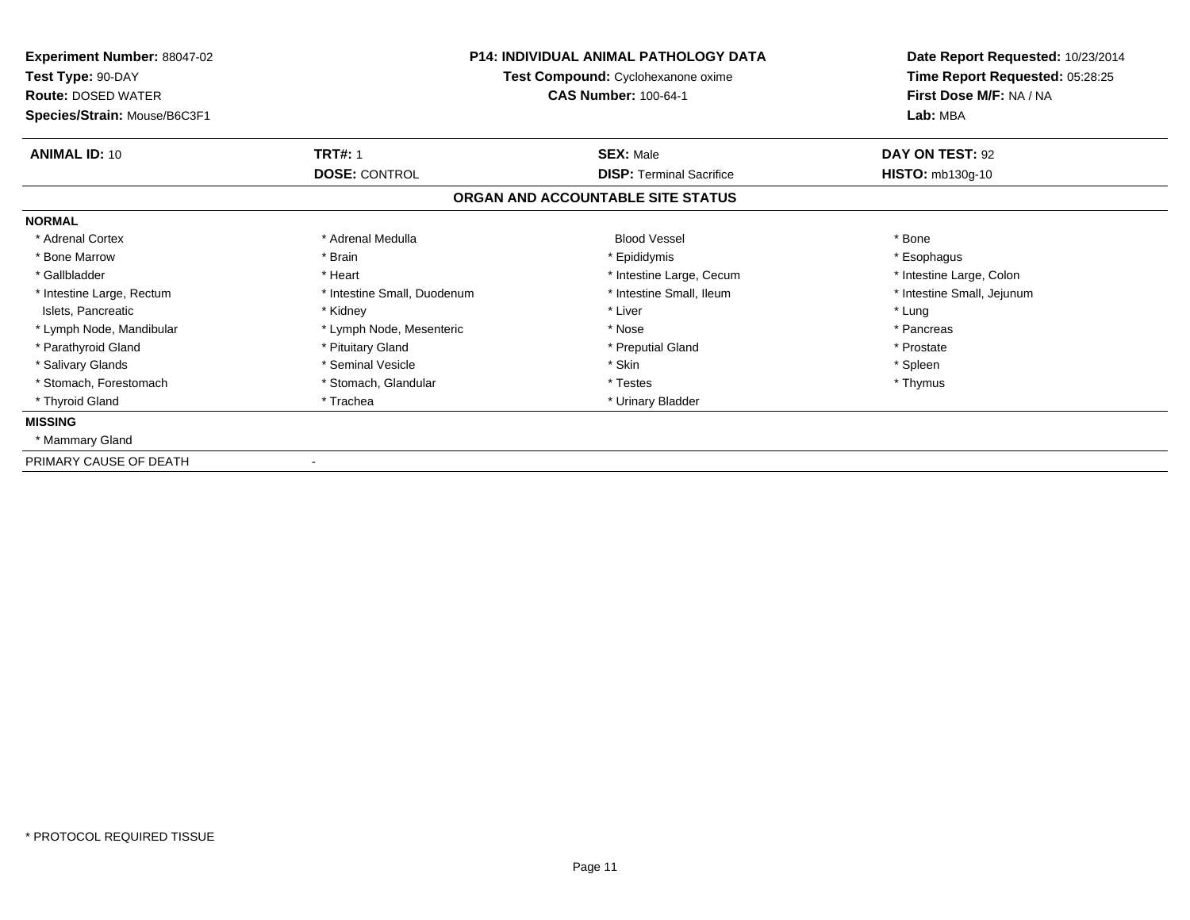**Experiment Number:** 88047-02
**Test Type:** 90-DAY
**Route:** DOSED WATER
**Species/Strain:** Mouse/B6C3F1

**P14: INDIVIDUAL ANIMAL PATHOLOGY DATA**
**Test Compound:** Cyclohexanone oxime
**CAS Number:** 100-64-1

**Date Report Requested:** 10/23/2014
**Time Report Requested:** 05:28:25
**First Dose M/F:** NA / NA
**Lab:** MBA

| | | | |
|---|---|---|---|
| **ANIMAL ID:** 10 | **TRT#:** 1 | **SEX:** Male | **DAY ON TEST:** 92 |
| | **DOSE:** CONTROL | **DISP:** Terminal Sacrifice | **HISTO:** mb130g-10 |

## ORGAN AND ACCOUNTABLE SITE STATUS

**NORMAL**

| | | | |
|---|---|---|---|
| * Adrenal Cortex | * Adrenal Medulla | Blood Vessel | * Bone |
| * Bone Marrow | * Brain | * Epididymis | * Esophagus |
| * Gallbladder | * Heart | * Intestine Large, Cecum | * Intestine Large, Colon |
| * Intestine Large, Rectum | * Intestine Small, Duodenum | * Intestine Small, Ileum | * Intestine Small, Jejunum |
| Islets, Pancreatic | * Kidney | * Liver | * Lung |
| * Lymph Node, Mandibular | * Lymph Node, Mesenteric | * Nose | * Pancreas |
| * Parathyroid Gland | * Pituitary Gland | * Preputial Gland | * Prostate |
| * Salivary Glands | * Seminal Vesicle | * Skin | * Spleen |
| * Stomach, Forestomach | * Stomach, Glandular | * Testes | * Thymus |
| * Thyroid Gland | * Trachea | * Urinary Bladder | |

**MISSING**

* Mammary Gland

PRIMARY CAUSE OF DEATH -

* PROTOCOL REQUIRED TISSUE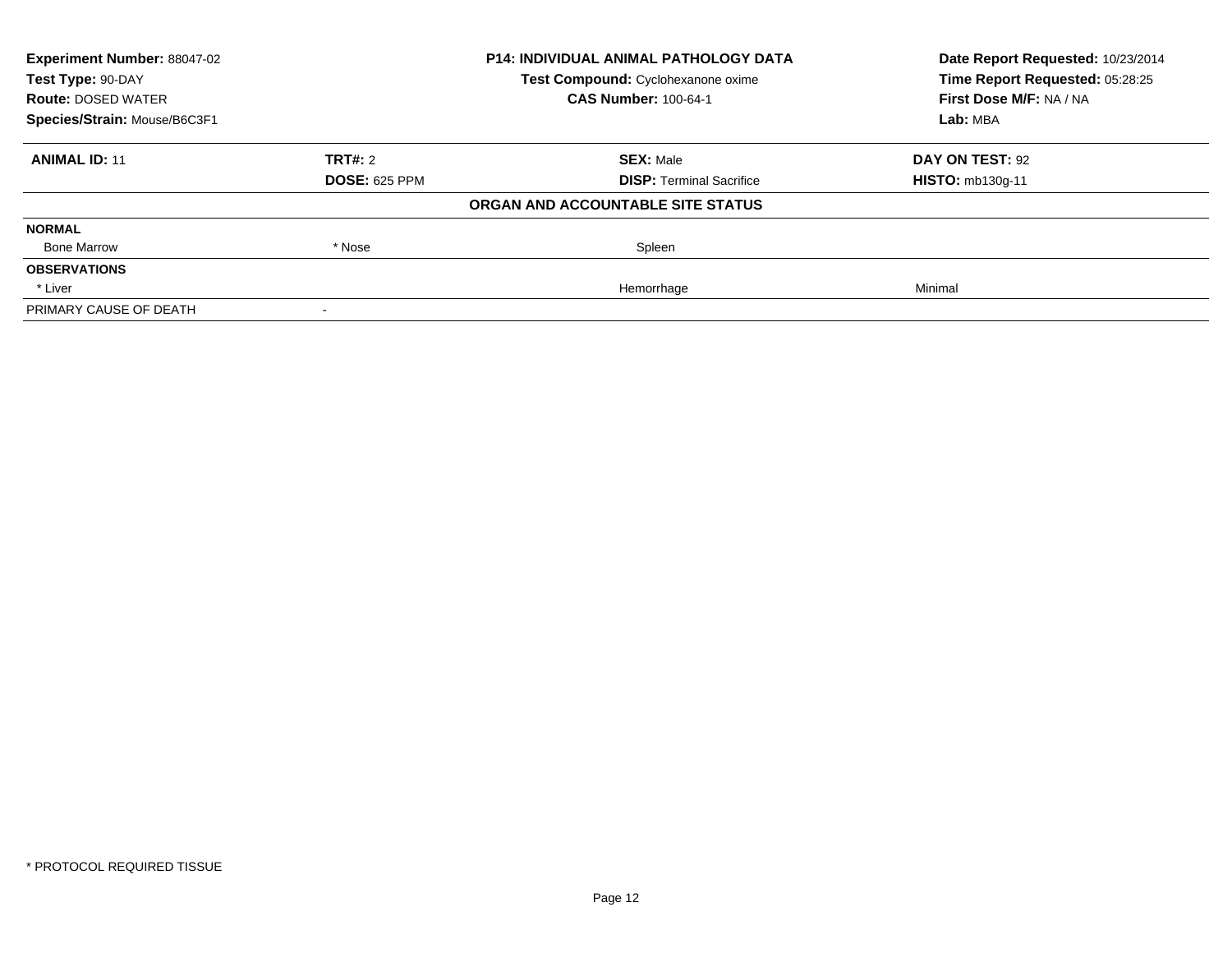| | | | |
|---|---|---|---|
| **Experiment Number:** 88047-02 | **P14: INDIVIDUAL ANIMAL PATHOLOGY DATA** | | **Date Report Requested:** 10/23/2014 |
| **Test Type:** 90-DAY | **Test Compound:** Cyclohexanone oxime | | **Time Report Requested:** 05:28:25 |
| **Route:** DOSED WATER | **CAS Number:** 100-64-1 | | **First Dose M/F:** NA / NA |
| **Species/Strain:** Mouse/B6C3F1 | | | **Lab:** MBA |

| | | | |
|---|---|---|---|
| **ANIMAL ID:** 11 | **TRT#:** 2 | **SEX:** Male | **DAY ON TEST:** 92 |
| | **DOSE:** 625 PPM | **DISP:** Terminal Sacrifice | **HISTO:** mb130g-11 |

**ORGAN AND ACCOUNTABLE SITE STATUS**

| | | | |
|---|---|---|---|
| **NORMAL** | | | |
| Bone Marrow | * Nose | Spleen | |
| **OBSERVATIONS** | | | |
| * Liver | | Hemorrhage | Minimal |
| PRIMARY CAUSE OF DEATH | - | | |

\* PROTOCOL REQUIRED TISSUE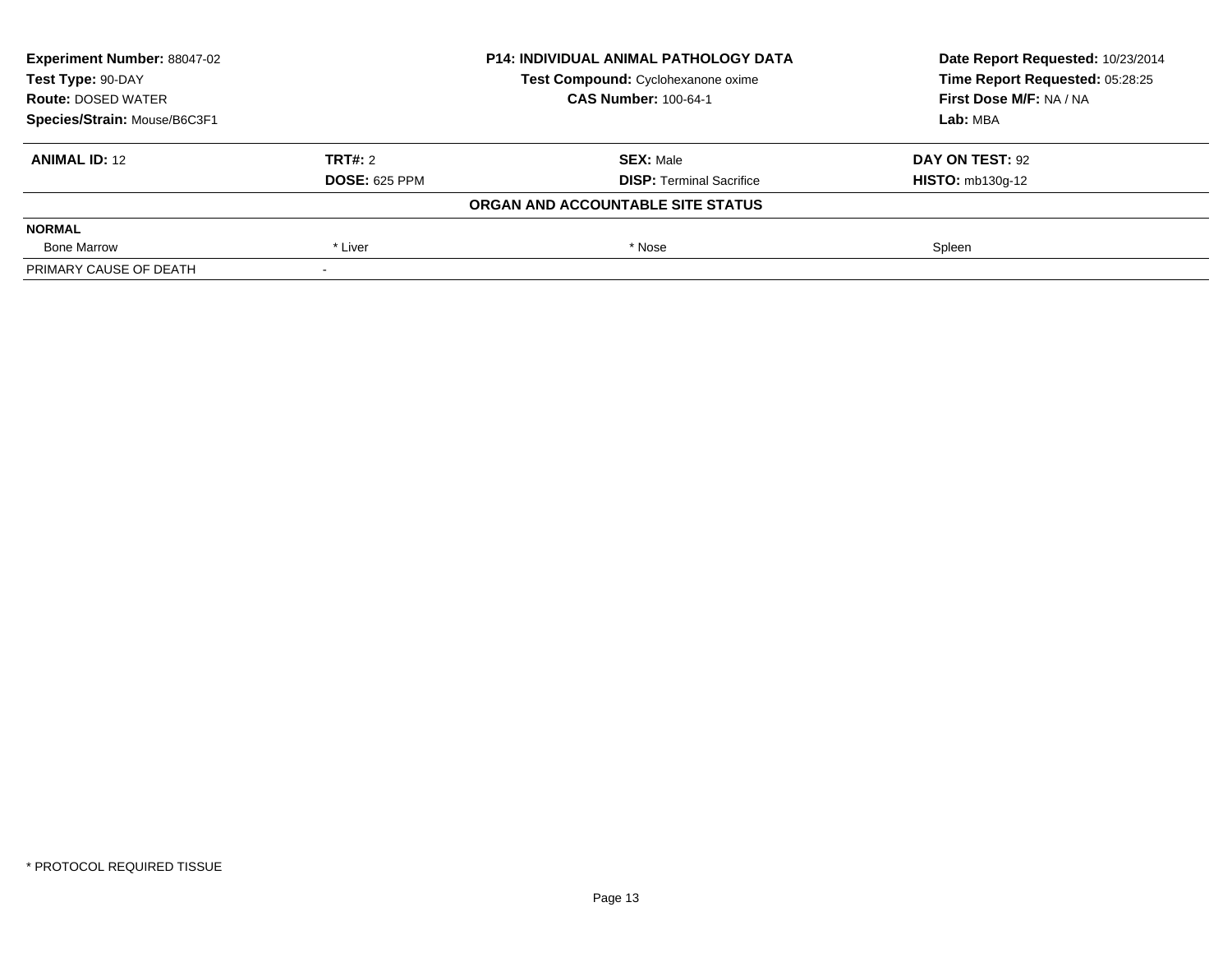| | | | |
|---|---|---|---|
| **Experiment Number:** 88047-02 | **P14: INDIVIDUAL ANIMAL PATHOLOGY DATA** | | **Date Report Requested:** 10/23/2014 |
| **Test Type:** 90-DAY | **Test Compound:** Cyclohexanone oxime | | **Time Report Requested:** 05:28:25 |
| **Route:** DOSED WATER | **CAS Number:** 100-64-1 | | **First Dose M/F:** NA / NA |
| **Species/Strain:** Mouse/B6C3F1 | | | **Lab:** MBA |

| | | | |
|---|---|---|---|
| **ANIMAL ID:** 12 | **TRT#:** 2 | **SEX:** Male | **DAY ON TEST:** 92 |
| | **DOSE:** 625 PPM | **DISP:** Terminal Sacrifice | **HISTO:** mb130g-12 |

**ORGAN AND ACCOUNTABLE SITE STATUS**

| | | | |
|---|---|---|---|
| **NORMAL** | | | |
| Bone Marrow | * Liver | * Nose | Spleen |
| PRIMARY CAUSE OF DEATH | - | | |

* PROTOCOL REQUIRED TISSUE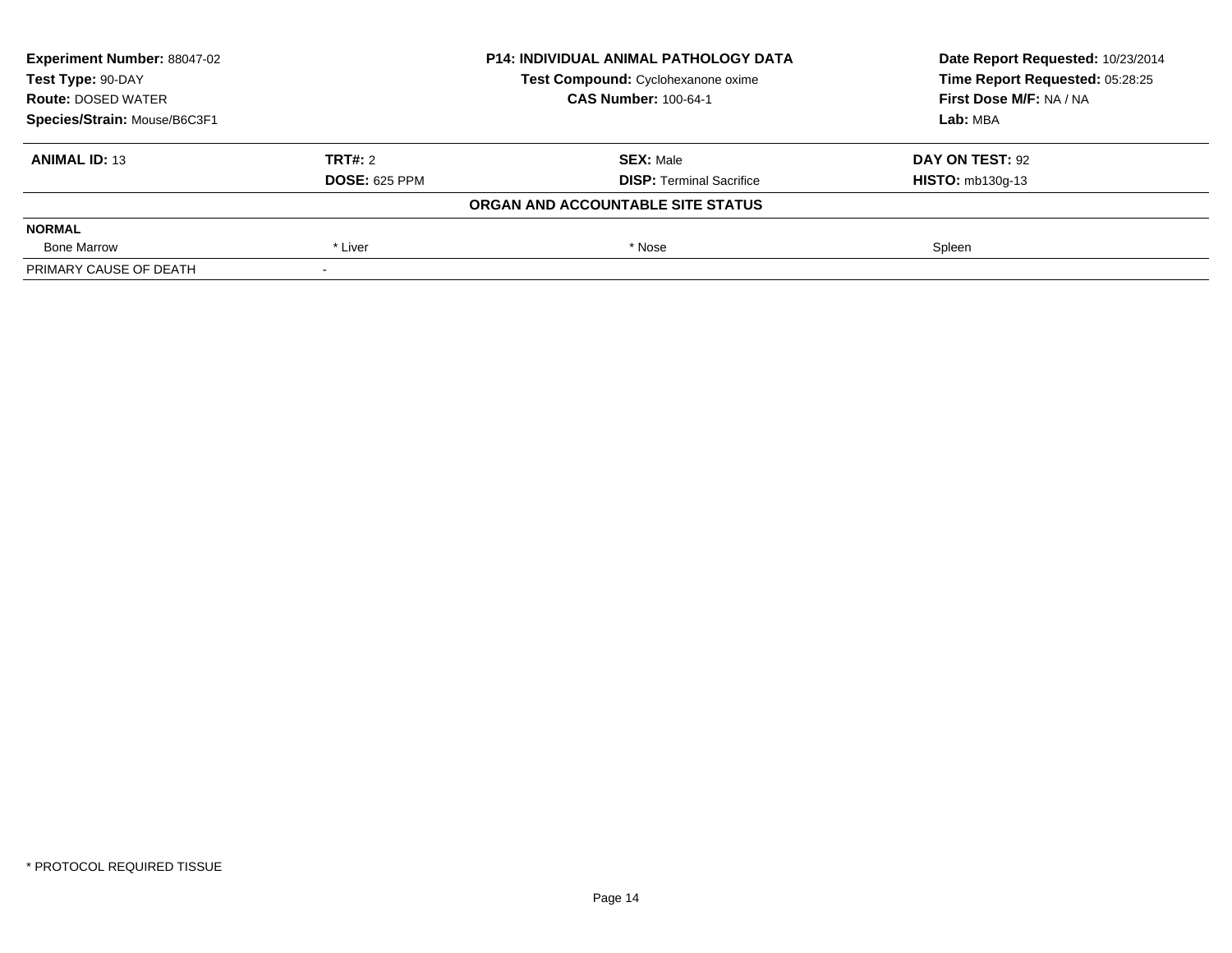**Experiment Number:** 88047-02
**Test Type:** 90-DAY
**Route:** DOSED WATER
**Species/Strain:** Mouse/B6C3F1

**P14: INDIVIDUAL ANIMAL PATHOLOGY DATA**
**Test Compound:** Cyclohexanone oxime
**CAS Number:** 100-64-1

**Date Report Requested:** 10/23/2014
**Time Report Requested:** 05:28:25
**First Dose M/F:** NA / NA
**Lab:** MBA

| **ANIMAL ID:** 13 | **TRT#:** 2 | **SEX:** Male | **DAY ON TEST:** 92 |
|---|---|---|---|
| | **DOSE:** 625 PPM | **DISP:** Terminal Sacrifice | **HISTO:** mb130g-13 |

**ORGAN AND ACCOUNTABLE SITE STATUS**

| | | | |
|---|---|---|---|
| **NORMAL** | | | |
| Bone Marrow | * Liver | * Nose | Spleen |
| PRIMARY CAUSE OF DEATH | - | | |

* PROTOCOL REQUIRED TISSUE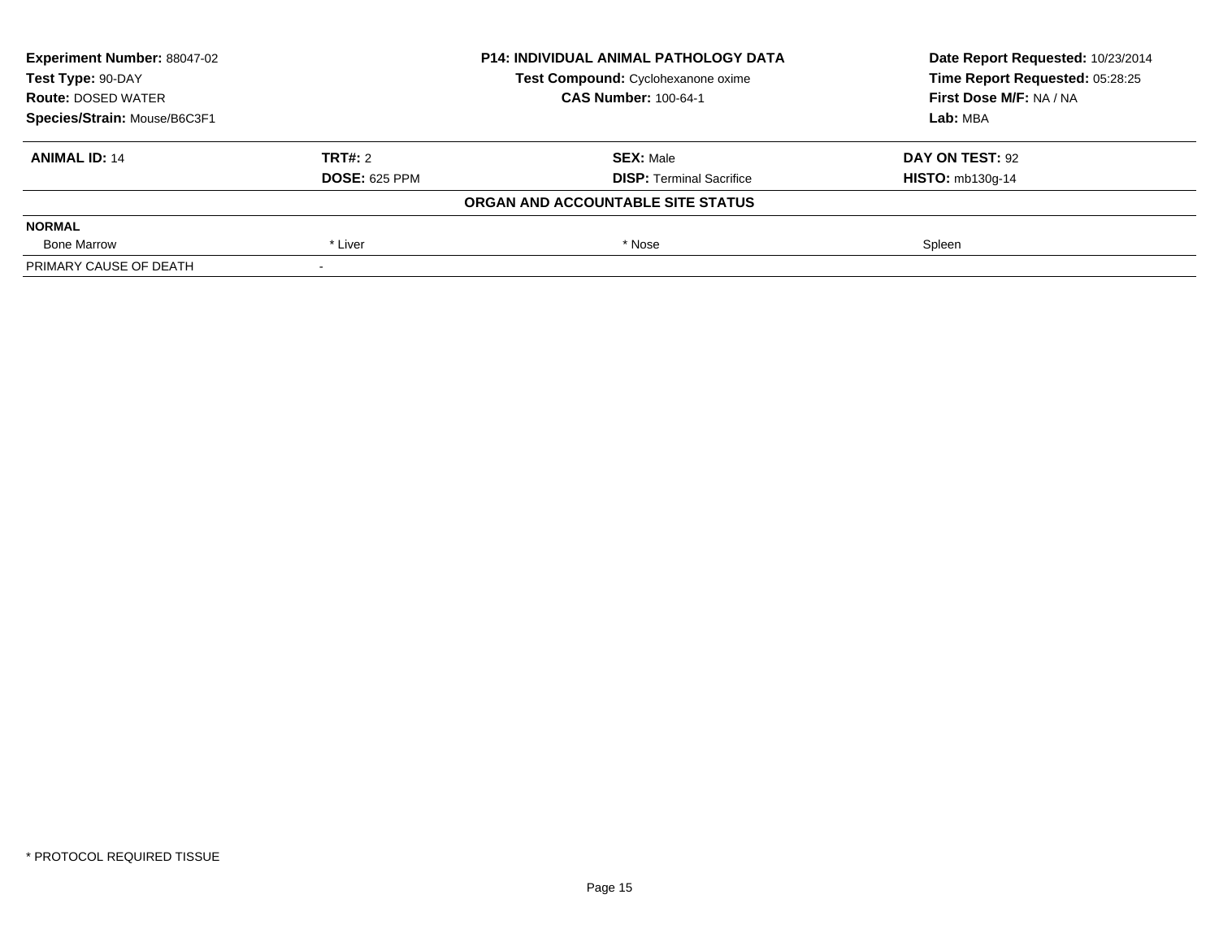| | | | |
|---|---|---|---|
| **Experiment Number:** 88047-02 | | **P14: INDIVIDUAL ANIMAL PATHOLOGY DATA** | **Date Report Requested:** 10/23/2014 |
| **Test Type:** 90-DAY | | **Test Compound:** Cyclohexanone oxime | **Time Report Requested:** 05:28:25 |
| **Route:** DOSED WATER | | **CAS Number:** 100-64-1 | **First Dose M/F:** NA / NA |
| **Species/Strain:** Mouse/B6C3F1 | | | **Lab:** MBA |
| **ANIMAL ID:** 14 | **TRT#:** 2 | **SEX:** Male | **DAY ON TEST:** 92 |
| | **DOSE:** 625 PPM | **DISP:** Terminal Sacrifice | **HISTO:** mb130g-14 |
| | | **ORGAN AND ACCOUNTABLE SITE STATUS** | |
| **NORMAL** | | | |
| Bone Marrow | * Liver | * Nose | Spleen |
| PRIMARY CAUSE OF DEATH | - | | |

* PROTOCOL REQUIRED TISSUE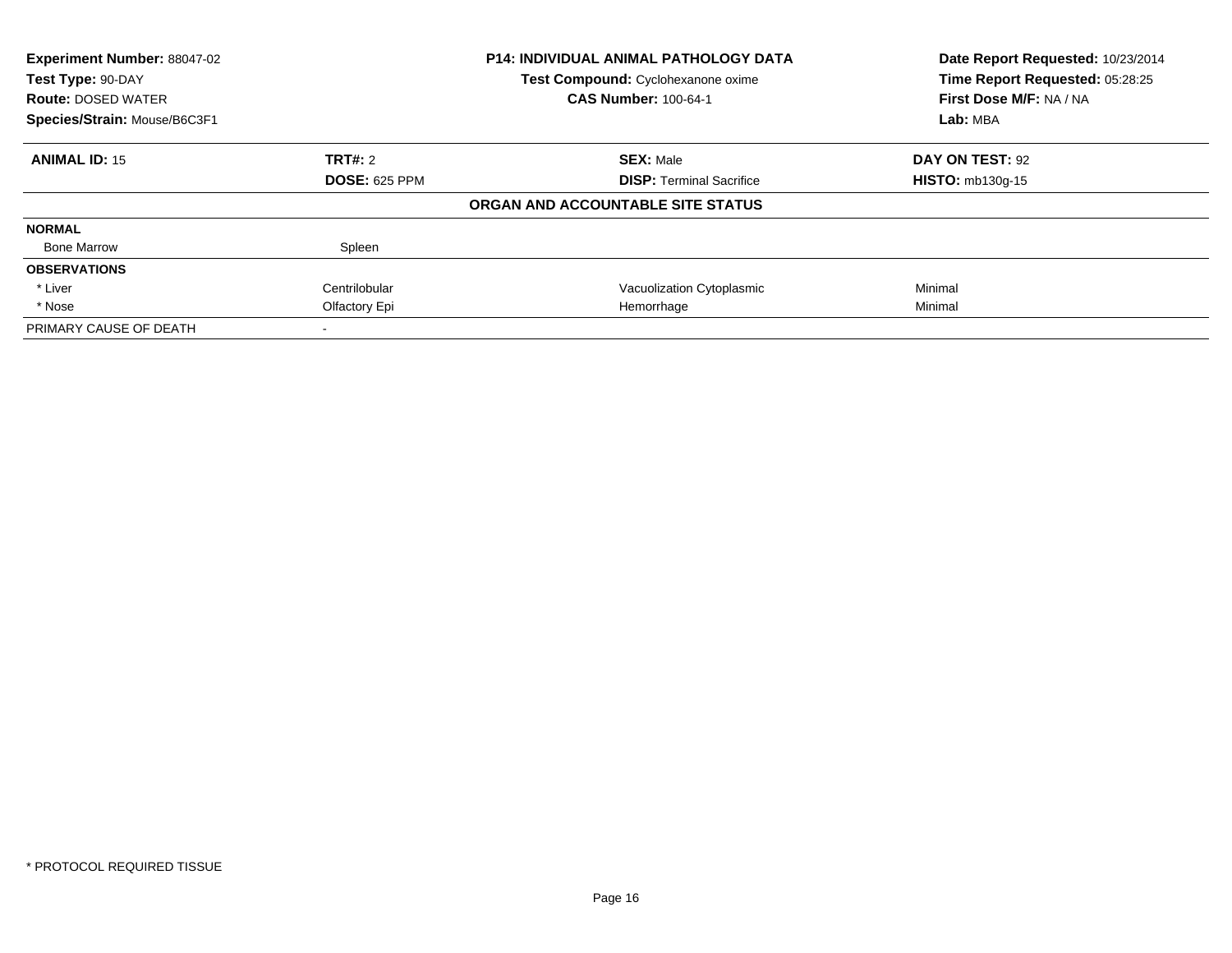| Experiment Number: 88047-02 | P14: INDIVIDUAL ANIMAL PATHOLOGY DATA | Date Report Requested: 10/23/2014 |
|---|---|---|
| Test Type: 90-DAY | Test Compound: Cyclohexanone oxime | Time Report Requested: 05:28:25 |
| Route: DOSED WATER | CAS Number: 100-64-1 | First Dose M/F: NA / NA |
| Species/Strain: Mouse/B6C3F1 | | Lab: MBA |

| ANIMAL ID: 15 | TRT#: 2 | SEX: Male | DAY ON TEST: 92 |
|---|---|---|---|
| | DOSE: 625 PPM | DISP: Terminal Sacrifice | HISTO: mb130g-15 |

**ORGAN AND ACCOUNTABLE SITE STATUS**

| | | | |
|---|---|---|---|
| **NORMAL** | | | |
| Bone Marrow | Spleen | | |
| **OBSERVATIONS** | | | |
| * Liver | Centrilobular | Vacuolization Cytoplasmic | Minimal |
| * Nose | Olfactory Epi | Hemorrhage | Minimal |
| PRIMARY CAUSE OF DEATH | - | | |

* PROTOCOL REQUIRED TISSUE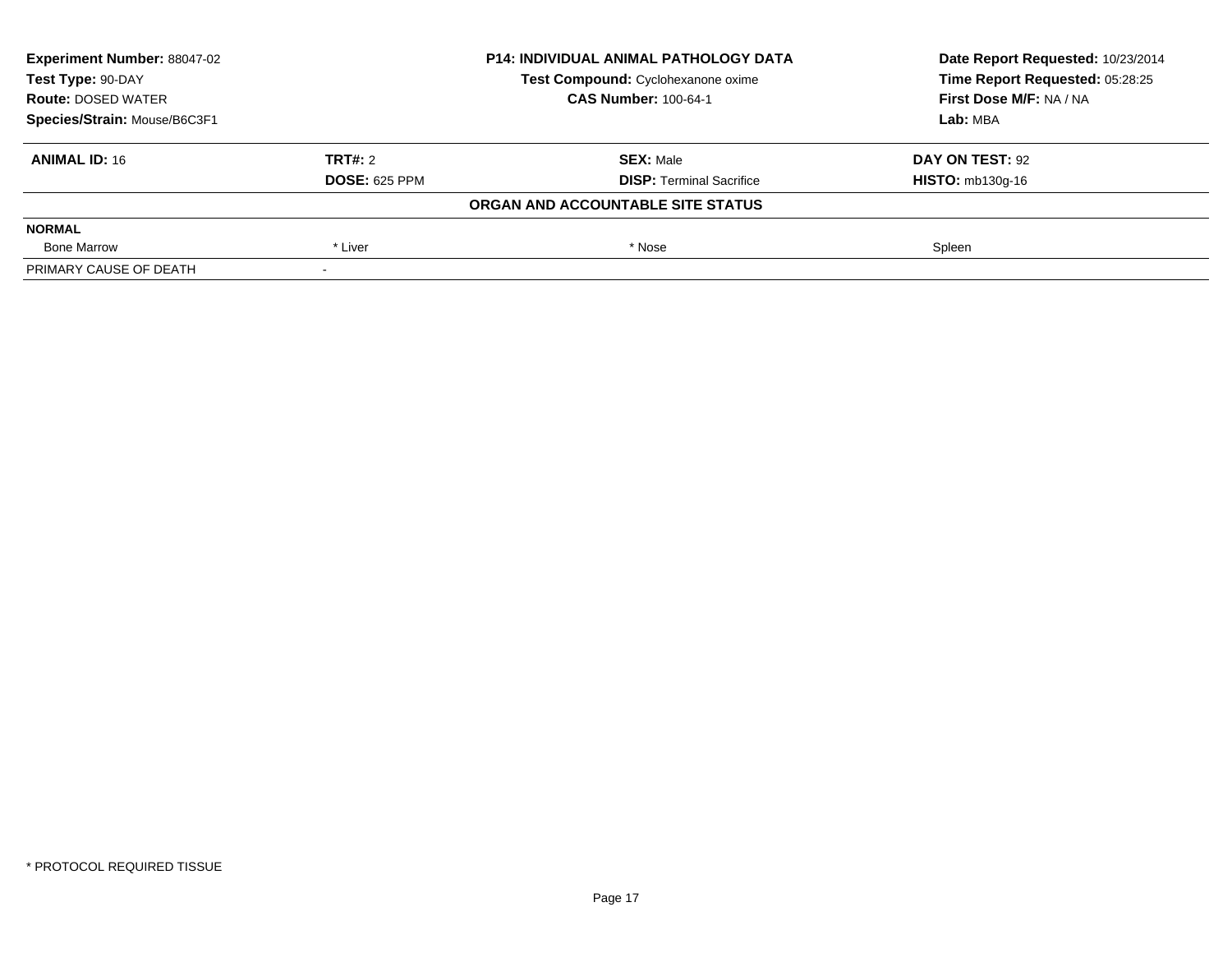**Experiment Number:** 88047-02
**Test Type:** 90-DAY
**Route:** DOSED WATER
**Species/Strain:** Mouse/B6C3F1

**P14: INDIVIDUAL ANIMAL PATHOLOGY DATA**
**Test Compound:** Cyclohexanone oxime
**CAS Number:** 100-64-1

**Date Report Requested:** 10/23/2014
**Time Report Requested:** 05:28:25
**First Dose M/F:** NA / NA
**Lab:** MBA

| | | | |
|---|---|---|---|
| **ANIMAL ID:** 16 | **TRT#:** 2 | **SEX:** Male | **DAY ON TEST:** 92 |
| | **DOSE:** 625 PPM | **DISP:** Terminal Sacrifice | **HISTO:** mb130g-16 |

**ORGAN AND ACCOUNTABLE SITE STATUS**

| | | | |
|---|---|---|---|
| **NORMAL** | | | |
| Bone Marrow | * Liver | * Nose | Spleen |
| PRIMARY CAUSE OF DEATH | - | | |

* PROTOCOL REQUIRED TISSUE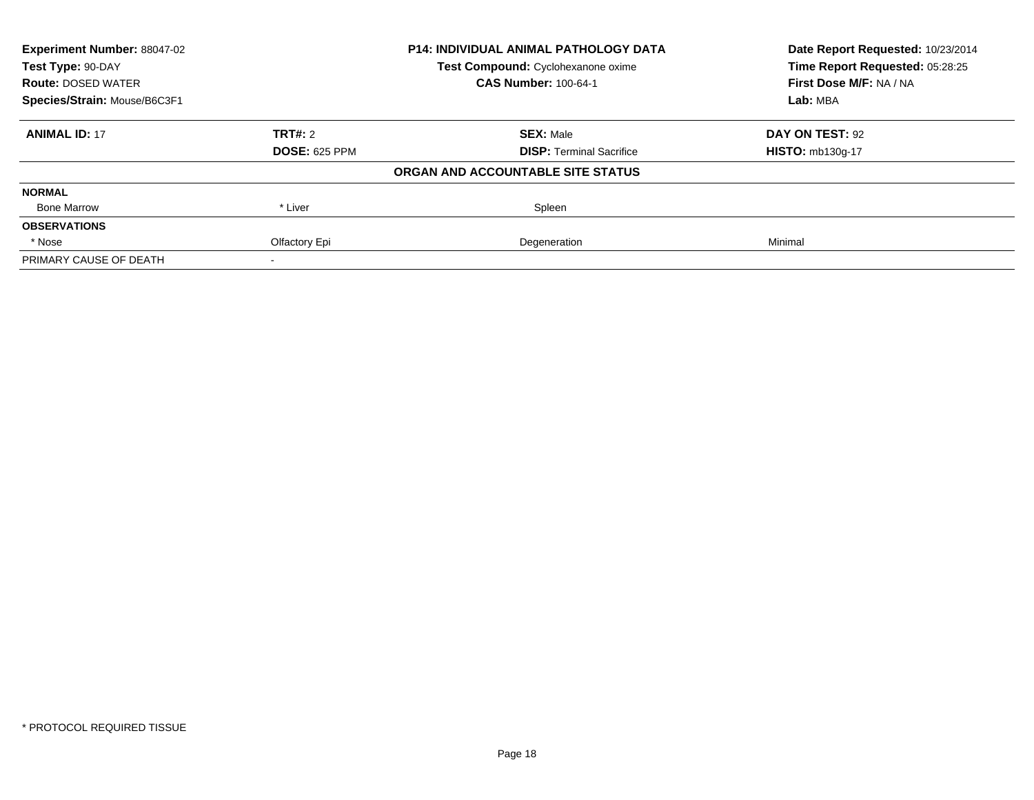| | | | |
|---|---|---|---|
| **Experiment Number:** 88047-02 | **P14: INDIVIDUAL ANIMAL PATHOLOGY DATA** | | **Date Report Requested:** 10/23/2014 |
| **Test Type:** 90-DAY | **Test Compound:** Cyclohexanone oxime | | **Time Report Requested:** 05:28:25 |
| **Route:** DOSED WATER | **CAS Number:** 100-64-1 | | **First Dose M/F:** NA / NA |
| **Species/Strain:** Mouse/B6C3F1 | | | **Lab:** MBA |

| **ANIMAL ID:** 17 | **TRT#:** 2 | **SEX:** Male | **DAY ON TEST:** 92 |
|---|---|---|---|
| | **DOSE:** 625 PPM | **DISP:** Terminal Sacrifice | **HISTO:** mb130g-17 |
| | | **ORGAN AND ACCOUNTABLE SITE STATUS** | |
| **NORMAL** | | | |
| Bone Marrow | * Liver | Spleen | |
| **OBSERVATIONS** | | | |
| * Nose | Olfactory Epi | Degeneration | Minimal |
| PRIMARY CAUSE OF DEATH | - | | |

* PROTOCOL REQUIRED TISSUE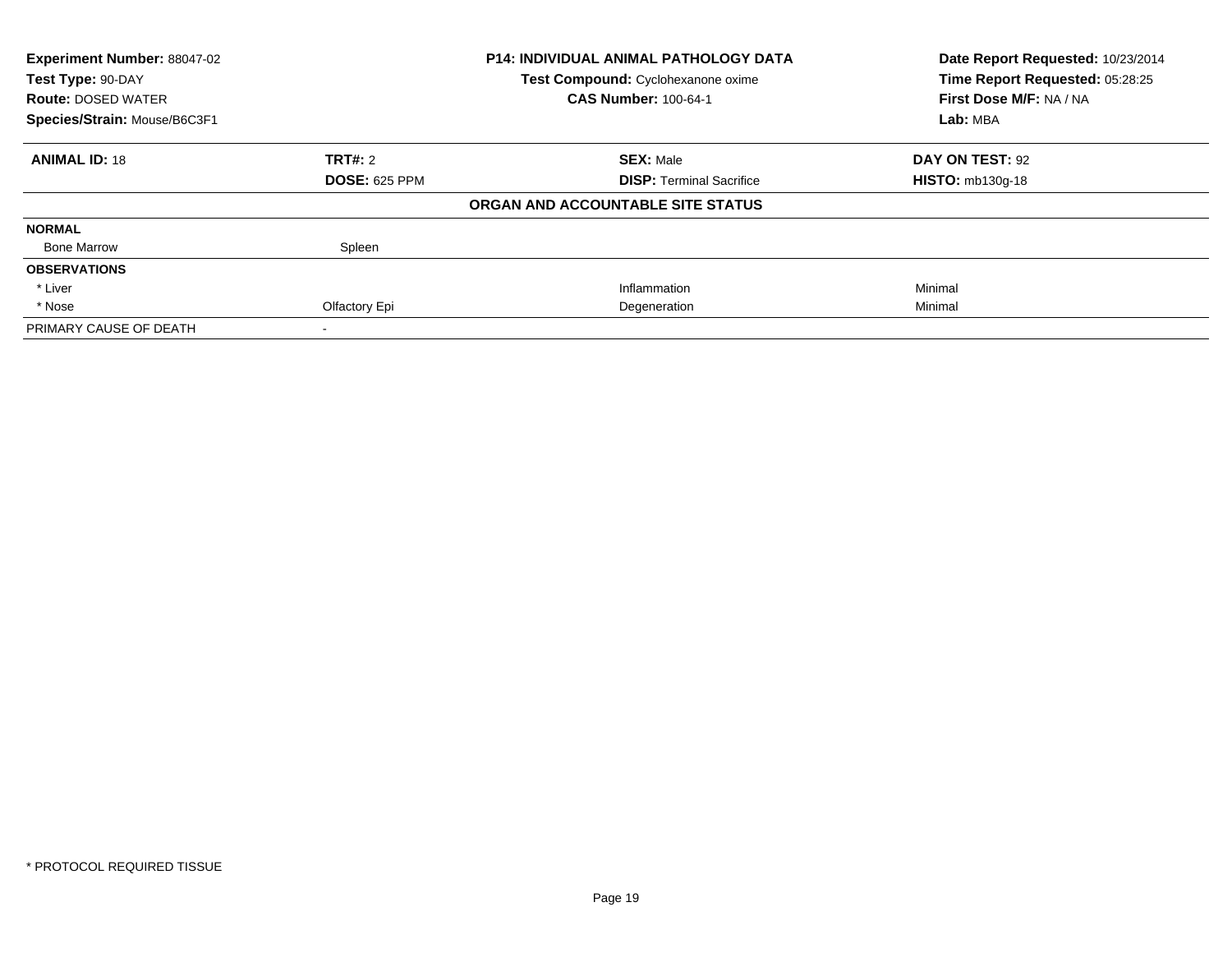| | | | |
|---|---|---|---|
| **Experiment Number:** 88047-02 | **P14: INDIVIDUAL ANIMAL PATHOLOGY DATA** | | **Date Report Requested:** 10/23/2014 |
| **Test Type:** 90-DAY | **Test Compound:** Cyclohexanone oxime | | **Time Report Requested:** 05:28:25 |
| **Route:** DOSED WATER | **CAS Number:** 100-64-1 | | **First Dose M/F:** NA / NA |
| **Species/Strain:** Mouse/B6C3F1 | | | **Lab:** MBA |

| **ANIMAL ID:** 18 | **TRT#:** 2 | **SEX:** Male | **DAY ON TEST:** 92 |
|---|---|---|---|
| | **DOSE:** 625 PPM | **DISP:** Terminal Sacrifice | **HISTO:** mb130g-18 |
| **ORGAN AND ACCOUNTABLE SITE STATUS** | | | |
| **NORMAL** | | | |
| Bone Marrow | Spleen | | |
| **OBSERVATIONS** | | | |
| * Liver | | Inflammation | Minimal |
| * Nose | Olfactory Epi | Degeneration | Minimal |
| PRIMARY CAUSE OF DEATH | - | | |

* PROTOCOL REQUIRED TISSUE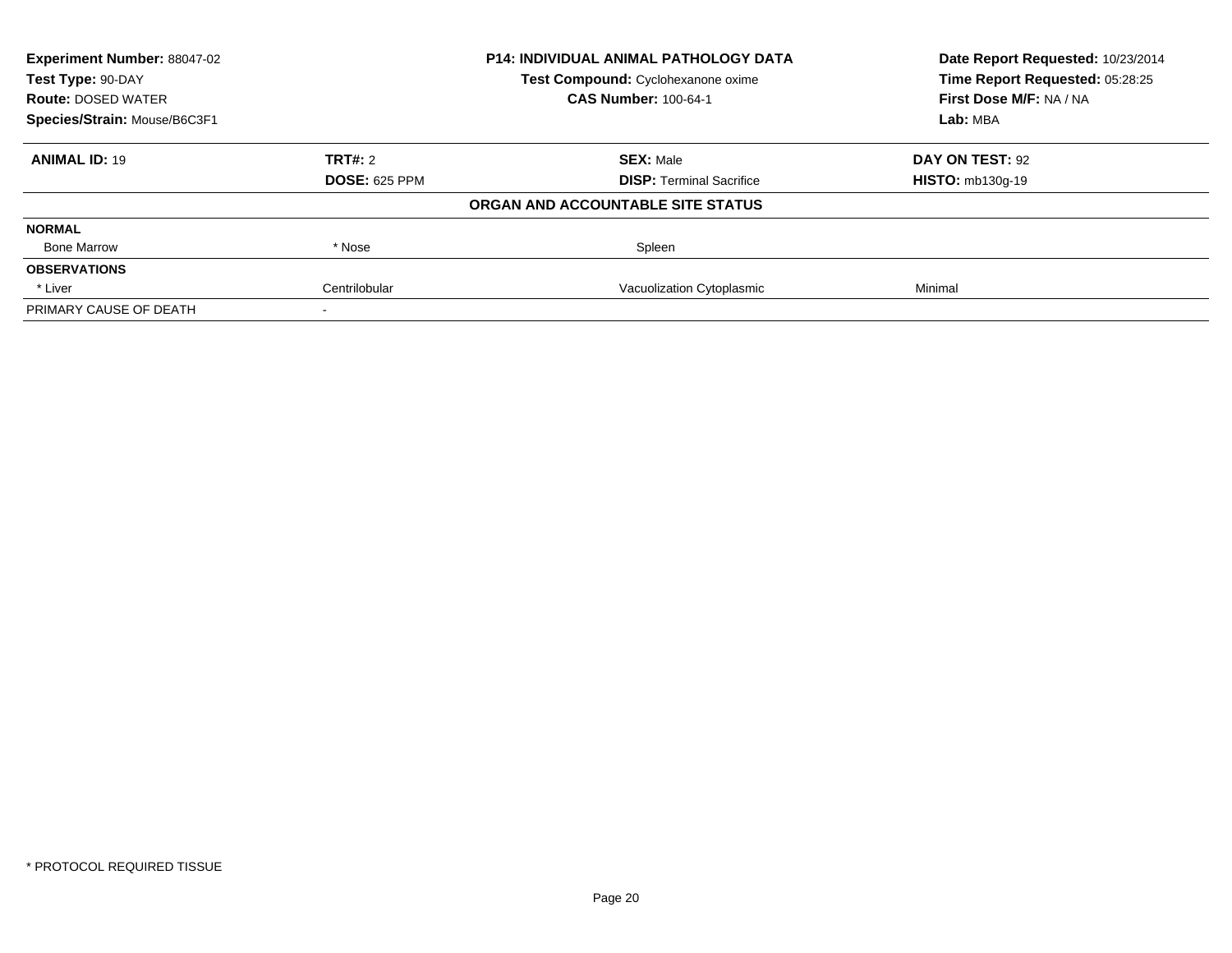| **Experiment Number:** 88047-02 | **P14: INDIVIDUAL ANIMAL PATHOLOGY DATA** | **Date Report Requested:** 10/23/2014 |
|---|---|---|
| **Test Type:** 90-DAY | **Test Compound:** Cyclohexanone oxime | **Time Report Requested:** 05:28:25 |
| **Route:** DOSED WATER | **CAS Number:** 100-64-1 | **First Dose M/F:** NA / NA |
| **Species/Strain:** Mouse/B6C3F1 | | **Lab:** MBA |

| **ANIMAL ID:** 19 | **TRT#:** 2 | **SEX:** Male | **DAY ON TEST:** 92 |
|---|---|---|---|
| | **DOSE:** 625 PPM | **DISP:** Terminal Sacrifice | **HISTO:** mb130g-19 |

**ORGAN AND ACCOUNTABLE SITE STATUS**

| | | | |
|---|---|---|---|
| **NORMAL** | | | |
| Bone Marrow | * Nose | Spleen | |
| **OBSERVATIONS** | | | |
| * Liver | Centrilobular | Vacuolization Cytoplasmic | Minimal |
| PRIMARY CAUSE OF DEATH | - | | |

* PROTOCOL REQUIRED TISSUE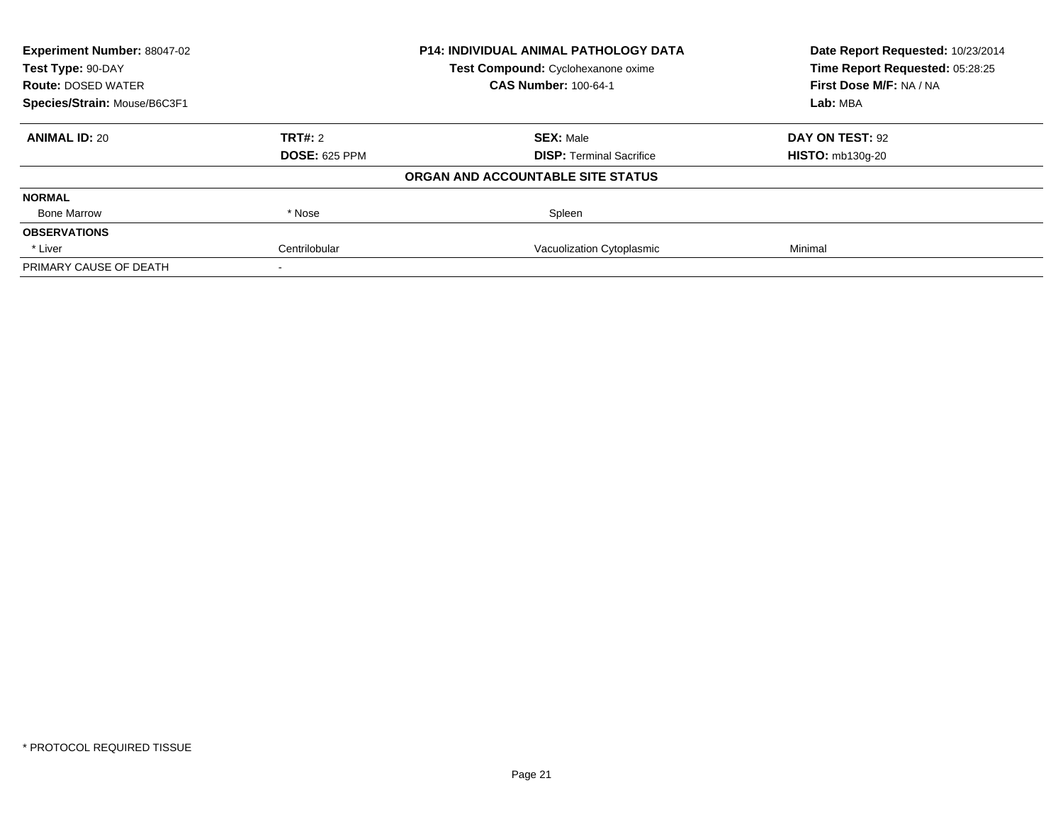| | | | |
|---|---|---|---|
| **Experiment Number:** 88047-02 | **P14: INDIVIDUAL ANIMAL PATHOLOGY DATA** | | **Date Report Requested:** 10/23/2014 |
| **Test Type:** 90-DAY | **Test Compound:** Cyclohexanone oxime | | **Time Report Requested:** 05:28:25 |
| **Route:** DOSED WATER | **CAS Number:** 100-64-1 | | **First Dose M/F:** NA / NA |
| **Species/Strain:** Mouse/B6C3F1 | | | **Lab:** MBA |

| | | | |
|---|---|---|---|
| **ANIMAL ID:** 20 | **TRT#:** 2 | **SEX:** Male | **DAY ON TEST:** 92 |
| | **DOSE:** 625 PPM | **DISP:** Terminal Sacrifice | **HISTO:** mb130g-20 |

**ORGAN AND ACCOUNTABLE SITE STATUS**

| | | | |
|---|---|---|---|
| **NORMAL** | | | |
| Bone Marrow | * Nose | Spleen | |
| **OBSERVATIONS** | | | |
| * Liver | Centrilobular | Vacuolization Cytoplasmic | Minimal |
| PRIMARY CAUSE OF DEATH | - | | |

* PROTOCOL REQUIRED TISSUE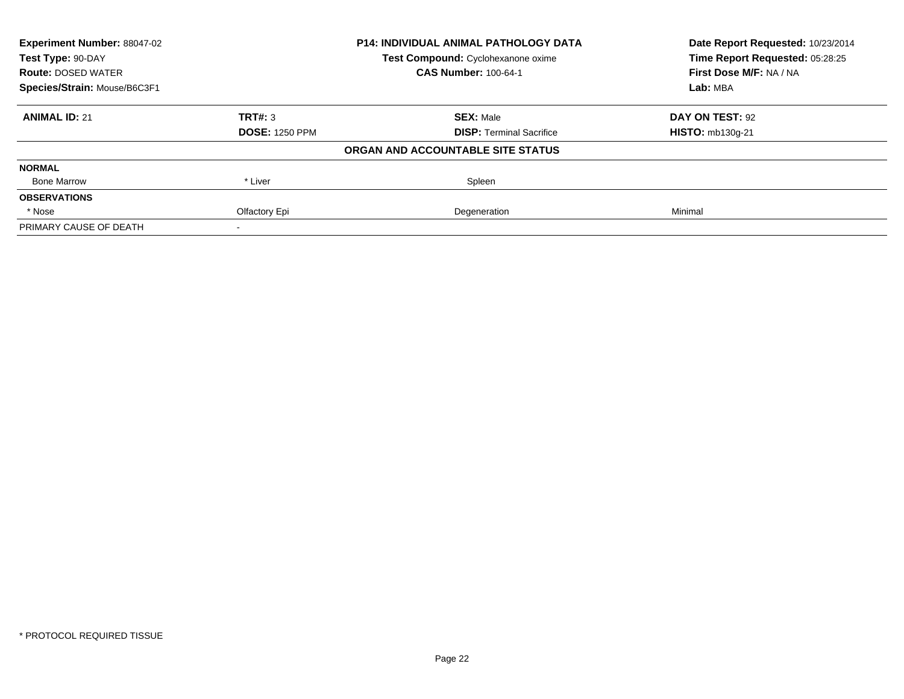| | | | |
|---|---|---|---|
| **Experiment Number:** 88047-02 | **P14: INDIVIDUAL ANIMAL PATHOLOGY DATA** | | **Date Report Requested:** 10/23/2014 |
| **Test Type:** 90-DAY | **Test Compound:** Cyclohexanone oxime | | **Time Report Requested:** 05:28:25 |
| **Route:** DOSED WATER | **CAS Number:** 100-64-1 | | **First Dose M/F:** NA / NA |
| **Species/Strain:** Mouse/B6C3F1 | | | **Lab:** MBA |

| | | | |
|---|---|---|---|
| **ANIMAL ID:** 21 | **TRT#:** 3 | **SEX:** Male | **DAY ON TEST:** 92 |
| | **DOSE:** 1250 PPM | **DISP:** Terminal Sacrifice | **HISTO:** mb130g-21 |

**ORGAN AND ACCOUNTABLE SITE STATUS**

| | | | |
|---|---|---|---|
| **NORMAL** | | | |
| Bone Marrow | * Liver | Spleen | |
| **OBSERVATIONS** | | | |
| * Nose | Olfactory Epi | Degeneration | Minimal |
| PRIMARY CAUSE OF DEATH | - | | |

* PROTOCOL REQUIRED TISSUE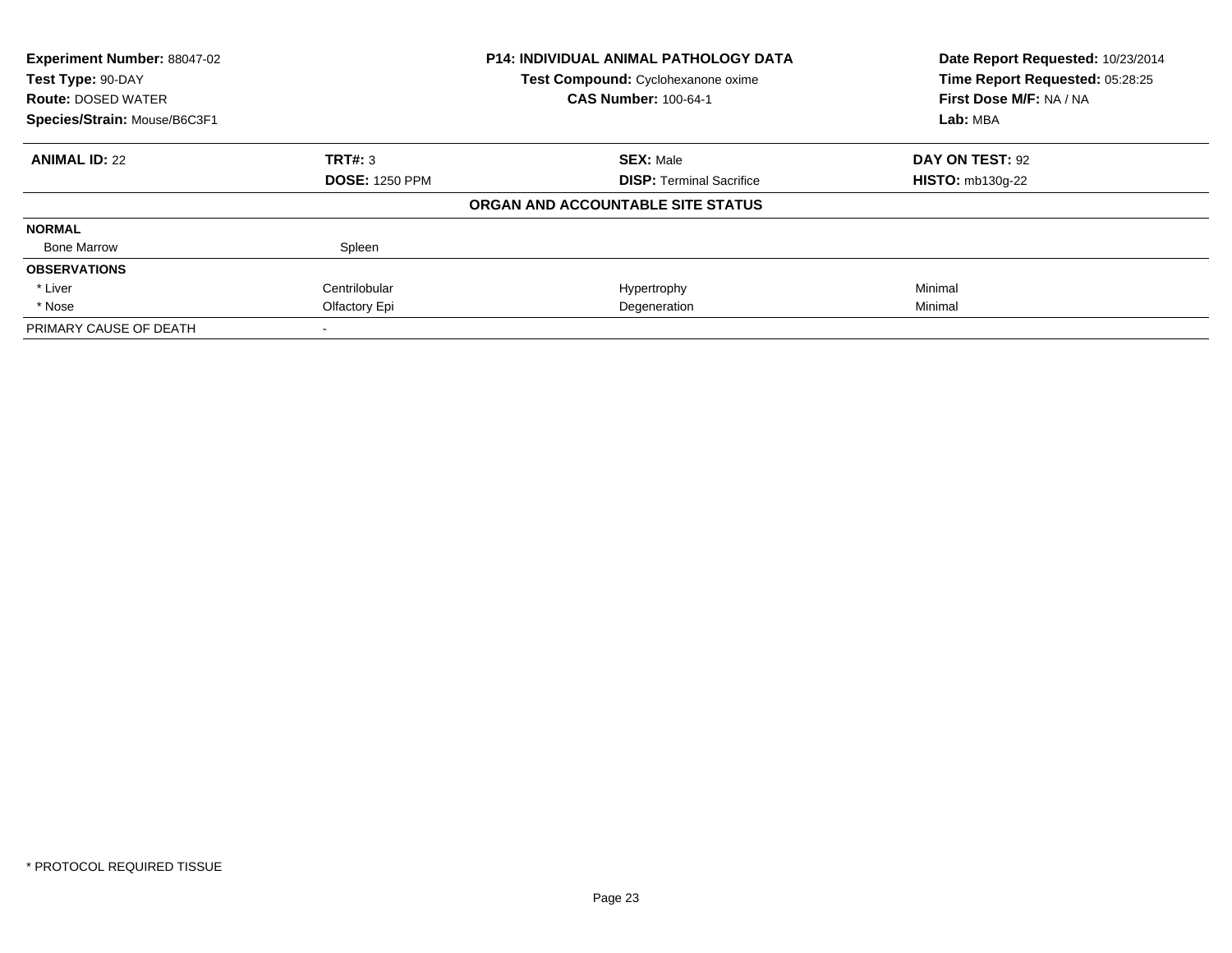| | | | |
|---|---|---|---|
| **Experiment Number:** 88047-02 | **P14: INDIVIDUAL ANIMAL PATHOLOGY DATA** | | **Date Report Requested:** 10/23/2014 |
| **Test Type:** 90-DAY | **Test Compound:** Cyclohexanone oxime | | **Time Report Requested:** 05:28:25 |
| **Route:** DOSED WATER | **CAS Number:** 100-64-1 | | **First Dose M/F:** NA / NA |
| **Species/Strain:** Mouse/B6C3F1 | | | **Lab:** MBA |

| | | | |
|---|---|---|---|
| **ANIMAL ID:** 22 | **TRT#:** 3 | **SEX:** Male | **DAY ON TEST:** 92 |
| | **DOSE:** 1250 PPM | **DISP:** Terminal Sacrifice | **HISTO:** mb130g-22 |

**ORGAN AND ACCOUNTABLE SITE STATUS**

| | | | |
|---|---|---|---|
| **NORMAL** | | | |
| Bone Marrow | Spleen | | |
| **OBSERVATIONS** | | | |
| * Liver | Centrilobular | Hypertrophy | Minimal |
| * Nose | Olfactory Epi | Degeneration | Minimal |
| PRIMARY CAUSE OF DEATH | - | | |

* PROTOCOL REQUIRED TISSUE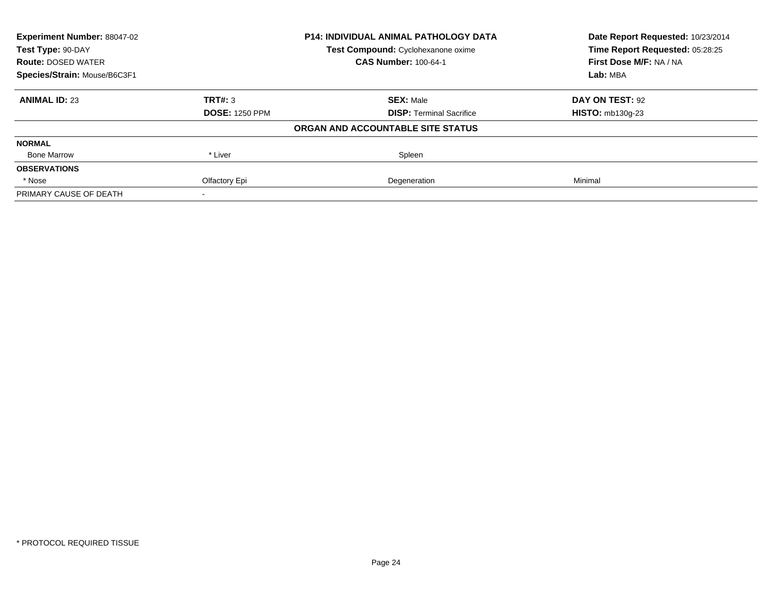**Experiment Number:** 88047-02
**Test Type:** 90-DAY
**Route:** DOSED WATER
**Species/Strain:** Mouse/B6C3F1

**P14: INDIVIDUAL ANIMAL PATHOLOGY DATA**
**Test Compound:** Cyclohexanone oxime
**CAS Number:** 100-64-1

**Date Report Requested:** 10/23/2014
**Time Report Requested:** 05:28:25
**First Dose M/F:** NA / NA
**Lab:** MBA

| | | | |
|---|---|---|---|
| **ANIMAL ID:** 23 | **TRT#:** 3 | **SEX:** Male | **DAY ON TEST:** 92 |
| | **DOSE:** 1250 PPM | **DISP:** Terminal Sacrifice | **HISTO:** mb130g-23 |
| **ORGAN AND ACCOUNTABLE SITE STATUS** | | | |
| **NORMAL** | | | |
| Bone Marrow | * Liver | Spleen | |
| **OBSERVATIONS** | | | |
| * Nose | Olfactory Epi | Degeneration | Minimal |
| PRIMARY CAUSE OF DEATH | - | | |

* PROTOCOL REQUIRED TISSUE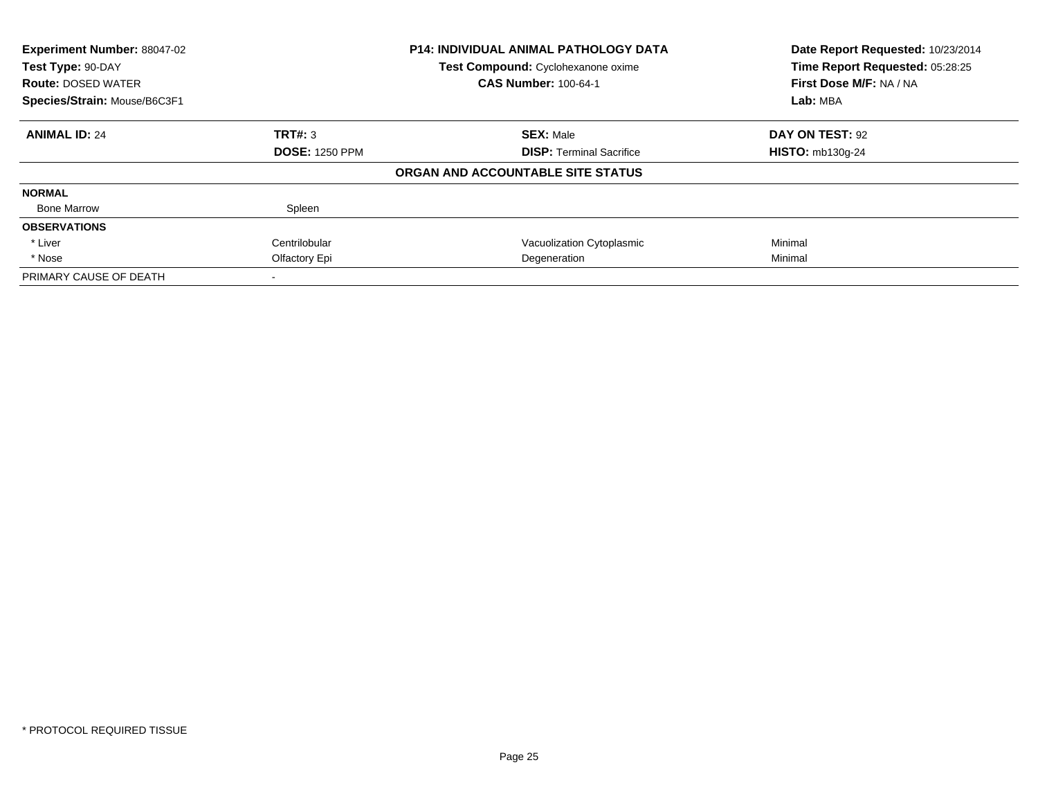**Experiment Number:** 88047-02
**Test Type:** 90-DAY
**Route:** DOSED WATER
**Species/Strain:** Mouse/B6C3F1

**P14: INDIVIDUAL ANIMAL PATHOLOGY DATA**
**Test Compound:** Cyclohexanone oxime
**CAS Number:** 100-64-1

**Date Report Requested:** 10/23/2014
**Time Report Requested:** 05:28:25
**First Dose M/F:** NA / NA
**Lab:** MBA

| | | | |
|---|---|---|---|
| **ANIMAL ID:** 24 | **TRT#:** 3 | **SEX:** Male | **DAY ON TEST:** 92 |
| | **DOSE:** 1250 PPM | **DISP:** Terminal Sacrifice | **HISTO:** mb130g-24 |

**ORGAN AND ACCOUNTABLE SITE STATUS**

| | | | |
|---|---|---|---|
| **NORMAL** | | | |
| Bone Marrow | Spleen | | |
| **OBSERVATIONS** | | | |
| * Liver | Centrilobular | Vacuolization Cytoplasmic | Minimal |
| * Nose | Olfactory Epi | Degeneration | Minimal |
| PRIMARY CAUSE OF DEATH | - | | |

* PROTOCOL REQUIRED TISSUE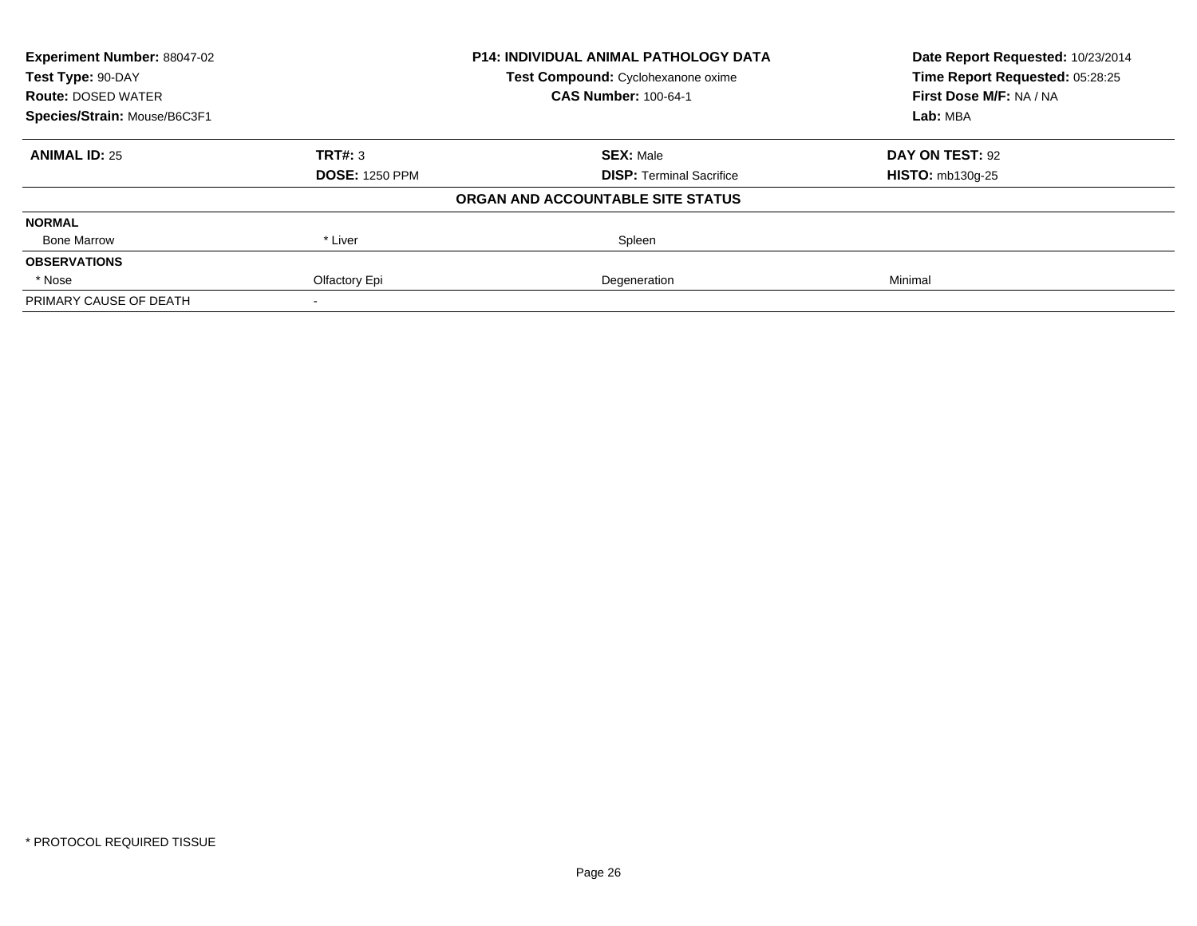| | | | |
|---|---|---|---|
| **Experiment Number:** 88047-02 | **P14: INDIVIDUAL ANIMAL PATHOLOGY DATA** | | **Date Report Requested:** 10/23/2014 |
| **Test Type:** 90-DAY | **Test Compound:** Cyclohexanone oxime | | **Time Report Requested:** 05:28:25 |
| **Route:** DOSED WATER | **CAS Number:** 100-64-1 | | **First Dose M/F:** NA / NA |
| **Species/Strain:** Mouse/B6C3F1 | | | **Lab:** MBA |

| **ANIMAL ID:** 25 | **TRT#:** 3 | **SEX:** Male | **DAY ON TEST:** 92 |
|---|---|---|---|
| | **DOSE:** 1250 PPM | **DISP:** Terminal Sacrifice | **HISTO:** mb130g-25 |
| | | **ORGAN AND ACCOUNTABLE SITE STATUS** | |
| **NORMAL** | | | |
| Bone Marrow | * Liver | Spleen | |
| **OBSERVATIONS** | | | |
| * Nose | Olfactory Epi | Degeneration | Minimal |
| PRIMARY CAUSE OF DEATH | - | | |

* PROTOCOL REQUIRED TISSUE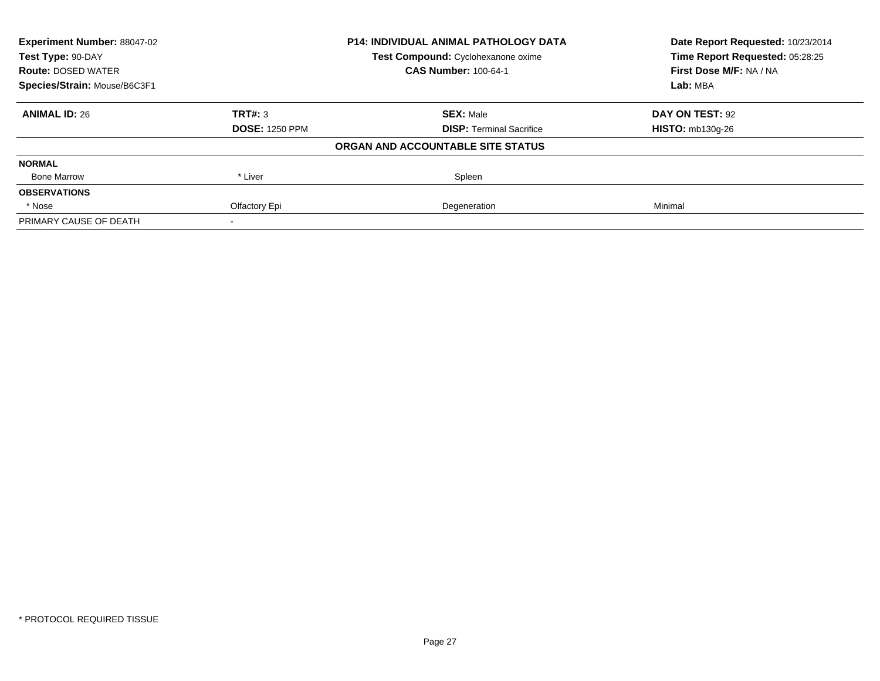| | | | |
|---|---|---|---|
| **Experiment Number:** 88047-02 | | **P14: INDIVIDUAL ANIMAL PATHOLOGY DATA** | **Date Report Requested:** 10/23/2014 |
| **Test Type:** 90-DAY | | **Test Compound:** Cyclohexanone oxime | **Time Report Requested:** 05:28:25 |
| **Route:** DOSED WATER | | **CAS Number:** 100-64-1 | **First Dose M/F:** NA / NA |
| **Species/Strain:** Mouse/B6C3F1 | | | **Lab:** MBA |

| | | | |
|---|---|---|---|
| **ANIMAL ID:** 26 | **TRT#:** 3 | **SEX:** Male | **DAY ON TEST:** 92 |
| | **DOSE:** 1250 PPM | **DISP:** Terminal Sacrifice | **HISTO:** mb130g-26 |
| | | **ORGAN AND ACCOUNTABLE SITE STATUS** | |
| **NORMAL** | | | |
| Bone Marrow | * Liver | Spleen | |
| **OBSERVATIONS** | | | |
| * Nose | Olfactory Epi | Degeneration | Minimal |
| PRIMARY CAUSE OF DEATH | - | | |

* PROTOCOL REQUIRED TISSUE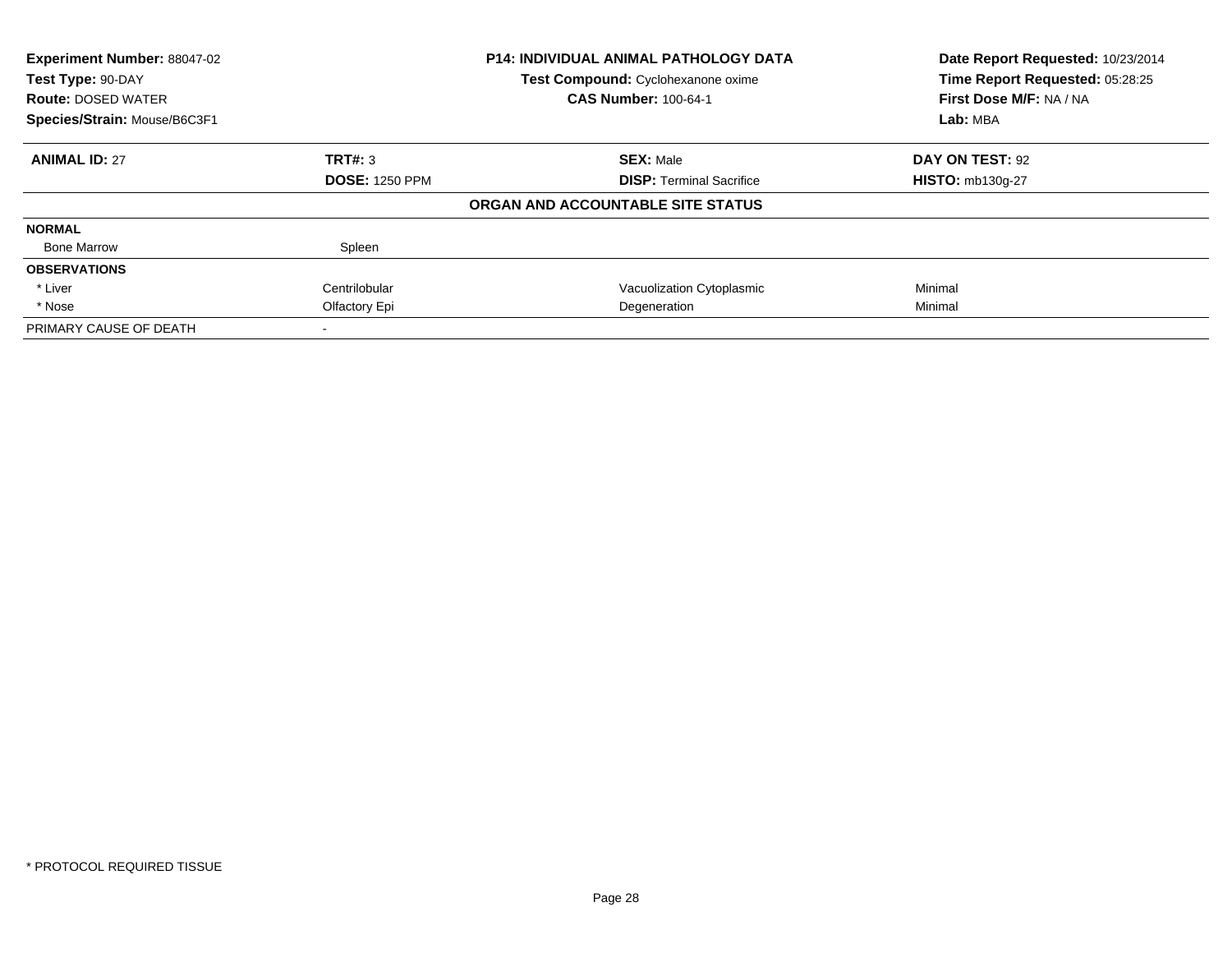| | | | |
|---|---|---|---|
| **Experiment Number:** 88047-02 | **P14: INDIVIDUAL ANIMAL PATHOLOGY DATA** | | **Date Report Requested:** 10/23/2014 |
| **Test Type:** 90-DAY | **Test Compound:** Cyclohexanone oxime | | **Time Report Requested:** 05:28:25 |
| **Route:** DOSED WATER | **CAS Number:** 100-64-1 | | **First Dose M/F:** NA / NA |
| **Species/Strain:** Mouse/B6C3F1 | | | **Lab:** MBA |

| | | | |
|---|---|---|---|
| **ANIMAL ID:** 27 | **TRT#:** 3 | **SEX:** Male | **DAY ON TEST:** 92 |
| | **DOSE:** 1250 PPM | **DISP:** Terminal Sacrifice | **HISTO:** mb130g-27 |

**ORGAN AND ACCOUNTABLE SITE STATUS**

| | | | |
|---|---|---|---|
| **NORMAL** | | | |
| Bone Marrow | Spleen | | |
| **OBSERVATIONS** | | | |
| * Liver | Centrilobular | Vacuolization Cytoplasmic | Minimal |
| * Nose | Olfactory Epi | Degeneration | Minimal |
| PRIMARY CAUSE OF DEATH | - | | |

* PROTOCOL REQUIRED TISSUE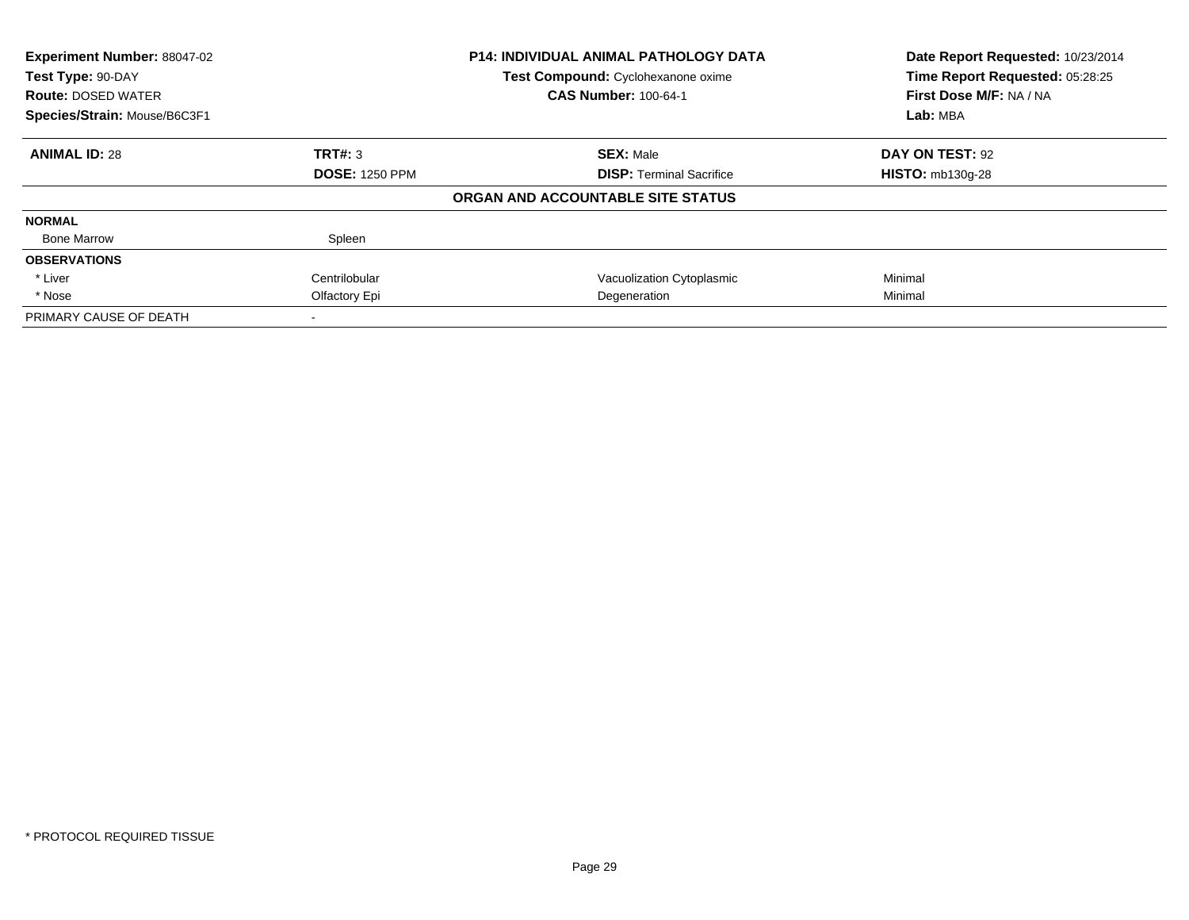**Experiment Number:** 88047-02
**Test Type:** 90-DAY
**Route:** DOSED WATER
**Species/Strain:** Mouse/B6C3F1

**P14: INDIVIDUAL ANIMAL PATHOLOGY DATA**
**Test Compound:** Cyclohexanone oxime
**CAS Number:** 100-64-1

**Date Report Requested:** 10/23/2014
**Time Report Requested:** 05:28:25
**First Dose M/F:** NA / NA
**Lab:** MBA

| **ANIMAL ID:** 28 | **TRT#:** 3 | **SEX:** Male | **DAY ON TEST:** 92 |
|---|---|---|---|
| | **DOSE:** 1250 PPM | **DISP:** Terminal Sacrifice | **HISTO:** mb130g-28 |

**ORGAN AND ACCOUNTABLE SITE STATUS**

| | | | |
|---|---|---|---|
| **NORMAL** | | | |
| Bone Marrow | Spleen | | |
| **OBSERVATIONS** | | | |
| * Liver | Centrilobular | Vacuolization Cytoplasmic | Minimal |
| * Nose | Olfactory Epi | Degeneration | Minimal |
| PRIMARY CAUSE OF DEATH | - | | |

* PROTOCOL REQUIRED TISSUE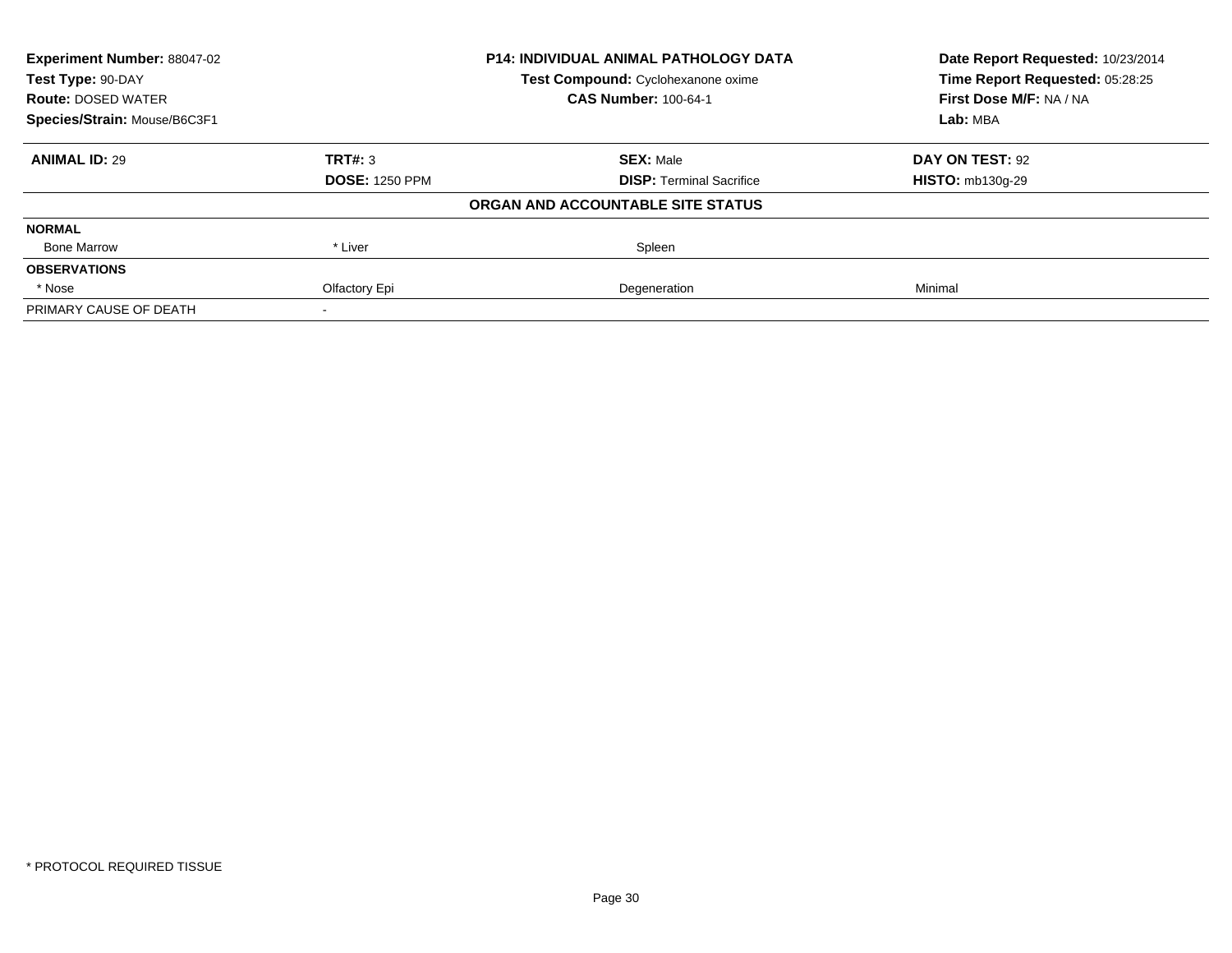**Experiment Number:** 88047-02
**Test Type:** 90-DAY
**Route:** DOSED WATER
**Species/Strain:** Mouse/B6C3F1

**P14: INDIVIDUAL ANIMAL PATHOLOGY DATA**
**Test Compound:** Cyclohexanone oxime
**CAS Number:** 100-64-1

**Date Report Requested:** 10/23/2014
**Time Report Requested:** 05:28:25
**First Dose M/F:** NA / NA
**Lab:** MBA

| **ANIMAL ID:** 29 | **TRT#:** 3 | **SEX:** Male | **DAY ON TEST:** 92 |
|---|---|---|---|
| | **DOSE:** 1250 PPM | **DISP:** Terminal Sacrifice | **HISTO:** mb130g-29 |
| **ORGAN AND ACCOUNTABLE SITE STATUS** | | | |
| **NORMAL** | | | |
| Bone Marrow | * Liver | Spleen | |
| **OBSERVATIONS** | | | |
| * Nose | Olfactory Epi | Degeneration | Minimal |
| PRIMARY CAUSE OF DEATH | - | | |

* PROTOCOL REQUIRED TISSUE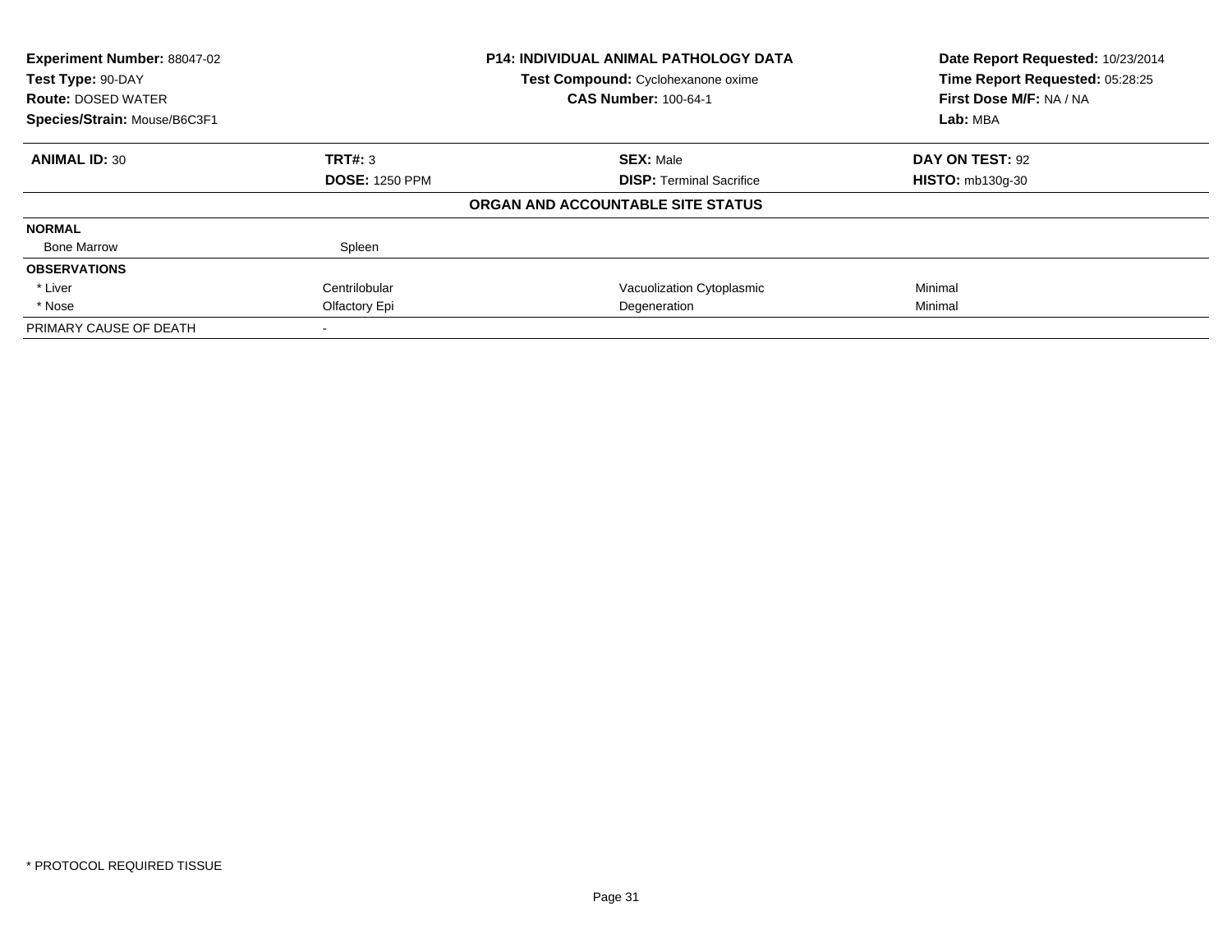**Experiment Number:** 88047-02
**Test Type:** 90-DAY
**Route:** DOSED WATER
**Species/Strain:** Mouse/B6C3F1

**P14: INDIVIDUAL ANIMAL PATHOLOGY DATA**
**Test Compound:** Cyclohexanone oxime
**CAS Number:** 100-64-1

**Date Report Requested:** 10/23/2014
**Time Report Requested:** 05:28:25
**First Dose M/F:** NA / NA
**Lab:** MBA

| | | | |
|---|---|---|---|
| **ANIMAL ID:** 30 | **TRT#:** 3 | **SEX:** Male | **DAY ON TEST:** 92 |
| | **DOSE:** 1250 PPM | **DISP:** Terminal Sacrifice | **HISTO:** mb130g-30 |
| **ORGAN AND ACCOUNTABLE SITE STATUS** | | | |
| **NORMAL** | | | |
| Bone Marrow | Spleen | | |
| **OBSERVATIONS** | | | |
| * Liver | Centrilobular | Vacuolization Cytoplasmic | Minimal |
| * Nose | Olfactory Epi | Degeneration | Minimal |
| PRIMARY CAUSE OF DEATH | - | | |

* PROTOCOL REQUIRED TISSUE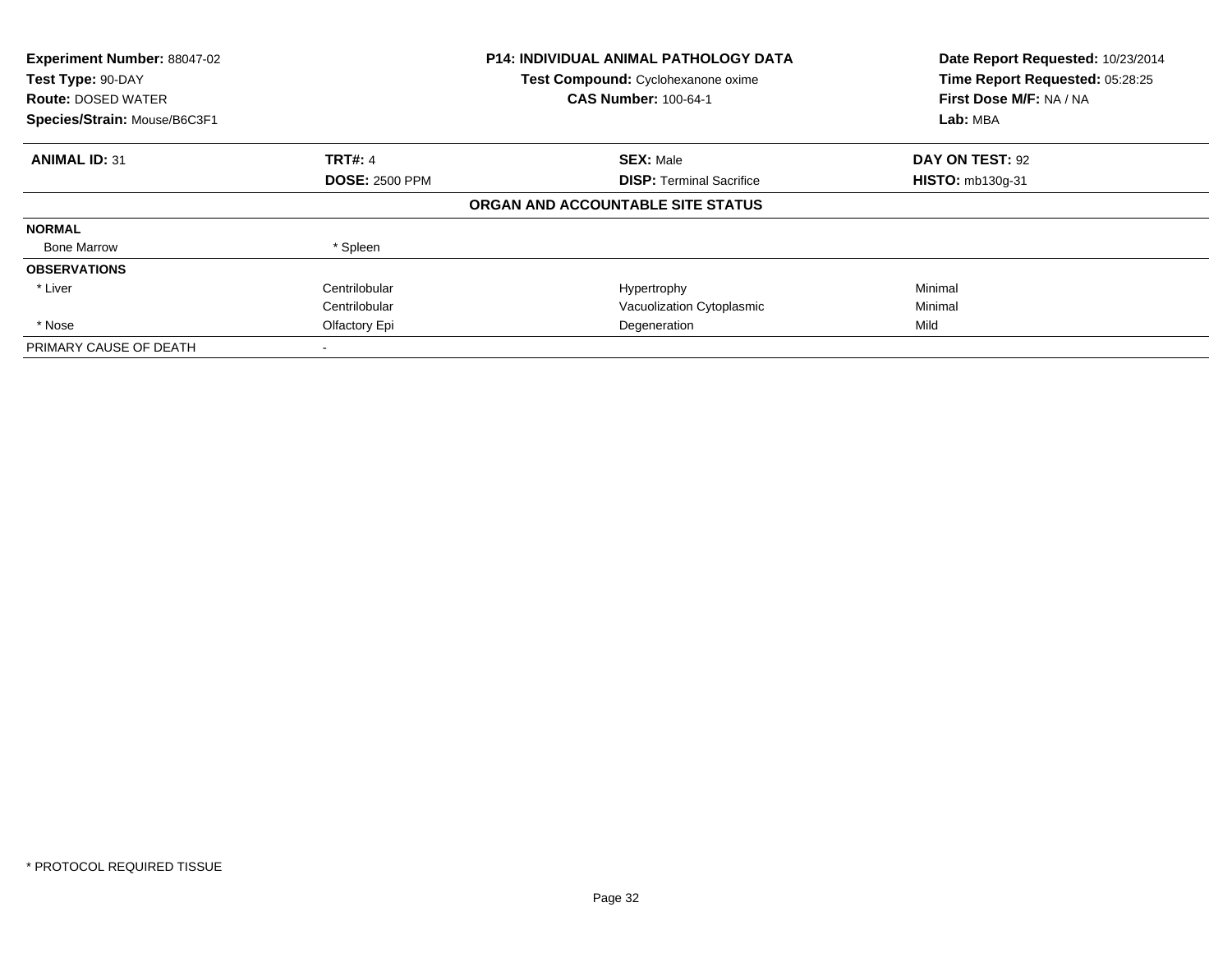| **Experiment Number:** 88047-02 | **P14: INDIVIDUAL ANIMAL PATHOLOGY DATA** | **Date Report Requested:** 10/23/2014 |
|---|---|---|
| **Test Type:** 90-DAY | **Test Compound:** Cyclohexanone oxime | **Time Report Requested:** 05:28:25 |
| **Route:** DOSED WATER | **CAS Number:** 100-64-1 | **First Dose M/F:** NA / NA |
| **Species/Strain:** Mouse/B6C3F1 | | **Lab:** MBA |

| **ANIMAL ID:** 31 | **TRT#:** 4 | **SEX:** Male | **DAY ON TEST:** 92 |
|---|---|---|---|
| | **DOSE:** 2500 PPM | **DISP:** Terminal Sacrifice | **HISTO:** mb130g-31 |

**ORGAN AND ACCOUNTABLE SITE STATUS**

| | | | |
|---|---|---|---|
| **NORMAL** | | | |
| Bone Marrow | * Spleen | | |
| **OBSERVATIONS** | | | |
| * Liver | Centrilobular | Hypertrophy | Minimal |
| | Centrilobular | Vacuolization Cytoplasmic | Minimal |
| * Nose | Olfactory Epi | Degeneration | Mild |
| PRIMARY CAUSE OF DEATH | - | | |

* PROTOCOL REQUIRED TISSUE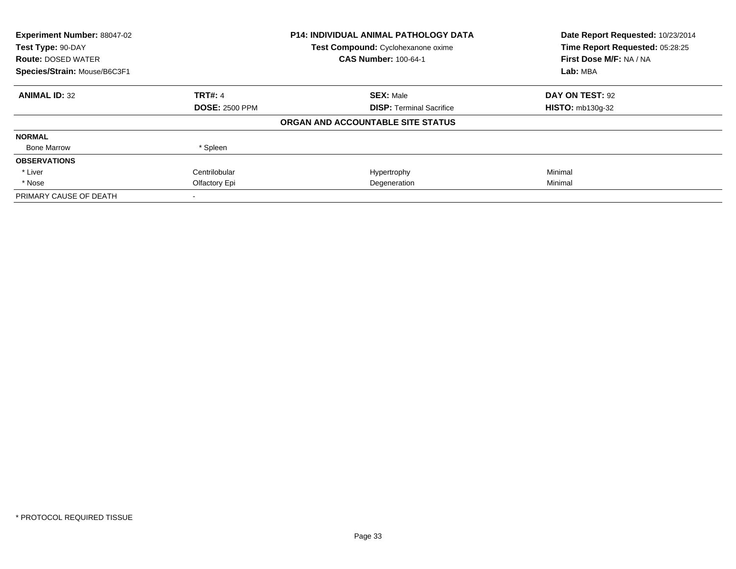| | | | |
|---|---|---|---|
| **Experiment Number:** 88047-02 | **P14: INDIVIDUAL ANIMAL PATHOLOGY DATA** | | **Date Report Requested:** 10/23/2014 |
| **Test Type:** 90-DAY | **Test Compound:** Cyclohexanone oxime | | **Time Report Requested:** 05:28:25 |
| **Route:** DOSED WATER | **CAS Number:** 100-64-1 | | **First Dose M/F:** NA / NA |
| **Species/Strain:** Mouse/B6C3F1 | | | **Lab:** MBA |

| | | | |
|---|---|---|---|
| **ANIMAL ID:** 32 | **TRT#:** 4 | **SEX:** Male | **DAY ON TEST:** 92 |
| | **DOSE:** 2500 PPM | **DISP:** Terminal Sacrifice | **HISTO:** mb130g-32 |

**ORGAN AND ACCOUNTABLE SITE STATUS**

| | | | |
|---|---|---|---|
| **NORMAL** | | | |
| Bone Marrow | * Spleen | | |
| **OBSERVATIONS** | | | |
| * Liver | Centrilobular | Hypertrophy | Minimal |
| * Nose | Olfactory Epi | Degeneration | Minimal |
| PRIMARY CAUSE OF DEATH | - | | |

* PROTOCOL REQUIRED TISSUE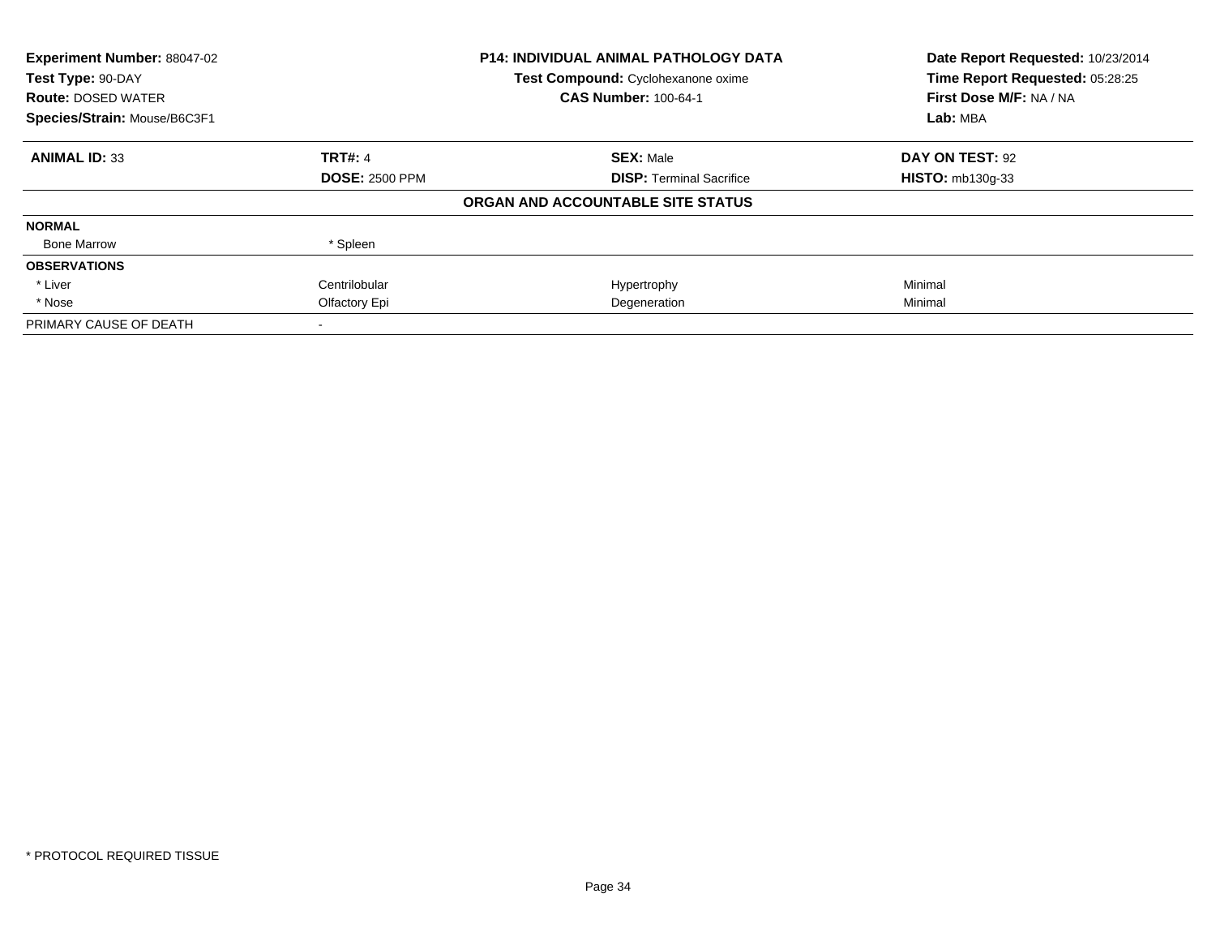| | | | |
|---|---|---|---|
| **Experiment Number:** 88047-02 | **P14: INDIVIDUAL ANIMAL PATHOLOGY DATA** | | **Date Report Requested:** 10/23/2014 |
| **Test Type:** 90-DAY | **Test Compound:** Cyclohexanone oxime | | **Time Report Requested:** 05:28:25 |
| **Route:** DOSED WATER | **CAS Number:** 100-64-1 | | **First Dose M/F:** NA / NA |
| **Species/Strain:** Mouse/B6C3F1 | | | **Lab:** MBA |

| **ANIMAL ID:** 33 | **TRT#:** 4 | **SEX:** Male | **DAY ON TEST:** 92 |
|---|---|---|---|
| | **DOSE:** 2500 PPM | **DISP:** Terminal Sacrifice | **HISTO:** mb130g-33 |
| **ORGAN AND ACCOUNTABLE SITE STATUS** | | | |
| **NORMAL** | | | |
| Bone Marrow | * Spleen | | |
| **OBSERVATIONS** | | | |
| * Liver | Centrilobular | Hypertrophy | Minimal |
| * Nose | Olfactory Epi | Degeneration | Minimal |
| PRIMARY CAUSE OF DEATH | - | | |

* PROTOCOL REQUIRED TISSUE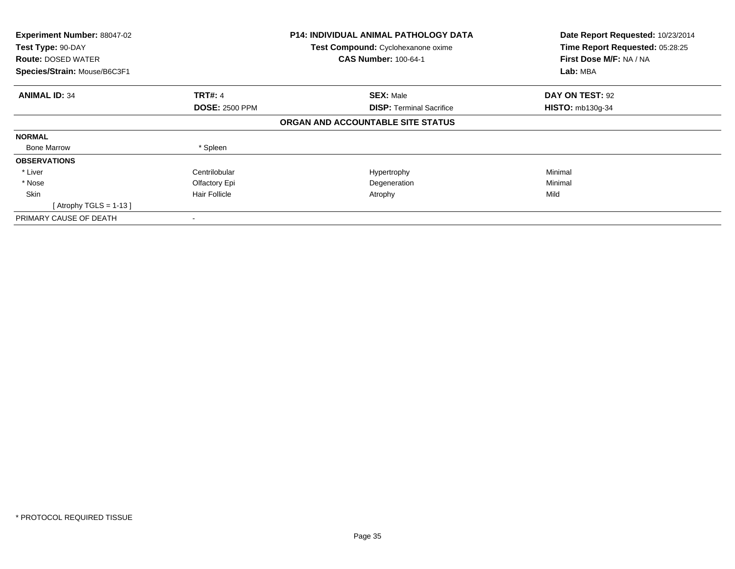| | | | |
|---|---|---|---|
| **Experiment Number:** 88047-02 | | **P14: INDIVIDUAL ANIMAL PATHOLOGY DATA** | **Date Report Requested:** 10/23/2014 |
| **Test Type:** 90-DAY | | **Test Compound:** Cyclohexanone oxime | **Time Report Requested:** 05:28:25 |
| **Route:** DOSED WATER | | **CAS Number:** 100-64-1 | **First Dose M/F:** NA / NA |
| **Species/Strain:** Mouse/B6C3F1 | | | **Lab:** MBA |

| | | | |
|---|---|---|---|
| **ANIMAL ID:** 34 | **TRT#:** 4 | **SEX:** Male | **DAY ON TEST:** 92 |
| | **DOSE:** 2500 PPM | **DISP:** Terminal Sacrifice | **HISTO:** mb130g-34 |

**ORGAN AND ACCOUNTABLE SITE STATUS**

| | | | |
|---|---|---|---|
| **NORMAL** | | | |
| Bone Marrow | * Spleen | | |
| **OBSERVATIONS** | | | |
| * Liver | Centrilobular | Hypertrophy | Minimal |
| * Nose | Olfactory Epi | Degeneration | Minimal |
| Skin | Hair Follicle | Atrophy | Mild |
| [ Atrophy TGLS = 1-13 ] | | | |
| PRIMARY CAUSE OF DEATH | - | | |

* PROTOCOL REQUIRED TISSUE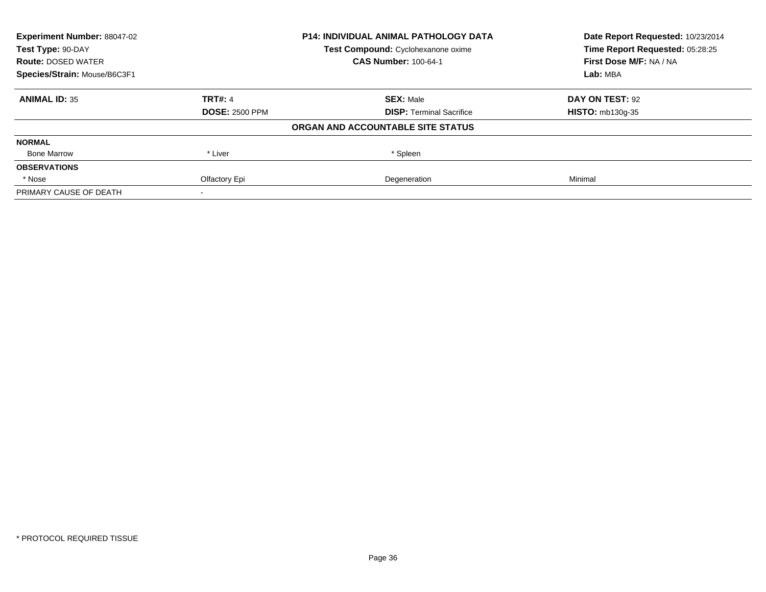| | | | |
|---|---|---|---|
| **Experiment Number:** 88047-02 | **P14: INDIVIDUAL ANIMAL PATHOLOGY DATA** | | **Date Report Requested:** 10/23/2014 |
| **Test Type:** 90-DAY | **Test Compound:** Cyclohexanone oxime | | **Time Report Requested:** 05:28:25 |
| **Route:** DOSED WATER | **CAS Number:** 100-64-1 | | **First Dose M/F:** NA / NA |
| **Species/Strain:** Mouse/B6C3F1 | | | **Lab:** MBA |

| | | | |
|---|---|---|---|
| **ANIMAL ID:** 35 | **TRT#:** 4 | **SEX:** Male | **DAY ON TEST:** 92 |
| | **DOSE:** 2500 PPM | **DISP:** Terminal Sacrifice | **HISTO:** mb130g-35 |

**ORGAN AND ACCOUNTABLE SITE STATUS**

| | | | |
|---|---|---|---|
| **NORMAL** | | | |
| Bone Marrow | * Liver | * Spleen | |
| **OBSERVATIONS** | | | |
| * Nose | Olfactory Epi | Degeneration | Minimal |
| PRIMARY CAUSE OF DEATH | - | | |

* PROTOCOL REQUIRED TISSUE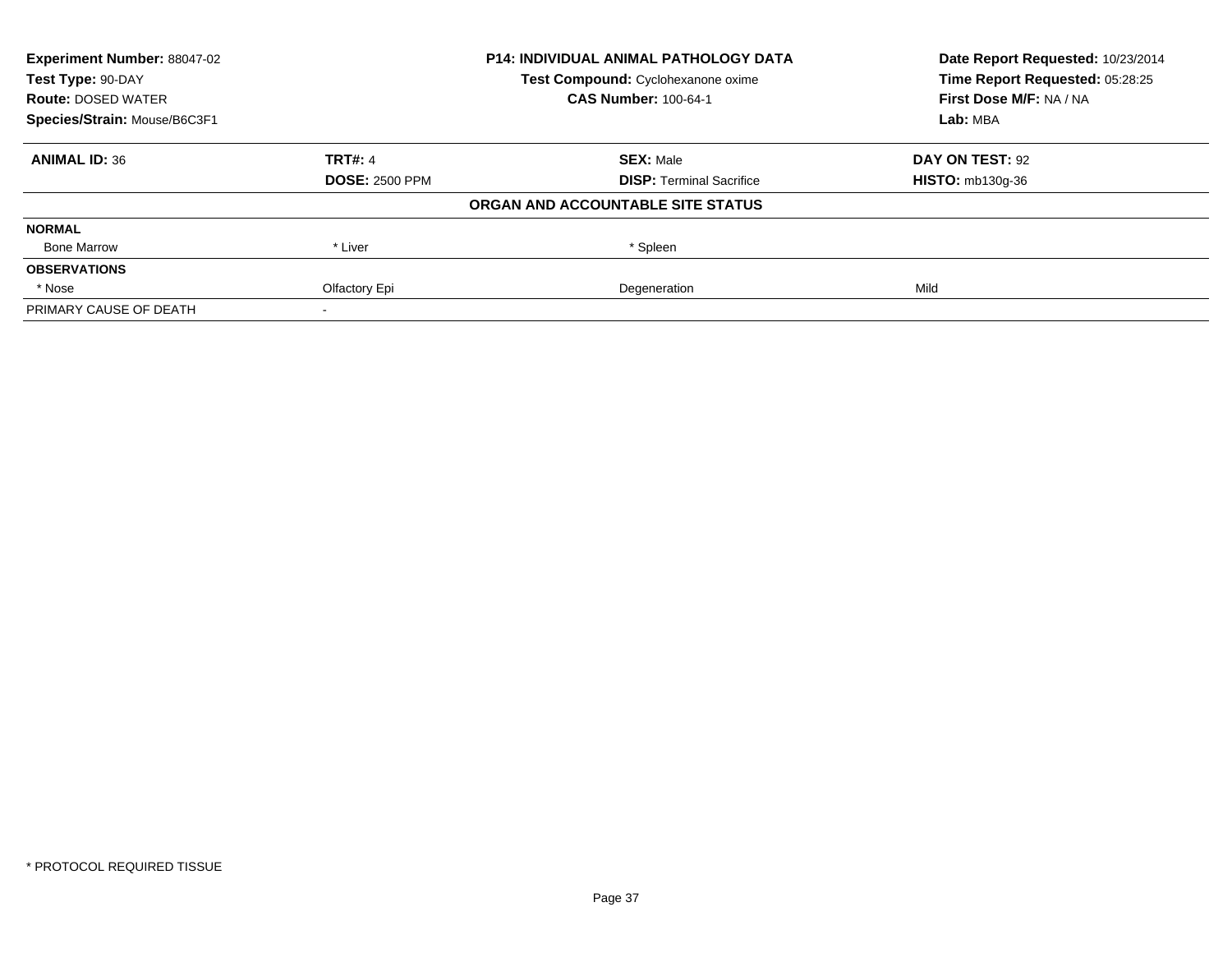| | | | |
|---|---|---|---|
| **Experiment Number:** 88047-02 | **P14: INDIVIDUAL ANIMAL PATHOLOGY DATA** | | **Date Report Requested:** 10/23/2014 |
| **Test Type:** 90-DAY | **Test Compound:** Cyclohexanone oxime | | **Time Report Requested:** 05:28:25 |
| **Route:** DOSED WATER | **CAS Number:** 100-64-1 | | **First Dose M/F:** NA / NA |
| **Species/Strain:** Mouse/B6C3F1 | | | **Lab:** MBA |

| **ANIMAL ID:** 36 | **TRT#:** 4 | **SEX:** Male | **DAY ON TEST:** 92 |
|---|---|---|---|
| | **DOSE:** 2500 PPM | **DISP:** Terminal Sacrifice | **HISTO:** mb130g-36 |
| | | **ORGAN AND ACCOUNTABLE SITE STATUS** | |
| **NORMAL** | | | |
| Bone Marrow | * Liver | * Spleen | |
| **OBSERVATIONS** | | | |
| * Nose | Olfactory Epi | Degeneration | Mild |
| PRIMARY CAUSE OF DEATH | - | | |

* PROTOCOL REQUIRED TISSUE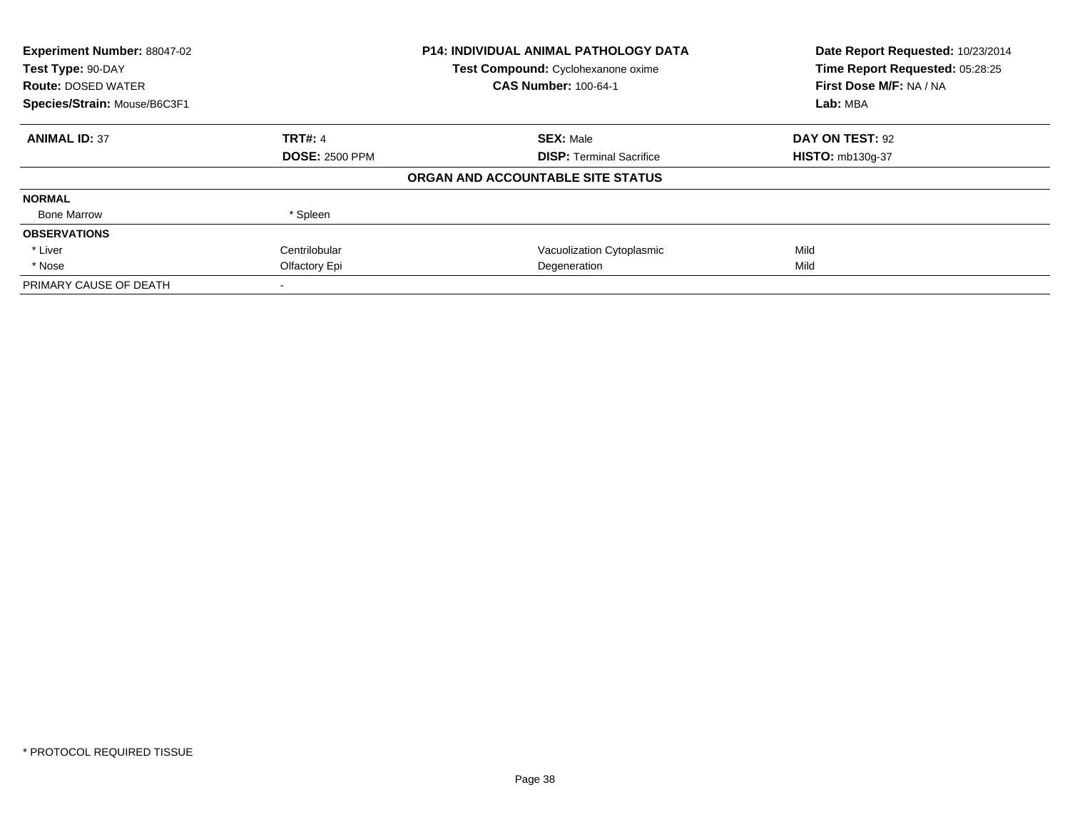**Experiment Number:** 88047-02
**Test Type:** 90-DAY
**Route:** DOSED WATER
**Species/Strain:** Mouse/B6C3F1

**P14: INDIVIDUAL ANIMAL PATHOLOGY DATA**
**Test Compound:** Cyclohexanone oxime
**CAS Number:** 100-64-1

**Date Report Requested:** 10/23/2014
**Time Report Requested:** 05:28:25
**First Dose M/F:** NA / NA
**Lab:** MBA

| | | | |
|---|---|---|---|
| **ANIMAL ID:** 37 | **TRT#:** 4 | **SEX:** Male | **DAY ON TEST:** 92 |
| | **DOSE:** 2500 PPM | **DISP:** Terminal Sacrifice | **HISTO:** mb130g-37 |

**ORGAN AND ACCOUNTABLE SITE STATUS**

| | | | |
|---|---|---|---|
| **NORMAL** | | | |
| Bone Marrow | * Spleen | | |
| **OBSERVATIONS** | | | |
| * Liver | Centrilobular | Vacuolization Cytoplasmic | Mild |
| * Nose | Olfactory Epi | Degeneration | Mild |
| PRIMARY CAUSE OF DEATH | - | | |

* PROTOCOL REQUIRED TISSUE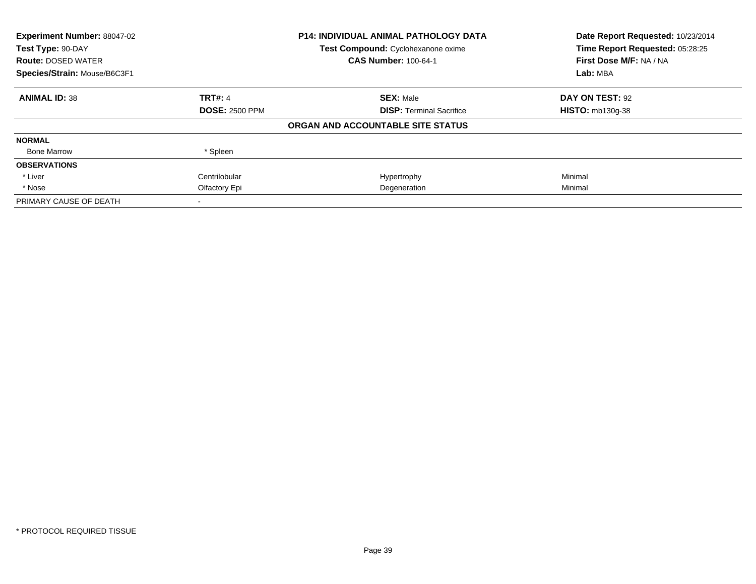| | | | |
|---|---|---|---|
| **Experiment Number:** 88047-02 | **P14: INDIVIDUAL ANIMAL PATHOLOGY DATA** | | **Date Report Requested:** 10/23/2014 |
| **Test Type:** 90-DAY | **Test Compound:** Cyclohexanone oxime | | **Time Report Requested:** 05:28:25 |
| **Route:** DOSED WATER | **CAS Number:** 100-64-1 | | **First Dose M/F:** NA / NA |
| **Species/Strain:** Mouse/B6C3F1 | | | **Lab:** MBA |

| | | | |
|---|---|---|---|
| **ANIMAL ID:** 38 | **TRT#:** 4 | **SEX:** Male | **DAY ON TEST:** 92 |
| | **DOSE:** 2500 PPM | **DISP:** Terminal Sacrifice | **HISTO:** mb130g-38 |

**ORGAN AND ACCOUNTABLE SITE STATUS**

| | | | |
|---|---|---|---|
| **NORMAL** | | | |
| Bone Marrow | * Spleen | | |
| **OBSERVATIONS** | | | |
| * Liver | Centrilobular | Hypertrophy | Minimal |
| * Nose | Olfactory Epi | Degeneration | Minimal |
| PRIMARY CAUSE OF DEATH | - | | |

* PROTOCOL REQUIRED TISSUE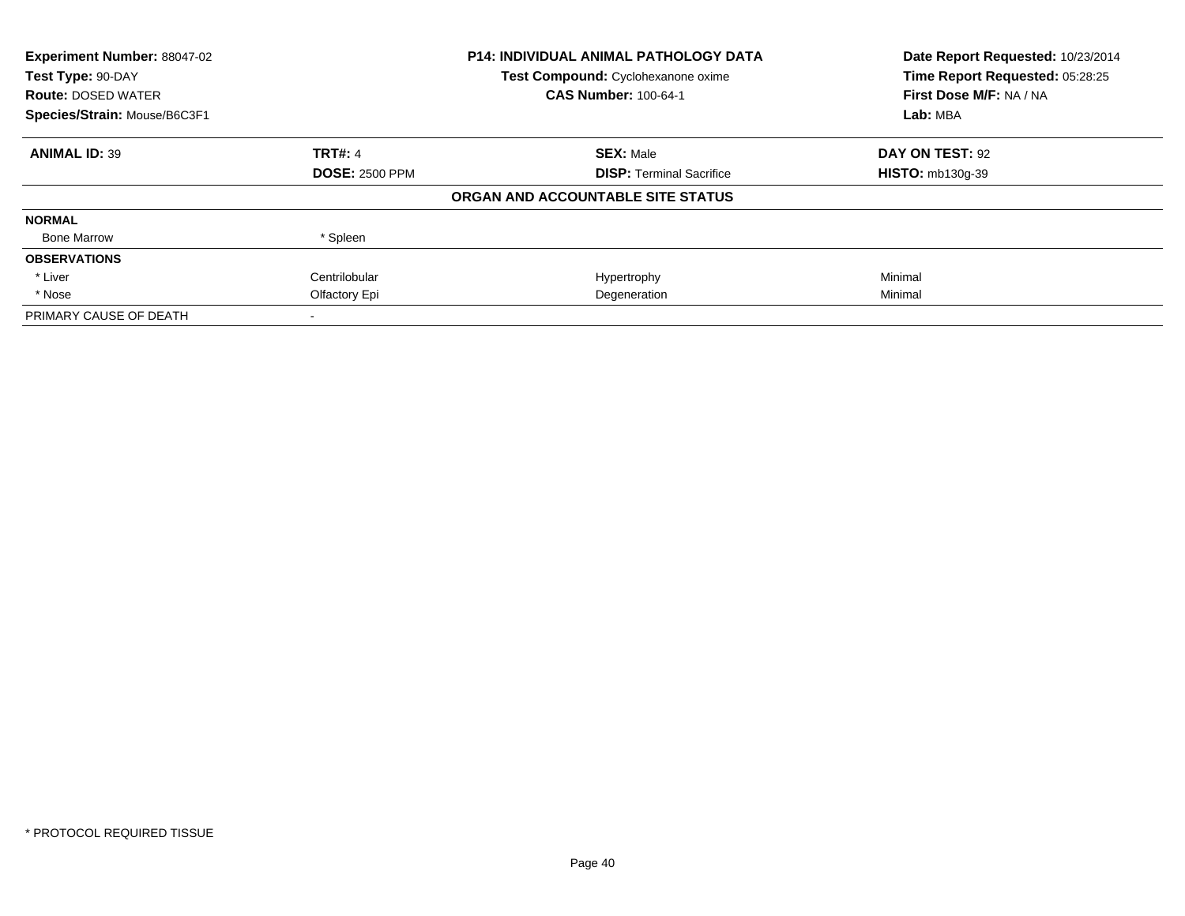| | | | |
|---|---|---|---|
| **Experiment Number:** 88047-02 | **P14: INDIVIDUAL ANIMAL PATHOLOGY DATA** | | **Date Report Requested:** 10/23/2014 |
| **Test Type:** 90-DAY | **Test Compound:** Cyclohexanone oxime | | **Time Report Requested:** 05:28:25 |
| **Route:** DOSED WATER | **CAS Number:** 100-64-1 | | **First Dose M/F:** NA / NA |
| **Species/Strain:** Mouse/B6C3F1 | | | **Lab:** MBA |

| | | | |
|---|---|---|---|
| **ANIMAL ID:** 39 | **TRT#:** 4 | **SEX:** Male | **DAY ON TEST:** 92 |
| | **DOSE:** 2500 PPM | **DISP:** Terminal Sacrifice | **HISTO:** mb130g-39 |

**ORGAN AND ACCOUNTABLE SITE STATUS**

| | | | |
|---|---|---|---|
| **NORMAL** | | | |
| Bone Marrow | * Spleen | | |
| **OBSERVATIONS** | | | |
| * Liver | Centrilobular | Hypertrophy | Minimal |
| * Nose | Olfactory Epi | Degeneration | Minimal |
| PRIMARY CAUSE OF DEATH | - | | |

* PROTOCOL REQUIRED TISSUE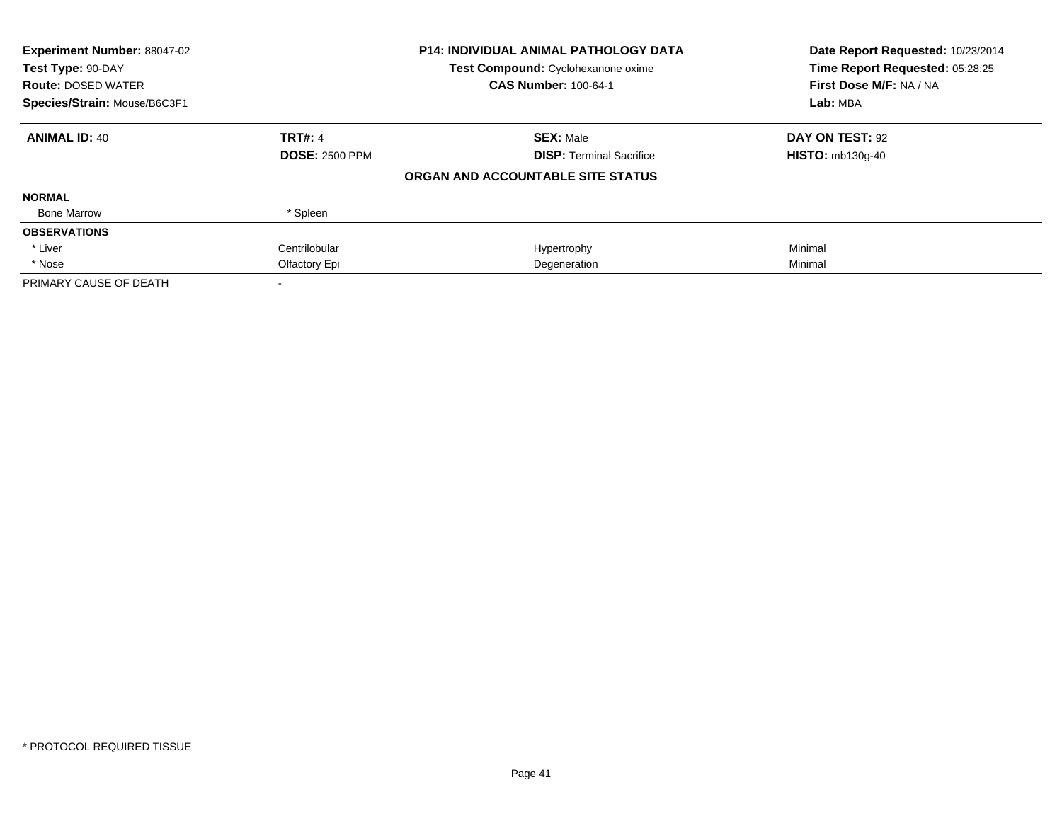| | | | |
|---|---|---|---|
| **Experiment Number:** 88047-02 | **P14: INDIVIDUAL ANIMAL PATHOLOGY DATA** | | **Date Report Requested:** 10/23/2014 |
| **Test Type:** 90-DAY | **Test Compound:** Cyclohexanone oxime | | **Time Report Requested:** 05:28:25 |
| **Route:** DOSED WATER | **CAS Number:** 100-64-1 | | **First Dose M/F:** NA / NA |
| **Species/Strain:** Mouse/B6C3F1 | | | **Lab:** MBA |

| | | | |
|---|---|---|---|
| **ANIMAL ID:** 40 | **TRT#:** 4 | **SEX:** Male | **DAY ON TEST:** 92 |
| | **DOSE:** 2500 PPM | **DISP:** Terminal Sacrifice | **HISTO:** mb130g-40 |

**ORGAN AND ACCOUNTABLE SITE STATUS**

| | | | |
|---|---|---|---|
| **NORMAL** | | | |
| Bone Marrow | * Spleen | | |
| **OBSERVATIONS** | | | |
| * Liver | Centrilobular | Hypertrophy | Minimal |
| * Nose | Olfactory Epi | Degeneration | Minimal |
| PRIMARY CAUSE OF DEATH | - | | |

* PROTOCOL REQUIRED TISSUE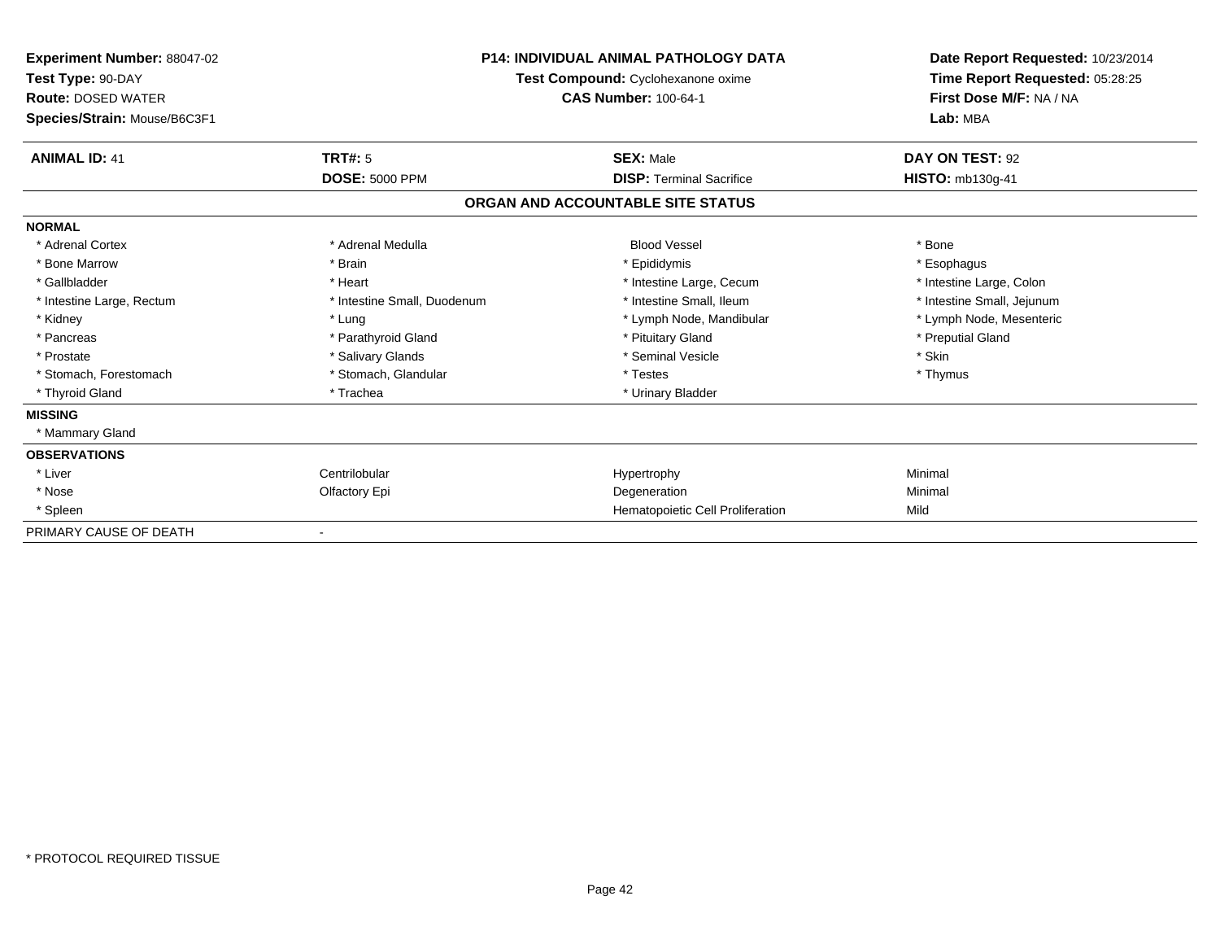**Experiment Number:** 88047-02
**Test Type:** 90-DAY
**Route:** DOSED WATER
**Species/Strain:** Mouse/B6C3F1

**P14: INDIVIDUAL ANIMAL PATHOLOGY DATA**
**Test Compound:** Cyclohexanone oxime
**CAS Number:** 100-64-1

**Date Report Requested:** 10/23/2014
**Time Report Requested:** 05:28:25
**First Dose M/F:** NA / NA
**Lab:** MBA

| | | | |
|---|---|---|---|
| **ANIMAL ID:** 41 | **TRT#:** 5 | **SEX:** Male | **DAY ON TEST:** 92 |
| | **DOSE:** 5000 PPM | **DISP:** Terminal Sacrifice | **HISTO:** mb130g-41 |

**ORGAN AND ACCOUNTABLE SITE STATUS**

| | | | |
|---|---|---|---|
| **NORMAL** | | | |
| * Adrenal Cortex | * Adrenal Medulla | Blood Vessel | * Bone |
| * Bone Marrow | * Brain | * Epididymis | * Esophagus |
| * Gallbladder | * Heart | * Intestine Large, Cecum | * Intestine Large, Colon |
| * Intestine Large, Rectum | * Intestine Small, Duodenum | * Intestine Small, Ileum | * Intestine Small, Jejunum |
| * Kidney | * Lung | * Lymph Node, Mandibular | * Lymph Node, Mesenteric |
| * Pancreas | * Parathyroid Gland | * Pituitary Gland | * Preputial Gland |
| * Prostate | * Salivary Glands | * Seminal Vesicle | * Skin |
| * Stomach, Forestomach | * Stomach, Glandular | * Testes | * Thymus |
| * Thyroid Gland | * Trachea | * Urinary Bladder | |
| **MISSING** | | | |
| * Mammary Gland | | | |
| **OBSERVATIONS** | | | |
| * Liver | Centrilobular | Hypertrophy | Minimal |
| * Nose | Olfactory Epi | Degeneration | Minimal |
| * Spleen | | Hematopoietic Cell Proliferation | Mild |
| PRIMARY CAUSE OF DEATH | - | | |

* PROTOCOL REQUIRED TISSUE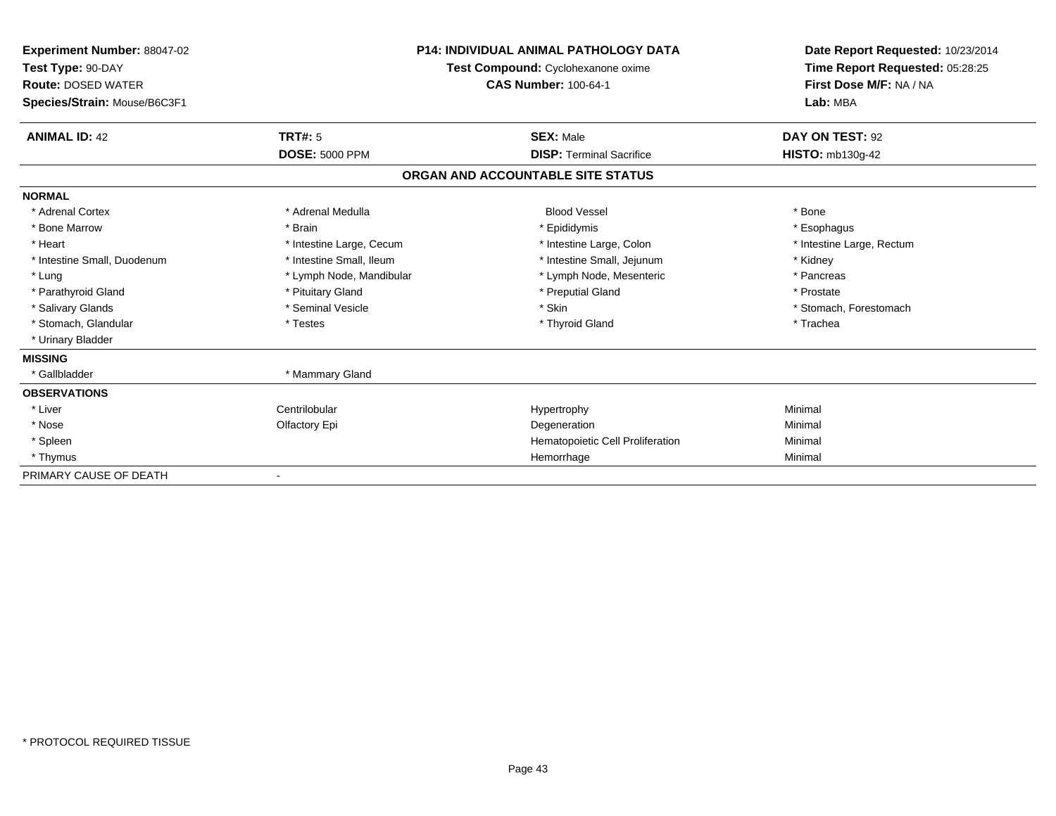**Experiment Number:** 88047-02
**Test Type:** 90-DAY
**Route:** DOSED WATER
**Species/Strain:** Mouse/B6C3F1

**P14: INDIVIDUAL ANIMAL PATHOLOGY DATA**
**Test Compound:** Cyclohexanone oxime
**CAS Number:** 100-64-1

**Date Report Requested:** 10/23/2014
**Time Report Requested:** 05:28:25
**First Dose M/F:** NA / NA
**Lab:** MBA

| | | | |
|---|---|---|---|
| **ANIMAL ID:** 42 | **TRT#:** 5 | **SEX:** Male | **DAY ON TEST:** 92 |
| | **DOSE:** 5000 PPM | **DISP:** Terminal Sacrifice | **HISTO:** mb130g-42 |

**ORGAN AND ACCOUNTABLE SITE STATUS**

| | | | |
|---|---|---|---|
| **NORMAL** | | | |
| * Adrenal Cortex | * Adrenal Medulla | Blood Vessel | * Bone |
| * Bone Marrow | * Brain | * Epididymis | * Esophagus |
| * Heart | * Intestine Large, Cecum | * Intestine Large, Colon | * Intestine Large, Rectum |
| * Intestine Small, Duodenum | * Intestine Small, Ileum | * Intestine Small, Jejunum | * Kidney |
| * Lung | * Lymph Node, Mandibular | * Lymph Node, Mesenteric | * Pancreas |
| * Parathyroid Gland | * Pituitary Gland | * Preputial Gland | * Prostate |
| * Salivary Glands | * Seminal Vesicle | * Skin | * Stomach, Forestomach |
| * Stomach, Glandular | * Testes | * Thyroid Gland | * Trachea |
| * Urinary Bladder | | | |
| **MISSING** | | | |
| * Gallbladder | * Mammary Gland | | |
| **OBSERVATIONS** | | | |
| * Liver | Centrilobular | Hypertrophy | Minimal |
| * Nose | Olfactory Epi | Degeneration | Minimal |
| * Spleen | | Hematopoietic Cell Proliferation | Minimal |
| * Thymus | | Hemorrhage | Minimal |
| PRIMARY CAUSE OF DEATH | - | | |

\* PROTOCOL REQUIRED TISSUE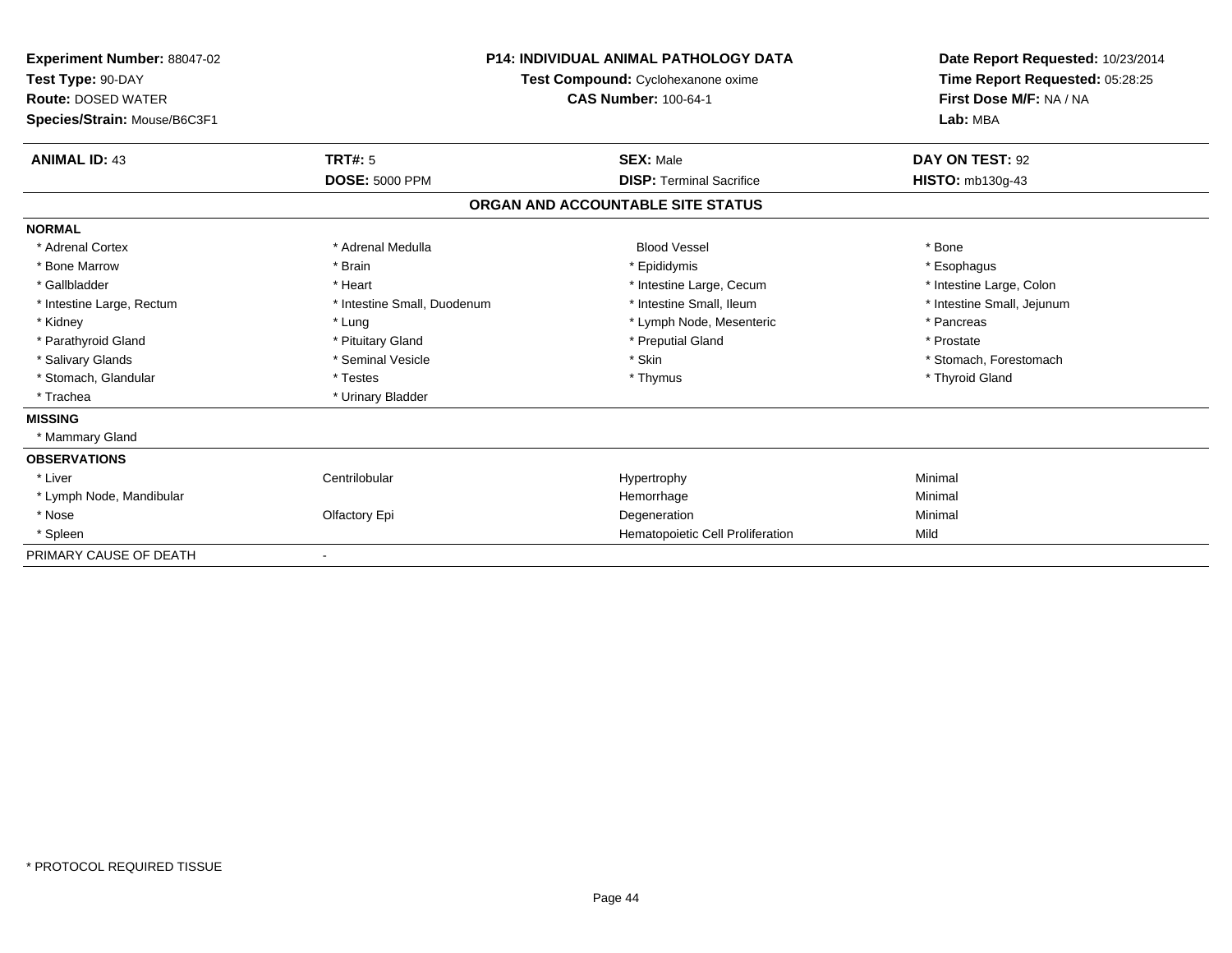**Experiment Number:** 88047-02
**Test Type:** 90-DAY
**Route:** DOSED WATER
**Species/Strain:** Mouse/B6C3F1

**P14: INDIVIDUAL ANIMAL PATHOLOGY DATA**
**Test Compound:** Cyclohexanone oxime
**CAS Number:** 100-64-1

**Date Report Requested:** 10/23/2014
**Time Report Requested:** 05:28:25
**First Dose M/F:** NA / NA
**Lab:** MBA

| **ANIMAL ID:** 43 | **TRT#:** 5 | **SEX:** Male | **DAY ON TEST:** 92 |
|---|---|---|---|
| | **DOSE:** 5000 PPM | **DISP:** Terminal Sacrifice | **HISTO:** mb130g-43 |

## ORGAN AND ACCOUNTABLE SITE STATUS

| | | | |
|---|---|---|---|
| **NORMAL** | | | |
| * Adrenal Cortex | * Adrenal Medulla | Blood Vessel | * Bone |
| * Bone Marrow | * Brain | * Epididymis | * Esophagus |
| * Gallbladder | * Heart | * Intestine Large, Cecum | * Intestine Large, Colon |
| * Intestine Large, Rectum | * Intestine Small, Duodenum | * Intestine Small, Ileum | * Intestine Small, Jejunum |
| * Kidney | * Lung | * Lymph Node, Mesenteric | * Pancreas |
| * Parathyroid Gland | * Pituitary Gland | * Preputial Gland | * Prostate |
| * Salivary Glands | * Seminal Vesicle | * Skin | * Stomach, Forestomach |
| * Stomach, Glandular | * Testes | * Thymus | * Thyroid Gland |
| * Trachea | * Urinary Bladder | | |
| **MISSING** | | | |
| * Mammary Gland | | | |
| **OBSERVATIONS** | | | |
| * Liver | Centrilobular | Hypertrophy | Minimal |
| * Lymph Node, Mandibular | | Hemorrhage | Minimal |
| * Nose | Olfactory Epi | Degeneration | Minimal |
| * Spleen | | Hematopoietic Cell Proliferation | Mild |
| PRIMARY CAUSE OF DEATH | - | | |

* PROTOCOL REQUIRED TISSUE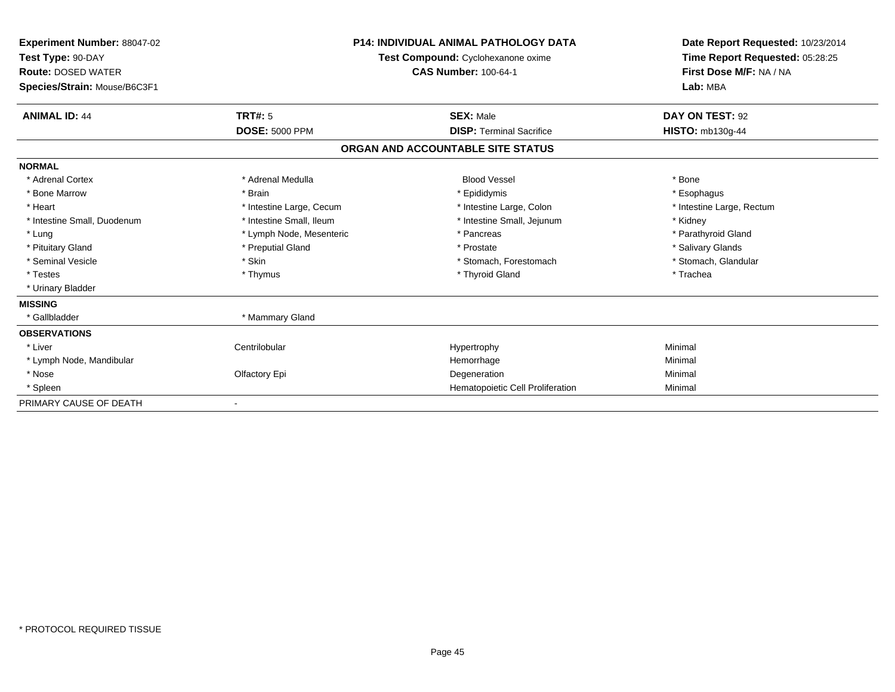**Experiment Number:** 88047-02
**Test Type:** 90-DAY
**Route:** DOSED WATER
**Species/Strain:** Mouse/B6C3F1

**P14: INDIVIDUAL ANIMAL PATHOLOGY DATA**
**Test Compound:** Cyclohexanone oxime
**CAS Number:** 100-64-1

**Date Report Requested:** 10/23/2014
**Time Report Requested:** 05:28:25
**First Dose M/F:** NA / NA
**Lab:** MBA

| **ANIMAL ID:** 44 | **TRT#:** 5 | **SEX:** Male | **DAY ON TEST:** 92 |
|---|---|---|---|
| | **DOSE:** 5000 PPM | **DISP:** Terminal Sacrifice | **HISTO:** mb130g-44 |

## ORGAN AND ACCOUNTABLE SITE STATUS

| | | | |
|---|---|---|---|
| **NORMAL** | | | |
| * Adrenal Cortex | * Adrenal Medulla | Blood Vessel | * Bone |
| * Bone Marrow | * Brain | * Epididymis | * Esophagus |
| * Heart | * Intestine Large, Cecum | * Intestine Large, Colon | * Intestine Large, Rectum |
| * Intestine Small, Duodenum | * Intestine Small, Ileum | * Intestine Small, Jejunum | * Kidney |
| * Lung | * Lymph Node, Mesenteric | * Pancreas | * Parathyroid Gland |
| * Pituitary Gland | * Preputial Gland | * Prostate | * Salivary Glands |
| * Seminal Vesicle | * Skin | * Stomach, Forestomach | * Stomach, Glandular |
| * Testes | * Thymus | * Thyroid Gland | * Trachea |
| * Urinary Bladder | | | |
| **MISSING** | | | |
| * Gallbladder | * Mammary Gland | | |
| **OBSERVATIONS** | | | |
| * Liver | Centrilobular | Hypertrophy | Minimal |
| * Lymph Node, Mandibular | | Hemorrhage | Minimal |
| * Nose | Olfactory Epi | Degeneration | Minimal |
| * Spleen | | Hematopoietic Cell Proliferation | Minimal |
| PRIMARY CAUSE OF DEATH | - | | |

* PROTOCOL REQUIRED TISSUE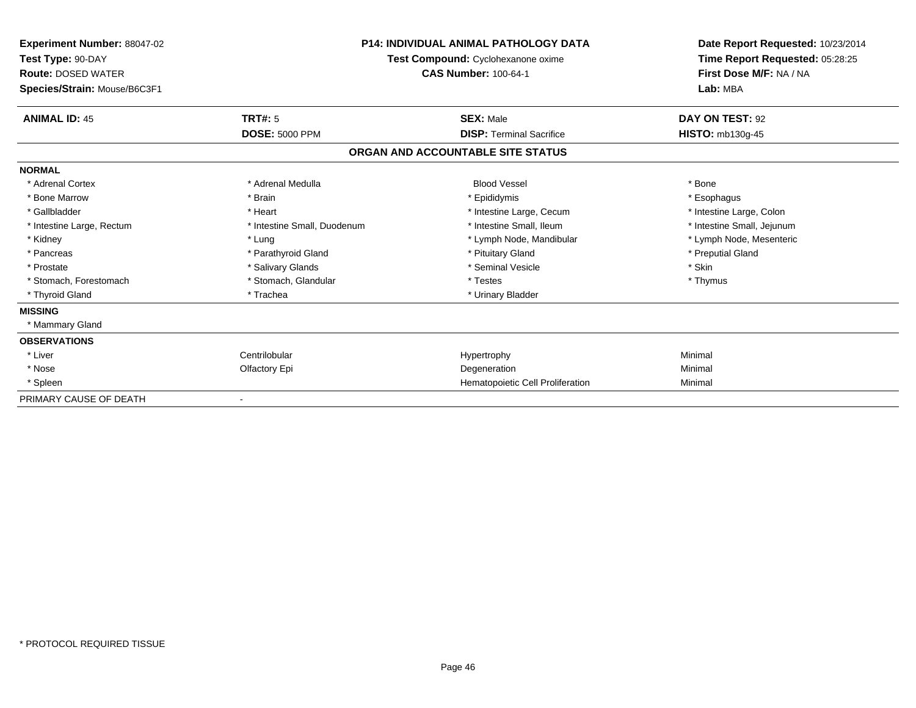**Experiment Number:** 88047-02
**Test Type:** 90-DAY
**Route:** DOSED WATER
**Species/Strain:** Mouse/B6C3F1

**P14: INDIVIDUAL ANIMAL PATHOLOGY DATA**
**Test Compound:** Cyclohexanone oxime
**CAS Number:** 100-64-1

**Date Report Requested:** 10/23/2014
**Time Report Requested:** 05:28:25
**First Dose M/F:** NA / NA
**Lab:** MBA

| | | | |
|---|---|---|---|
| **ANIMAL ID:** 45 | **TRT#:** 5 | **SEX:** Male | **DAY ON TEST:** 92 |
| | **DOSE:** 5000 PPM | **DISP:** Terminal Sacrifice | **HISTO:** mb130g-45 |

**ORGAN AND ACCOUNTABLE SITE STATUS**

**NORMAL**

| | | | |
|---|---|---|---|
| * Adrenal Cortex | * Adrenal Medulla | Blood Vessel | * Bone |
| * Bone Marrow | * Brain | * Epididymis | * Esophagus |
| * Gallbladder | * Heart | * Intestine Large, Cecum | * Intestine Large, Colon |
| * Intestine Large, Rectum | * Intestine Small, Duodenum | * Intestine Small, Ileum | * Intestine Small, Jejunum |
| * Kidney | * Lung | * Lymph Node, Mandibular | * Lymph Node, Mesenteric |
| * Pancreas | * Parathyroid Gland | * Pituitary Gland | * Preputial Gland |
| * Prostate | * Salivary Glands | * Seminal Vesicle | * Skin |
| * Stomach, Forestomach | * Stomach, Glandular | * Testes | * Thymus |
| * Thyroid Gland | * Trachea | * Urinary Bladder | |

**MISSING**

* Mammary Gland

**OBSERVATIONS**

| | | | |
|---|---|---|---|
| * Liver | Centrilobular | Hypertrophy | Minimal |
| * Nose | Olfactory Epi | Degeneration | Minimal |
| * Spleen | | Hematopoietic Cell Proliferation | Minimal |

PRIMARY CAUSE OF DEATH -

* PROTOCOL REQUIRED TISSUE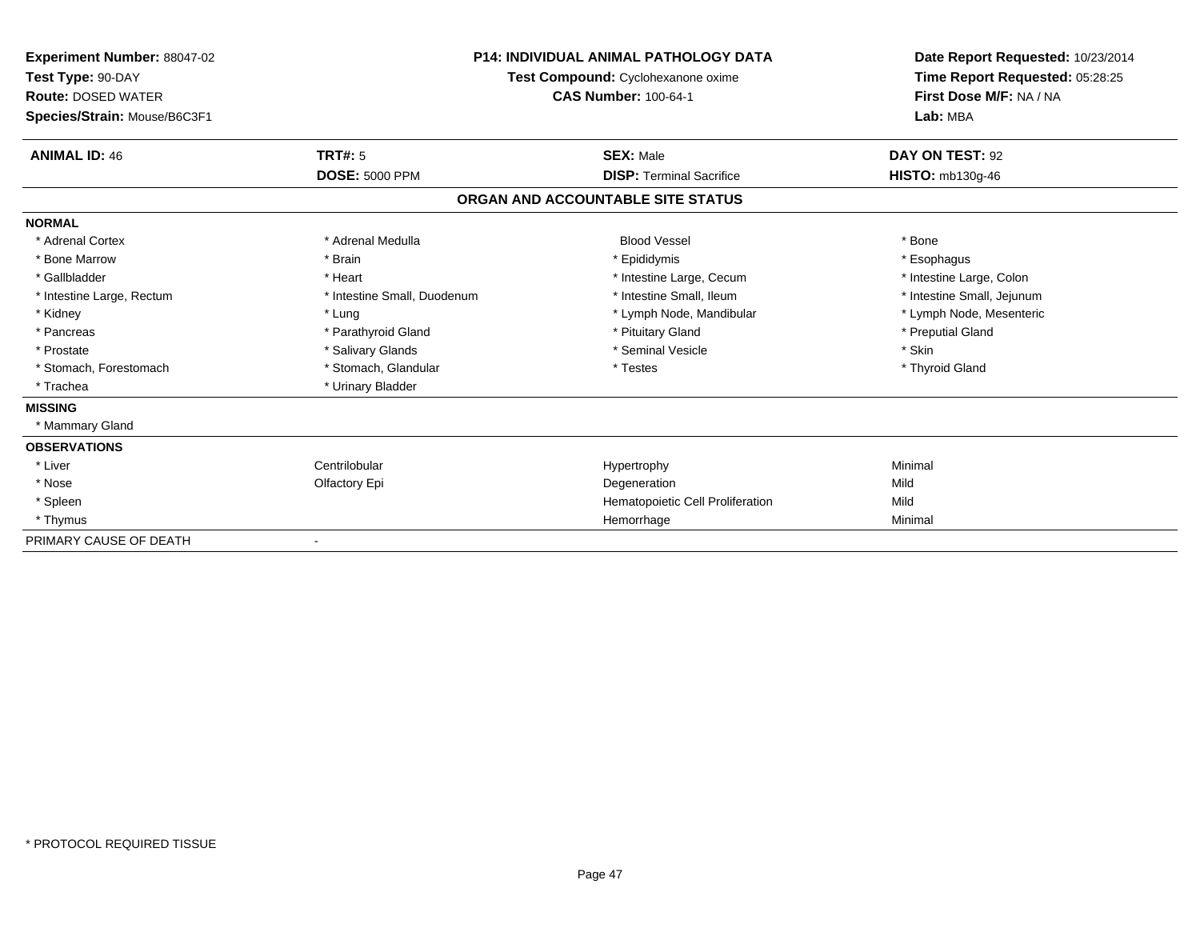**Experiment Number:** 88047-02
**Test Type:** 90-DAY
**Route:** DOSED WATER
**Species/Strain:** Mouse/B6C3F1

**P14: INDIVIDUAL ANIMAL PATHOLOGY DATA**
**Test Compound:** Cyclohexanone oxime
**CAS Number:** 100-64-1

**Date Report Requested:** 10/23/2014
**Time Report Requested:** 05:28:25
**First Dose M/F:** NA / NA
**Lab:** MBA

| **ANIMAL ID:** 46 | **TRT#:** 5 | **SEX:** Male | **DAY ON TEST:** 92 |
|---|---|---|---|
| | **DOSE:** 5000 PPM | **DISP:** Terminal Sacrifice | **HISTO:** mb130g-46 |

## ORGAN AND ACCOUNTABLE SITE STATUS

| | | | |
|---|---|---|---|
| **NORMAL** | | | |
| * Adrenal Cortex | * Adrenal Medulla | Blood Vessel | * Bone |
| * Bone Marrow | * Brain | * Epididymis | * Esophagus |
| * Gallbladder | * Heart | * Intestine Large, Cecum | * Intestine Large, Colon |
| * Intestine Large, Rectum | * Intestine Small, Duodenum | * Intestine Small, Ileum | * Intestine Small, Jejunum |
| * Kidney | * Lung | * Lymph Node, Mandibular | * Lymph Node, Mesenteric |
| * Pancreas | * Parathyroid Gland | * Pituitary Gland | * Preputial Gland |
| * Prostate | * Salivary Glands | * Seminal Vesicle | * Skin |
| * Stomach, Forestomach | * Stomach, Glandular | * Testes | * Thyroid Gland |
| * Trachea | * Urinary Bladder | | |
| **MISSING** | | | |
| * Mammary Gland | | | |
| **OBSERVATIONS** | | | |
| * Liver | Centrilobular | Hypertrophy | Minimal |
| * Nose | Olfactory Epi | Degeneration | Mild |
| * Spleen | | Hematopoietic Cell Proliferation | Mild |
| * Thymus | | Hemorrhage | Minimal |
| PRIMARY CAUSE OF DEATH | - | | |

* PROTOCOL REQUIRED TISSUE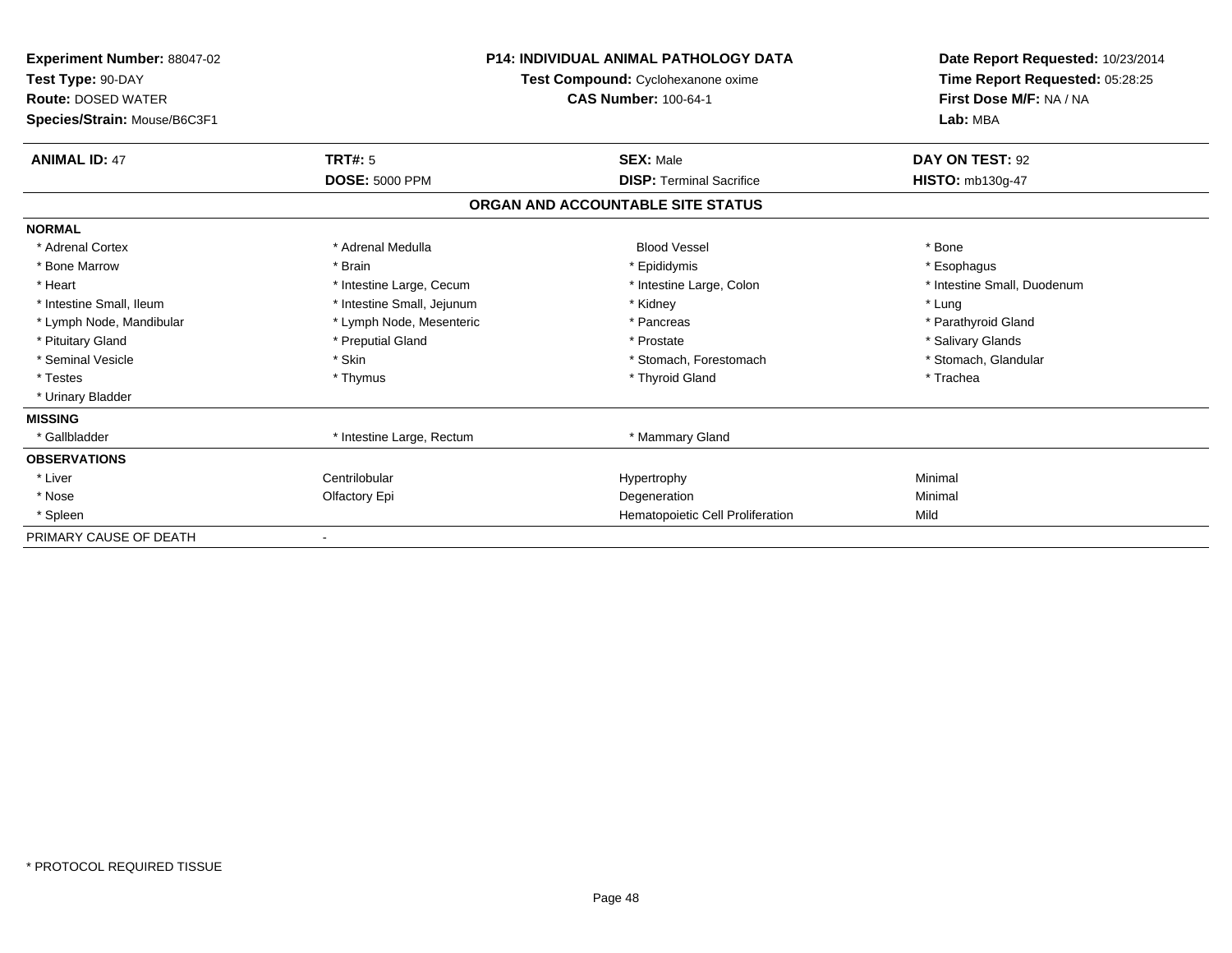**Experiment Number:** 88047-02
**Test Type:** 90-DAY
**Route:** DOSED WATER
**Species/Strain:** Mouse/B6C3F1

**P14: INDIVIDUAL ANIMAL PATHOLOGY DATA**
**Test Compound:** Cyclohexanone oxime
**CAS Number:** 100-64-1

**Date Report Requested:** 10/23/2014
**Time Report Requested:** 05:28:25
**First Dose M/F:** NA / NA
**Lab:** MBA

| **ANIMAL ID:** 47 | **TRT#:** 5 | **SEX:** Male | **DAY ON TEST:** 92 |
|---|---|---|---|
| | **DOSE:** 5000 PPM | **DISP:** Terminal Sacrifice | **HISTO:** mb130g-47 |

## ORGAN AND ACCOUNTABLE SITE STATUS

| | | | |
|---|---|---|---|
| **NORMAL** | | | |
| * Adrenal Cortex | * Adrenal Medulla | Blood Vessel | * Bone |
| * Bone Marrow | * Brain | * Epididymis | * Esophagus |
| * Heart | * Intestine Large, Cecum | * Intestine Large, Colon | * Intestine Small, Duodenum |
| * Intestine Small, Ileum | * Intestine Small, Jejunum | * Kidney | * Lung |
| * Lymph Node, Mandibular | * Lymph Node, Mesenteric | * Pancreas | * Parathyroid Gland |
| * Pituitary Gland | * Preputial Gland | * Prostate | * Salivary Glands |
| * Seminal Vesicle | * Skin | * Stomach, Forestomach | * Stomach, Glandular |
| * Testes | * Thymus | * Thyroid Gland | * Trachea |
| * Urinary Bladder | | | |
| **MISSING** | | | |
| * Gallbladder | * Intestine Large, Rectum | * Mammary Gland | |
| **OBSERVATIONS** | | | |
| * Liver | Centrilobular | Hypertrophy | Minimal |
| * Nose | Olfactory Epi | Degeneration | Minimal |
| * Spleen | | Hematopoietic Cell Proliferation | Mild |
| PRIMARY CAUSE OF DEATH | - | | |

* PROTOCOL REQUIRED TISSUE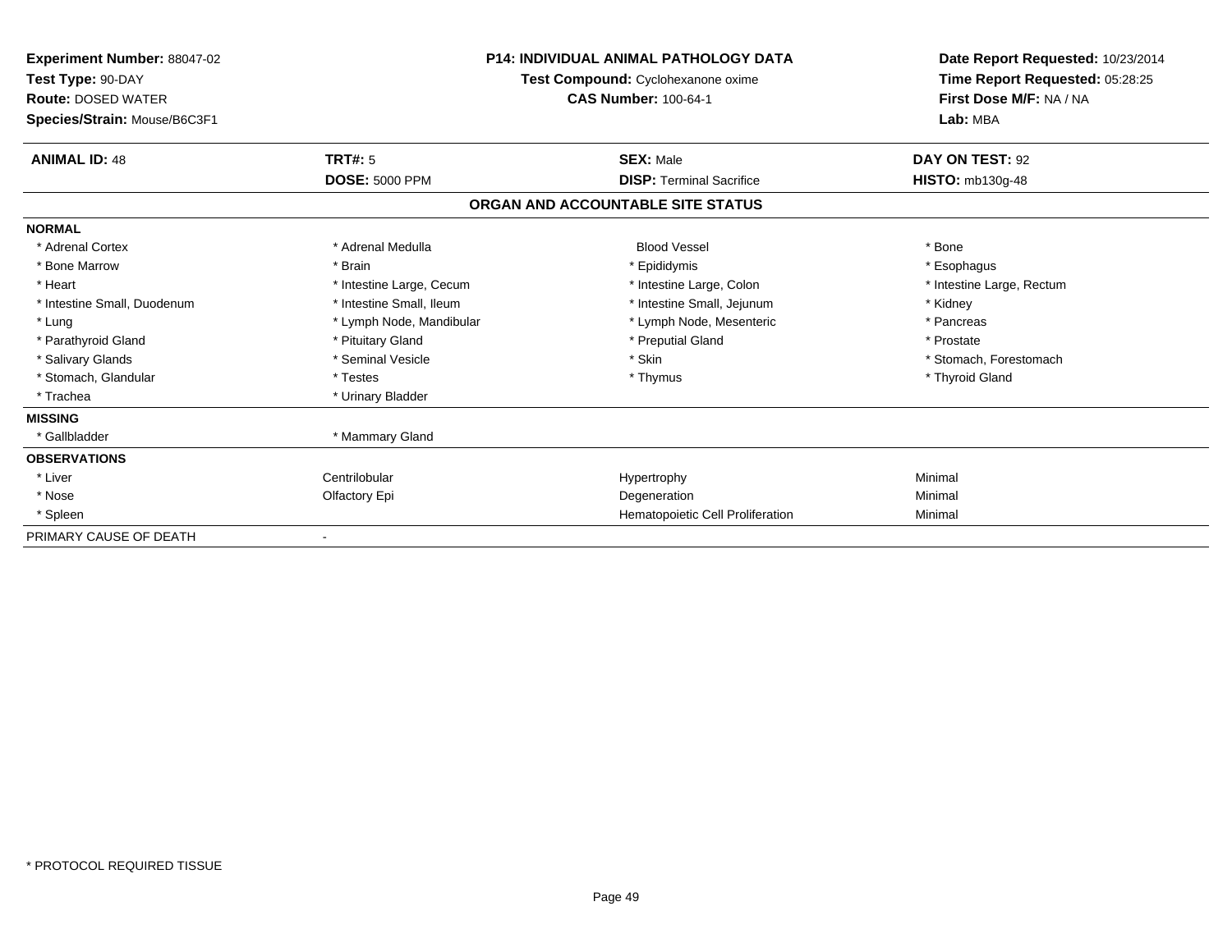**Experiment Number:** 88047-02
**Test Type:** 90-DAY
**Route:** DOSED WATER
**Species/Strain:** Mouse/B6C3F1

**P14: INDIVIDUAL ANIMAL PATHOLOGY DATA**
**Test Compound:** Cyclohexanone oxime
**CAS Number:** 100-64-1

**Date Report Requested:** 10/23/2014
**Time Report Requested:** 05:28:25
**First Dose M/F:** NA / NA
**Lab:** MBA

| | | | |
|---|---|---|---|
| **ANIMAL ID:** 48 | **TRT#:** 5 | **SEX:** Male | **DAY ON TEST:** 92 |
| | **DOSE:** 5000 PPM | **DISP:** Terminal Sacrifice | **HISTO:** mb130g-48 |

## ORGAN AND ACCOUNTABLE SITE STATUS

**NORMAL**

| | | | |
|---|---|---|---|
| * Adrenal Cortex | * Adrenal Medulla | Blood Vessel | * Bone |
| * Bone Marrow | * Brain | * Epididymis | * Esophagus |
| * Heart | * Intestine Large, Cecum | * Intestine Large, Colon | * Intestine Large, Rectum |
| * Intestine Small, Duodenum | * Intestine Small, Ileum | * Intestine Small, Jejunum | * Kidney |
| * Lung | * Lymph Node, Mandibular | * Lymph Node, Mesenteric | * Pancreas |
| * Parathyroid Gland | * Pituitary Gland | * Preputial Gland | * Prostate |
| * Salivary Glands | * Seminal Vesicle | * Skin | * Stomach, Forestomach |
| * Stomach, Glandular | * Testes | * Thymus | * Thyroid Gland |
| * Trachea | * Urinary Bladder | | |

**MISSING**

| | |
|---|---|
| * Gallbladder | * Mammary Gland |

**OBSERVATIONS**

| | | | |
|---|---|---|---|
| * Liver | Centrilobular | Hypertrophy | Minimal |
| * Nose | Olfactory Epi | Degeneration | Minimal |
| * Spleen | | Hematopoietic Cell Proliferation | Minimal |

PRIMARY CAUSE OF DEATH -

* PROTOCOL REQUIRED TISSUE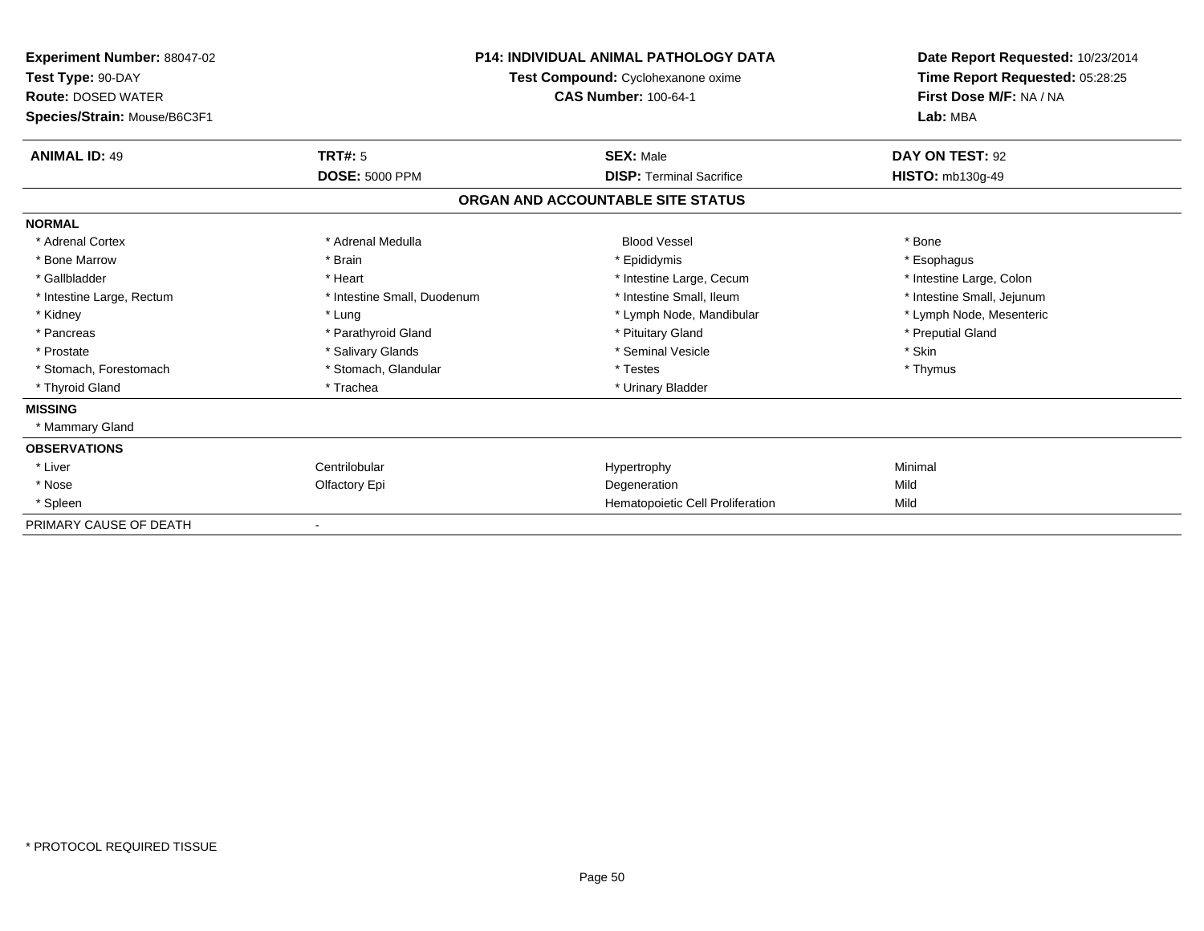**Experiment Number:** 88047-02
**Test Type:** 90-DAY
**Route:** DOSED WATER
**Species/Strain:** Mouse/B6C3F1

**P14: INDIVIDUAL ANIMAL PATHOLOGY DATA**
**Test Compound:** Cyclohexanone oxime
**CAS Number:** 100-64-1

**Date Report Requested:** 10/23/2014
**Time Report Requested:** 05:28:25
**First Dose M/F:** NA / NA
**Lab:** MBA

| **ANIMAL ID:** 49 | **TRT#:** 5 | **SEX:** Male | **DAY ON TEST:** 92 |
|---|---|---|---|
| | **DOSE:** 5000 PPM | **DISP:** Terminal Sacrifice | **HISTO:** mb130g-49 |

## ORGAN AND ACCOUNTABLE SITE STATUS

| | | | |
|---|---|---|---|
| **NORMAL** | | | |
| * Adrenal Cortex | * Adrenal Medulla | Blood Vessel | * Bone |
| * Bone Marrow | * Brain | * Epididymis | * Esophagus |
| * Gallbladder | * Heart | * Intestine Large, Cecum | * Intestine Large, Colon |
| * Intestine Large, Rectum | * Intestine Small, Duodenum | * Intestine Small, Ileum | * Intestine Small, Jejunum |
| * Kidney | * Lung | * Lymph Node, Mandibular | * Lymph Node, Mesenteric |
| * Pancreas | * Parathyroid Gland | * Pituitary Gland | * Preputial Gland |
| * Prostate | * Salivary Glands | * Seminal Vesicle | * Skin |
| * Stomach, Forestomach | * Stomach, Glandular | * Testes | * Thymus |
| * Thyroid Gland | * Trachea | * Urinary Bladder | |
| **MISSING** | | | |
| * Mammary Gland | | | |
| **OBSERVATIONS** | | | |
| * Liver | Centrilobular | Hypertrophy | Minimal |
| * Nose | Olfactory Epi | Degeneration | Mild |
| * Spleen | | Hematopoietic Cell Proliferation | Mild |
| PRIMARY CAUSE OF DEATH | - | | |

* PROTOCOL REQUIRED TISSUE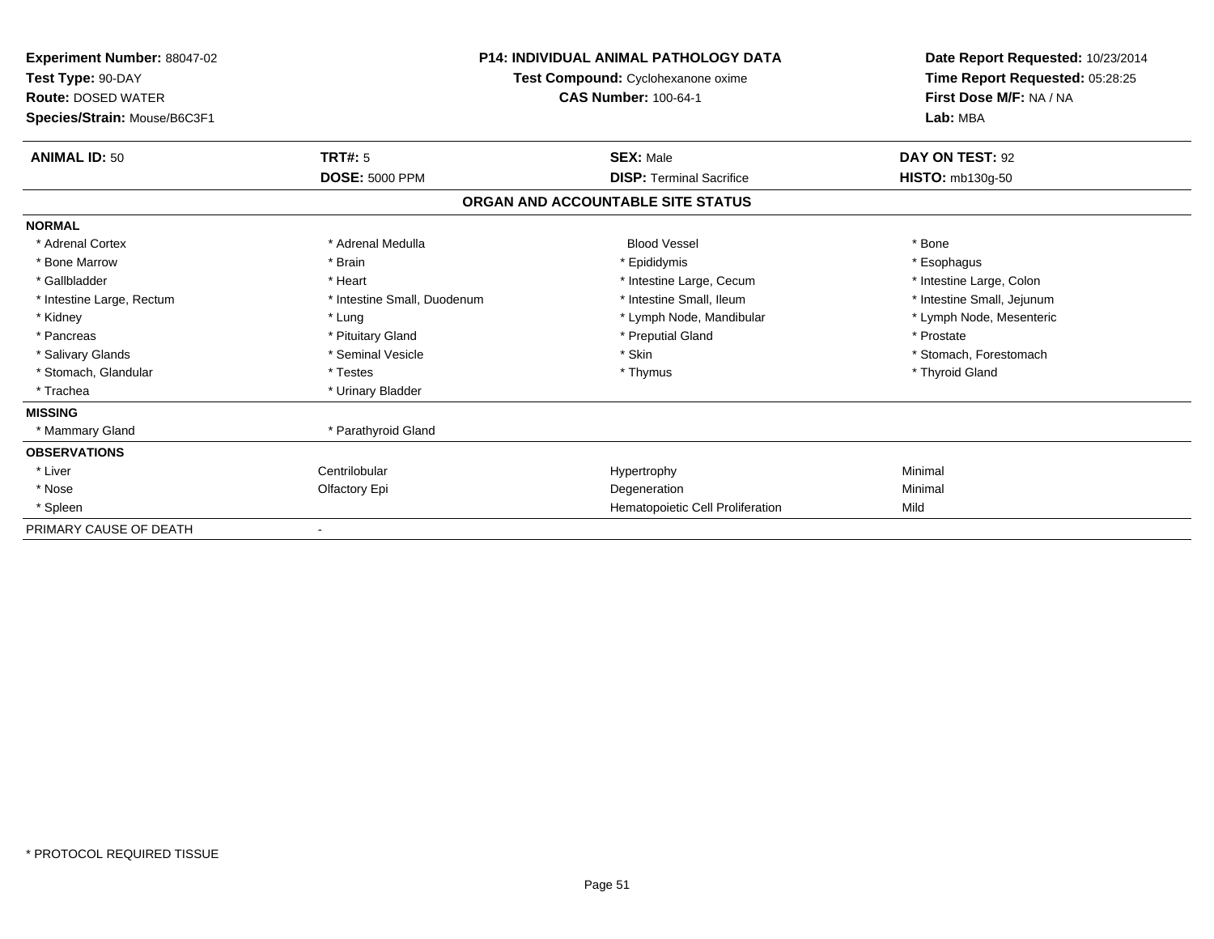**Experiment Number:** 88047-02
**Test Type:** 90-DAY
**Route:** DOSED WATER
**Species/Strain:** Mouse/B6C3F1

**P14: INDIVIDUAL ANIMAL PATHOLOGY DATA**
**Test Compound:** Cyclohexanone oxime
**CAS Number:** 100-64-1

**Date Report Requested:** 10/23/2014
**Time Report Requested:** 05:28:25
**First Dose M/F:** NA / NA
**Lab:** MBA

| | | | |
|---|---|---|---|
| **ANIMAL ID:** 50 | **TRT#:** 5 | **SEX:** Male | **DAY ON TEST:** 92 |
| | **DOSE:** 5000 PPM | **DISP:** Terminal Sacrifice | **HISTO:** mb130g-50 |

**ORGAN AND ACCOUNTABLE SITE STATUS**

| | | | |
|---|---|---|---|
| **NORMAL** | | | |
| * Adrenal Cortex | * Adrenal Medulla | Blood Vessel | * Bone |
| * Bone Marrow | * Brain | * Epididymis | * Esophagus |
| * Gallbladder | * Heart | * Intestine Large, Cecum | * Intestine Large, Colon |
| * Intestine Large, Rectum | * Intestine Small, Duodenum | * Intestine Small, Ileum | * Intestine Small, Jejunum |
| * Kidney | * Lung | * Lymph Node, Mandibular | * Lymph Node, Mesenteric |
| * Pancreas | * Pituitary Gland | * Preputial Gland | * Prostate |
| * Salivary Glands | * Seminal Vesicle | * Skin | * Stomach, Forestomach |
| * Stomach, Glandular | * Testes | * Thymus | * Thyroid Gland |
| * Trachea | * Urinary Bladder | | |
| **MISSING** | | | |
| * Mammary Gland | * Parathyroid Gland | | |
| **OBSERVATIONS** | | | |
| * Liver | Centrilobular | Hypertrophy | Minimal |
| * Nose | Olfactory Epi | Degeneration | Minimal |
| * Spleen | | Hematopoietic Cell Proliferation | Mild |
| PRIMARY CAUSE OF DEATH | - | | |

* PROTOCOL REQUIRED TISSUE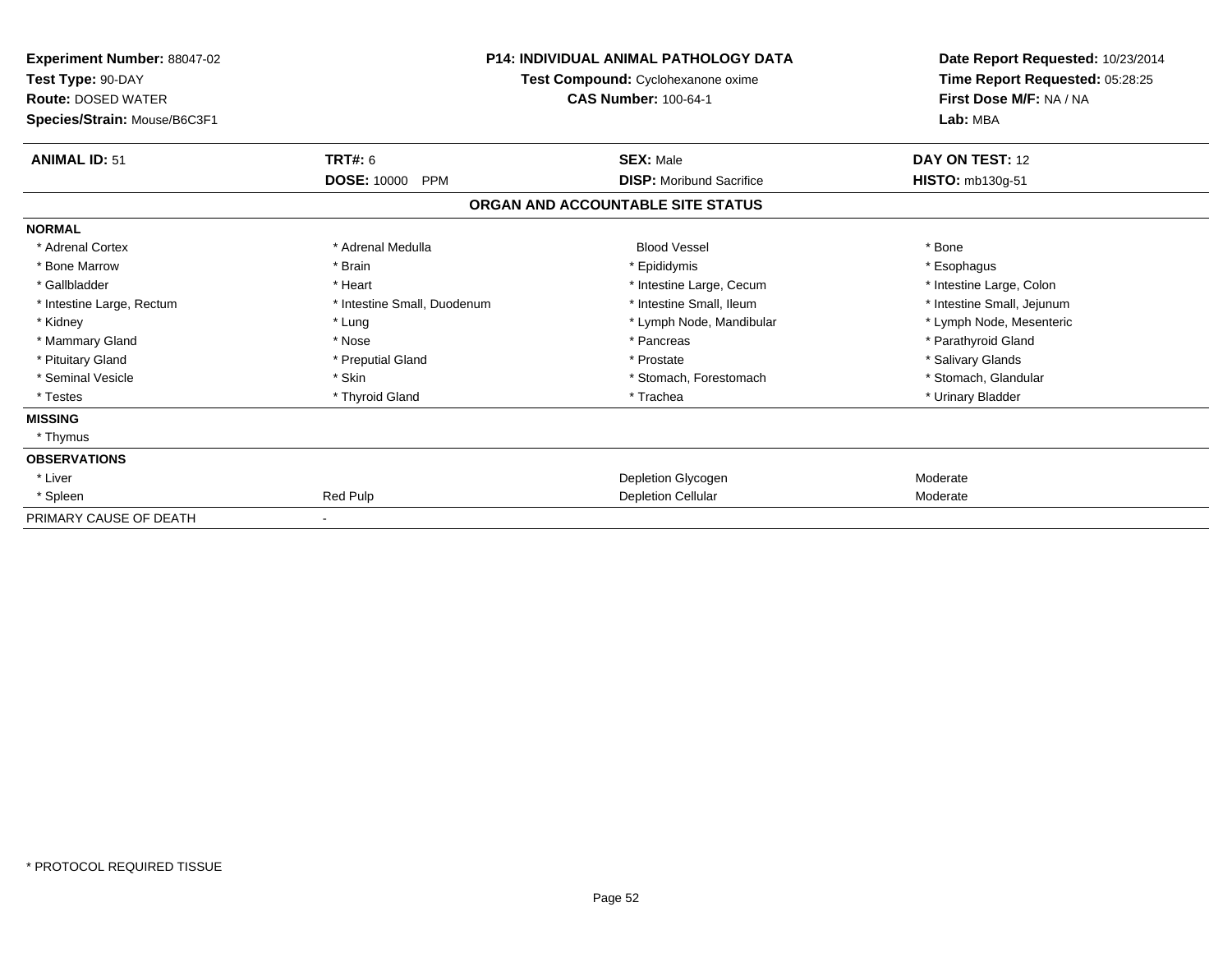**Experiment Number:** 88047-02
**Test Type:** 90-DAY
**Route:** DOSED WATER
**Species/Strain:** Mouse/B6C3F1

**P14: INDIVIDUAL ANIMAL PATHOLOGY DATA**
**Test Compound:** Cyclohexanone oxime
**CAS Number:** 100-64-1

**Date Report Requested:** 10/23/2014
**Time Report Requested:** 05:28:25
**First Dose M/F:** NA / NA
**Lab:** MBA

| | | | |
|---|---|---|---|
| **ANIMAL ID:** 51 | **TRT#:** 6 | **SEX:** Male | **DAY ON TEST:** 12 |
| | **DOSE:** 10000 PPM | **DISP:** Moribund Sacrifice | **HISTO:** mb130g-51 |

**ORGAN AND ACCOUNTABLE SITE STATUS**

**NORMAL**

| | | | |
|---|---|---|---|
| * Adrenal Cortex | * Adrenal Medulla | Blood Vessel | * Bone |
| * Bone Marrow | * Brain | * Epididymis | * Esophagus |
| * Gallbladder | * Heart | * Intestine Large, Cecum | * Intestine Large, Colon |
| * Intestine Large, Rectum | * Intestine Small, Duodenum | * Intestine Small, Ileum | * Intestine Small, Jejunum |
| * Kidney | * Lung | * Lymph Node, Mandibular | * Lymph Node, Mesenteric |
| * Mammary Gland | * Nose | * Pancreas | * Parathyroid Gland |
| * Pituitary Gland | * Preputial Gland | * Prostate | * Salivary Glands |
| * Seminal Vesicle | * Skin | * Stomach, Forestomach | * Stomach, Glandular |
| * Testes | * Thyroid Gland | * Trachea | * Urinary Bladder |

**MISSING**

* Thymus

**OBSERVATIONS**

| | | | |
|---|---|---|---|
| * Liver | | Depletion Glycogen | Moderate |
| * Spleen | Red Pulp | Depletion Cellular | Moderate |

PRIMARY CAUSE OF DEATH -

* PROTOCOL REQUIRED TISSUE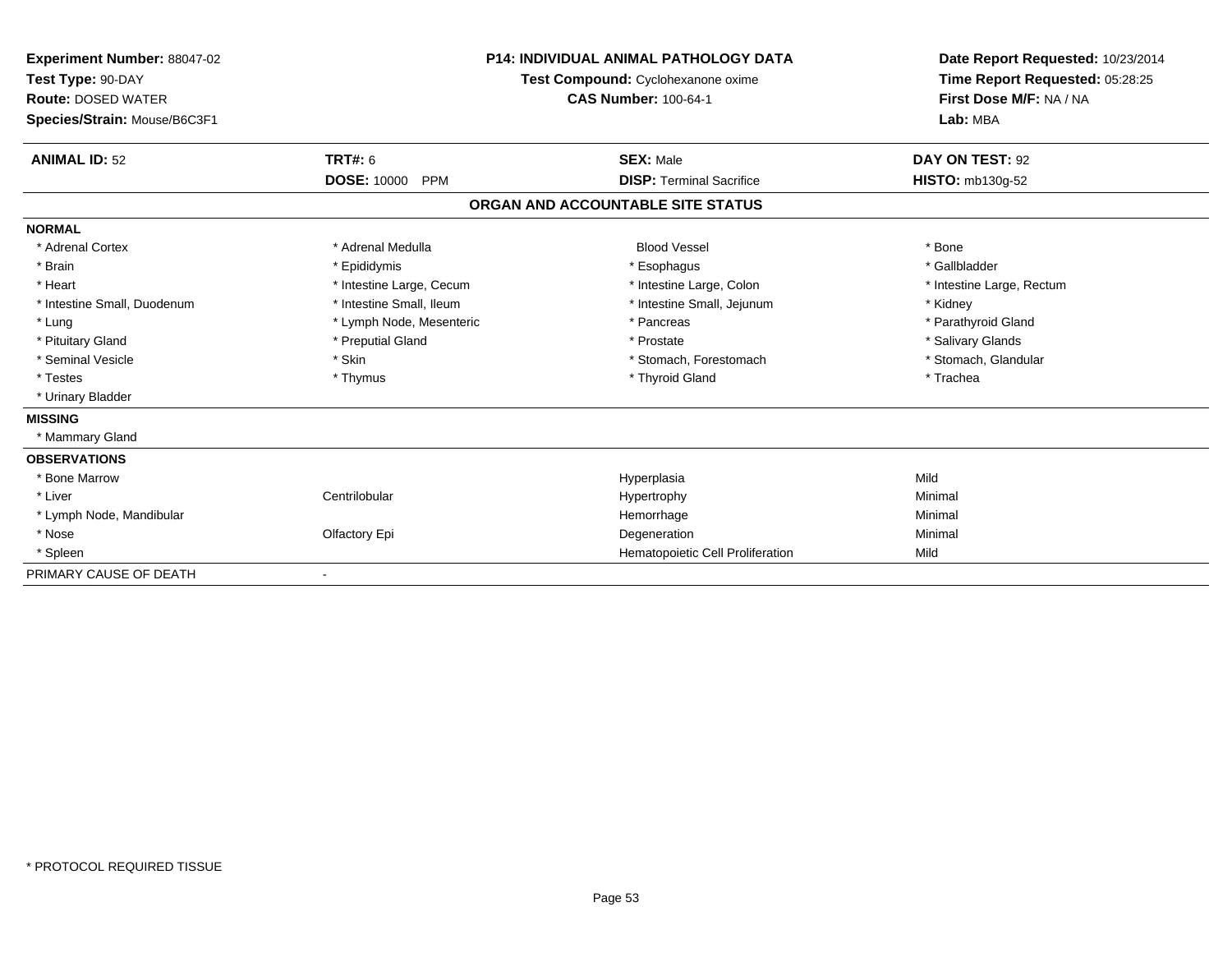**Experiment Number:** 88047-02
**Test Type:** 90-DAY
**Route:** DOSED WATER
**Species/Strain:** Mouse/B6C3F1

**P14: INDIVIDUAL ANIMAL PATHOLOGY DATA**
**Test Compound:** Cyclohexanone oxime
**CAS Number:** 100-64-1

**Date Report Requested:** 10/23/2014
**Time Report Requested:** 05:28:25
**First Dose M/F:** NA / NA
**Lab:** MBA

| **ANIMAL ID:** 52 | **TRT#:** 6 | **SEX:** Male | **DAY ON TEST:** 92 |
|---|---|---|---|
| | **DOSE:** 10000 PPM | **DISP:** Terminal Sacrifice | **HISTO:** mb130g-52 |

## ORGAN AND ACCOUNTABLE SITE STATUS

| | | | |
|---|---|---|---|
| **NORMAL** | | | |
| * Adrenal Cortex | * Adrenal Medulla | Blood Vessel | * Bone |
| * Brain | * Epididymis | * Esophagus | * Gallbladder |
| * Heart | * Intestine Large, Cecum | * Intestine Large, Colon | * Intestine Large, Rectum |
| * Intestine Small, Duodenum | * Intestine Small, Ileum | * Intestine Small, Jejunum | * Kidney |
| * Lung | * Lymph Node, Mesenteric | * Pancreas | * Parathyroid Gland |
| * Pituitary Gland | * Preputial Gland | * Prostate | * Salivary Glands |
| * Seminal Vesicle | * Skin | * Stomach, Forestomach | * Stomach, Glandular |
| * Testes | * Thymus | * Thyroid Gland | * Trachea |
| * Urinary Bladder | | | |
| **MISSING** | | | |
| * Mammary Gland | | | |
| **OBSERVATIONS** | | | |
| * Bone Marrow | | Hyperplasia | Mild |
| * Liver | Centrilobular | Hypertrophy | Minimal |
| * Lymph Node, Mandibular | | Hemorrhage | Minimal |
| * Nose | Olfactory Epi | Degeneration | Minimal |
| * Spleen | | Hematopoietic Cell Proliferation | Mild |
| PRIMARY CAUSE OF DEATH | - | | |

* PROTOCOL REQUIRED TISSUE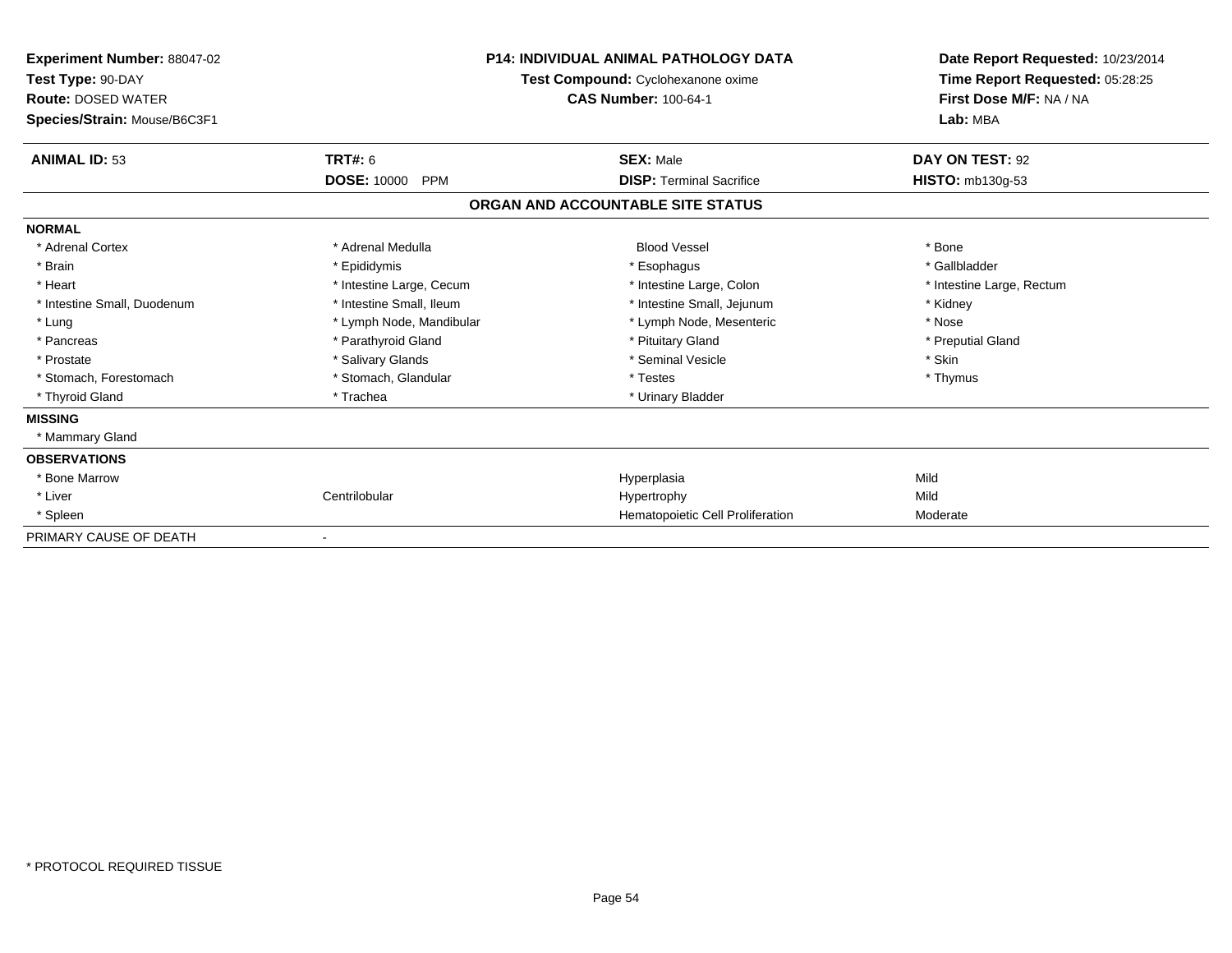**Experiment Number:** 88047-02
**Test Type:** 90-DAY
**Route:** DOSED WATER
**Species/Strain:** Mouse/B6C3F1

**P14: INDIVIDUAL ANIMAL PATHOLOGY DATA**
**Test Compound:** Cyclohexanone oxime
**CAS Number:** 100-64-1

**Date Report Requested:** 10/23/2014
**Time Report Requested:** 05:28:25
**First Dose M/F:** NA / NA
**Lab:** MBA

| **ANIMAL ID:** 53 | **TRT#:** 6 | **SEX:** Male | **DAY ON TEST:** 92 |
|---|---|---|---|
| | **DOSE:** 10000 PPM | **DISP:** Terminal Sacrifice | **HISTO:** mb130g-53 |

## ORGAN AND ACCOUNTABLE SITE STATUS

| | | | |
|---|---|---|---|
| **NORMAL** | | | |
| * Adrenal Cortex | * Adrenal Medulla | Blood Vessel | * Bone |
| * Brain | * Epididymis | * Esophagus | * Gallbladder |
| * Heart | * Intestine Large, Cecum | * Intestine Large, Colon | * Intestine Large, Rectum |
| * Intestine Small, Duodenum | * Intestine Small, Ileum | * Intestine Small, Jejunum | * Kidney |
| * Lung | * Lymph Node, Mandibular | * Lymph Node, Mesenteric | * Nose |
| * Pancreas | * Parathyroid Gland | * Pituitary Gland | * Preputial Gland |
| * Prostate | * Salivary Glands | * Seminal Vesicle | * Skin |
| * Stomach, Forestomach | * Stomach, Glandular | * Testes | * Thymus |
| * Thyroid Gland | * Trachea | * Urinary Bladder | |
| **MISSING** | | | |
| * Mammary Gland | | | |
| **OBSERVATIONS** | | | |
| * Bone Marrow | | Hyperplasia | Mild |
| * Liver | Centrilobular | Hypertrophy | Mild |
| * Spleen | | Hematopoietic Cell Proliferation | Moderate |
| PRIMARY CAUSE OF DEATH | - | | |

* PROTOCOL REQUIRED TISSUE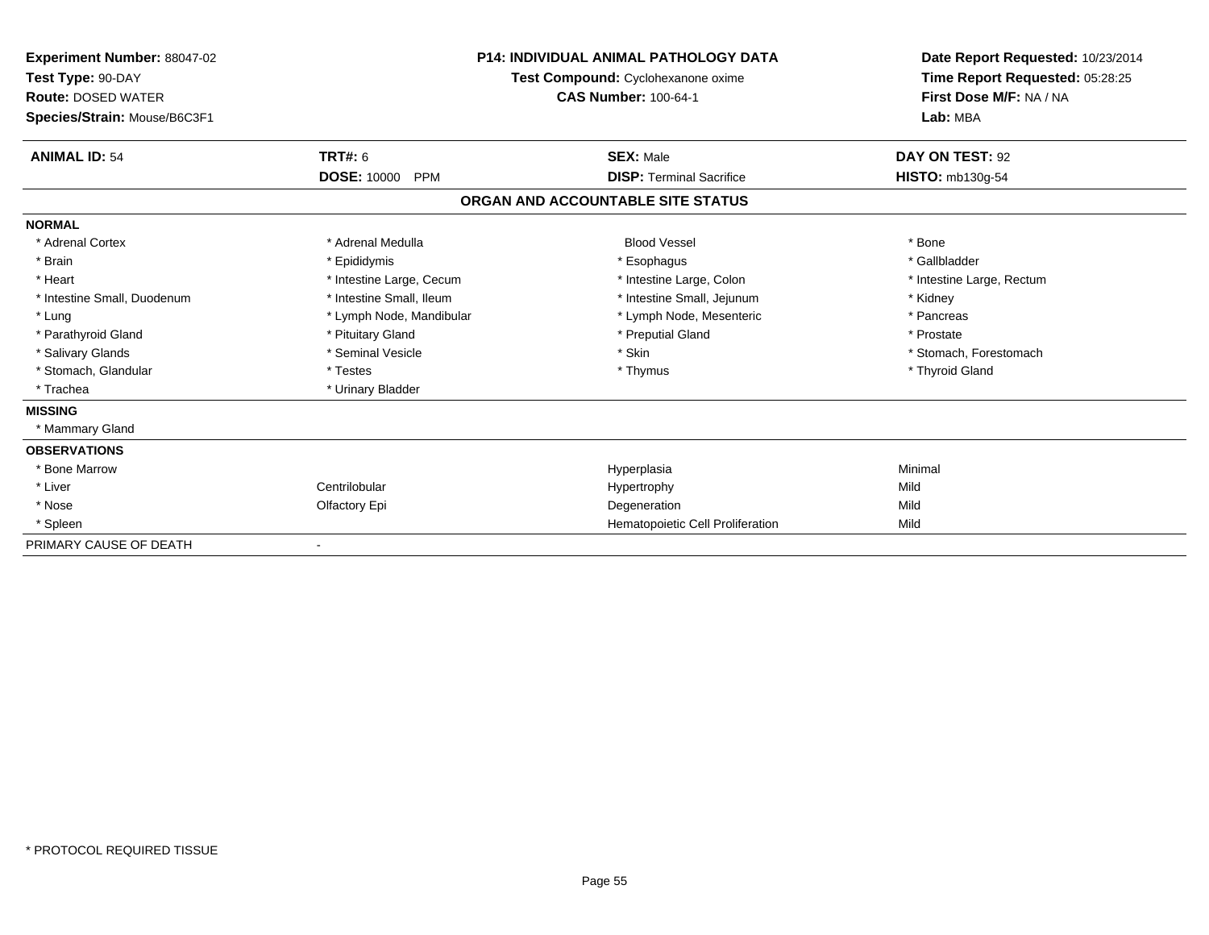**Experiment Number:** 88047-02
**Test Type:** 90-DAY
**Route:** DOSED WATER
**Species/Strain:** Mouse/B6C3F1

**P14: INDIVIDUAL ANIMAL PATHOLOGY DATA**
**Test Compound:** Cyclohexanone oxime
**CAS Number:** 100-64-1

**Date Report Requested:** 10/23/2014
**Time Report Requested:** 05:28:25
**First Dose M/F:** NA / NA
**Lab:** MBA

| **ANIMAL ID:** 54 | **TRT#:** 6 | **SEX:** Male | **DAY ON TEST:** 92 |
|---|---|---|---|
| | **DOSE:** 10000 PPM | **DISP:** Terminal Sacrifice | **HISTO:** mb130g-54 |

## ORGAN AND ACCOUNTABLE SITE STATUS

| | | | |
|---|---|---|---|
| **NORMAL** | | | |
| * Adrenal Cortex | * Adrenal Medulla | Blood Vessel | * Bone |
| * Brain | * Epididymis | * Esophagus | * Gallbladder |
| * Heart | * Intestine Large, Cecum | * Intestine Large, Colon | * Intestine Large, Rectum |
| * Intestine Small, Duodenum | * Intestine Small, Ileum | * Intestine Small, Jejunum | * Kidney |
| * Lung | * Lymph Node, Mandibular | * Lymph Node, Mesenteric | * Pancreas |
| * Parathyroid Gland | * Pituitary Gland | * Preputial Gland | * Prostate |
| * Salivary Glands | * Seminal Vesicle | * Skin | * Stomach, Forestomach |
| * Stomach, Glandular | * Testes | * Thymus | * Thyroid Gland |
| * Trachea | * Urinary Bladder | | |
| **MISSING** | | | |
| * Mammary Gland | | | |
| **OBSERVATIONS** | | | |
| * Bone Marrow | | Hyperplasia | Minimal |
| * Liver | Centrilobular | Hypertrophy | Mild |
| * Nose | Olfactory Epi | Degeneration | Mild |
| * Spleen | | Hematopoietic Cell Proliferation | Mild |
| PRIMARY CAUSE OF DEATH | - | | |

* PROTOCOL REQUIRED TISSUE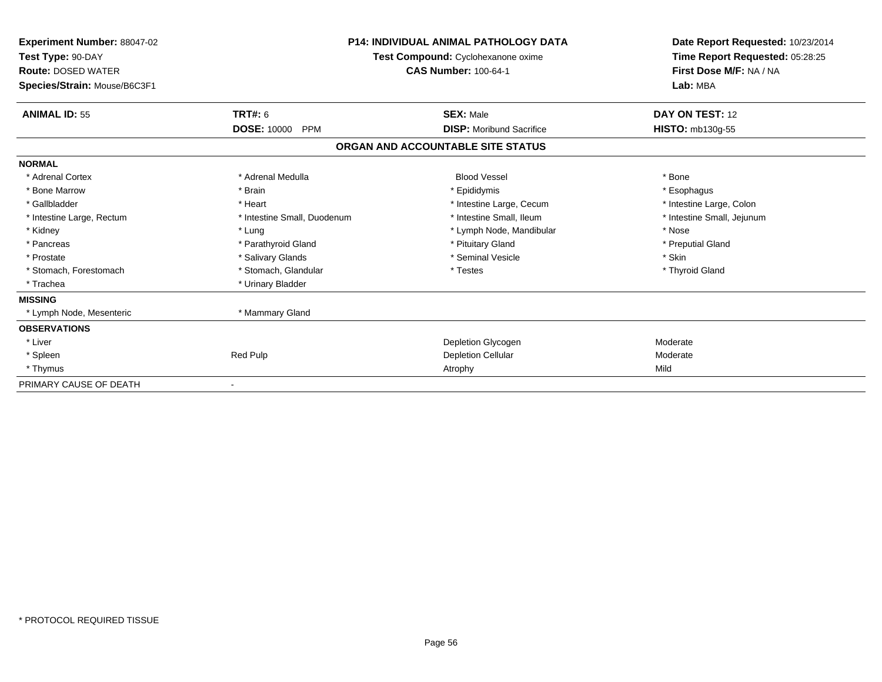**Experiment Number:** 88047-02
**Test Type:** 90-DAY
**Route:** DOSED WATER
**Species/Strain:** Mouse/B6C3F1

**P14: INDIVIDUAL ANIMAL PATHOLOGY DATA**
**Test Compound:** Cyclohexanone oxime
**CAS Number:** 100-64-1

**Date Report Requested:** 10/23/2014
**Time Report Requested:** 05:28:25
**First Dose M/F:** NA / NA
**Lab:** MBA

| | | | |
|---|---|---|---|
| **ANIMAL ID:** 55 | **TRT#:** 6 | **SEX:** Male | **DAY ON TEST:** 12 |
| | **DOSE:** 10000 PPM | **DISP:** Moribund Sacrifice | **HISTO:** mb130g-55 |

## ORGAN AND ACCOUNTABLE SITE STATUS

| | | | |
|---|---|---|---|
| **NORMAL** | | | |
| * Adrenal Cortex | * Adrenal Medulla | Blood Vessel | * Bone |
| * Bone Marrow | * Brain | * Epididymis | * Esophagus |
| * Gallbladder | * Heart | * Intestine Large, Cecum | * Intestine Large, Colon |
| * Intestine Large, Rectum | * Intestine Small, Duodenum | * Intestine Small, Ileum | * Intestine Small, Jejunum |
| * Kidney | * Lung | * Lymph Node, Mandibular | * Nose |
| * Pancreas | * Parathyroid Gland | * Pituitary Gland | * Preputial Gland |
| * Prostate | * Salivary Glands | * Seminal Vesicle | * Skin |
| * Stomach, Forestomach | * Stomach, Glandular | * Testes | * Thyroid Gland |
| * Trachea | * Urinary Bladder | | |
| **MISSING** | | | |
| * Lymph Node, Mesenteric | * Mammary Gland | | |
| **OBSERVATIONS** | | | |
| * Liver | | Depletion Glycogen | Moderate |
| * Spleen | Red Pulp | Depletion Cellular | Moderate |
| * Thymus | | Atrophy | Mild |
| PRIMARY CAUSE OF DEATH | - | | |

* PROTOCOL REQUIRED TISSUE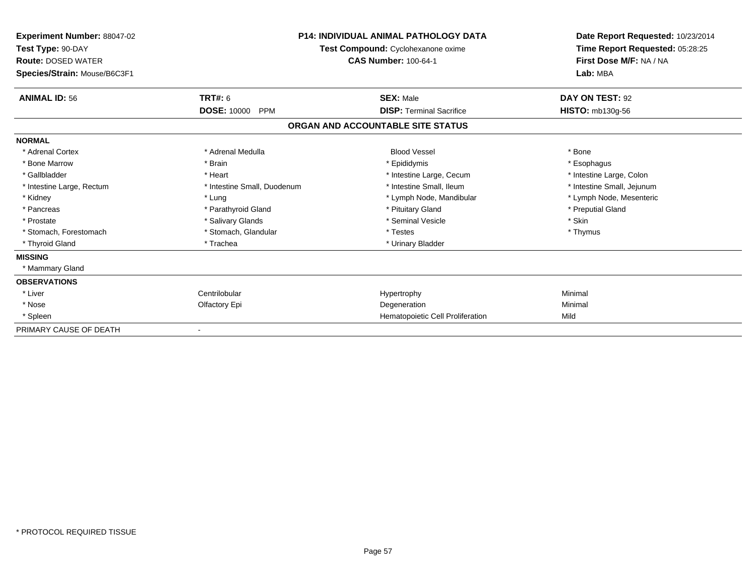**Experiment Number:** 88047-02
**Test Type:** 90-DAY
**Route:** DOSED WATER
**Species/Strain:** Mouse/B6C3F1

**P14: INDIVIDUAL ANIMAL PATHOLOGY DATA**
**Test Compound:** Cyclohexanone oxime
**CAS Number:** 100-64-1

**Date Report Requested:** 10/23/2014
**Time Report Requested:** 05:28:25
**First Dose M/F:** NA / NA
**Lab:** MBA

| **ANIMAL ID:** 56 | **TRT#:** 6 | **SEX:** Male | **DAY ON TEST:** 92 |
|---|---|---|---|
| | **DOSE:** 10000 PPM | **DISP:** Terminal Sacrifice | **HISTO:** mb130g-56 |

## ORGAN AND ACCOUNTABLE SITE STATUS

| | | | |
|---|---|---|---|
| **NORMAL** | | | |
| * Adrenal Cortex | * Adrenal Medulla | Blood Vessel | * Bone |
| * Bone Marrow | * Brain | * Epididymis | * Esophagus |
| * Gallbladder | * Heart | * Intestine Large, Cecum | * Intestine Large, Colon |
| * Intestine Large, Rectum | * Intestine Small, Duodenum | * Intestine Small, Ileum | * Intestine Small, Jejunum |
| * Kidney | * Lung | * Lymph Node, Mandibular | * Lymph Node, Mesenteric |
| * Pancreas | * Parathyroid Gland | * Pituitary Gland | * Preputial Gland |
| * Prostate | * Salivary Glands | * Seminal Vesicle | * Skin |
| * Stomach, Forestomach | * Stomach, Glandular | * Testes | * Thymus |
| * Thyroid Gland | * Trachea | * Urinary Bladder | |
| **MISSING** | | | |
| * Mammary Gland | | | |
| **OBSERVATIONS** | | | |
| * Liver | Centrilobular | Hypertrophy | Minimal |
| * Nose | Olfactory Epi | Degeneration | Minimal |
| * Spleen | | Hematopoietic Cell Proliferation | Mild |
| PRIMARY CAUSE OF DEATH | - | | |

\* PROTOCOL REQUIRED TISSUE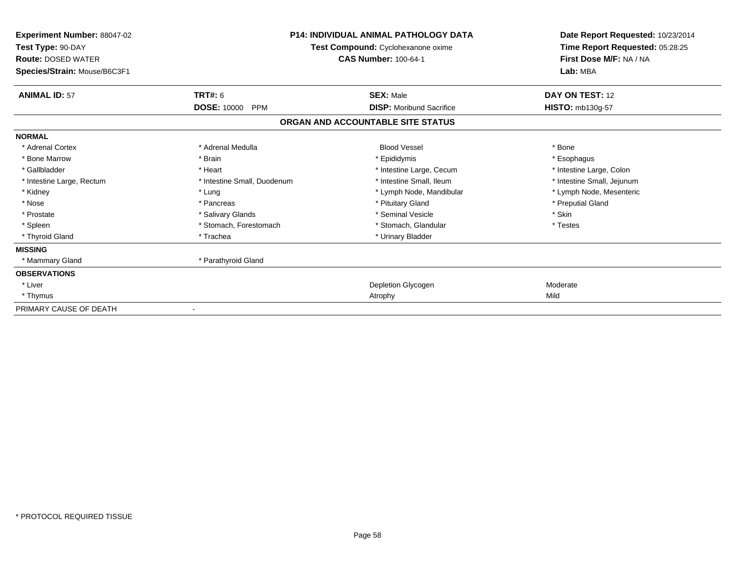**Experiment Number:** 88047-02
**Test Type:** 90-DAY
**Route:** DOSED WATER
**Species/Strain:** Mouse/B6C3F1

**P14: INDIVIDUAL ANIMAL PATHOLOGY DATA**
**Test Compound:** Cyclohexanone oxime
**CAS Number:** 100-64-1

**Date Report Requested:** 10/23/2014
**Time Report Requested:** 05:28:25
**First Dose M/F:** NA / NA
**Lab:** MBA

| **ANIMAL ID:** 57 | **TRT#:** 6 | **SEX:** Male | **DAY ON TEST:** 12 |
|---|---|---|---|
| | **DOSE:** 10000 PPM | **DISP:** Moribund Sacrifice | **HISTO:** mb130g-57 |

**ORGAN AND ACCOUNTABLE SITE STATUS**

| | | | |
|---|---|---|---|
| **NORMAL** | | | |
| * Adrenal Cortex | * Adrenal Medulla | Blood Vessel | * Bone |
| * Bone Marrow | * Brain | * Epididymis | * Esophagus |
| * Gallbladder | * Heart | * Intestine Large, Cecum | * Intestine Large, Colon |
| * Intestine Large, Rectum | * Intestine Small, Duodenum | * Intestine Small, Ileum | * Intestine Small, Jejunum |
| * Kidney | * Lung | * Lymph Node, Mandibular | * Lymph Node, Mesenteric |
| * Nose | * Pancreas | * Pituitary Gland | * Preputial Gland |
| * Prostate | * Salivary Glands | * Seminal Vesicle | * Skin |
| * Spleen | * Stomach, Forestomach | * Stomach, Glandular | * Testes |
| * Thyroid Gland | * Trachea | * Urinary Bladder | |
| **MISSING** | | | |
| * Mammary Gland | * Parathyroid Gland | | |
| **OBSERVATIONS** | | | |
| * Liver | | Depletion Glycogen | Moderate |
| * Thymus | | Atrophy | Mild |
| PRIMARY CAUSE OF DEATH | - | | |

\* PROTOCOL REQUIRED TISSUE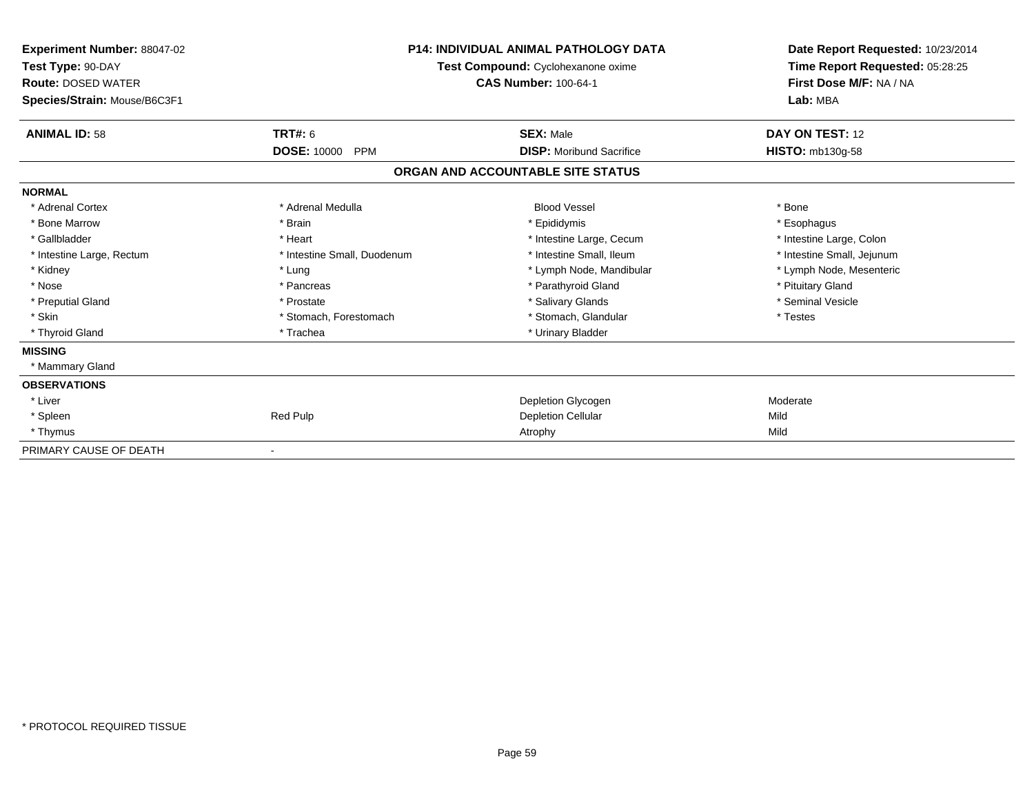**Experiment Number:** 88047-02
**Test Type:** 90-DAY
**Route:** DOSED WATER
**Species/Strain:** Mouse/B6C3F1

**P14: INDIVIDUAL ANIMAL PATHOLOGY DATA**
**Test Compound:** Cyclohexanone oxime
**CAS Number:** 100-64-1

**Date Report Requested:** 10/23/2014
**Time Report Requested:** 05:28:25
**First Dose M/F:** NA / NA
**Lab:** MBA

| | | | |
|---|---|---|---|
| **ANIMAL ID:** 58 | **TRT#:** 6 | **SEX:** Male | **DAY ON TEST:** 12 |
| | **DOSE:** 10000 PPM | **DISP:** Moribund Sacrifice | **HISTO:** mb130g-58 |

**ORGAN AND ACCOUNTABLE SITE STATUS**

| | | | |
|---|---|---|---|
| **NORMAL** | | | |
| * Adrenal Cortex | * Adrenal Medulla | Blood Vessel | * Bone |
| * Bone Marrow | * Brain | * Epididymis | * Esophagus |
| * Gallbladder | * Heart | * Intestine Large, Cecum | * Intestine Large, Colon |
| * Intestine Large, Rectum | * Intestine Small, Duodenum | * Intestine Small, Ileum | * Intestine Small, Jejunum |
| * Kidney | * Lung | * Lymph Node, Mandibular | * Lymph Node, Mesenteric |
| * Nose | * Pancreas | * Parathyroid Gland | * Pituitary Gland |
| * Preputial Gland | * Prostate | * Salivary Glands | * Seminal Vesicle |
| * Skin | * Stomach, Forestomach | * Stomach, Glandular | * Testes |
| * Thyroid Gland | * Trachea | * Urinary Bladder | |
| **MISSING** | | | |
| * Mammary Gland | | | |
| **OBSERVATIONS** | | | |
| * Liver | | Depletion Glycogen | Moderate |
| * Spleen | Red Pulp | Depletion Cellular | Mild |
| * Thymus | | Atrophy | Mild |
| PRIMARY CAUSE OF DEATH | - | | |

* PROTOCOL REQUIRED TISSUE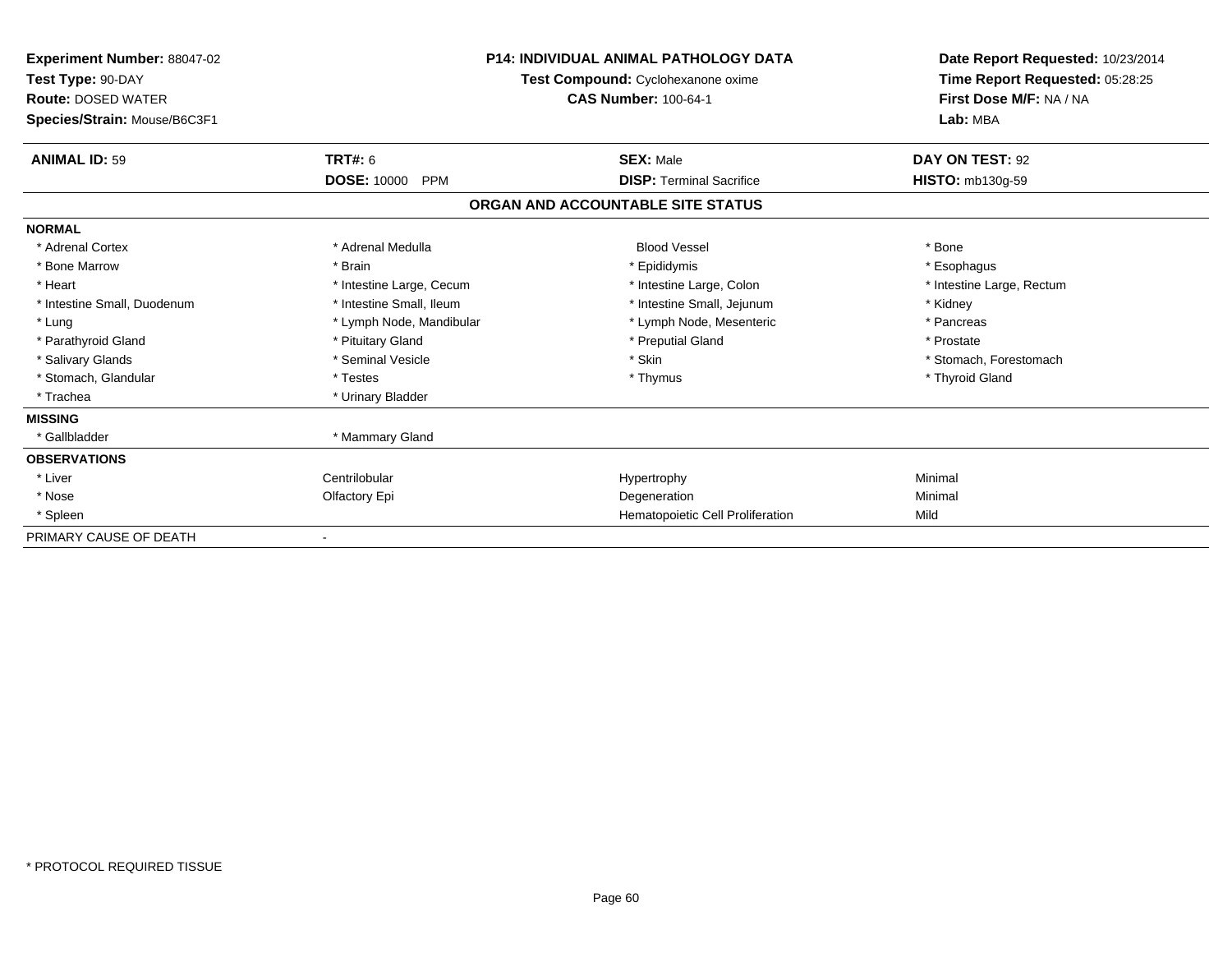**Experiment Number:** 88047-02
**Test Type:** 90-DAY
**Route:** DOSED WATER
**Species/Strain:** Mouse/B6C3F1

**P14: INDIVIDUAL ANIMAL PATHOLOGY DATA**
**Test Compound:** Cyclohexanone oxime
**CAS Number:** 100-64-1

**Date Report Requested:** 10/23/2014
**Time Report Requested:** 05:28:25
**First Dose M/F:** NA / NA
**Lab:** MBA

| **ANIMAL ID:** 59 | **TRT#:** 6 | **SEX:** Male | **DAY ON TEST:** 92 |
|---|---|---|---|
| | **DOSE:** 10000 PPM | **DISP:** Terminal Sacrifice | **HISTO:** mb130g-59 |

## ORGAN AND ACCOUNTABLE SITE STATUS

| | | | |
|---|---|---|---|
| **NORMAL** | | | |
| * Adrenal Cortex | * Adrenal Medulla | Blood Vessel | * Bone |
| * Bone Marrow | * Brain | * Epididymis | * Esophagus |
| * Heart | * Intestine Large, Cecum | * Intestine Large, Colon | * Intestine Large, Rectum |
| * Intestine Small, Duodenum | * Intestine Small, Ileum | * Intestine Small, Jejunum | * Kidney |
| * Lung | * Lymph Node, Mandibular | * Lymph Node, Mesenteric | * Pancreas |
| * Parathyroid Gland | * Pituitary Gland | * Preputial Gland | * Prostate |
| * Salivary Glands | * Seminal Vesicle | * Skin | * Stomach, Forestomach |
| * Stomach, Glandular | * Testes | * Thymus | * Thyroid Gland |
| * Trachea | * Urinary Bladder | | |
| **MISSING** | | | |
| * Gallbladder | * Mammary Gland | | |
| **OBSERVATIONS** | | | |
| * Liver | Centrilobular | Hypertrophy | Minimal |
| * Nose | Olfactory Epi | Degeneration | Minimal |
| * Spleen | | Hematopoietic Cell Proliferation | Mild |
| PRIMARY CAUSE OF DEATH | - | | |

* PROTOCOL REQUIRED TISSUE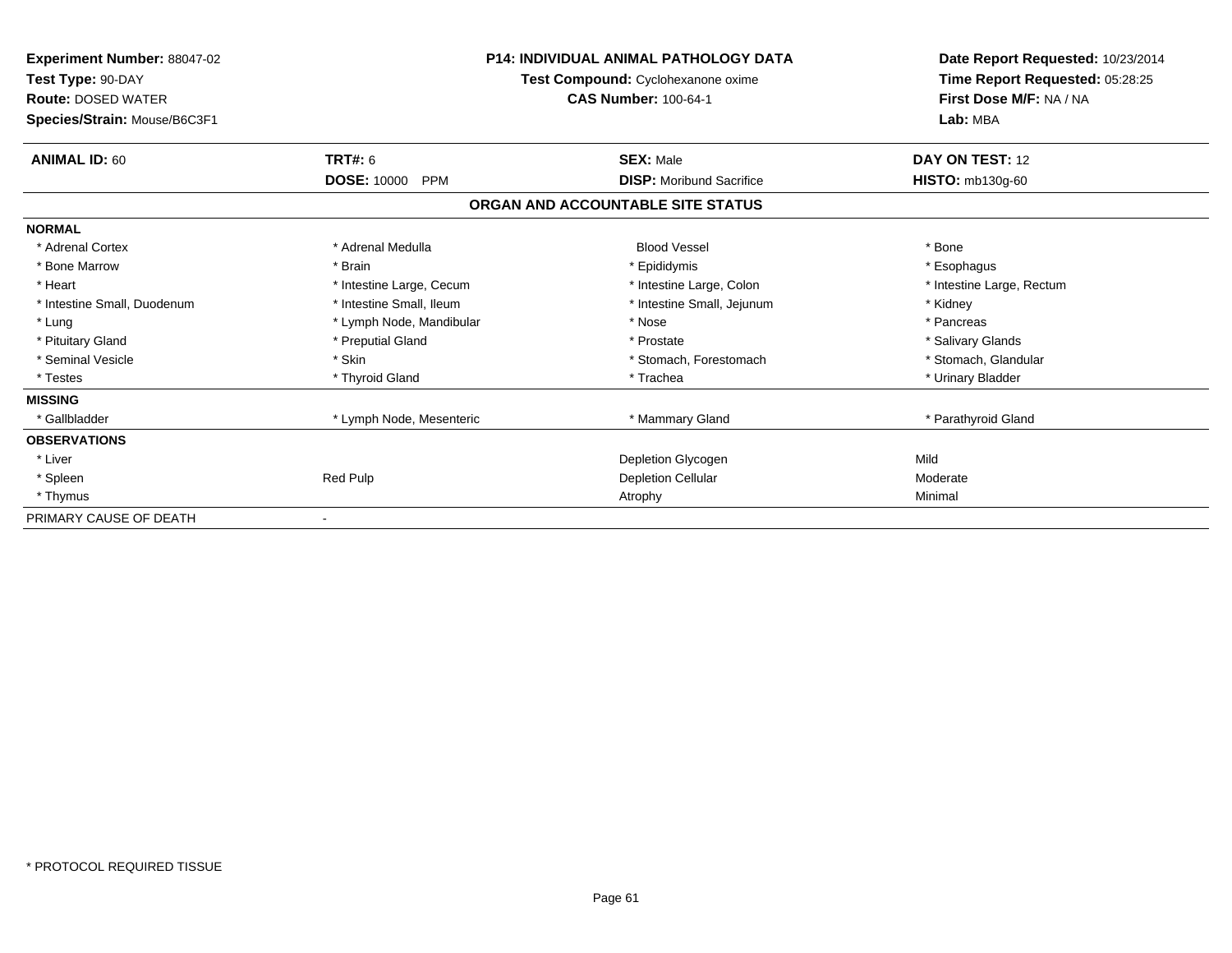**Experiment Number:** 88047-02
**Test Type:** 90-DAY
**Route:** DOSED WATER
**Species/Strain:** Mouse/B6C3F1

**P14: INDIVIDUAL ANIMAL PATHOLOGY DATA**
**Test Compound:** Cyclohexanone oxime
**CAS Number:** 100-64-1

**Date Report Requested:** 10/23/2014
**Time Report Requested:** 05:28:25
**First Dose M/F:** NA / NA
**Lab:** MBA

| **ANIMAL ID:** 60 | **TRT#:** 6 | **SEX:** Male | **DAY ON TEST:** 12 |
|---|---|---|---|
| | **DOSE:** 10000 PPM | **DISP:** Moribund Sacrifice | **HISTO:** mb130g-60 |

**ORGAN AND ACCOUNTABLE SITE STATUS**

| | | | |
|---|---|---|---|
| **NORMAL** | | | |
| * Adrenal Cortex | * Adrenal Medulla | Blood Vessel | * Bone |
| * Bone Marrow | * Brain | * Epididymis | * Esophagus |
| * Heart | * Intestine Large, Cecum | * Intestine Large, Colon | * Intestine Large, Rectum |
| * Intestine Small, Duodenum | * Intestine Small, Ileum | * Intestine Small, Jejunum | * Kidney |
| * Lung | * Lymph Node, Mandibular | * Nose | * Pancreas |
| * Pituitary Gland | * Preputial Gland | * Prostate | * Salivary Glands |
| * Seminal Vesicle | * Skin | * Stomach, Forestomach | * Stomach, Glandular |
| * Testes | * Thyroid Gland | * Trachea | * Urinary Bladder |
| **MISSING** | | | |
| * Gallbladder | * Lymph Node, Mesenteric | * Mammary Gland | * Parathyroid Gland |
| **OBSERVATIONS** | | | |
| * Liver | | Depletion Glycogen | Mild |
| * Spleen | Red Pulp | Depletion Cellular | Moderate |
| * Thymus | | Atrophy | Minimal |
| PRIMARY CAUSE OF DEATH | - | | |

* PROTOCOL REQUIRED TISSUE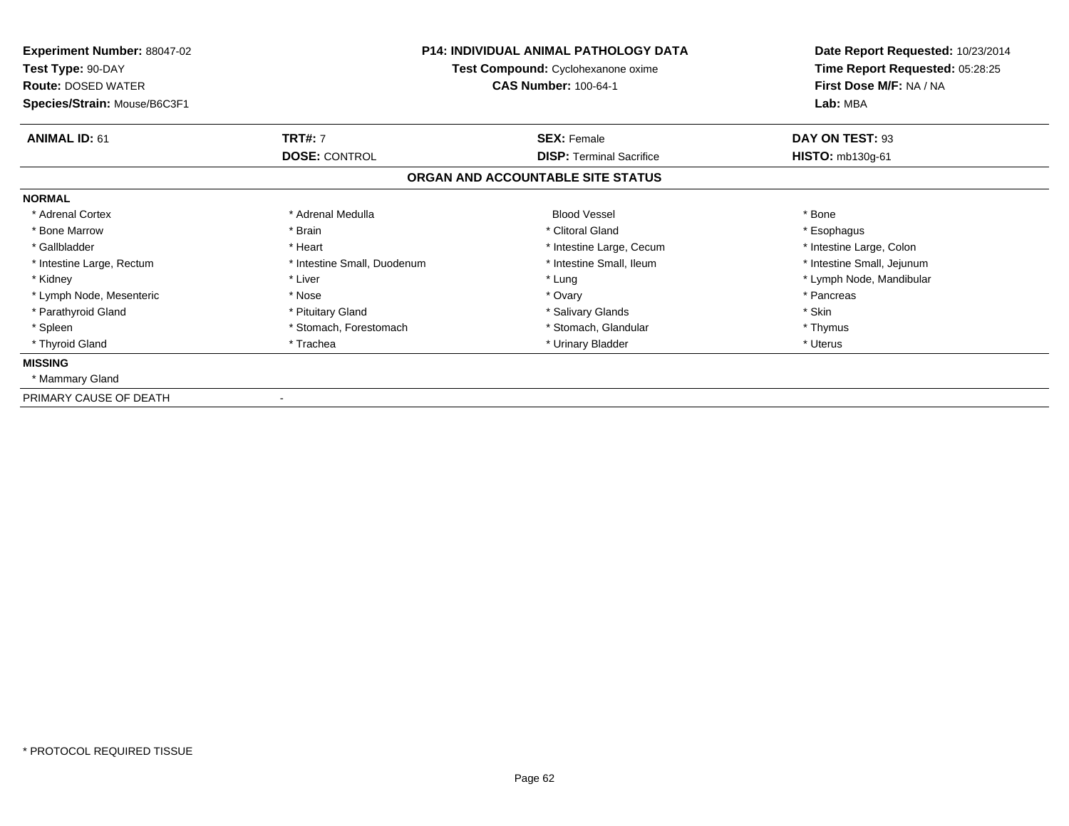**Experiment Number:** 88047-02
**Test Type:** 90-DAY
**Route:** DOSED WATER
**Species/Strain:** Mouse/B6C3F1

**P14: INDIVIDUAL ANIMAL PATHOLOGY DATA**
**Test Compound:** Cyclohexanone oxime
**CAS Number:** 100-64-1

**Date Report Requested:** 10/23/2014
**Time Report Requested:** 05:28:25
**First Dose M/F:** NA / NA
**Lab:** MBA

| **ANIMAL ID:** 61 | **TRT#:** 7 | **SEX:** Female | **DAY ON TEST:** 93 |
|---|---|---|---|
| | **DOSE:** CONTROL | **DISP:** Terminal Sacrifice | **HISTO:** mb130g-61 |

## ORGAN AND ACCOUNTABLE SITE STATUS

**NORMAL**

| | | | |
|---|---|---|---|
| * Adrenal Cortex | * Adrenal Medulla | Blood Vessel | * Bone |
| * Bone Marrow | * Brain | * Clitoral Gland | * Esophagus |
| * Gallbladder | * Heart | * Intestine Large, Cecum | * Intestine Large, Colon |
| * Intestine Large, Rectum | * Intestine Small, Duodenum | * Intestine Small, Ileum | * Intestine Small, Jejunum |
| * Kidney | * Liver | * Lung | * Lymph Node, Mandibular |
| * Lymph Node, Mesenteric | * Nose | * Ovary | * Pancreas |
| * Parathyroid Gland | * Pituitary Gland | * Salivary Glands | * Skin |
| * Spleen | * Stomach, Forestomach | * Stomach, Glandular | * Thymus |
| * Thyroid Gland | * Trachea | * Urinary Bladder | * Uterus |

**MISSING**

* Mammary Gland

PRIMARY CAUSE OF DEATH -

* PROTOCOL REQUIRED TISSUE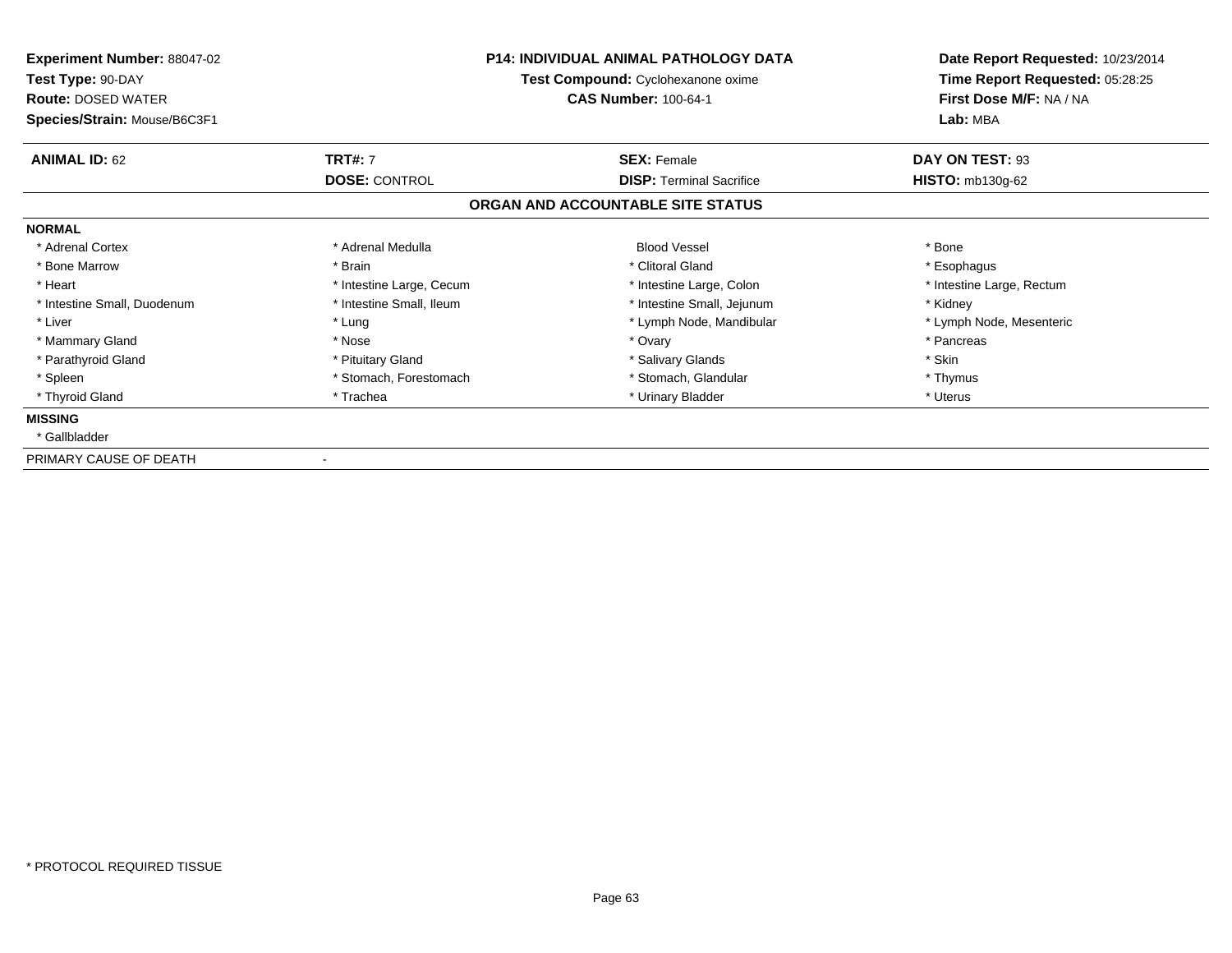**Experiment Number:** 88047-02
**Test Type:** 90-DAY
**Route:** DOSED WATER
**Species/Strain:** Mouse/B6C3F1

**P14: INDIVIDUAL ANIMAL PATHOLOGY DATA**
**Test Compound:** Cyclohexanone oxime
**CAS Number:** 100-64-1

**Date Report Requested:** 10/23/2014
**Time Report Requested:** 05:28:25
**First Dose M/F:** NA / NA
**Lab:** MBA

| **ANIMAL ID:** 62 | **TRT#:** 7 | **SEX:** Female | **DAY ON TEST:** 93 |
|---|---|---|---|
| | **DOSE:** CONTROL | **DISP:** Terminal Sacrifice | **HISTO:** mb130g-62 |

## ORGAN AND ACCOUNTABLE SITE STATUS

**NORMAL**

| | | | |
|---|---|---|---|
| * Adrenal Cortex | * Adrenal Medulla | Blood Vessel | * Bone |
| * Bone Marrow | * Brain | * Clitoral Gland | * Esophagus |
| * Heart | * Intestine Large, Cecum | * Intestine Large, Colon | * Intestine Large, Rectum |
| * Intestine Small, Duodenum | * Intestine Small, Ileum | * Intestine Small, Jejunum | * Kidney |
| * Liver | * Lung | * Lymph Node, Mandibular | * Lymph Node, Mesenteric |
| * Mammary Gland | * Nose | * Ovary | * Pancreas |
| * Parathyroid Gland | * Pituitary Gland | * Salivary Glands | * Skin |
| * Spleen | * Stomach, Forestomach | * Stomach, Glandular | * Thymus |
| * Thyroid Gland | * Trachea | * Urinary Bladder | * Uterus |

**MISSING**

* Gallbladder

PRIMARY CAUSE OF DEATH -

* PROTOCOL REQUIRED TISSUE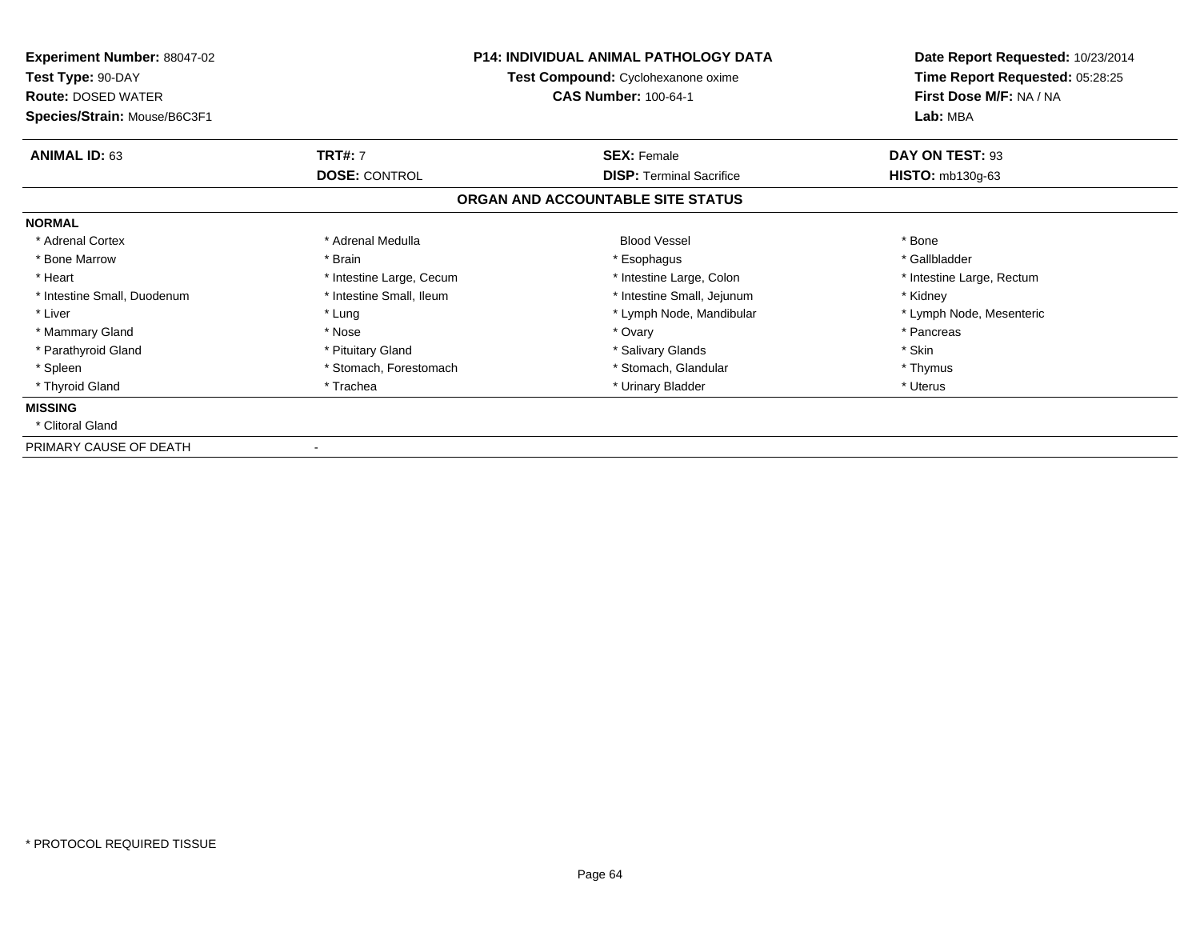**Experiment Number:** 88047-02
**Test Type:** 90-DAY
**Route:** DOSED WATER
**Species/Strain:** Mouse/B6C3F1

**P14: INDIVIDUAL ANIMAL PATHOLOGY DATA**
**Test Compound:** Cyclohexanone oxime
**CAS Number:** 100-64-1

**Date Report Requested:** 10/23/2014
**Time Report Requested:** 05:28:25
**First Dose M/F:** NA / NA
**Lab:** MBA

| **ANIMAL ID:** 63 | **TRT#:** 7 | **SEX:** Female | **DAY ON TEST:** 93 |
|---|---|---|---|
| | **DOSE:** CONTROL | **DISP:** Terminal Sacrifice | **HISTO:** mb130g-63 |

**ORGAN AND ACCOUNTABLE SITE STATUS**

**NORMAL**

| | | | |
|---|---|---|---|
| * Adrenal Cortex | * Adrenal Medulla | Blood Vessel | * Bone |
| * Bone Marrow | * Brain | * Esophagus | * Gallbladder |
| * Heart | * Intestine Large, Cecum | * Intestine Large, Colon | * Intestine Large, Rectum |
| * Intestine Small, Duodenum | * Intestine Small, Ileum | * Intestine Small, Jejunum | * Kidney |
| * Liver | * Lung | * Lymph Node, Mandibular | * Lymph Node, Mesenteric |
| * Mammary Gland | * Nose | * Ovary | * Pancreas |
| * Parathyroid Gland | * Pituitary Gland | * Salivary Glands | * Skin |
| * Spleen | * Stomach, Forestomach | * Stomach, Glandular | * Thymus |
| * Thyroid Gland | * Trachea | * Urinary Bladder | * Uterus |

**MISSING**

* Clitoral Gland

PRIMARY CAUSE OF DEATH -

* PROTOCOL REQUIRED TISSUE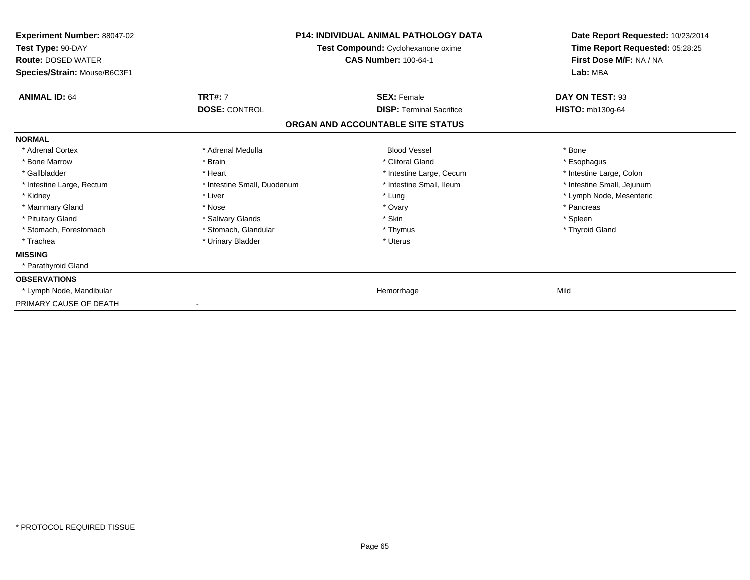**Experiment Number:** 88047-02
**Test Type:** 90-DAY
**Route:** DOSED WATER
**Species/Strain:** Mouse/B6C3F1

**P14: INDIVIDUAL ANIMAL PATHOLOGY DATA**
**Test Compound:** Cyclohexanone oxime
**CAS Number:** 100-64-1

**Date Report Requested:** 10/23/2014
**Time Report Requested:** 05:28:25
**First Dose M/F:** NA / NA
**Lab:** MBA

| **ANIMAL ID:** 64 | **TRT#:** 7 | **SEX:** Female | **DAY ON TEST:** 93 |
|---|---|---|---|
| | **DOSE:** CONTROL | **DISP:** Terminal Sacrifice | **HISTO:** mb130g-64 |

**ORGAN AND ACCOUNTABLE SITE STATUS**

| | | | |
|---|---|---|---|
| **NORMAL** | | | |
| * Adrenal Cortex | * Adrenal Medulla | Blood Vessel | * Bone |
| * Bone Marrow | * Brain | * Clitoral Gland | * Esophagus |
| * Gallbladder | * Heart | * Intestine Large, Cecum | * Intestine Large, Colon |
| * Intestine Large, Rectum | * Intestine Small, Duodenum | * Intestine Small, Ileum | * Intestine Small, Jejunum |
| * Kidney | * Liver | * Lung | * Lymph Node, Mesenteric |
| * Mammary Gland | * Nose | * Ovary | * Pancreas |
| * Pituitary Gland | * Salivary Glands | * Skin | * Spleen |
| * Stomach, Forestomach | * Stomach, Glandular | * Thymus | * Thyroid Gland |
| * Trachea | * Urinary Bladder | * Uterus | |
| **MISSING** | | | |
| * Parathyroid Gland | | | |
| **OBSERVATIONS** | | | |
| * Lymph Node, Mandibular | | Hemorrhage | Mild |
| PRIMARY CAUSE OF DEATH | - | | |

* PROTOCOL REQUIRED TISSUE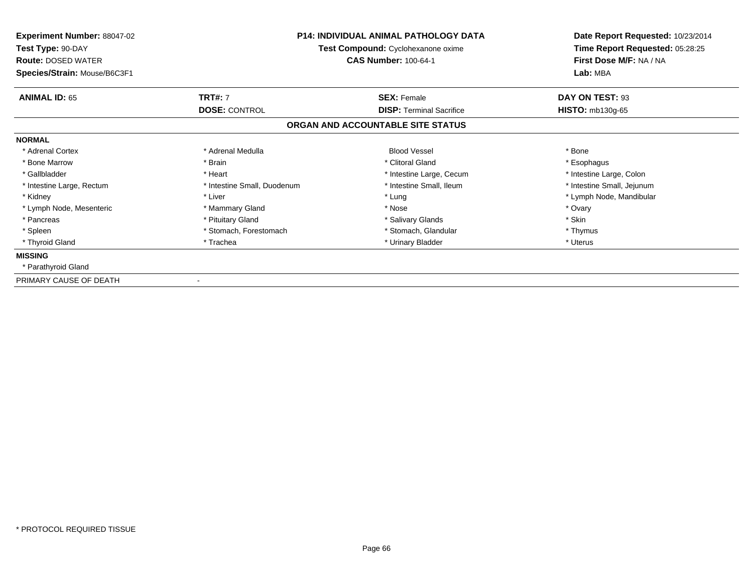**Experiment Number:** 88047-02
**Test Type:** 90-DAY
**Route:** DOSED WATER
**Species/Strain:** Mouse/B6C3F1

**P14: INDIVIDUAL ANIMAL PATHOLOGY DATA**
**Test Compound:** Cyclohexanone oxime
**CAS Number:** 100-64-1

**Date Report Requested:** 10/23/2014
**Time Report Requested:** 05:28:25
**First Dose M/F:** NA / NA
**Lab:** MBA

| **ANIMAL ID:** 65 | **TRT#:** 7 | **SEX:** Female | **DAY ON TEST:** 93 |
|---|---|---|---|
| | **DOSE:** CONTROL | **DISP:** Terminal Sacrifice | **HISTO:** mb130g-65 |

## ORGAN AND ACCOUNTABLE SITE STATUS

**NORMAL**

| | | | |
|---|---|---|---|
| * Adrenal Cortex | * Adrenal Medulla | Blood Vessel | * Bone |
| * Bone Marrow | * Brain | * Clitoral Gland | * Esophagus |
| * Gallbladder | * Heart | * Intestine Large, Cecum | * Intestine Large, Colon |
| * Intestine Large, Rectum | * Intestine Small, Duodenum | * Intestine Small, Ileum | * Intestine Small, Jejunum |
| * Kidney | * Liver | * Lung | * Lymph Node, Mandibular |
| * Lymph Node, Mesenteric | * Mammary Gland | * Nose | * Ovary |
| * Pancreas | * Pituitary Gland | * Salivary Glands | * Skin |
| * Spleen | * Stomach, Forestomach | * Stomach, Glandular | * Thymus |
| * Thyroid Gland | * Trachea | * Urinary Bladder | * Uterus |

**MISSING**

* Parathyroid Gland

PRIMARY CAUSE OF DEATH -

* PROTOCOL REQUIRED TISSUE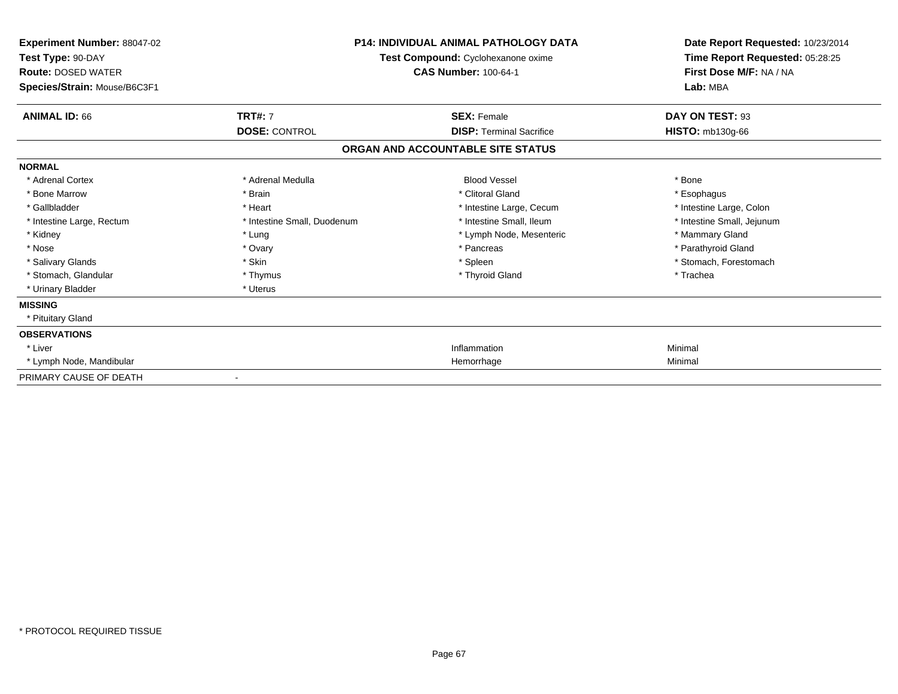**Experiment Number:** 88047-02
**Test Type:** 90-DAY
**Route:** DOSED WATER
**Species/Strain:** Mouse/B6C3F1

**P14: INDIVIDUAL ANIMAL PATHOLOGY DATA**
**Test Compound:** Cyclohexanone oxime
**CAS Number:** 100-64-1

**Date Report Requested:** 10/23/2014
**Time Report Requested:** 05:28:25
**First Dose M/F:** NA / NA
**Lab:** MBA

| **ANIMAL ID:** 66 | **TRT#:** 7 | **SEX:** Female | **DAY ON TEST:** 93 |
|---|---|---|---|
| | **DOSE:** CONTROL | **DISP:** Terminal Sacrifice | **HISTO:** mb130g-66 |

## ORGAN AND ACCOUNTABLE SITE STATUS

**NORMAL**

| | | | |
|---|---|---|---|
| * Adrenal Cortex | * Adrenal Medulla | Blood Vessel | * Bone |
| * Bone Marrow | * Brain | * Clitoral Gland | * Esophagus |
| * Gallbladder | * Heart | * Intestine Large, Cecum | * Intestine Large, Colon |
| * Intestine Large, Rectum | * Intestine Small, Duodenum | * Intestine Small, Ileum | * Intestine Small, Jejunum |
| * Kidney | * Lung | * Lymph Node, Mesenteric | * Mammary Gland |
| * Nose | * Ovary | * Pancreas | * Parathyroid Gland |
| * Salivary Glands | * Skin | * Spleen | * Stomach, Forestomach |
| * Stomach, Glandular | * Thymus | * Thyroid Gland | * Trachea |
| * Urinary Bladder | * Uterus | | |

**MISSING**

* Pituitary Gland

**OBSERVATIONS**

| | | |
|---|---|---|
| * Liver | Inflammation | Minimal |
| * Lymph Node, Mandibular | Hemorrhage | Minimal |

PRIMARY CAUSE OF DEATH -

* PROTOCOL REQUIRED TISSUE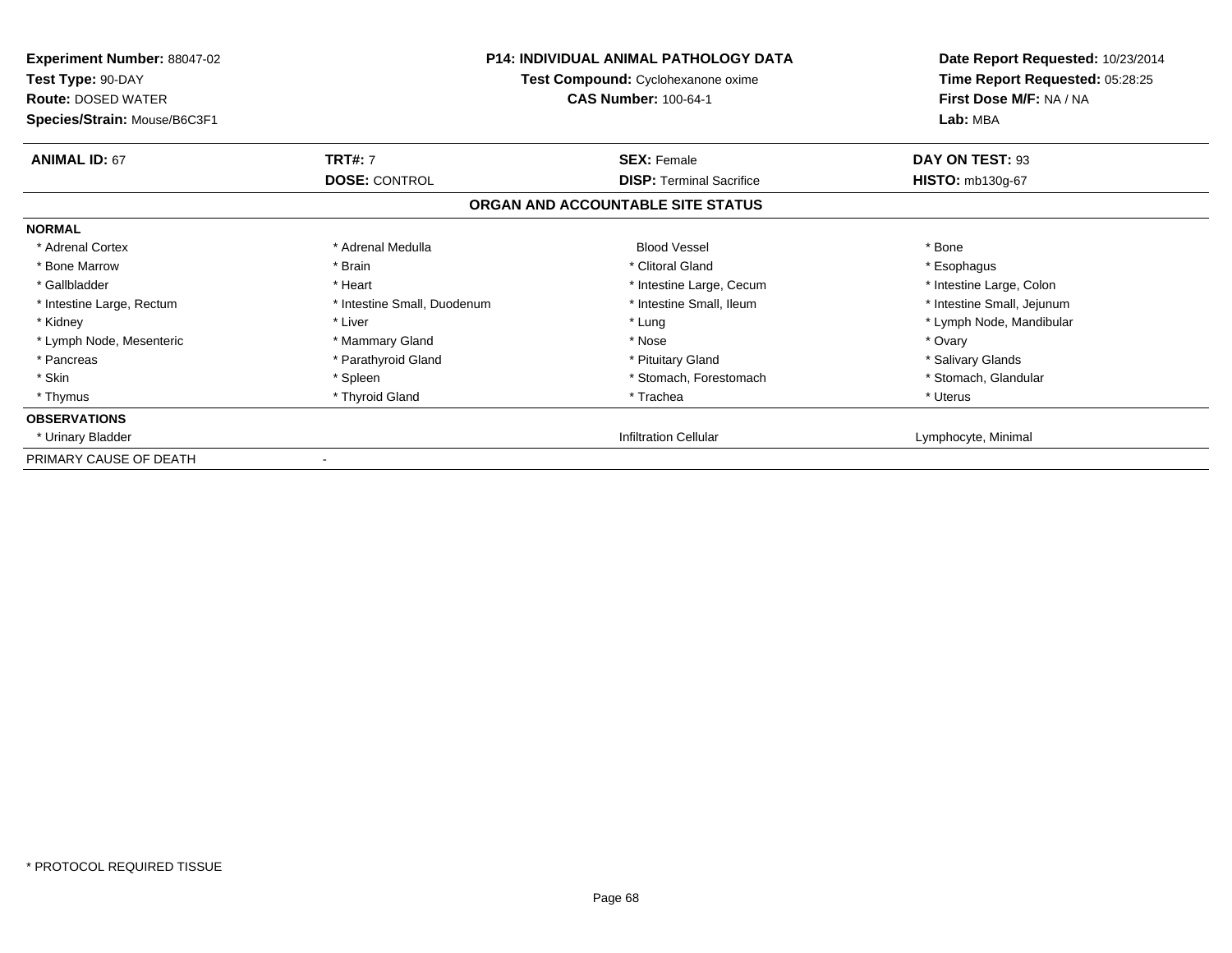**Experiment Number:** 88047-02
**Test Type:** 90-DAY
**Route:** DOSED WATER
**Species/Strain:** Mouse/B6C3F1

**P14: INDIVIDUAL ANIMAL PATHOLOGY DATA**
**Test Compound:** Cyclohexanone oxime
**CAS Number:** 100-64-1

**Date Report Requested:** 10/23/2014
**Time Report Requested:** 05:28:25
**First Dose M/F:** NA / NA
**Lab:** MBA

| | | | |
|---|---|---|---|
| **ANIMAL ID:** 67 | **TRT#:** 7 | **SEX:** Female | **DAY ON TEST:** 93 |
| | **DOSE:** CONTROL | **DISP:** Terminal Sacrifice | **HISTO:** mb130g-67 |

**ORGAN AND ACCOUNTABLE SITE STATUS**

| | | | |
|---|---|---|---|
| **NORMAL** | | | |
| * Adrenal Cortex | * Adrenal Medulla | Blood Vessel | * Bone |
| * Bone Marrow | * Brain | * Clitoral Gland | * Esophagus |
| * Gallbladder | * Heart | * Intestine Large, Cecum | * Intestine Large, Colon |
| * Intestine Large, Rectum | * Intestine Small, Duodenum | * Intestine Small, Ileum | * Intestine Small, Jejunum |
| * Kidney | * Liver | * Lung | * Lymph Node, Mandibular |
| * Lymph Node, Mesenteric | * Mammary Gland | * Nose | * Ovary |
| * Pancreas | * Parathyroid Gland | * Pituitary Gland | * Salivary Glands |
| * Skin | * Spleen | * Stomach, Forestomach | * Stomach, Glandular |
| * Thymus | * Thyroid Gland | * Trachea | * Uterus |
| **OBSERVATIONS** | | | |
| * Urinary Bladder | | Infiltration Cellular | Lymphocyte, Minimal |
| PRIMARY CAUSE OF DEATH | - | | |

* PROTOCOL REQUIRED TISSUE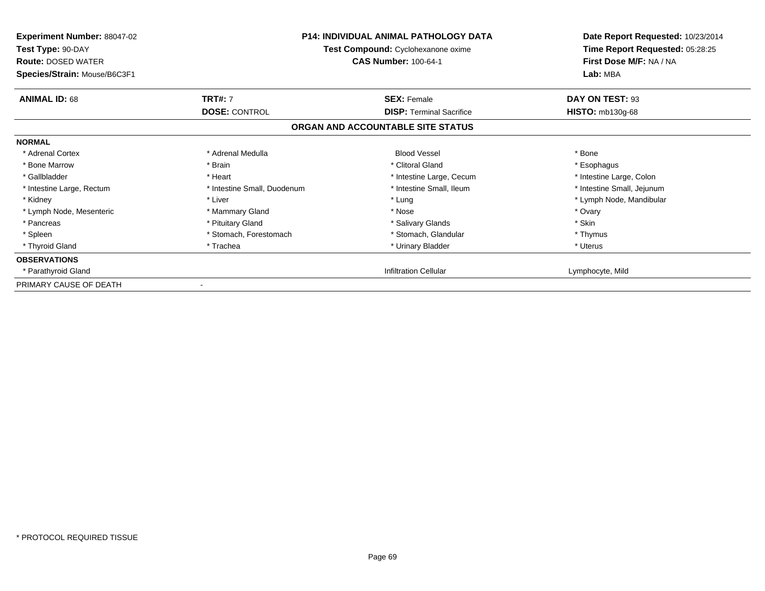**Experiment Number:** 88047-02
**Test Type:** 90-DAY
**Route:** DOSED WATER
**Species/Strain:** Mouse/B6C3F1

**P14: INDIVIDUAL ANIMAL PATHOLOGY DATA**
**Test Compound:** Cyclohexanone oxime
**CAS Number:** 100-64-1

**Date Report Requested:** 10/23/2014
**Time Report Requested:** 05:28:25
**First Dose M/F:** NA / NA
**Lab:** MBA

| **ANIMAL ID:** 68 | **TRT#:** 7 | **SEX:** Female | **DAY ON TEST:** 93 |
|---|---|---|---|
| | **DOSE:** CONTROL | **DISP:** Terminal Sacrifice | **HISTO:** mb130g-68 |

## ORGAN AND ACCOUNTABLE SITE STATUS

| | | | |
|---|---|---|---|
| **NORMAL** | | | |
| * Adrenal Cortex | * Adrenal Medulla | Blood Vessel | * Bone |
| * Bone Marrow | * Brain | * Clitoral Gland | * Esophagus |
| * Gallbladder | * Heart | * Intestine Large, Cecum | * Intestine Large, Colon |
| * Intestine Large, Rectum | * Intestine Small, Duodenum | * Intestine Small, Ileum | * Intestine Small, Jejunum |
| * Kidney | * Liver | * Lung | * Lymph Node, Mandibular |
| * Lymph Node, Mesenteric | * Mammary Gland | * Nose | * Ovary |
| * Pancreas | * Pituitary Gland | * Salivary Glands | * Skin |
| * Spleen | * Stomach, Forestomach | * Stomach, Glandular | * Thymus |
| * Thyroid Gland | * Trachea | * Urinary Bladder | * Uterus |
| **OBSERVATIONS** | | | |
| * Parathyroid Gland | | Infiltration Cellular | Lymphocyte, Mild |
| PRIMARY CAUSE OF DEATH | - | | |

* PROTOCOL REQUIRED TISSUE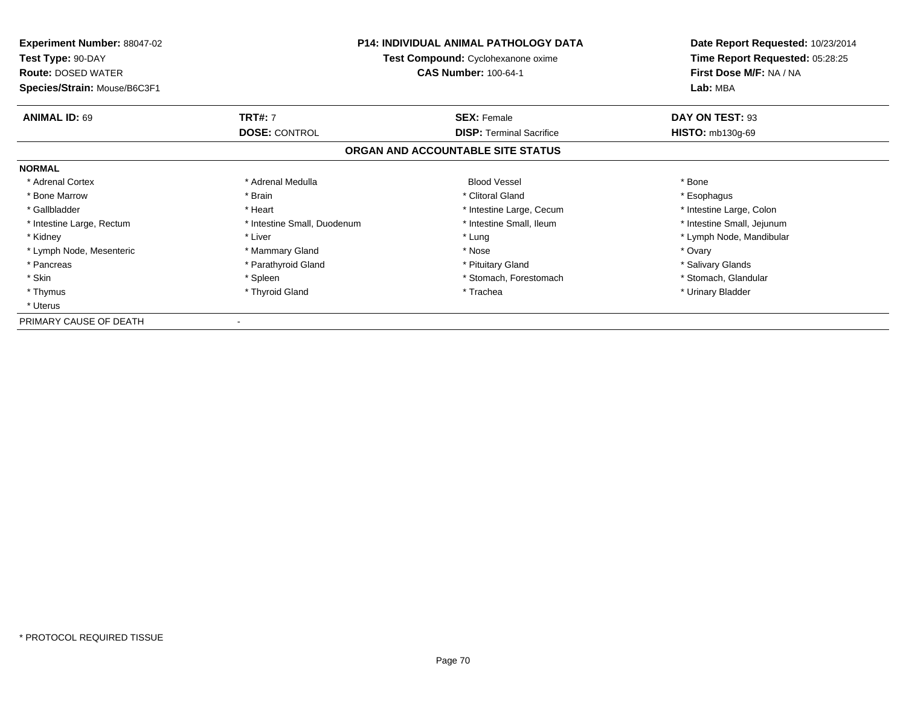**Experiment Number:** 88047-02
**Test Type:** 90-DAY
**Route:** DOSED WATER
**Species/Strain:** Mouse/B6C3F1

**P14: INDIVIDUAL ANIMAL PATHOLOGY DATA**
**Test Compound:** Cyclohexanone oxime
**CAS Number:** 100-64-1

**Date Report Requested:** 10/23/2014
**Time Report Requested:** 05:28:25
**First Dose M/F:** NA / NA
**Lab:** MBA

| | | | |
|---|---|---|---|
| **ANIMAL ID:** 69 | **TRT#:** 7 | **SEX:** Female | **DAY ON TEST:** 93 |
| | **DOSE:** CONTROL | **DISP:** Terminal Sacrifice | **HISTO:** mb130g-69 |

## ORGAN AND ACCOUNTABLE SITE STATUS

**NORMAL**

| | | | |
|---|---|---|---|
| * Adrenal Cortex | * Adrenal Medulla | Blood Vessel | * Bone |
| * Bone Marrow | * Brain | * Clitoral Gland | * Esophagus |
| * Gallbladder | * Heart | * Intestine Large, Cecum | * Intestine Large, Colon |
| * Intestine Large, Rectum | * Intestine Small, Duodenum | * Intestine Small, Ileum | * Intestine Small, Jejunum |
| * Kidney | * Liver | * Lung | * Lymph Node, Mandibular |
| * Lymph Node, Mesenteric | * Mammary Gland | * Nose | * Ovary |
| * Pancreas | * Parathyroid Gland | * Pituitary Gland | * Salivary Glands |
| * Skin | * Spleen | * Stomach, Forestomach | * Stomach, Glandular |
| * Thymus | * Thyroid Gland | * Trachea | * Urinary Bladder |
| * Uterus | | | |

PRIMARY CAUSE OF DEATH -

* PROTOCOL REQUIRED TISSUE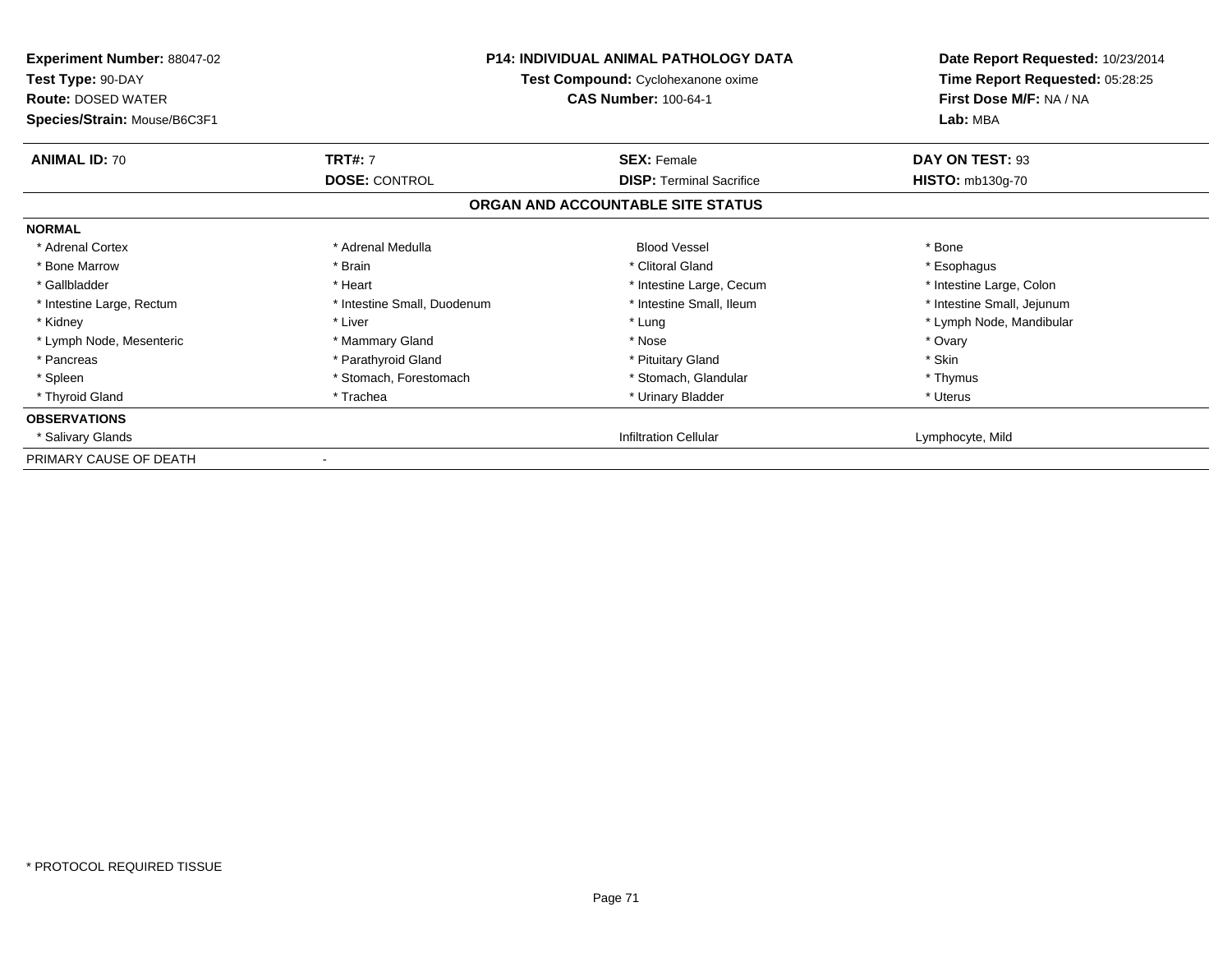**Experiment Number:** 88047-02
**Test Type:** 90-DAY
**Route:** DOSED WATER
**Species/Strain:** Mouse/B6C3F1

**P14: INDIVIDUAL ANIMAL PATHOLOGY DATA**
**Test Compound:** Cyclohexanone oxime
**CAS Number:** 100-64-1

**Date Report Requested:** 10/23/2014
**Time Report Requested:** 05:28:25
**First Dose M/F:** NA / NA
**Lab:** MBA

| **ANIMAL ID:** 70 | **TRT#:** 7 | **SEX:** Female | **DAY ON TEST:** 93 |
|---|---|---|---|
| | **DOSE:** CONTROL | **DISP:** Terminal Sacrifice | **HISTO:** mb130g-70 |

**ORGAN AND ACCOUNTABLE SITE STATUS**

| | | | |
|---|---|---|---|
| **NORMAL** | | | |
| * Adrenal Cortex | * Adrenal Medulla | Blood Vessel | * Bone |
| * Bone Marrow | * Brain | * Clitoral Gland | * Esophagus |
| * Gallbladder | * Heart | * Intestine Large, Cecum | * Intestine Large, Colon |
| * Intestine Large, Rectum | * Intestine Small, Duodenum | * Intestine Small, Ileum | * Intestine Small, Jejunum |
| * Kidney | * Liver | * Lung | * Lymph Node, Mandibular |
| * Lymph Node, Mesenteric | * Mammary Gland | * Nose | * Ovary |
| * Pancreas | * Parathyroid Gland | * Pituitary Gland | * Skin |
| * Spleen | * Stomach, Forestomach | * Stomach, Glandular | * Thymus |
| * Thyroid Gland | * Trachea | * Urinary Bladder | * Uterus |
| **OBSERVATIONS** | | | |
| * Salivary Glands | | Infiltration Cellular | Lymphocyte, Mild |
| PRIMARY CAUSE OF DEATH | - | | |

* PROTOCOL REQUIRED TISSUE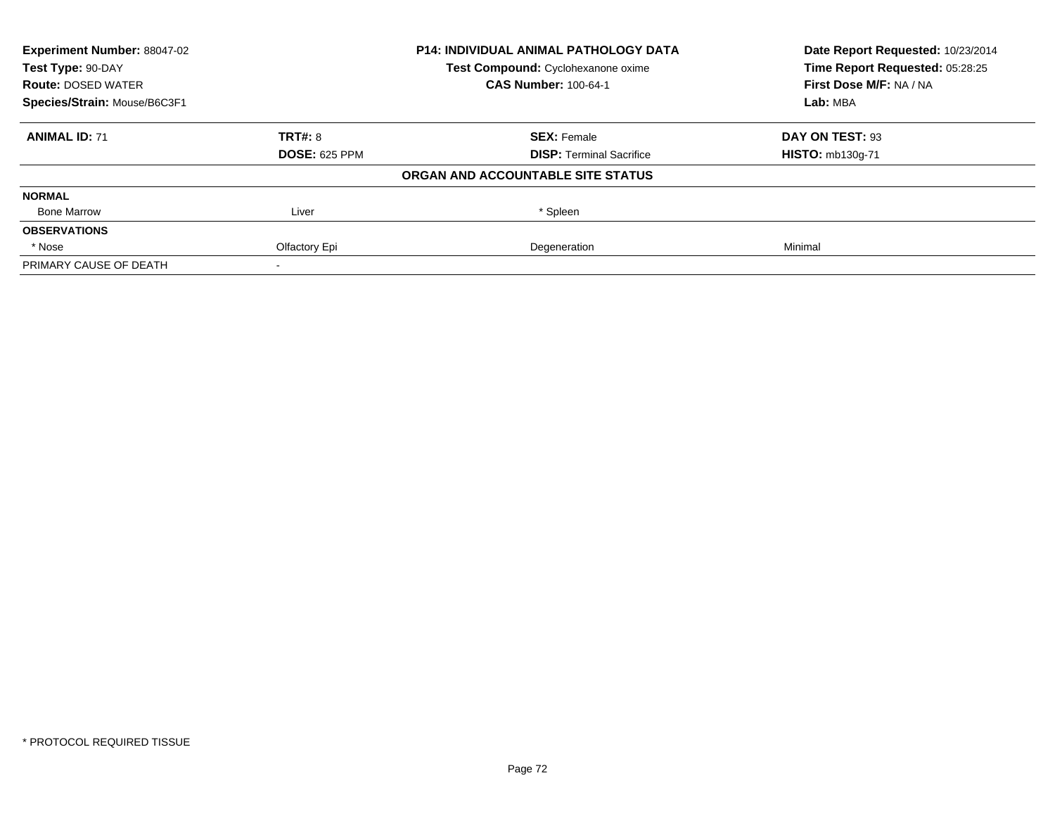**Experiment Number:** 88047-02
**Test Type:** 90-DAY
**Route:** DOSED WATER
**Species/Strain:** Mouse/B6C3F1

**P14: INDIVIDUAL ANIMAL PATHOLOGY DATA**
**Test Compound:** Cyclohexanone oxime
**CAS Number:** 100-64-1

**Date Report Requested:** 10/23/2014
**Time Report Requested:** 05:28:25
**First Dose M/F:** NA / NA
**Lab:** MBA

| | | | |
|---|---|---|---|
| **ANIMAL ID:** 71 | **TRT#:** 8 | **SEX:** Female | **DAY ON TEST:** 93 |
| | **DOSE:** 625 PPM | **DISP:** Terminal Sacrifice | **HISTO:** mb130g-71 |
| | | **ORGAN AND ACCOUNTABLE SITE STATUS** | |
| **NORMAL** | | | |
| Bone Marrow | Liver | * Spleen | |
| **OBSERVATIONS** | | | |
| * Nose | Olfactory Epi | Degeneration | Minimal |
| PRIMARY CAUSE OF DEATH | - | | |

* PROTOCOL REQUIRED TISSUE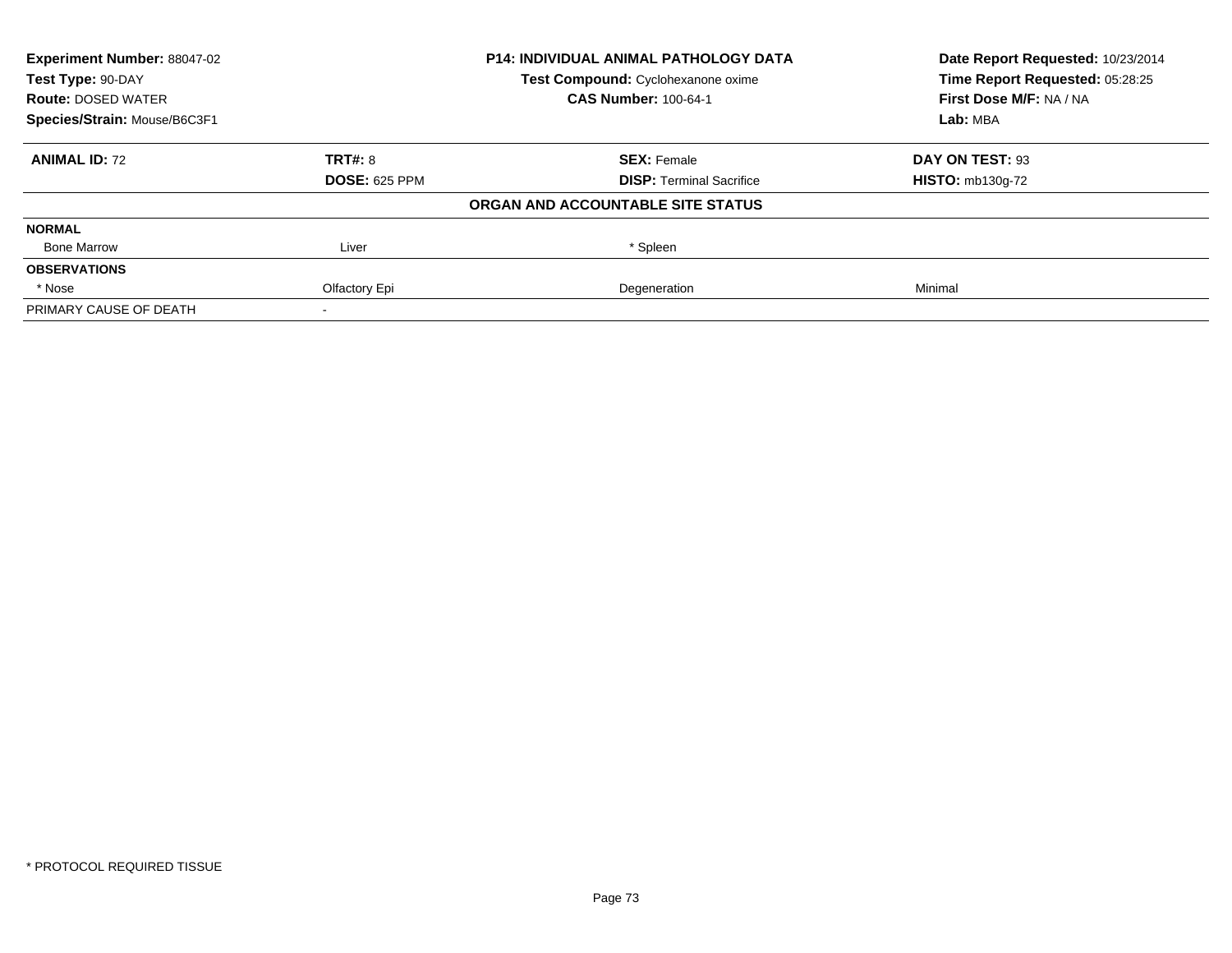| | | | |
|---|---|---|---|
| **Experiment Number:** 88047-02 | **P14: INDIVIDUAL ANIMAL PATHOLOGY DATA** | | **Date Report Requested:** 10/23/2014 |
| **Test Type:** 90-DAY | **Test Compound:** Cyclohexanone oxime | | **Time Report Requested:** 05:28:25 |
| **Route:** DOSED WATER | **CAS Number:** 100-64-1 | | **First Dose M/F:** NA / NA |
| **Species/Strain:** Mouse/B6C3F1 | | | **Lab:** MBA |

| | | | |
|---|---|---|---|
| **ANIMAL ID:** 72 | **TRT#:** 8 | **SEX:** Female | **DAY ON TEST:** 93 |
| | **DOSE:** 625 PPM | **DISP:** Terminal Sacrifice | **HISTO:** mb130g-72 |
| | | **ORGAN AND ACCOUNTABLE SITE STATUS** | |
| **NORMAL** | | | |
| Bone Marrow | Liver | * Spleen | |
| **OBSERVATIONS** | | | |
| * Nose | Olfactory Epi | Degeneration | Minimal |
| PRIMARY CAUSE OF DEATH | - | | |

* PROTOCOL REQUIRED TISSUE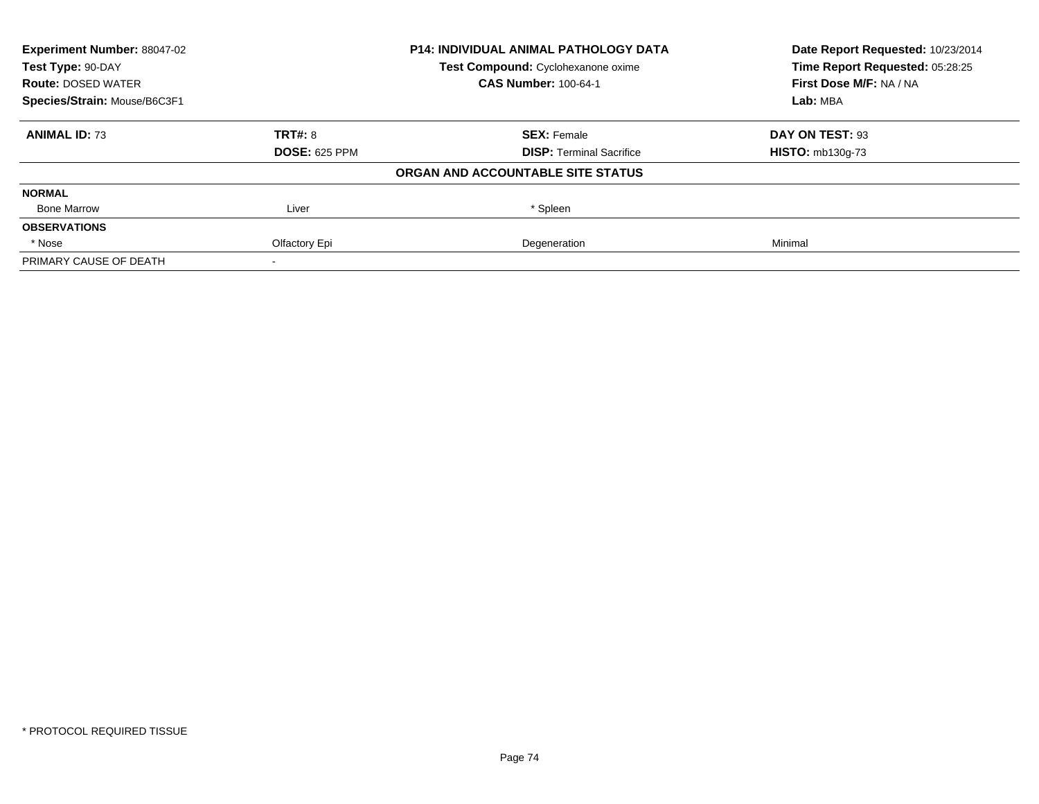**Experiment Number:** 88047-02
**Test Type:** 90-DAY
**Route:** DOSED WATER
**Species/Strain:** Mouse/B6C3F1

**P14: INDIVIDUAL ANIMAL PATHOLOGY DATA**
**Test Compound:** Cyclohexanone oxime
**CAS Number:** 100-64-1

**Date Report Requested:** 10/23/2014
**Time Report Requested:** 05:28:25
**First Dose M/F:** NA / NA
**Lab:** MBA

| **ANIMAL ID:** 73 | **TRT#:** 8 | **SEX:** Female | **DAY ON TEST:** 93 |
|---|---|---|---|
| | **DOSE:** 625 PPM | **DISP:** Terminal Sacrifice | **HISTO:** mb130g-73 |
| | | **ORGAN AND ACCOUNTABLE SITE STATUS** | |
| **NORMAL** | | | |
| Bone Marrow | Liver | * Spleen | |
| **OBSERVATIONS** | | | |
| * Nose | Olfactory Epi | Degeneration | Minimal |
| PRIMARY CAUSE OF DEATH | - | | |

* PROTOCOL REQUIRED TISSUE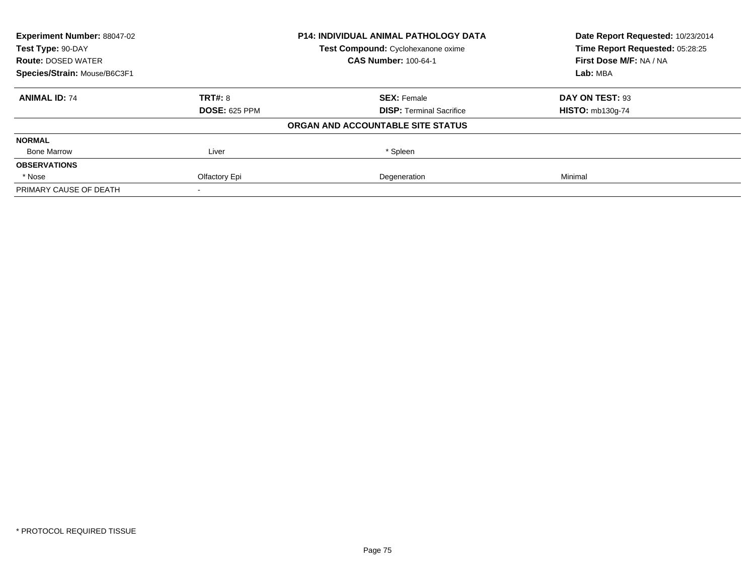**Experiment Number:** 88047-02
**Test Type:** 90-DAY
**Route:** DOSED WATER
**Species/Strain:** Mouse/B6C3F1

**P14: INDIVIDUAL ANIMAL PATHOLOGY DATA**
**Test Compound:** Cyclohexanone oxime
**CAS Number:** 100-64-1

**Date Report Requested:** 10/23/2014
**Time Report Requested:** 05:28:25
**First Dose M/F:** NA / NA
**Lab:** MBA

| | | | |
|---|---|---|---|
| **ANIMAL ID:** 74 | **TRT#:** 8 | **SEX:** Female | **DAY ON TEST:** 93 |
| | **DOSE:** 625 PPM | **DISP:** Terminal Sacrifice | **HISTO:** mb130g-74 |
| | | **ORGAN AND ACCOUNTABLE SITE STATUS** | |
| **NORMAL** | | | |
| Bone Marrow | Liver | * Spleen | |
| **OBSERVATIONS** | | | |
| * Nose | Olfactory Epi | Degeneration | Minimal |
| PRIMARY CAUSE OF DEATH | - | | |

\* PROTOCOL REQUIRED TISSUE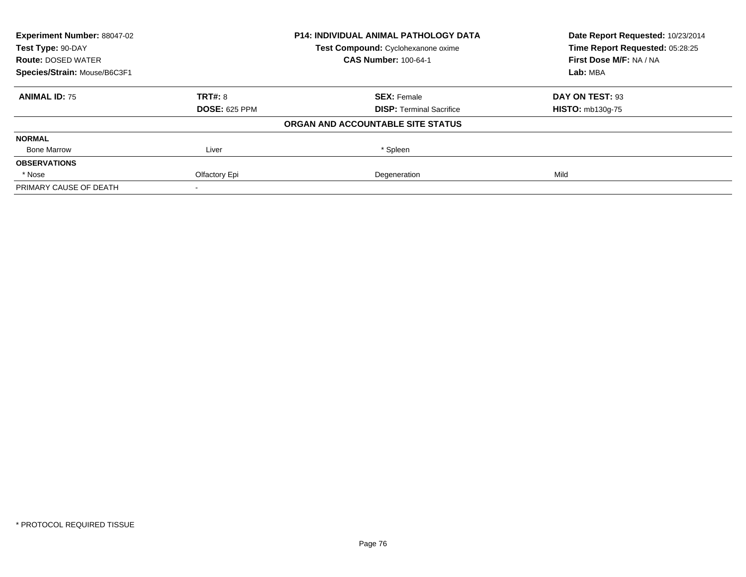**Experiment Number:** 88047-02
**Test Type:** 90-DAY
**Route:** DOSED WATER
**Species/Strain:** Mouse/B6C3F1

**P14: INDIVIDUAL ANIMAL PATHOLOGY DATA**
**Test Compound:** Cyclohexanone oxime
**CAS Number:** 100-64-1

**Date Report Requested:** 10/23/2014
**Time Report Requested:** 05:28:25
**First Dose M/F:** NA / NA
**Lab:** MBA

| | | | |
|---|---|---|---|
| **ANIMAL ID:** 75 | **TRT#:** 8 | **SEX:** Female | **DAY ON TEST:** 93 |
| | **DOSE:** 625 PPM | **DISP:** Terminal Sacrifice | **HISTO:** mb130g-75 |
| | | **ORGAN AND ACCOUNTABLE SITE STATUS** | |
| **NORMAL** | | | |
| Bone Marrow | Liver | * Spleen | |
| **OBSERVATIONS** | | | |
| * Nose | Olfactory Epi | Degeneration | Mild |
| PRIMARY CAUSE OF DEATH | - | | |

* PROTOCOL REQUIRED TISSUE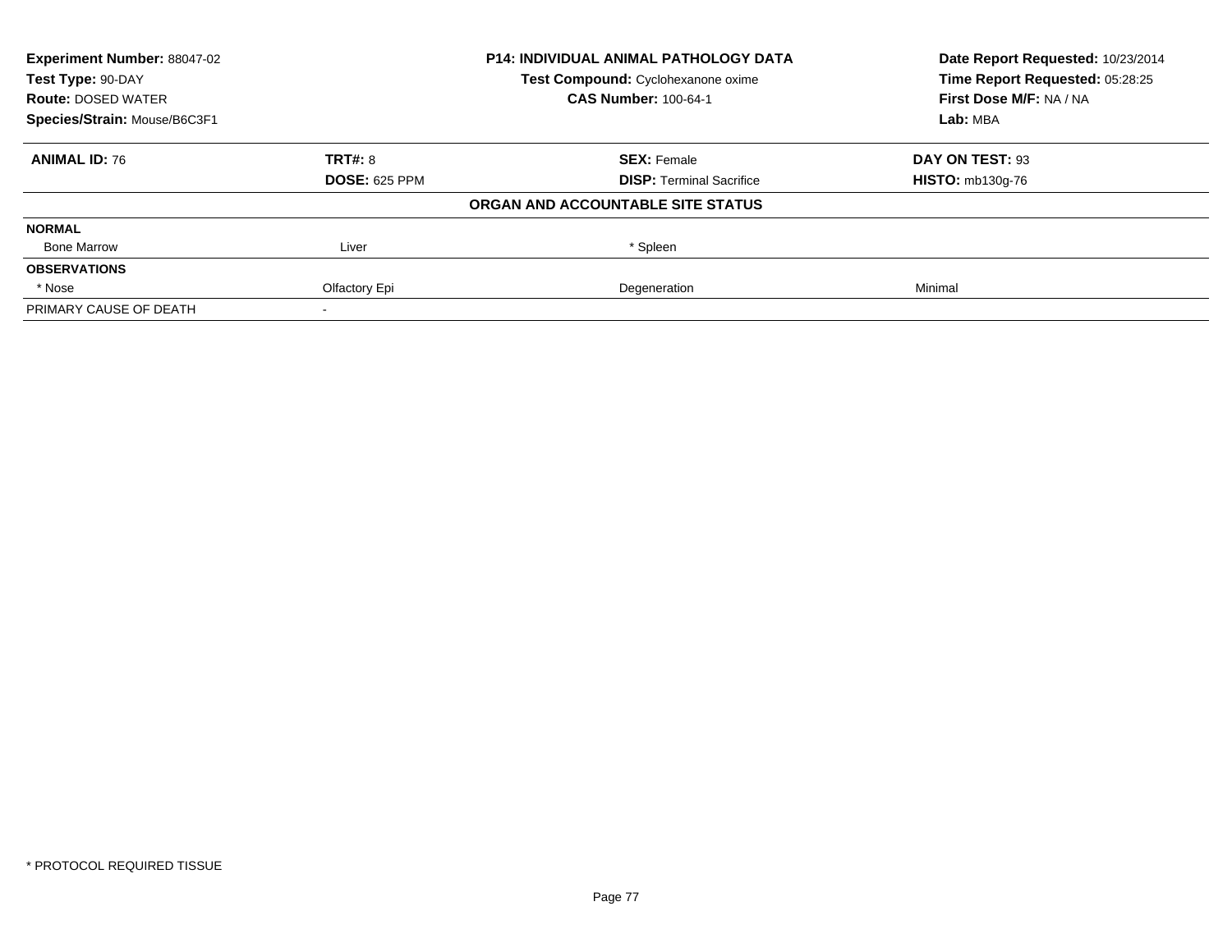| | | | |
|---|---|---|---|
| **Experiment Number:** 88047-02 | **P14: INDIVIDUAL ANIMAL PATHOLOGY DATA** | | **Date Report Requested:** 10/23/2014 |
| **Test Type:** 90-DAY | **Test Compound:** Cyclohexanone oxime | | **Time Report Requested:** 05:28:25 |
| **Route:** DOSED WATER | **CAS Number:** 100-64-1 | | **First Dose M/F:** NA / NA |
| **Species/Strain:** Mouse/B6C3F1 | | | **Lab:** MBA |

| | | | |
|---|---|---|---|
| **ANIMAL ID:** 76 | **TRT#:** 8 | **SEX:** Female | **DAY ON TEST:** 93 |
| | **DOSE:** 625 PPM | **DISP:** Terminal Sacrifice | **HISTO:** mb130g-76 |
| | | **ORGAN AND ACCOUNTABLE SITE STATUS** | |
| **NORMAL** | | | |
| Bone Marrow | Liver | * Spleen | |
| **OBSERVATIONS** | | | |
| * Nose | Olfactory Epi | Degeneration | Minimal |
| PRIMARY CAUSE OF DEATH | - | | |

* PROTOCOL REQUIRED TISSUE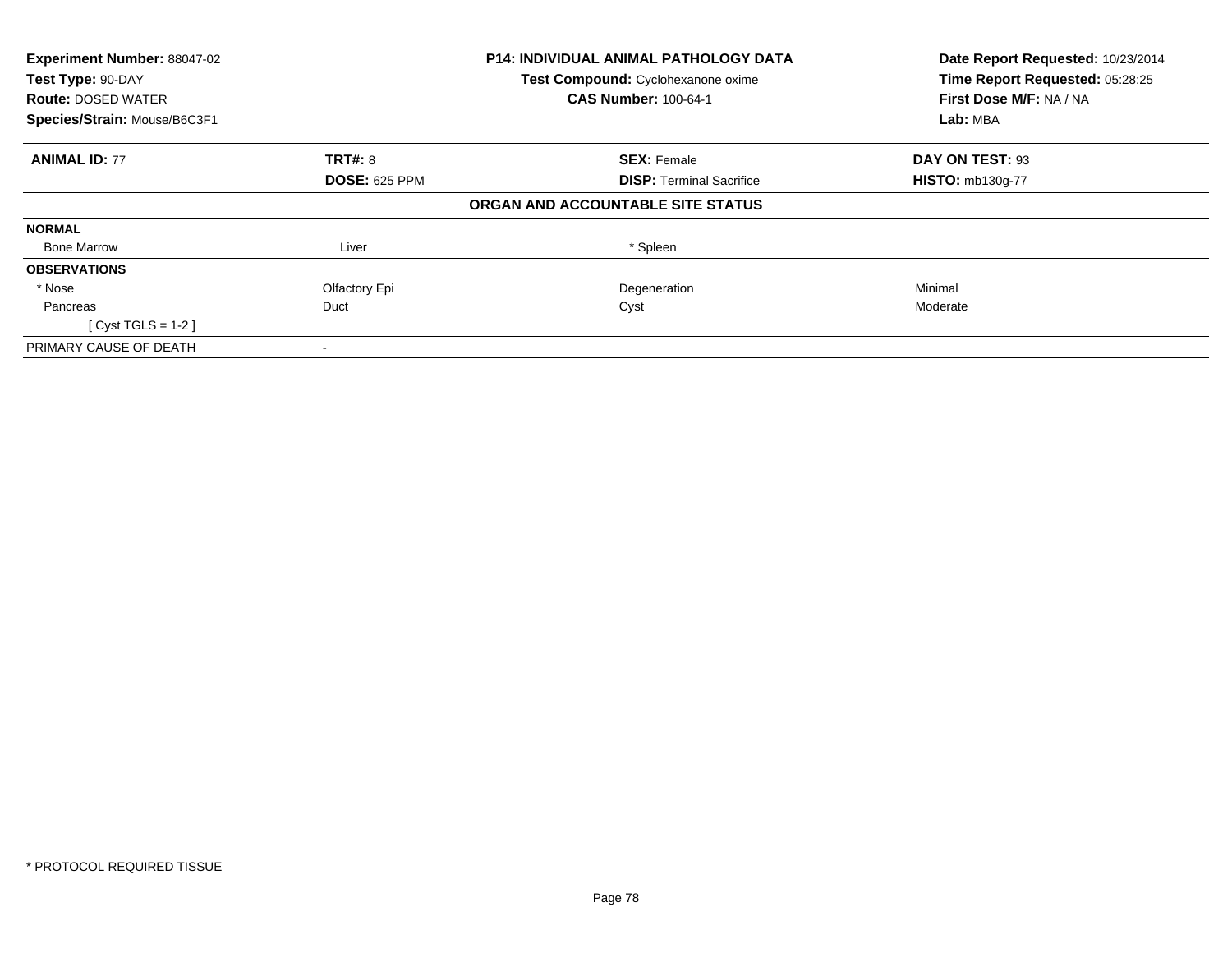**Experiment Number:** 88047-02
**Test Type:** 90-DAY
**Route:** DOSED WATER
**Species/Strain:** Mouse/B6C3F1

**P14: INDIVIDUAL ANIMAL PATHOLOGY DATA**
**Test Compound:** Cyclohexanone oxime
**CAS Number:** 100-64-1

**Date Report Requested:** 10/23/2014
**Time Report Requested:** 05:28:25
**First Dose M/F:** NA / NA
**Lab:** MBA

| **ANIMAL ID:** 77 | **TRT#:** 8 | **SEX:** Female | **DAY ON TEST:** 93 |
|---|---|---|---|
| | **DOSE:** 625 PPM | **DISP:** Terminal Sacrifice | **HISTO:** mb130g-77 |

**ORGAN AND ACCOUNTABLE SITE STATUS**

| | | | |
|---|---|---|---|
| **NORMAL** | | | |
| Bone Marrow | Liver | * Spleen | |
| **OBSERVATIONS** | | | |
| * Nose | Olfactory Epi | Degeneration | Minimal |
| Pancreas | Duct | Cyst | Moderate |
| [ Cyst TGLS = 1-2 ] | | | |
| PRIMARY CAUSE OF DEATH | - | | |

* PROTOCOL REQUIRED TISSUE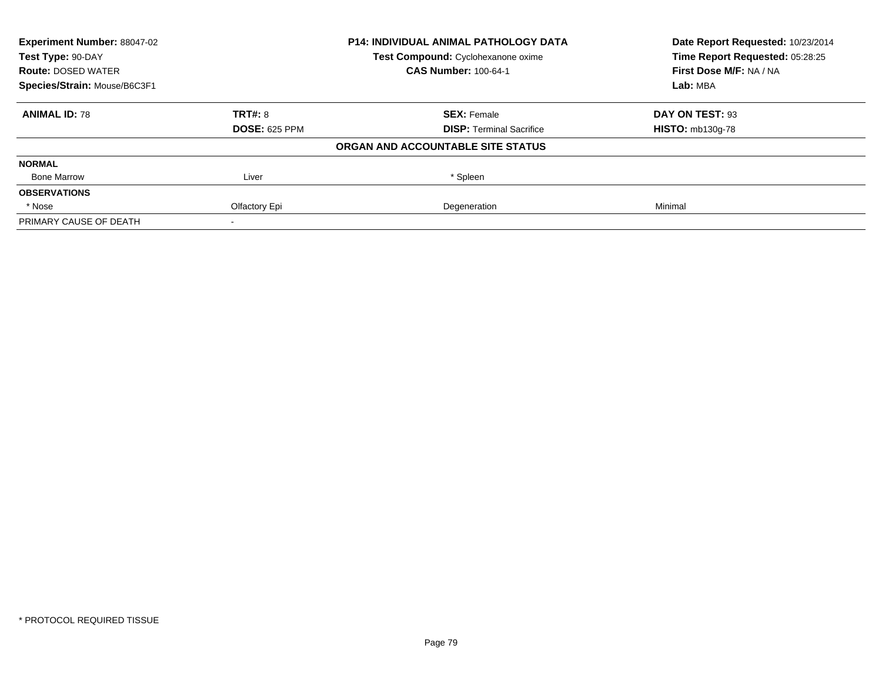**Experiment Number:** 88047-02
**Test Type:** 90-DAY
**Route:** DOSED WATER
**Species/Strain:** Mouse/B6C3F1

**P14: INDIVIDUAL ANIMAL PATHOLOGY DATA**
**Test Compound:** Cyclohexanone oxime
**CAS Number:** 100-64-1

**Date Report Requested:** 10/23/2014
**Time Report Requested:** 05:28:25
**First Dose M/F:** NA / NA
**Lab:** MBA

| **ANIMAL ID:** 78 | **TRT#:** 8 | **SEX:** Female | **DAY ON TEST:** 93 |
|---|---|---|---|
| | **DOSE:** 625 PPM | **DISP:** Terminal Sacrifice | **HISTO:** mb130g-78 |
| | | **ORGAN AND ACCOUNTABLE SITE STATUS** | |
| **NORMAL** | | | |
| Bone Marrow | Liver | * Spleen | |
| **OBSERVATIONS** | | | |
| * Nose | Olfactory Epi | Degeneration | Minimal |
| PRIMARY CAUSE OF DEATH | - | | |

* PROTOCOL REQUIRED TISSUE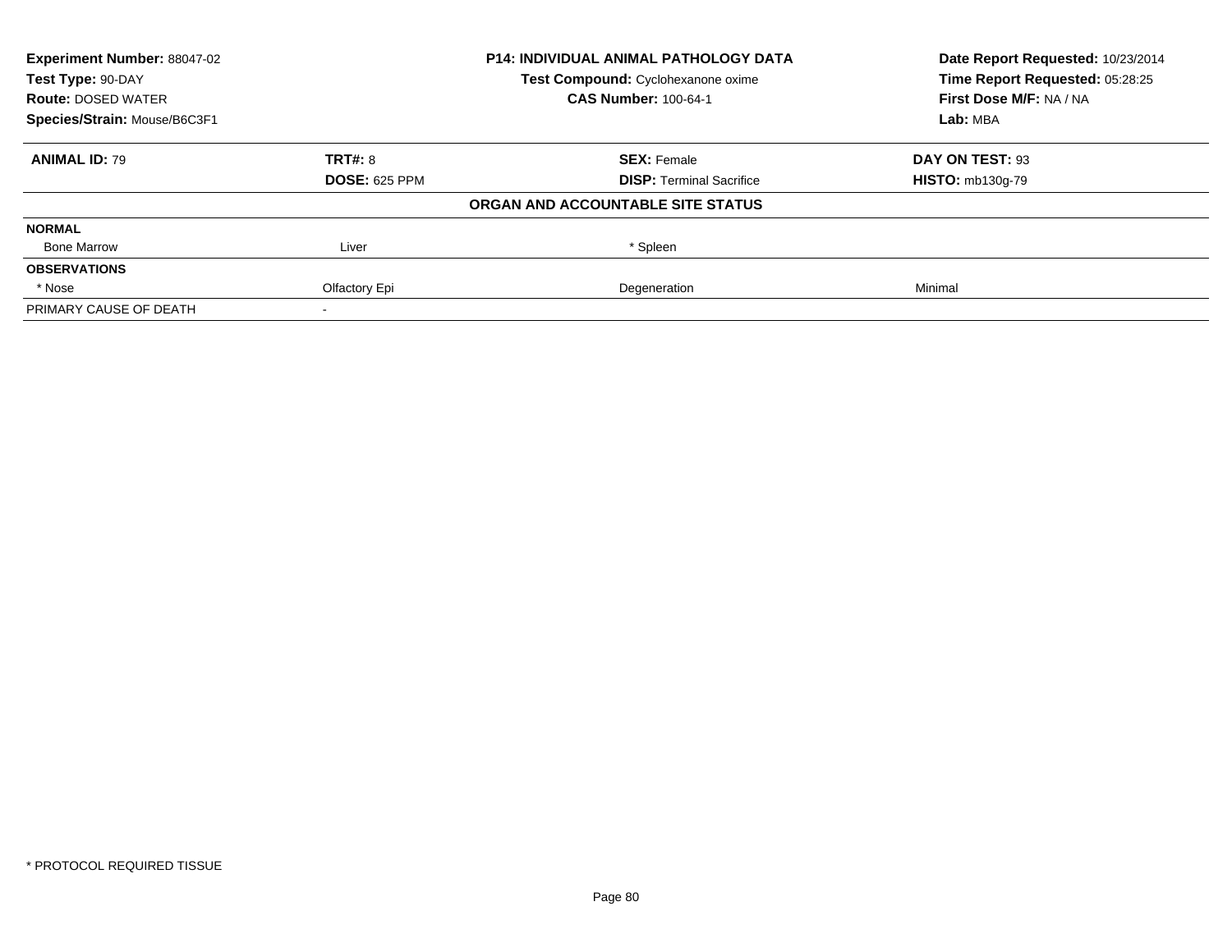| **Experiment Number:** 88047-02 | **P14: INDIVIDUAL ANIMAL PATHOLOGY DATA** | **Date Report Requested:** 10/23/2014 |
|---|---|---|
| **Test Type:** 90-DAY | **Test Compound:** Cyclohexanone oxime | **Time Report Requested:** 05:28:25 |
| **Route:** DOSED WATER | **CAS Number:** 100-64-1 | **First Dose M/F:** NA / NA |
| **Species/Strain:** Mouse/B6C3F1 | | **Lab:** MBA |

| **ANIMAL ID:** 79 | **TRT#:** 8 | **SEX:** Female | **DAY ON TEST:** 93 |
|---|---|---|---|
| | **DOSE:** 625 PPM | **DISP:** Terminal Sacrifice | **HISTO:** mb130g-79 |
| | | **ORGAN AND ACCOUNTABLE SITE STATUS** | |
| **NORMAL** | | | |
| Bone Marrow | Liver | * Spleen | |
| **OBSERVATIONS** | | | |
| * Nose | Olfactory Epi | Degeneration | Minimal |
| PRIMARY CAUSE OF DEATH | - | | |

* PROTOCOL REQUIRED TISSUE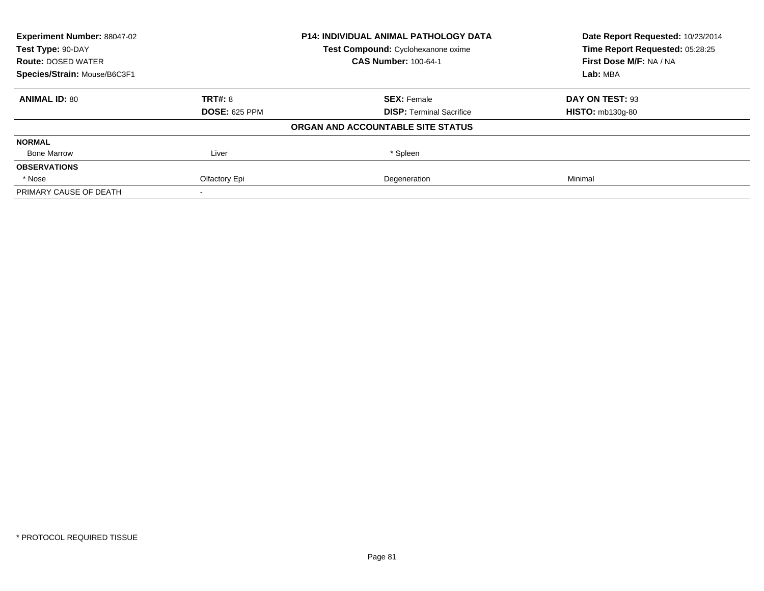| | | | |
|---|---|---|---|
| **Experiment Number:** 88047-02 | **P14: INDIVIDUAL ANIMAL PATHOLOGY DATA** | | **Date Report Requested:** 10/23/2014 |
| **Test Type:** 90-DAY | **Test Compound:** Cyclohexanone oxime | | **Time Report Requested:** 05:28:25 |
| **Route:** DOSED WATER | **CAS Number:** 100-64-1 | | **First Dose M/F:** NA / NA |
| **Species/Strain:** Mouse/B6C3F1 | | | **Lab:** MBA |

| | | | |
|---|---|---|---|
| **ANIMAL ID:** 80 | **TRT#:** 8 | **SEX:** Female | **DAY ON TEST:** 93 |
| | **DOSE:** 625 PPM | **DISP:** Terminal Sacrifice | **HISTO:** mb130g-80 |
| | | **ORGAN AND ACCOUNTABLE SITE STATUS** | |
| **NORMAL** | | | |
| Bone Marrow | Liver | * Spleen | |
| **OBSERVATIONS** | | | |
| * Nose | Olfactory Epi | Degeneration | Minimal |
| PRIMARY CAUSE OF DEATH | - | | |

* PROTOCOL REQUIRED TISSUE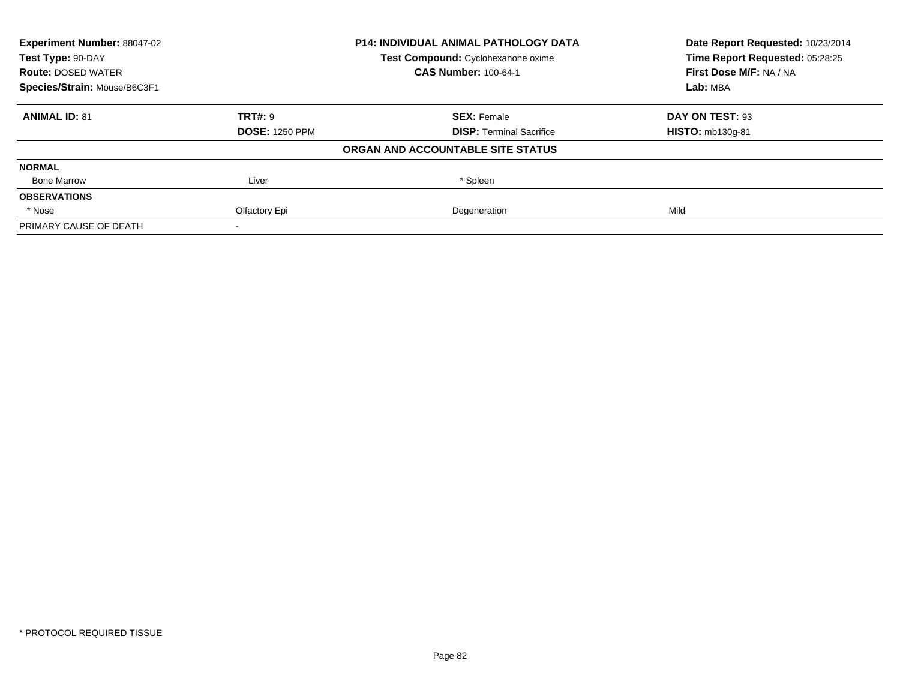**Experiment Number:** 88047-02
**Test Type:** 90-DAY
**Route:** DOSED WATER
**Species/Strain:** Mouse/B6C3F1

**P14: INDIVIDUAL ANIMAL PATHOLOGY DATA**
**Test Compound:** Cyclohexanone oxime
**CAS Number:** 100-64-1

**Date Report Requested:** 10/23/2014
**Time Report Requested:** 05:28:25
**First Dose M/F:** NA / NA
**Lab:** MBA

| | | | |
|---|---|---|---|
| **ANIMAL ID:** 81 | **TRT#:** 9 | **SEX:** Female | **DAY ON TEST:** 93 |
| | **DOSE:** 1250 PPM | **DISP:** Terminal Sacrifice | **HISTO:** mb130g-81 |
| **ORGAN AND ACCOUNTABLE SITE STATUS** | | | |
| **NORMAL** | | | |
| Bone Marrow | Liver | * Spleen | |
| **OBSERVATIONS** | | | |
| * Nose | Olfactory Epi | Degeneration | Mild |
| PRIMARY CAUSE OF DEATH | - | | |

* PROTOCOL REQUIRED TISSUE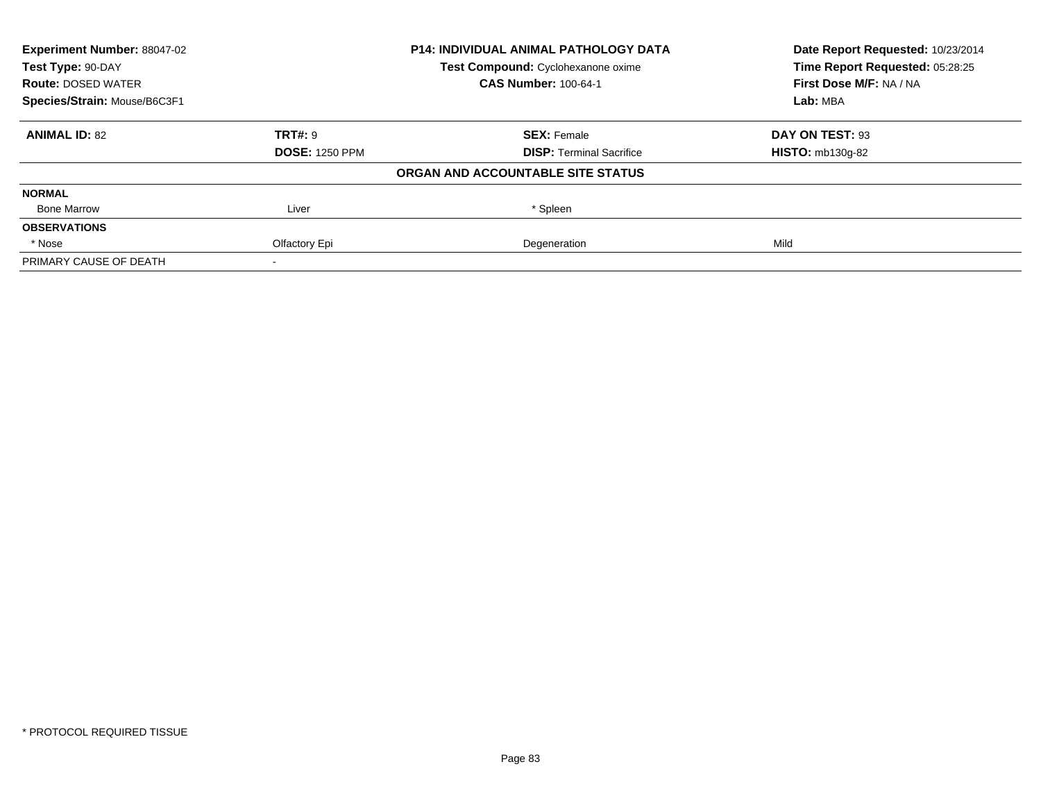| | | | |
|---|---|---|---|
| **Experiment Number:** 88047-02 | **P14: INDIVIDUAL ANIMAL PATHOLOGY DATA** | | **Date Report Requested:** 10/23/2014 |
| **Test Type:** 90-DAY | **Test Compound:** Cyclohexanone oxime | | **Time Report Requested:** 05:28:25 |
| **Route:** DOSED WATER | **CAS Number:** 100-64-1 | | **First Dose M/F:** NA / NA |
| **Species/Strain:** Mouse/B6C3F1 | | | **Lab:** MBA |

| | | | |
|---|---|---|---|
| **ANIMAL ID:** 82 | **TRT#:** 9 | **SEX:** Female | **DAY ON TEST:** 93 |
| | **DOSE:** 1250 PPM | **DISP:** Terminal Sacrifice | **HISTO:** mb130g-82 |
| **ORGAN AND ACCOUNTABLE SITE STATUS** | | | |
| **NORMAL** | | | |
| Bone Marrow | Liver | * Spleen | |
| **OBSERVATIONS** | | | |
| * Nose | Olfactory Epi | Degeneration | Mild |
| PRIMARY CAUSE OF DEATH | - | | |

* PROTOCOL REQUIRED TISSUE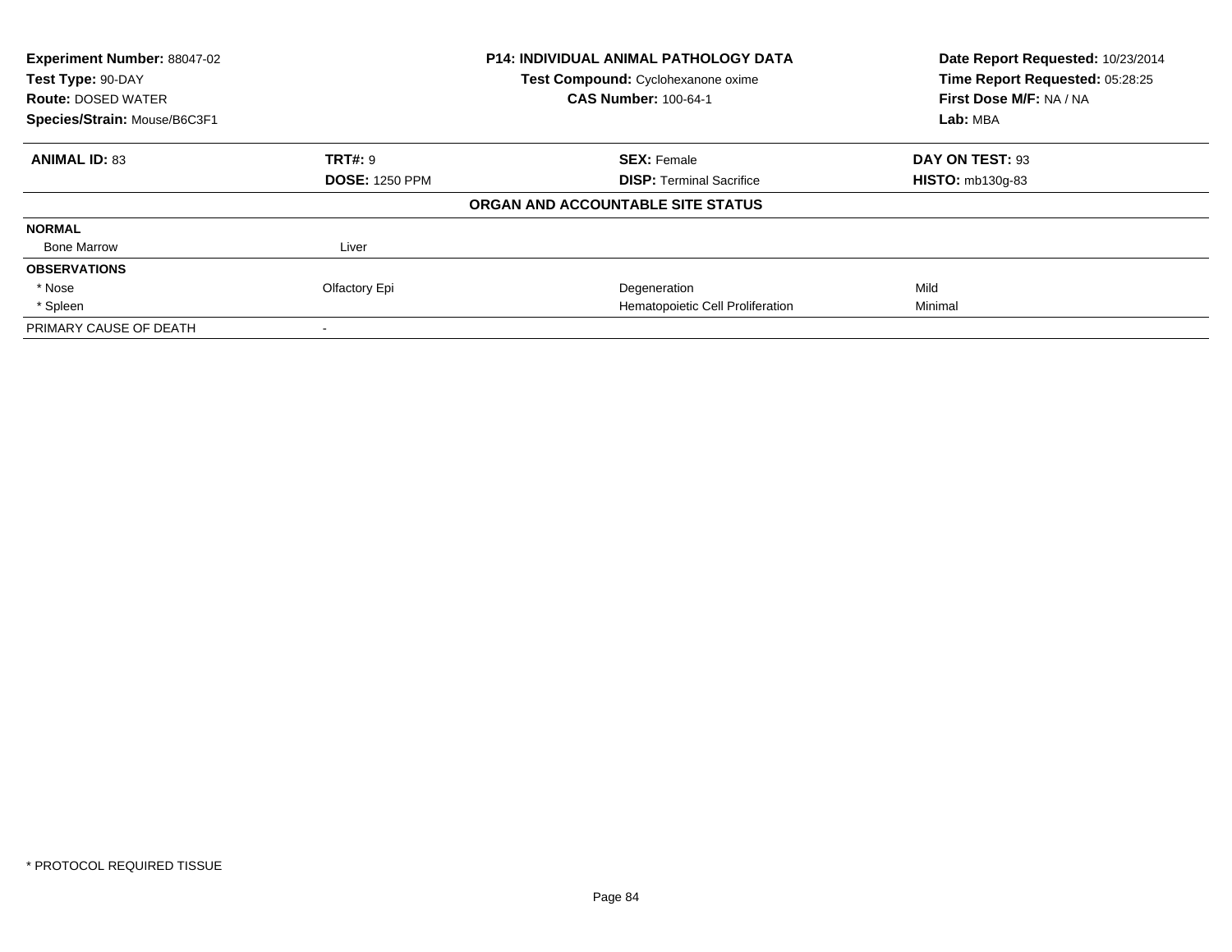**Experiment Number:** 88047-02
**Test Type:** 90-DAY
**Route:** DOSED WATER
**Species/Strain:** Mouse/B6C3F1

**P14: INDIVIDUAL ANIMAL PATHOLOGY DATA**
**Test Compound:** Cyclohexanone oxime
**CAS Number:** 100-64-1

**Date Report Requested:** 10/23/2014
**Time Report Requested:** 05:28:25
**First Dose M/F:** NA / NA
**Lab:** MBA

| **ANIMAL ID:** 83 | **TRT#:** 9 | **SEX:** Female | **DAY ON TEST:** 93 |
|---|---|---|---|
| | **DOSE:** 1250 PPM | **DISP:** Terminal Sacrifice | **HISTO:** mb130g-83 |

**ORGAN AND ACCOUNTABLE SITE STATUS**

| | | | |
|---|---|---|---|
| **NORMAL** | | | |
| Bone Marrow | Liver | | |
| **OBSERVATIONS** | | | |
| * Nose | Olfactory Epi | Degeneration | Mild |
| * Spleen | | Hematopoietic Cell Proliferation | Minimal |
| PRIMARY CAUSE OF DEATH | - | | |

* PROTOCOL REQUIRED TISSUE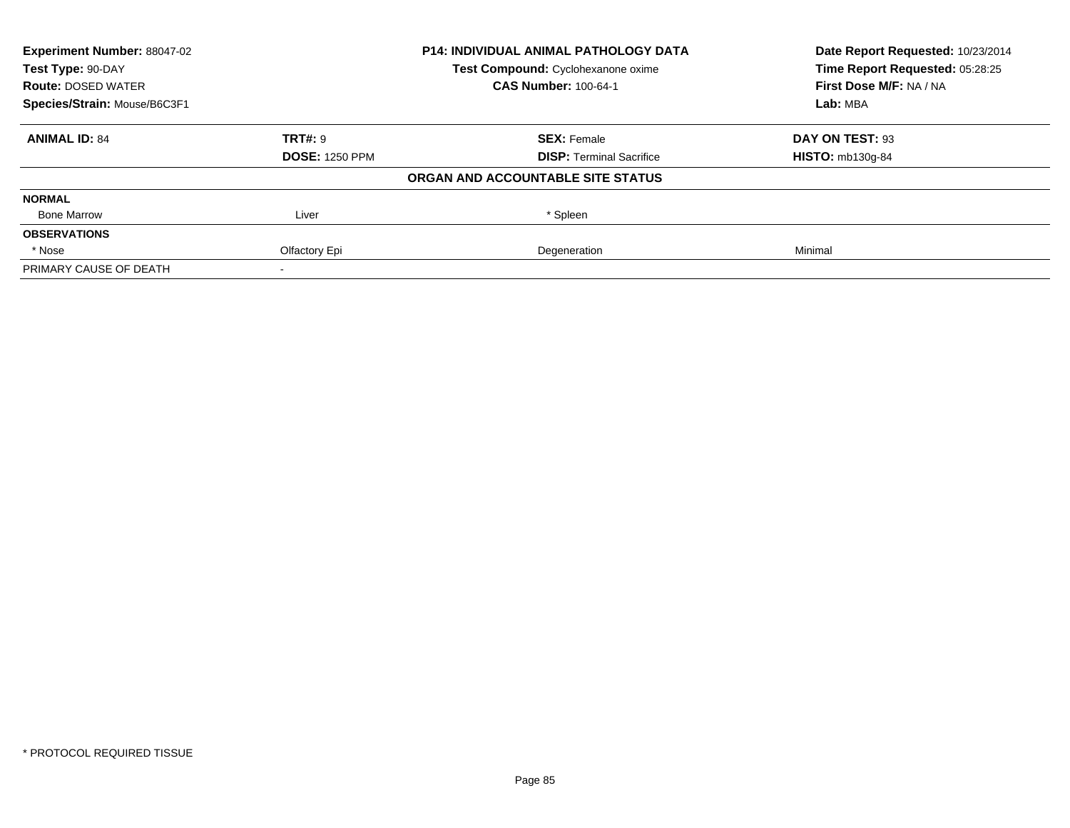**Experiment Number:** 88047-02
**Test Type:** 90-DAY
**Route:** DOSED WATER
**Species/Strain:** Mouse/B6C3F1

**P14: INDIVIDUAL ANIMAL PATHOLOGY DATA**
**Test Compound:** Cyclohexanone oxime
**CAS Number:** 100-64-1

**Date Report Requested:** 10/23/2014
**Time Report Requested:** 05:28:25
**First Dose M/F:** NA / NA
**Lab:** MBA

| | | | |
|---|---|---|---|
| **ANIMAL ID:** 84 | **TRT#:** 9 | **SEX:** Female | **DAY ON TEST:** 93 |
| | **DOSE:** 1250 PPM | **DISP:** Terminal Sacrifice | **HISTO:** mb130g-84 |

**ORGAN AND ACCOUNTABLE SITE STATUS**

| | | | |
|---|---|---|---|
| **NORMAL** | | | |
| Bone Marrow | Liver | * Spleen | |
| **OBSERVATIONS** | | | |
| * Nose | Olfactory Epi | Degeneration | Minimal |
| PRIMARY CAUSE OF DEATH | - | | |

* PROTOCOL REQUIRED TISSUE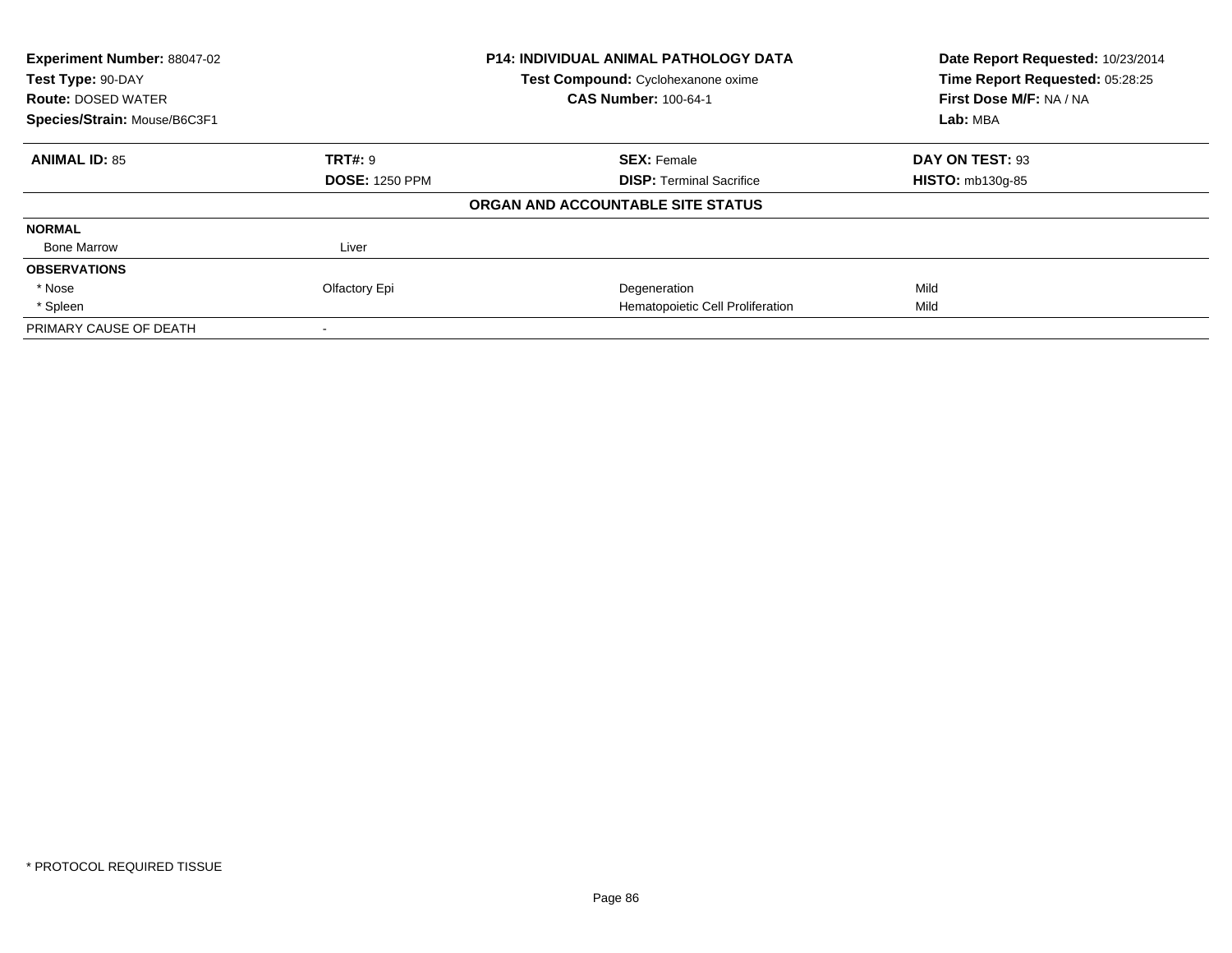| | | | |
|---|---|---|---|
| **Experiment Number:** 88047-02 | **P14: INDIVIDUAL ANIMAL PATHOLOGY DATA** | | **Date Report Requested:** 10/23/2014 |
| **Test Type:** 90-DAY | **Test Compound:** Cyclohexanone oxime | | **Time Report Requested:** 05:28:25 |
| **Route:** DOSED WATER | **CAS Number:** 100-64-1 | | **First Dose M/F:** NA / NA |
| **Species/Strain:** Mouse/B6C3F1 | | | **Lab:** MBA |

| | | | |
|---|---|---|---|
| **ANIMAL ID:** 85 | **TRT#:** 9 | **SEX:** Female | **DAY ON TEST:** 93 |
| | **DOSE:** 1250 PPM | **DISP:** Terminal Sacrifice | **HISTO:** mb130g-85 |

**ORGAN AND ACCOUNTABLE SITE STATUS**

| | | | |
|---|---|---|---|
| **NORMAL** | | | |
| Bone Marrow | Liver | | |
| **OBSERVATIONS** | | | |
| * Nose | Olfactory Epi | Degeneration | Mild |
| * Spleen | | Hematopoietic Cell Proliferation | Mild |
| PRIMARY CAUSE OF DEATH | - | | |

* PROTOCOL REQUIRED TISSUE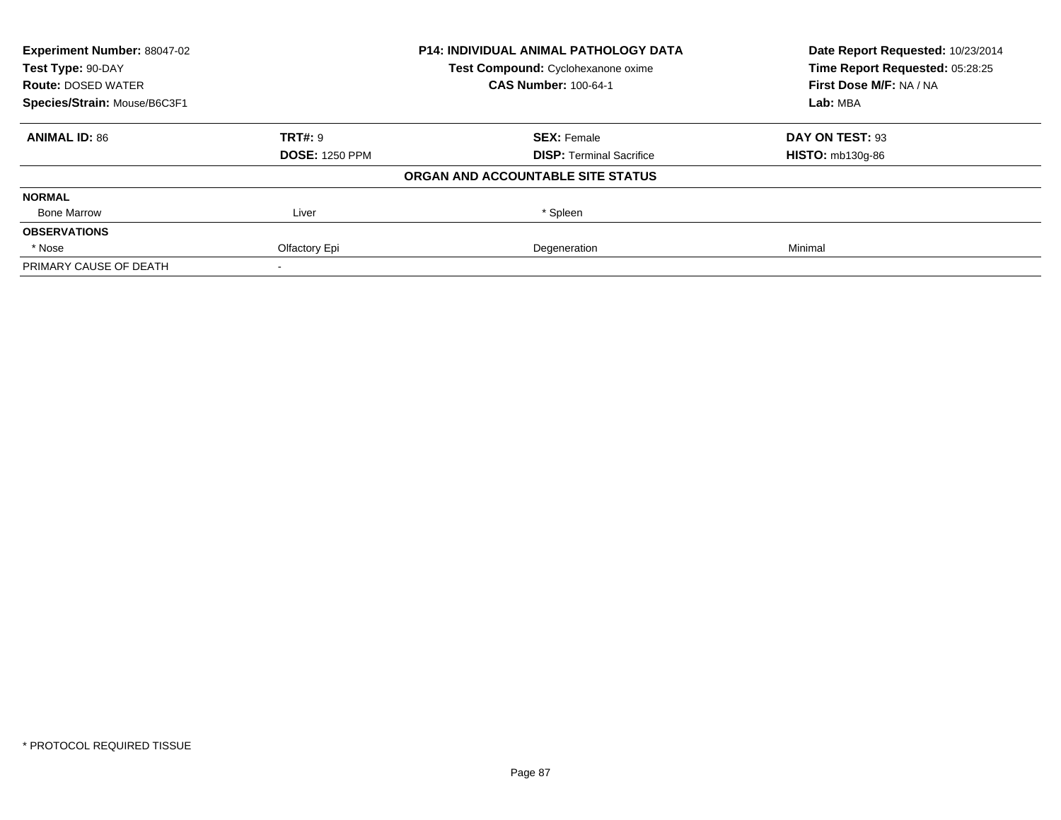| | | | |
|---|---|---|---|
| **Experiment Number:** 88047-02 | **P14: INDIVIDUAL ANIMAL PATHOLOGY DATA** | | **Date Report Requested:** 10/23/2014 |
| **Test Type:** 90-DAY | **Test Compound:** Cyclohexanone oxime | | **Time Report Requested:** 05:28:25 |
| **Route:** DOSED WATER | **CAS Number:** 100-64-1 | | **First Dose M/F:** NA / NA |
| **Species/Strain:** Mouse/B6C3F1 | | | **Lab:** MBA |

| | | | |
|---|---|---|---|
| **ANIMAL ID:** 86 | **TRT#:** 9 | **SEX:** Female | **DAY ON TEST:** 93 |
| | **DOSE:** 1250 PPM | **DISP:** Terminal Sacrifice | **HISTO:** mb130g-86 |

**ORGAN AND ACCOUNTABLE SITE STATUS**

| | | | |
|---|---|---|---|
| **NORMAL** | | | |
| Bone Marrow | Liver | * Spleen | |
| **OBSERVATIONS** | | | |
| * Nose | Olfactory Epi | Degeneration | Minimal |
| PRIMARY CAUSE OF DEATH | - | | |

* PROTOCOL REQUIRED TISSUE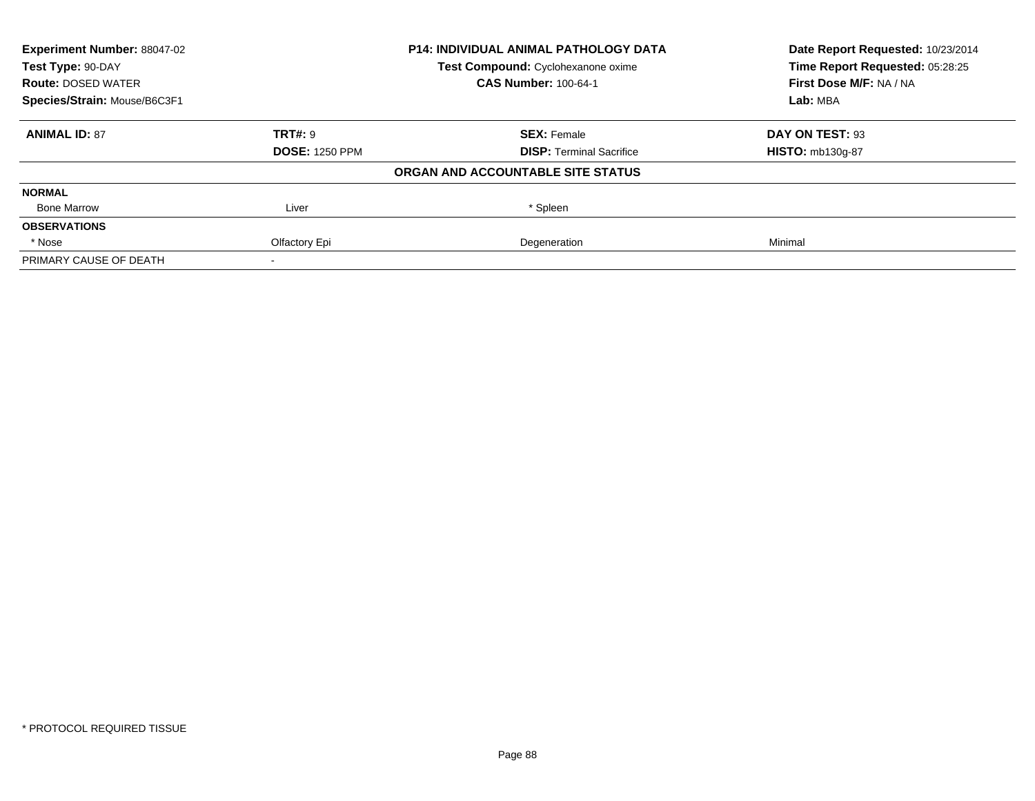| | | | |
|---|---|---|---|
| **Experiment Number:** 88047-02 | **P14: INDIVIDUAL ANIMAL PATHOLOGY DATA** | | **Date Report Requested:** 10/23/2014 |
| **Test Type:** 90-DAY | **Test Compound:** Cyclohexanone oxime | | **Time Report Requested:** 05:28:25 |
| **Route:** DOSED WATER | **CAS Number:** 100-64-1 | | **First Dose M/F:** NA / NA |
| **Species/Strain:** Mouse/B6C3F1 | | | **Lab:** MBA |

| **ANIMAL ID:** 87 | **TRT#:** 9 | **SEX:** Female | **DAY ON TEST:** 93 |
|---|---|---|---|
| | **DOSE:** 1250 PPM | **DISP:** Terminal Sacrifice | **HISTO:** mb130g-87 |
| | | **ORGAN AND ACCOUNTABLE SITE STATUS** | |
| **NORMAL** | | | |
| Bone Marrow | Liver | * Spleen | |
| **OBSERVATIONS** | | | |
| * Nose | Olfactory Epi | Degeneration | Minimal |
| PRIMARY CAUSE OF DEATH | - | | |

* PROTOCOL REQUIRED TISSUE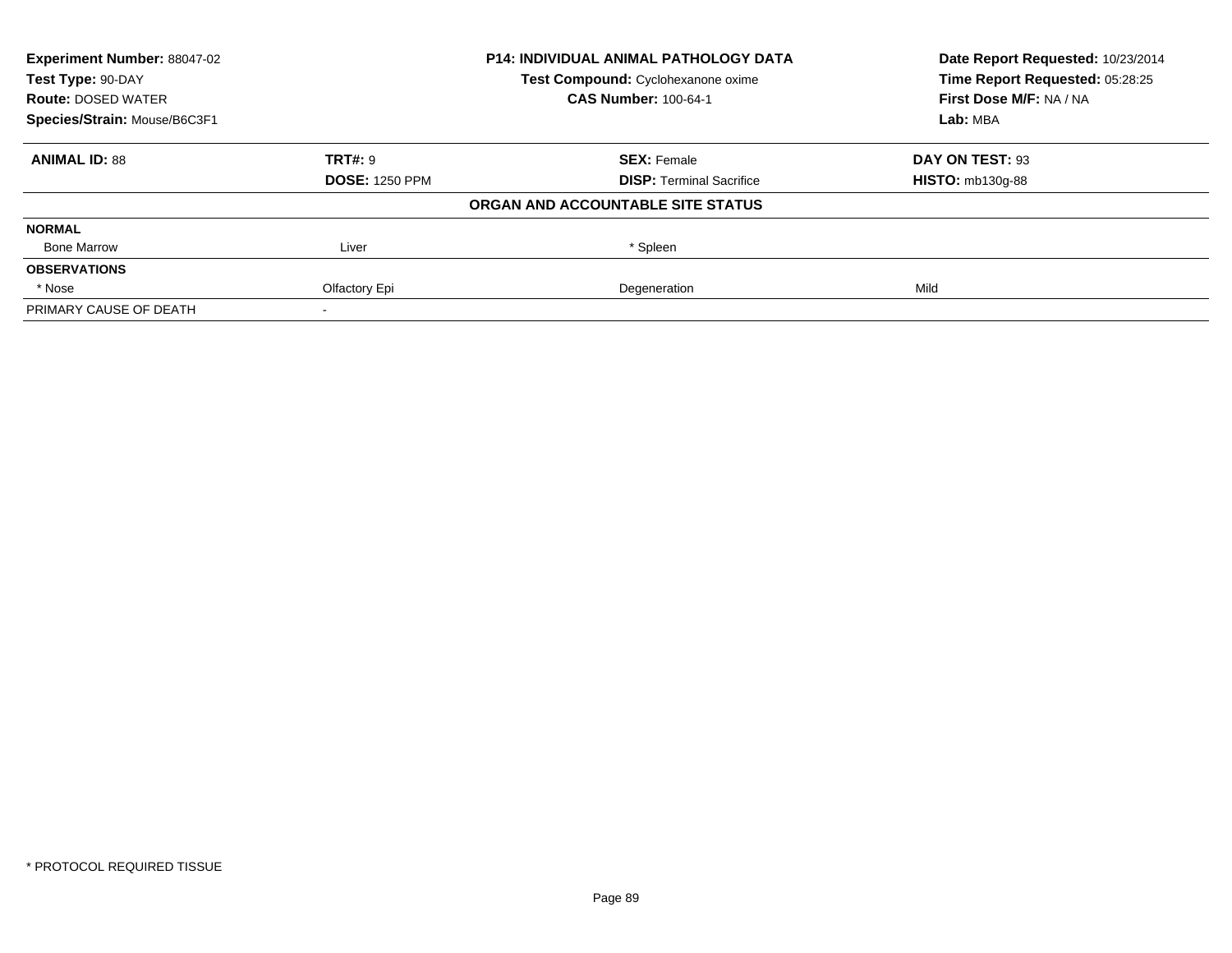| | | | |
|---|---|---|---|
| **Experiment Number:** 88047-02 | **P14: INDIVIDUAL ANIMAL PATHOLOGY DATA** | | **Date Report Requested:** 10/23/2014 |
| **Test Type:** 90-DAY | **Test Compound:** Cyclohexanone oxime | | **Time Report Requested:** 05:28:25 |
| **Route:** DOSED WATER | **CAS Number:** 100-64-1 | | **First Dose M/F:** NA / NA |
| **Species/Strain:** Mouse/B6C3F1 | | | **Lab:** MBA |

| **ANIMAL ID:** 88 | **TRT#:** 9 | **SEX:** Female | **DAY ON TEST:** 93 |
|---|---|---|---|
| | **DOSE:** 1250 PPM | **DISP:** Terminal Sacrifice | **HISTO:** mb130g-88 |
| | | **ORGAN AND ACCOUNTABLE SITE STATUS** | |
| **NORMAL** | | | |
| Bone Marrow | Liver | * Spleen | |
| **OBSERVATIONS** | | | |
| * Nose | Olfactory Epi | Degeneration | Mild |
| PRIMARY CAUSE OF DEATH | - | | |

\* PROTOCOL REQUIRED TISSUE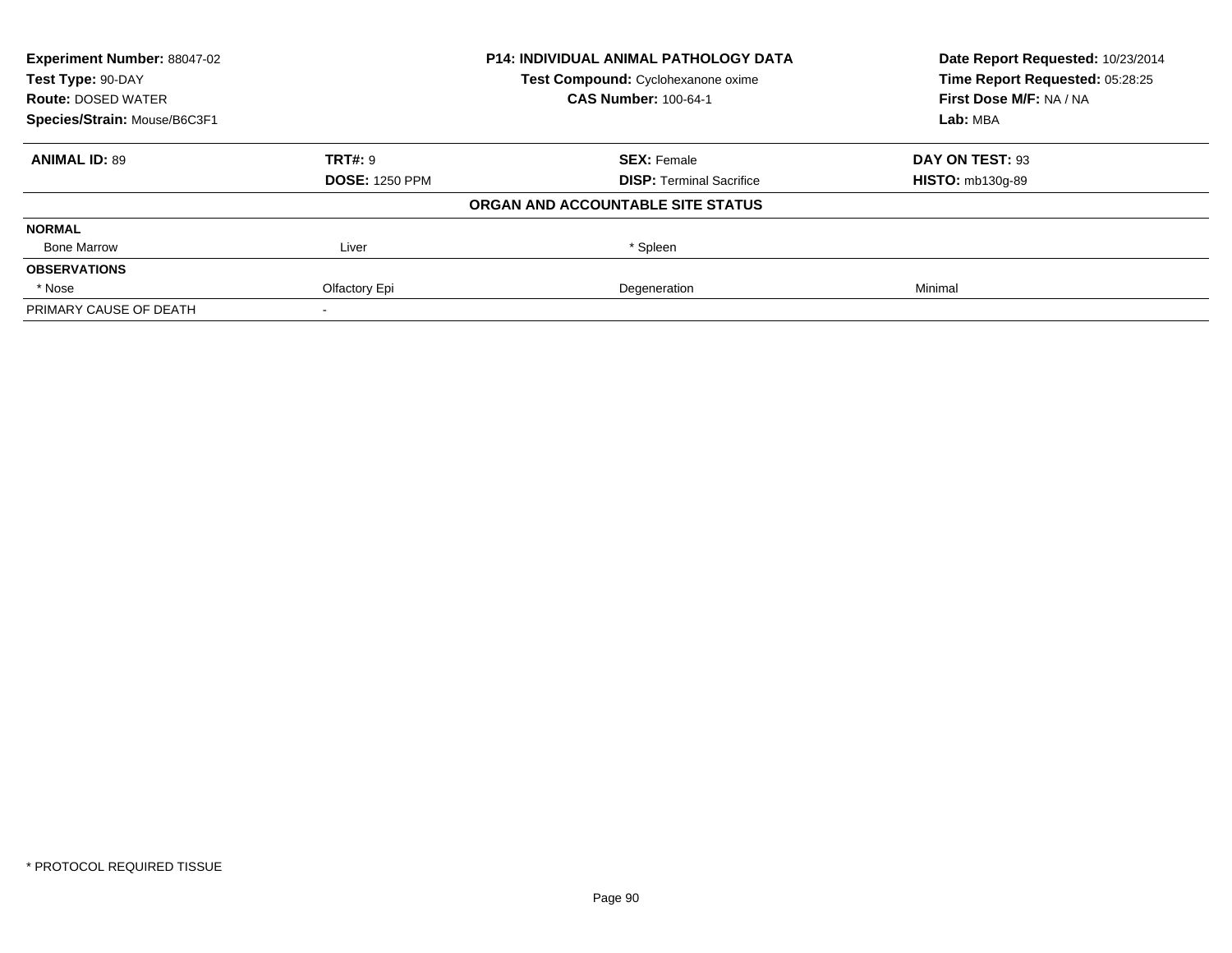| | | | |
|---|---|---|---|
| **Experiment Number:** 88047-02 | **P14: INDIVIDUAL ANIMAL PATHOLOGY DATA** | | **Date Report Requested:** 10/23/2014 |
| **Test Type:** 90-DAY | **Test Compound:** Cyclohexanone oxime | | **Time Report Requested:** 05:28:25 |
| **Route:** DOSED WATER | **CAS Number:** 100-64-1 | | **First Dose M/F:** NA / NA |
| **Species/Strain:** Mouse/B6C3F1 | | | **Lab:** MBA |

| | | | |
|---|---|---|---|
| **ANIMAL ID:** 89 | **TRT#:** 9 | **SEX:** Female | **DAY ON TEST:** 93 |
| | **DOSE:** 1250 PPM | **DISP:** Terminal Sacrifice | **HISTO:** mb130g-89 |

**ORGAN AND ACCOUNTABLE SITE STATUS**

| | | | |
|---|---|---|---|
| **NORMAL** | | | |
| Bone Marrow | Liver | * Spleen | |
| **OBSERVATIONS** | | | |
| * Nose | Olfactory Epi | Degeneration | Minimal |
| PRIMARY CAUSE OF DEATH | - | | |

* PROTOCOL REQUIRED TISSUE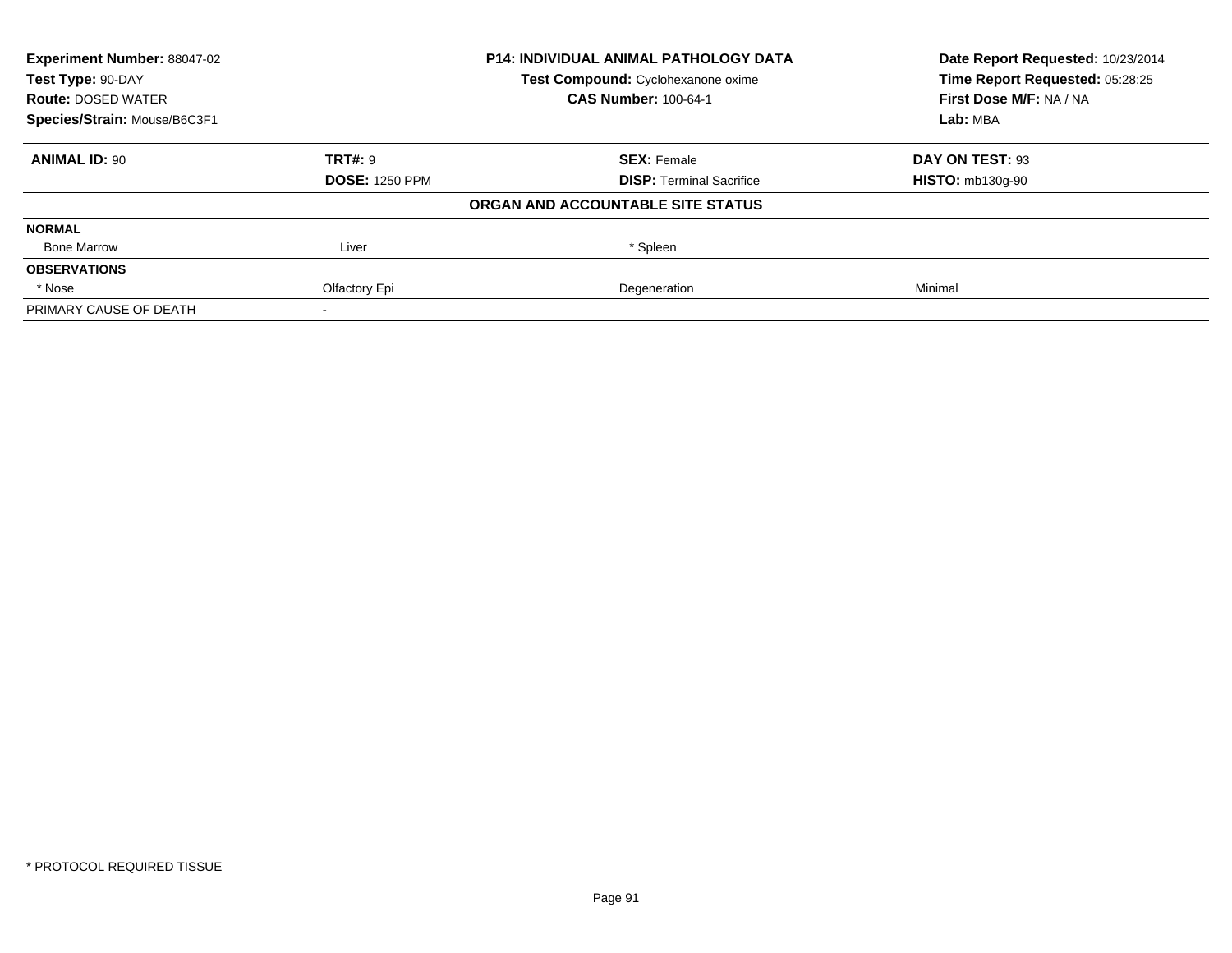| | | | |
|---|---|---|---|
| **Experiment Number:** 88047-02 | **P14: INDIVIDUAL ANIMAL PATHOLOGY DATA** | | **Date Report Requested:** 10/23/2014 |
| **Test Type:** 90-DAY | **Test Compound:** Cyclohexanone oxime | | **Time Report Requested:** 05:28:25 |
| **Route:** DOSED WATER | **CAS Number:** 100-64-1 | | **First Dose M/F:** NA / NA |
| **Species/Strain:** Mouse/B6C3F1 | | | **Lab:** MBA |

| **ANIMAL ID:** 90 | **TRT#:** 9 | **SEX:** Female | **DAY ON TEST:** 93 |
|---|---|---|---|
| | **DOSE:** 1250 PPM | **DISP:** Terminal Sacrifice | **HISTO:** mb130g-90 |
| **ORGAN AND ACCOUNTABLE SITE STATUS** | | | |
| **NORMAL** | | | |
| Bone Marrow | Liver | * Spleen | |
| **OBSERVATIONS** | | | |
| * Nose | Olfactory Epi | Degeneration | Minimal |
| PRIMARY CAUSE OF DEATH | - | | |

\* PROTOCOL REQUIRED TISSUE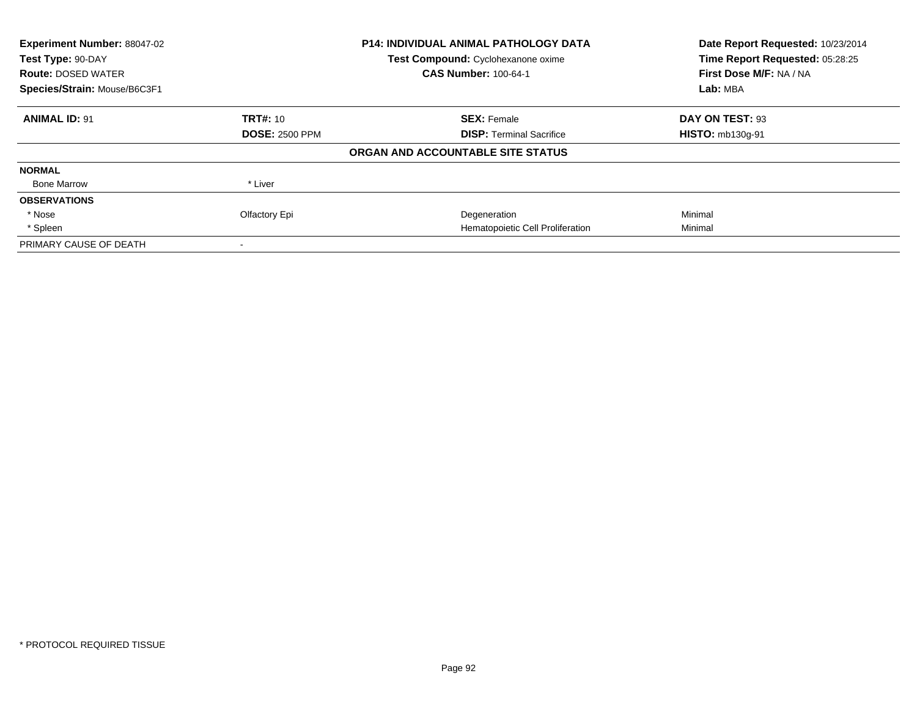**Experiment Number:** 88047-02
**Test Type:** 90-DAY
**Route:** DOSED WATER
**Species/Strain:** Mouse/B6C3F1

**P14: INDIVIDUAL ANIMAL PATHOLOGY DATA**
**Test Compound:** Cyclohexanone oxime
**CAS Number:** 100-64-1

**Date Report Requested:** 10/23/2014
**Time Report Requested:** 05:28:25
**First Dose M/F:** NA / NA
**Lab:** MBA

| | | | |
|---|---|---|---|
| **ANIMAL ID:** 91 | **TRT#:** 10 | **SEX:** Female | **DAY ON TEST:** 93 |
| | **DOSE:** 2500 PPM | **DISP:** Terminal Sacrifice | **HISTO:** mb130g-91 |

**ORGAN AND ACCOUNTABLE SITE STATUS**

| | | | |
|---|---|---|---|
| **NORMAL** | | | |
| Bone Marrow | * Liver | | |
| **OBSERVATIONS** | | | |
| * Nose | Olfactory Epi | Degeneration | Minimal |
| * Spleen | | Hematopoietic Cell Proliferation | Minimal |
| PRIMARY CAUSE OF DEATH | - | | |

* PROTOCOL REQUIRED TISSUE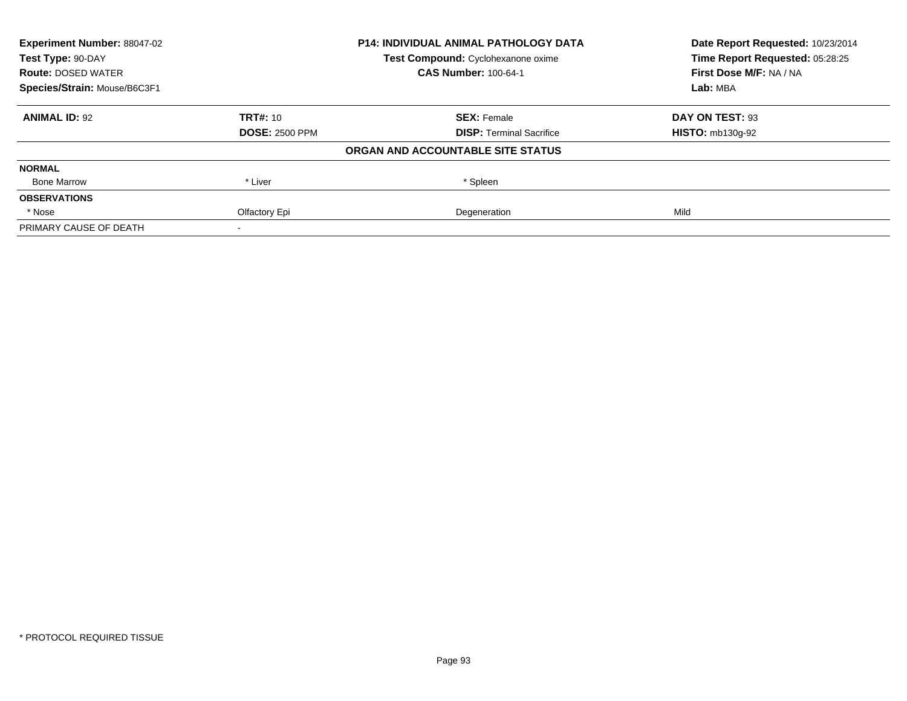| | | | |
|---|---|---|---|
| **Experiment Number:** 88047-02 | **P14: INDIVIDUAL ANIMAL PATHOLOGY DATA** | | **Date Report Requested:** 10/23/2014 |
| **Test Type:** 90-DAY | **Test Compound:** Cyclohexanone oxime | | **Time Report Requested:** 05:28:25 |
| **Route:** DOSED WATER | **CAS Number:** 100-64-1 | | **First Dose M/F:** NA / NA |
| **Species/Strain:** Mouse/B6C3F1 | | | **Lab:** MBA |

| | | | |
|---|---|---|---|
| **ANIMAL ID:** 92 | **TRT#:** 10 | **SEX:** Female | **DAY ON TEST:** 93 |
| | **DOSE:** 2500 PPM | **DISP:** Terminal Sacrifice | **HISTO:** mb130g-92 |

**ORGAN AND ACCOUNTABLE SITE STATUS**

| | | | |
|---|---|---|---|
| **NORMAL** | | | |
| Bone Marrow | * Liver | * Spleen | |
| **OBSERVATIONS** | | | |
| * Nose | Olfactory Epi | Degeneration | Mild |
| PRIMARY CAUSE OF DEATH | - | | |

* PROTOCOL REQUIRED TISSUE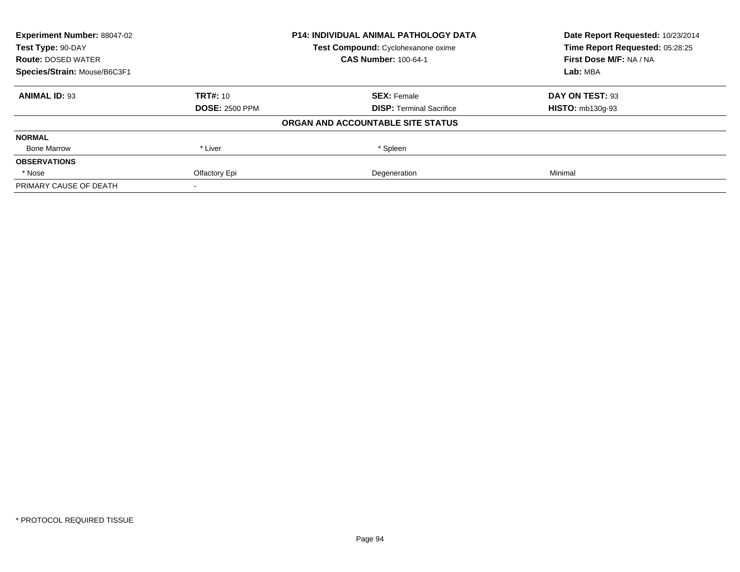| | | | |
|---|---|---|---|
| **Experiment Number:** 88047-02 | **P14: INDIVIDUAL ANIMAL PATHOLOGY DATA** | | **Date Report Requested:** 10/23/2014 |
| **Test Type:** 90-DAY | **Test Compound:** Cyclohexanone oxime | | **Time Report Requested:** 05:28:25 |
| **Route:** DOSED WATER | **CAS Number:** 100-64-1 | | **First Dose M/F:** NA / NA |
| **Species/Strain:** Mouse/B6C3F1 | | | **Lab:** MBA |

| | | | |
|---|---|---|---|
| **ANIMAL ID:** 93 | **TRT#:** 10 | **SEX:** Female | **DAY ON TEST:** 93 |
| | **DOSE:** 2500 PPM | **DISP:** Terminal Sacrifice | **HISTO:** mb130g-93 |

**ORGAN AND ACCOUNTABLE SITE STATUS**

| | | | |
|---|---|---|---|
| **NORMAL** | | | |
| Bone Marrow | * Liver | * Spleen | |
| **OBSERVATIONS** | | | |
| * Nose | Olfactory Epi | Degeneration | Minimal |
| PRIMARY CAUSE OF DEATH | - | | |

\* PROTOCOL REQUIRED TISSUE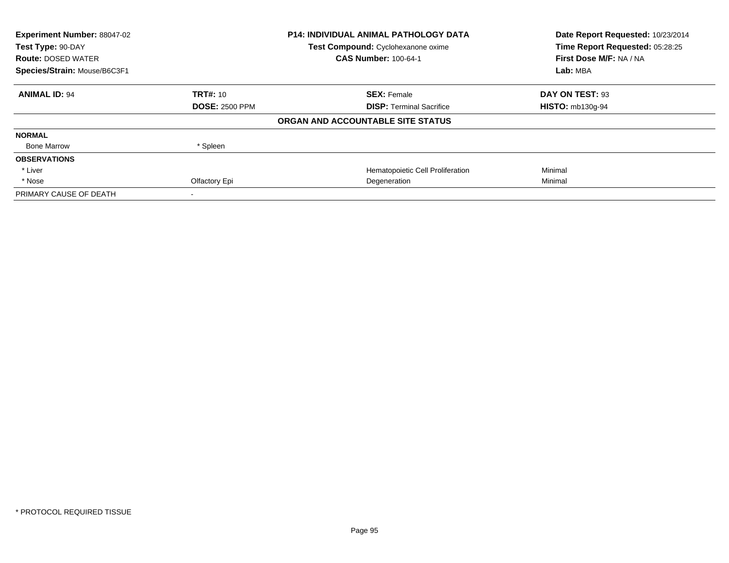**Experiment Number:** 88047-02
**Test Type:** 90-DAY
**Route:** DOSED WATER
**Species/Strain:** Mouse/B6C3F1

**P14: INDIVIDUAL ANIMAL PATHOLOGY DATA**
**Test Compound:** Cyclohexanone oxime
**CAS Number:** 100-64-1

**Date Report Requested:** 10/23/2014
**Time Report Requested:** 05:28:25
**First Dose M/F:** NA / NA
**Lab:** MBA

| **ANIMAL ID:** 94 | **TRT#:** 10 | **SEX:** Female | **DAY ON TEST:** 93 |
|---|---|---|---|
| | **DOSE:** 2500 PPM | **DISP:** Terminal Sacrifice | **HISTO:** mb130g-94 |

## ORGAN AND ACCOUNTABLE SITE STATUS

| | | | |
|---|---|---|---|
| **NORMAL** | | | |
| Bone Marrow | * Spleen | | |
| **OBSERVATIONS** | | | |
| * Liver | | Hematopoietic Cell Proliferation | Minimal |
| * Nose | Olfactory Epi | Degeneration | Minimal |
| PRIMARY CAUSE OF DEATH | - | | |

* PROTOCOL REQUIRED TISSUE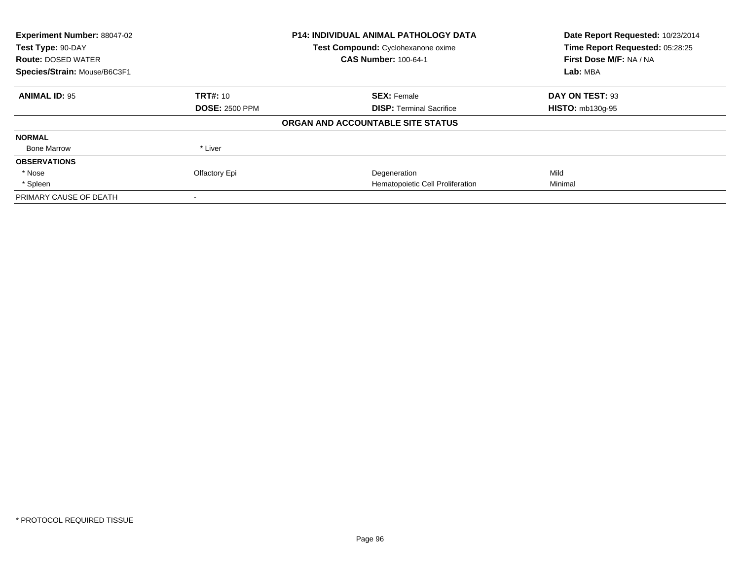| | | | |
|---|---|---|---|
| **Experiment Number:** 88047-02 | **P14: INDIVIDUAL ANIMAL PATHOLOGY DATA** | | **Date Report Requested:** 10/23/2014 |
| **Test Type:** 90-DAY | **Test Compound:** Cyclohexanone oxime | | **Time Report Requested:** 05:28:25 |
| **Route:** DOSED WATER | **CAS Number:** 100-64-1 | | **First Dose M/F:** NA / NA |
| **Species/Strain:** Mouse/B6C3F1 | | | **Lab:** MBA |

| | | | |
|---|---|---|---|
| **ANIMAL ID:** 95 | **TRT#:** 10 | **SEX:** Female | **DAY ON TEST:** 93 |
| | **DOSE:** 2500 PPM | **DISP:** Terminal Sacrifice | **HISTO:** mb130g-95 |

**ORGAN AND ACCOUNTABLE SITE STATUS**

| | | | |
|---|---|---|---|
| **NORMAL** | | | |
| Bone Marrow | * Liver | | |
| **OBSERVATIONS** | | | |
| * Nose | Olfactory Epi | Degeneration | Mild |
| * Spleen | | Hematopoietic Cell Proliferation | Minimal |
| PRIMARY CAUSE OF DEATH | - | | |

* PROTOCOL REQUIRED TISSUE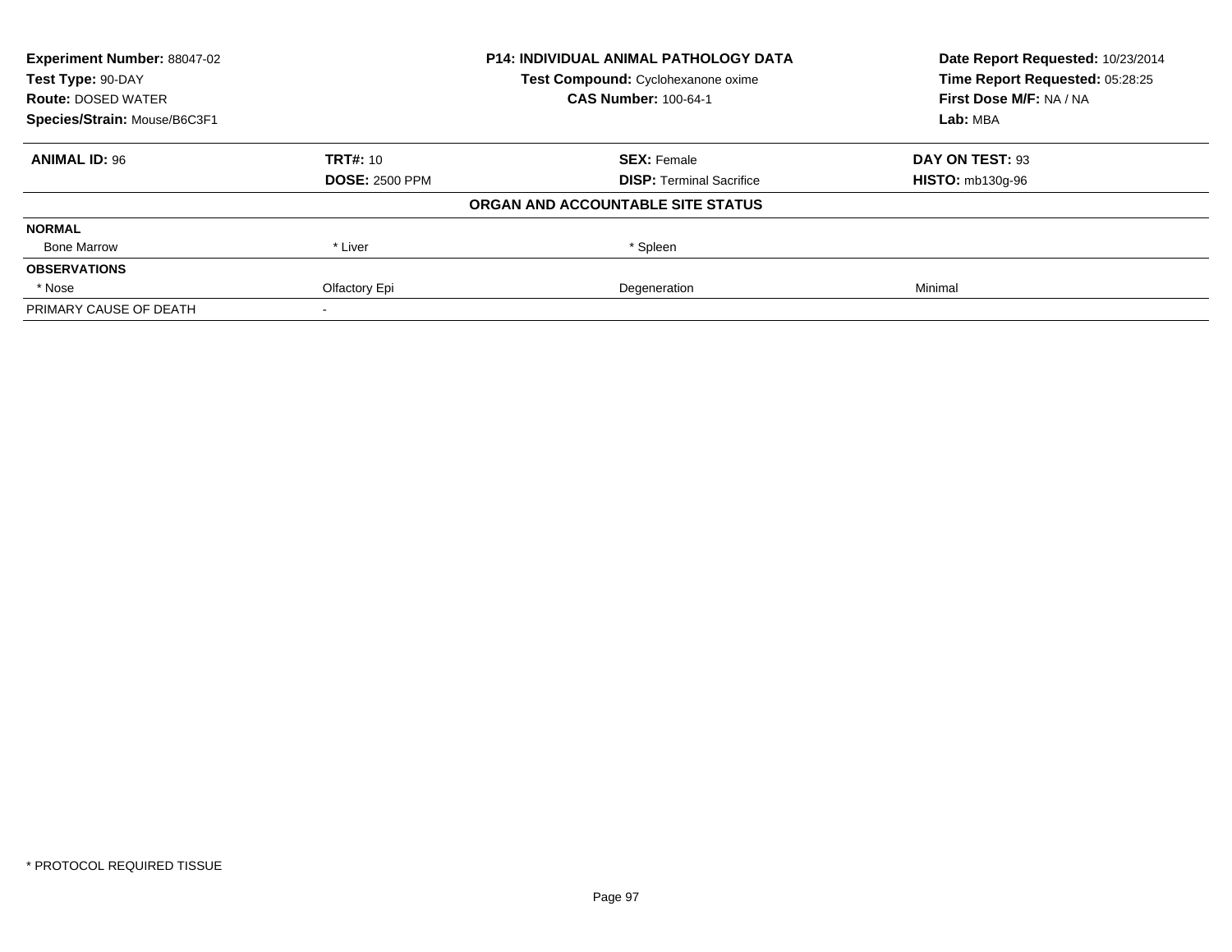| | | | |
|---|---|---|---|
| **Experiment Number:** 88047-02 | **P14: INDIVIDUAL ANIMAL PATHOLOGY DATA** | | **Date Report Requested:** 10/23/2014 |
| **Test Type:** 90-DAY | **Test Compound:** Cyclohexanone oxime | | **Time Report Requested:** 05:28:25 |
| **Route:** DOSED WATER | **CAS Number:** 100-64-1 | | **First Dose M/F:** NA / NA |
| **Species/Strain:** Mouse/B6C3F1 | | | **Lab:** MBA |

| | | | |
|---|---|---|---|
| **ANIMAL ID:** 96 | **TRT#:** 10 | **SEX:** Female | **DAY ON TEST:** 93 |
| | **DOSE:** 2500 PPM | **DISP:** Terminal Sacrifice | **HISTO:** mb130g-96 |
| **ORGAN AND ACCOUNTABLE SITE STATUS** | | | |
| **NORMAL** | | | |
| Bone Marrow | * Liver | * Spleen | |
| **OBSERVATIONS** | | | |
| * Nose | Olfactory Epi | Degeneration | Minimal |
| PRIMARY CAUSE OF DEATH | - | | |

* PROTOCOL REQUIRED TISSUE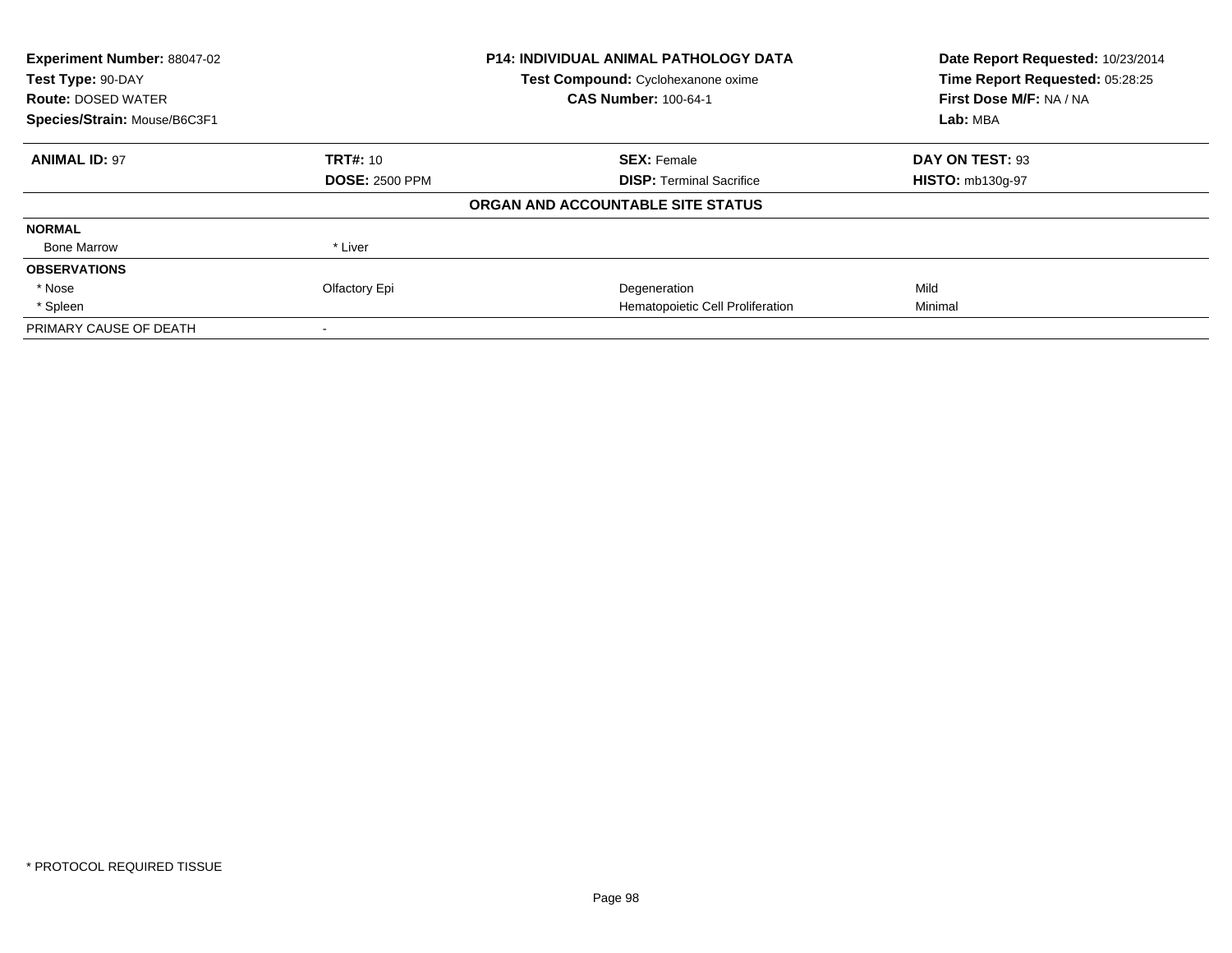**Experiment Number:** 88047-02
**Test Type:** 90-DAY
**Route:** DOSED WATER
**Species/Strain:** Mouse/B6C3F1

**P14: INDIVIDUAL ANIMAL PATHOLOGY DATA**
**Test Compound:** Cyclohexanone oxime
**CAS Number:** 100-64-1

**Date Report Requested:** 10/23/2014
**Time Report Requested:** 05:28:25
**First Dose M/F:** NA / NA
**Lab:** MBA

| | | | |
|---|---|---|---|
| **ANIMAL ID:** 97 | **TRT#:** 10 | **SEX:** Female | **DAY ON TEST:** 93 |
| | **DOSE:** 2500 PPM | **DISP:** Terminal Sacrifice | **HISTO:** mb130g-97 |

**ORGAN AND ACCOUNTABLE SITE STATUS**

| | | | |
|---|---|---|---|
| **NORMAL** | | | |
| Bone Marrow | * Liver | | |
| **OBSERVATIONS** | | | |
| * Nose | Olfactory Epi | Degeneration | Mild |
| * Spleen | | Hematopoietic Cell Proliferation | Minimal |
| PRIMARY CAUSE OF DEATH | - | | |

* PROTOCOL REQUIRED TISSUE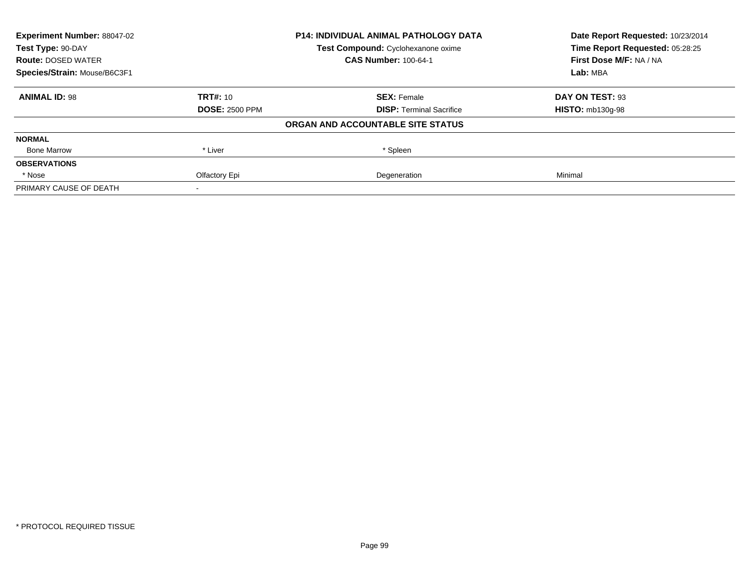| Experiment Number: 88047-02 | P14: INDIVIDUAL ANIMAL PATHOLOGY DATA | Date Report Requested: 10/23/2014 |
|---|---|---|
| Test Type: 90-DAY | Test Compound: Cyclohexanone oxime | Time Report Requested: 05:28:25 |
| Route: DOSED WATER | CAS Number: 100-64-1 | First Dose M/F: NA / NA |
| Species/Strain: Mouse/B6C3F1 | | Lab: MBA |

| ANIMAL ID: 98 | TRT#: 10 | SEX: Female | DAY ON TEST: 93 |
|---|---|---|---|
| | DOSE: 2500 PPM | DISP: Terminal Sacrifice | HISTO: mb130g-98 |
| **ORGAN AND ACCOUNTABLE SITE STATUS** | | | |
| **NORMAL** | | | |
| Bone Marrow | * Liver | * Spleen | |
| **OBSERVATIONS** | | | |
| * Nose | Olfactory Epi | Degeneration | Minimal |
| PRIMARY CAUSE OF DEATH | - | | |

* PROTOCOL REQUIRED TISSUE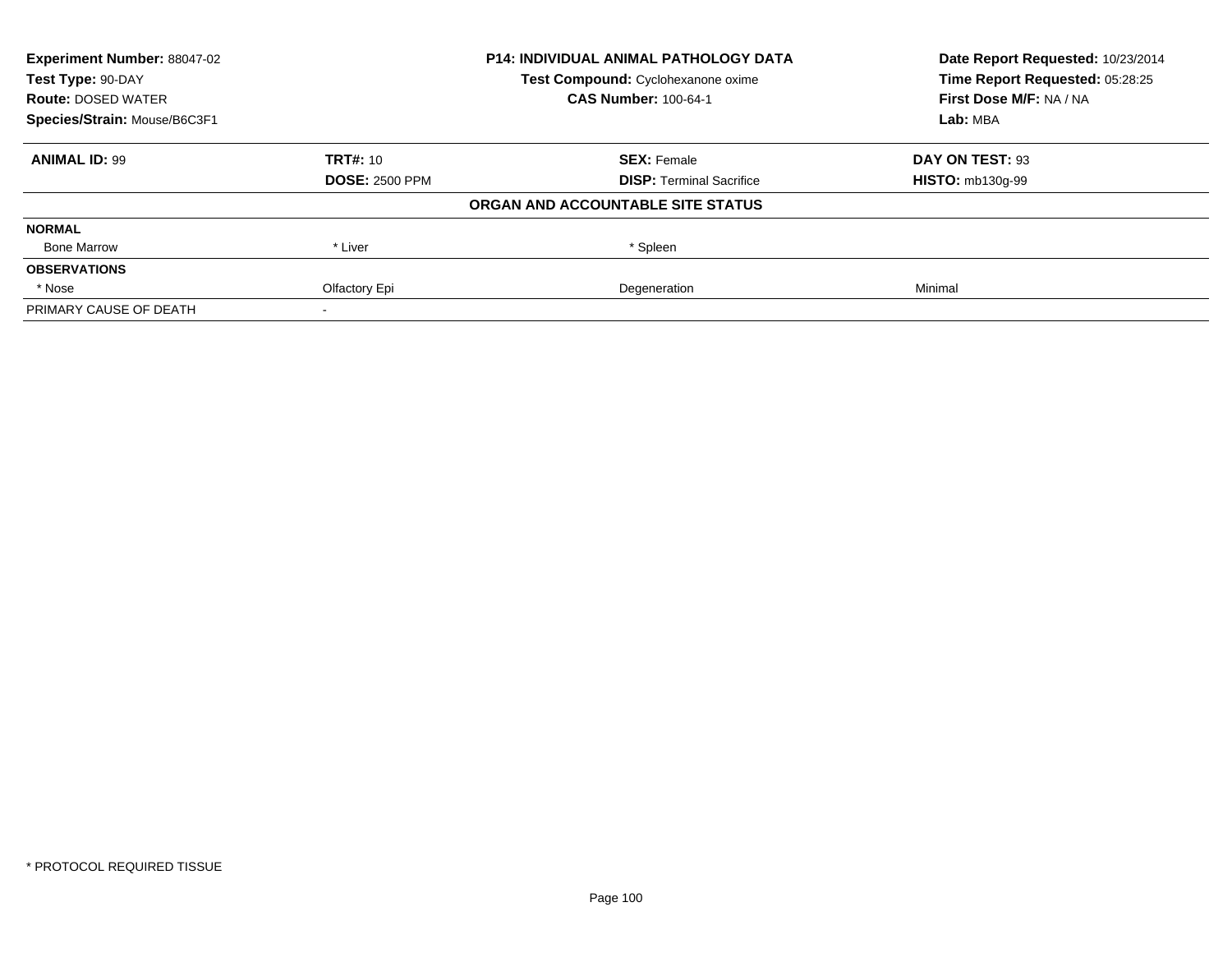**Experiment Number:** 88047-02
**Test Type:** 90-DAY
**Route:** DOSED WATER
**Species/Strain:** Mouse/B6C3F1

**P14: INDIVIDUAL ANIMAL PATHOLOGY DATA**
**Test Compound:** Cyclohexanone oxime
**CAS Number:** 100-64-1

**Date Report Requested:** 10/23/2014
**Time Report Requested:** 05:28:25
**First Dose M/F:** NA / NA
**Lab:** MBA

| **ANIMAL ID:** 99 | **TRT#:** 10 | **SEX:** Female | **DAY ON TEST:** 93 |
|---|---|---|---|
| | **DOSE:** 2500 PPM | **DISP:** Terminal Sacrifice | **HISTO:** mb130g-99 |
| | | **ORGAN AND ACCOUNTABLE SITE STATUS** | |
| **NORMAL** | | | |
| Bone Marrow | * Liver | * Spleen | |
| **OBSERVATIONS** | | | |
| * Nose | Olfactory Epi | Degeneration | Minimal |
| PRIMARY CAUSE OF DEATH | - | | |

* PROTOCOL REQUIRED TISSUE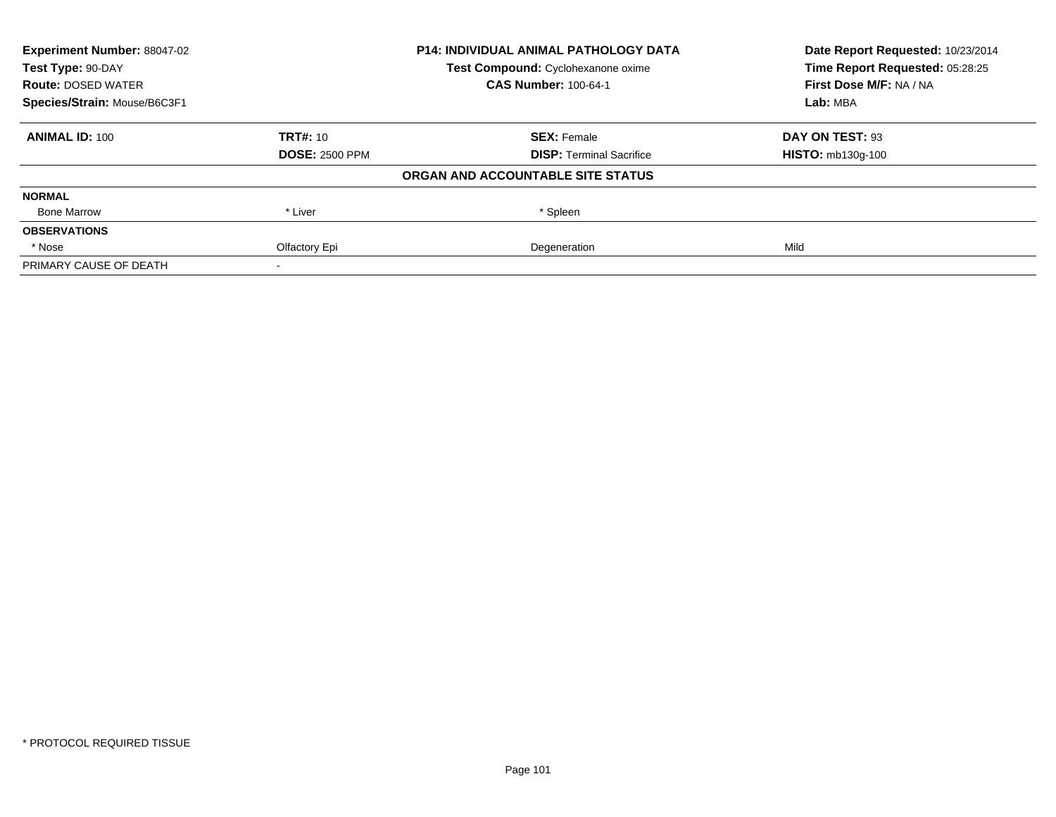| | | | |
|---|---|---|---|
| **Experiment Number:** 88047-02 | **P14: INDIVIDUAL ANIMAL PATHOLOGY DATA** | | **Date Report Requested:** 10/23/2014 |
| **Test Type:** 90-DAY | **Test Compound:** Cyclohexanone oxime | | **Time Report Requested:** 05:28:25 |
| **Route:** DOSED WATER | **CAS Number:** 100-64-1 | | **First Dose M/F:** NA / NA |
| **Species/Strain:** Mouse/B6C3F1 | | | **Lab:** MBA |

| | | | |
|---|---|---|---|
| **ANIMAL ID:** 100 | **TRT#:** 10 | **SEX:** Female | **DAY ON TEST:** 93 |
| | **DOSE:** 2500 PPM | **DISP:** Terminal Sacrifice | **HISTO:** mb130g-100 |
| | | **ORGAN AND ACCOUNTABLE SITE STATUS** | |
| **NORMAL** | | | |
| Bone Marrow | * Liver | * Spleen | |
| **OBSERVATIONS** | | | |
| * Nose | Olfactory Epi | Degeneration | Mild |
| PRIMARY CAUSE OF DEATH | - | | |

* PROTOCOL REQUIRED TISSUE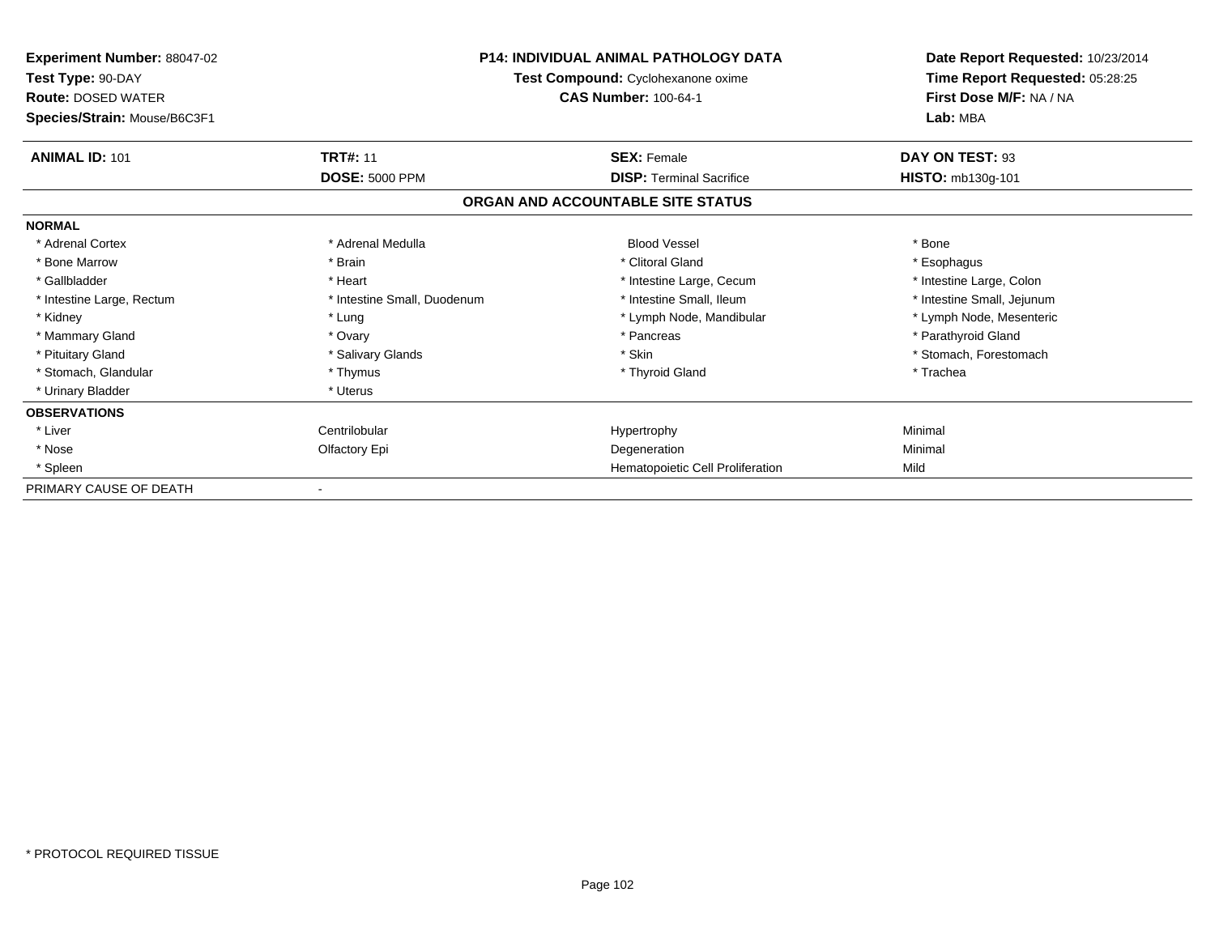**Experiment Number:** 88047-02
**Test Type:** 90-DAY
**Route:** DOSED WATER
**Species/Strain:** Mouse/B6C3F1

**P14: INDIVIDUAL ANIMAL PATHOLOGY DATA**
**Test Compound:** Cyclohexanone oxime
**CAS Number:** 100-64-1

**Date Report Requested:** 10/23/2014
**Time Report Requested:** 05:28:25
**First Dose M/F:** NA / NA
**Lab:** MBA

| **ANIMAL ID:** 101 | **TRT#:** 11 | **SEX:** Female | **DAY ON TEST:** 93 |
|---|---|---|---|
| | **DOSE:** 5000 PPM | **DISP:** Terminal Sacrifice | **HISTO:** mb130g-101 |

**ORGAN AND ACCOUNTABLE SITE STATUS**

| | | | |
|---|---|---|---|
| **NORMAL** | | | |
| * Adrenal Cortex | * Adrenal Medulla | Blood Vessel | * Bone |
| * Bone Marrow | * Brain | * Clitoral Gland | * Esophagus |
| * Gallbladder | * Heart | * Intestine Large, Cecum | * Intestine Large, Colon |
| * Intestine Large, Rectum | * Intestine Small, Duodenum | * Intestine Small, Ileum | * Intestine Small, Jejunum |
| * Kidney | * Lung | * Lymph Node, Mandibular | * Lymph Node, Mesenteric |
| * Mammary Gland | * Ovary | * Pancreas | * Parathyroid Gland |
| * Pituitary Gland | * Salivary Glands | * Skin | * Stomach, Forestomach |
| * Stomach, Glandular | * Thymus | * Thyroid Gland | * Trachea |
| * Urinary Bladder | * Uterus | | |
| **OBSERVATIONS** | | | |
| * Liver | Centrilobular | Hypertrophy | Minimal |
| * Nose | Olfactory Epi | Degeneration | Minimal |
| * Spleen | | Hematopoietic Cell Proliferation | Mild |
| PRIMARY CAUSE OF DEATH | - | | |

* PROTOCOL REQUIRED TISSUE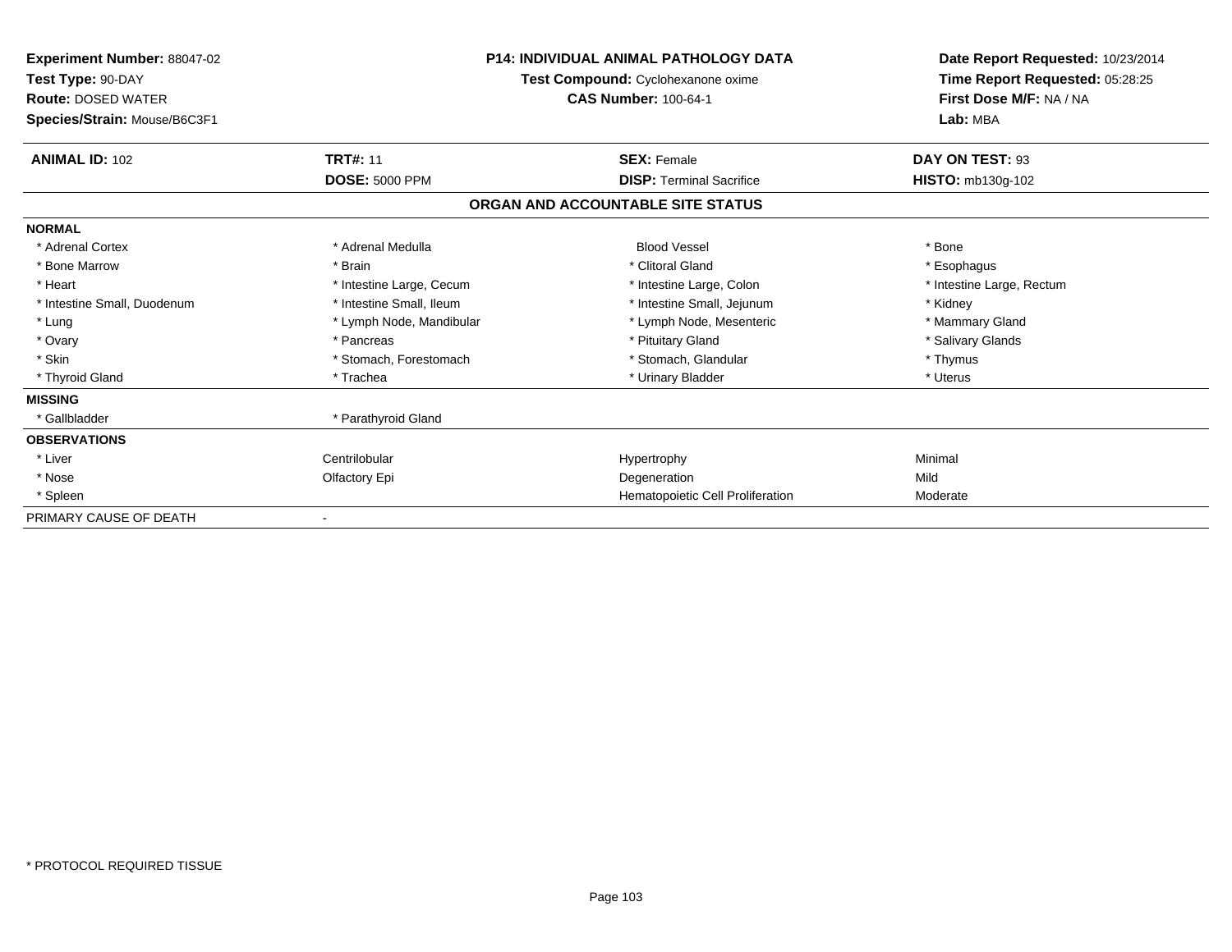**Experiment Number:** 88047-02
**Test Type:** 90-DAY
**Route:** DOSED WATER
**Species/Strain:** Mouse/B6C3F1

**P14: INDIVIDUAL ANIMAL PATHOLOGY DATA**
**Test Compound:** Cyclohexanone oxime
**CAS Number:** 100-64-1

**Date Report Requested:** 10/23/2014
**Time Report Requested:** 05:28:25
**First Dose M/F:** NA / NA
**Lab:** MBA

| **ANIMAL ID:** 102 | **TRT#:** 11 | **SEX:** Female | **DAY ON TEST:** 93 |
|---|---|---|---|
| | **DOSE:** 5000 PPM | **DISP:** Terminal Sacrifice | **HISTO:** mb130g-102 |

## ORGAN AND ACCOUNTABLE SITE STATUS

| | | | |
|---|---|---|---|
| **NORMAL** | | | |
| * Adrenal Cortex | * Adrenal Medulla | Blood Vessel | * Bone |
| * Bone Marrow | * Brain | * Clitoral Gland | * Esophagus |
| * Heart | * Intestine Large, Cecum | * Intestine Large, Colon | * Intestine Large, Rectum |
| * Intestine Small, Duodenum | * Intestine Small, Ileum | * Intestine Small, Jejunum | * Kidney |
| * Lung | * Lymph Node, Mandibular | * Lymph Node, Mesenteric | * Mammary Gland |
| * Ovary | * Pancreas | * Pituitary Gland | * Salivary Glands |
| * Skin | * Stomach, Forestomach | * Stomach, Glandular | * Thymus |
| * Thyroid Gland | * Trachea | * Urinary Bladder | * Uterus |
| **MISSING** | | | |
| * Gallbladder | * Parathyroid Gland | | |
| **OBSERVATIONS** | | | |
| * Liver | Centrilobular | Hypertrophy | Minimal |
| * Nose | Olfactory Epi | Degeneration | Mild |
| * Spleen | | Hematopoietic Cell Proliferation | Moderate |
| PRIMARY CAUSE OF DEATH | - | | |

\* PROTOCOL REQUIRED TISSUE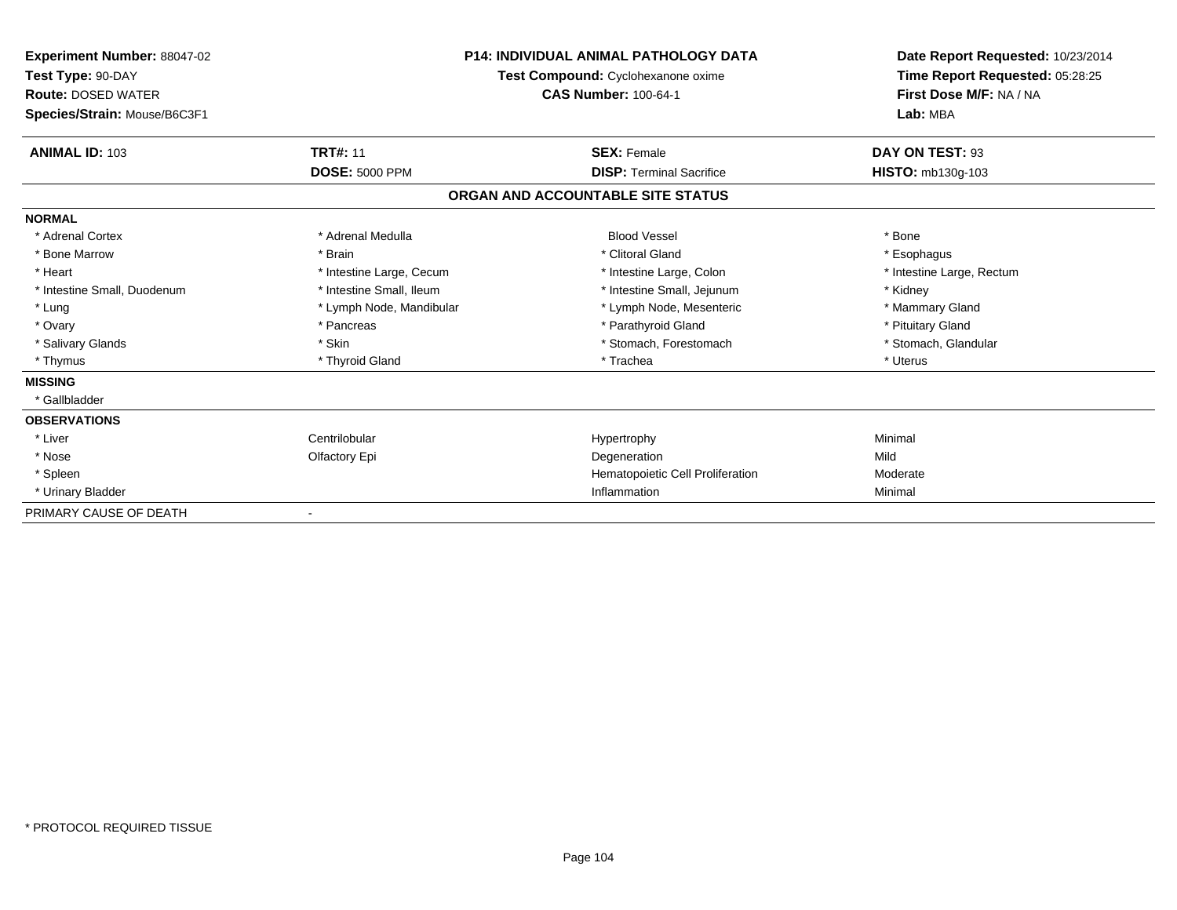**Experiment Number:** 88047-02
**Test Type:** 90-DAY
**Route:** DOSED WATER
**Species/Strain:** Mouse/B6C3F1

**P14: INDIVIDUAL ANIMAL PATHOLOGY DATA**
**Test Compound:** Cyclohexanone oxime
**CAS Number:** 100-64-1

**Date Report Requested:** 10/23/2014
**Time Report Requested:** 05:28:25
**First Dose M/F:** NA / NA
**Lab:** MBA

| | | | |
|---|---|---|---|
| **ANIMAL ID:** 103 | **TRT#:** 11 | **SEX:** Female | **DAY ON TEST:** 93 |
| | **DOSE:** 5000 PPM | **DISP:** Terminal Sacrifice | **HISTO:** mb130g-103 |

**ORGAN AND ACCOUNTABLE SITE STATUS**

**NORMAL**

| | | | |
|---|---|---|---|
| * Adrenal Cortex | * Adrenal Medulla | Blood Vessel | * Bone |
| * Bone Marrow | * Brain | * Clitoral Gland | * Esophagus |
| * Heart | * Intestine Large, Cecum | * Intestine Large, Colon | * Intestine Large, Rectum |
| * Intestine Small, Duodenum | * Intestine Small, Ileum | * Intestine Small, Jejunum | * Kidney |
| * Lung | * Lymph Node, Mandibular | * Lymph Node, Mesenteric | * Mammary Gland |
| * Ovary | * Pancreas | * Parathyroid Gland | * Pituitary Gland |
| * Salivary Glands | * Skin | * Stomach, Forestomach | * Stomach, Glandular |
| * Thymus | * Thyroid Gland | * Trachea | * Uterus |

**MISSING**

* Gallbladder

**OBSERVATIONS**

| | | | |
|---|---|---|---|
| * Liver | Centrilobular | Hypertrophy | Minimal |
| * Nose | Olfactory Epi | Degeneration | Mild |
| * Spleen | | Hematopoietic Cell Proliferation | Moderate |
| * Urinary Bladder | | Inflammation | Minimal |

PRIMARY CAUSE OF DEATH -

* PROTOCOL REQUIRED TISSUE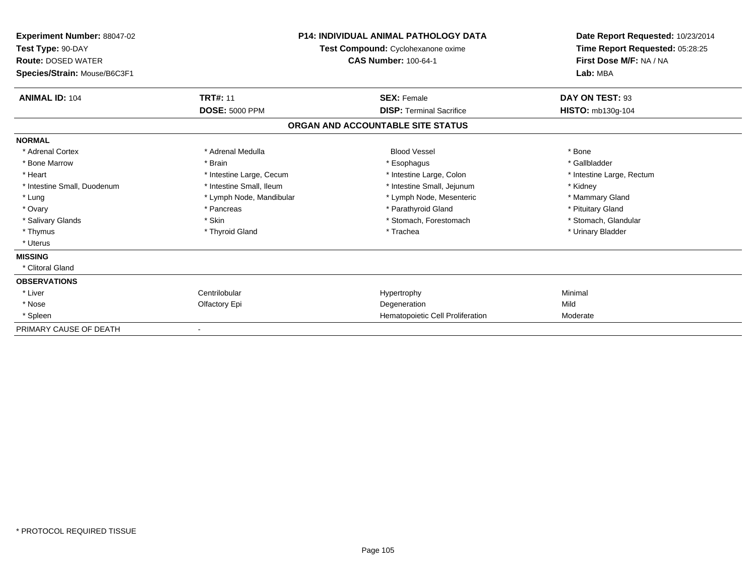**Experiment Number:** 88047-02
**Test Type:** 90-DAY
**Route:** DOSED WATER
**Species/Strain:** Mouse/B6C3F1

**P14: INDIVIDUAL ANIMAL PATHOLOGY DATA**
**Test Compound:** Cyclohexanone oxime
**CAS Number:** 100-64-1

**Date Report Requested:** 10/23/2014
**Time Report Requested:** 05:28:25
**First Dose M/F:** NA / NA
**Lab:** MBA

| **ANIMAL ID:** 104 | **TRT#:** 11 | **SEX:** Female | **DAY ON TEST:** 93 |
|---|---|---|---|
| | **DOSE:** 5000 PPM | **DISP:** Terminal Sacrifice | **HISTO:** mb130g-104 |

**ORGAN AND ACCOUNTABLE SITE STATUS**

| | | | |
|---|---|---|---|
| **NORMAL** | | | |
| * Adrenal Cortex | * Adrenal Medulla | Blood Vessel | * Bone |
| * Bone Marrow | * Brain | * Esophagus | * Gallbladder |
| * Heart | * Intestine Large, Cecum | * Intestine Large, Colon | * Intestine Large, Rectum |
| * Intestine Small, Duodenum | * Intestine Small, Ileum | * Intestine Small, Jejunum | * Kidney |
| * Lung | * Lymph Node, Mandibular | * Lymph Node, Mesenteric | * Mammary Gland |
| * Ovary | * Pancreas | * Parathyroid Gland | * Pituitary Gland |
| * Salivary Glands | * Skin | * Stomach, Forestomach | * Stomach, Glandular |
| * Thymus | * Thyroid Gland | * Trachea | * Urinary Bladder |
| * Uterus | | | |
| **MISSING** | | | |
| * Clitoral Gland | | | |
| **OBSERVATIONS** | | | |
| * Liver | Centrilobular | Hypertrophy | Minimal |
| * Nose | Olfactory Epi | Degeneration | Mild |
| * Spleen | | Hematopoietic Cell Proliferation | Moderate |
| PRIMARY CAUSE OF DEATH | - | | |

* PROTOCOL REQUIRED TISSUE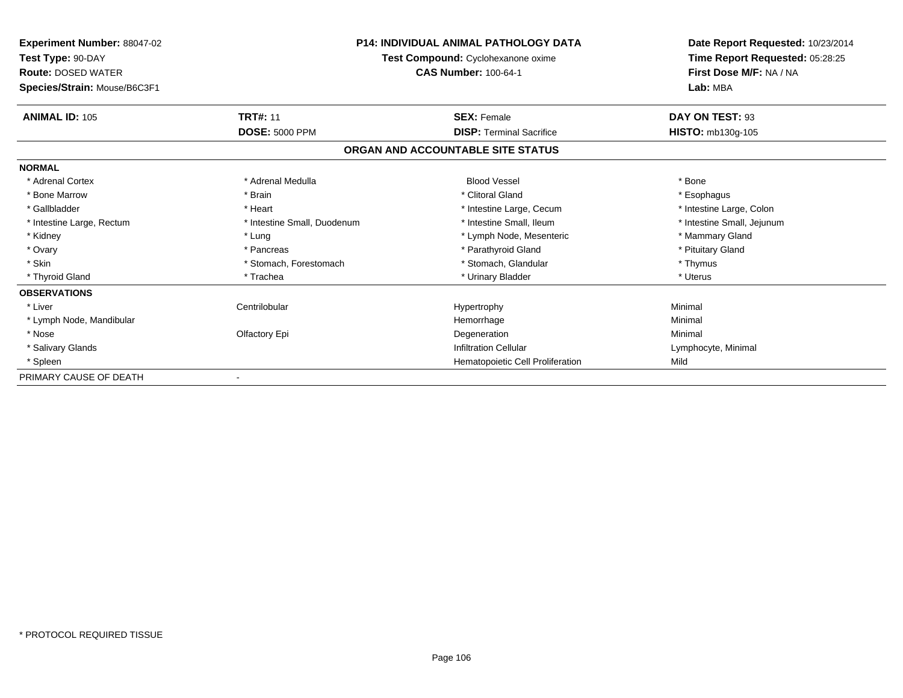**Experiment Number:** 88047-02
**Test Type:** 90-DAY
**Route:** DOSED WATER
**Species/Strain:** Mouse/B6C3F1

**P14: INDIVIDUAL ANIMAL PATHOLOGY DATA**
**Test Compound:** Cyclohexanone oxime
**CAS Number:** 100-64-1

**Date Report Requested:** 10/23/2014
**Time Report Requested:** 05:28:25
**First Dose M/F:** NA / NA
**Lab:** MBA

| **ANIMAL ID:** 105 | **TRT#:** 11 | **SEX:** Female | **DAY ON TEST:** 93 |
|---|---|---|---|
| | **DOSE:** 5000 PPM | **DISP:** Terminal Sacrifice | **HISTO:** mb130g-105 |

**ORGAN AND ACCOUNTABLE SITE STATUS**

| | | | |
|---|---|---|---|
| **NORMAL** | | | |
| * Adrenal Cortex | * Adrenal Medulla | Blood Vessel | * Bone |
| * Bone Marrow | * Brain | * Clitoral Gland | * Esophagus |
| * Gallbladder | * Heart | * Intestine Large, Cecum | * Intestine Large, Colon |
| * Intestine Large, Rectum | * Intestine Small, Duodenum | * Intestine Small, Ileum | * Intestine Small, Jejunum |
| * Kidney | * Lung | * Lymph Node, Mesenteric | * Mammary Gland |
| * Ovary | * Pancreas | * Parathyroid Gland | * Pituitary Gland |
| * Skin | * Stomach, Forestomach | * Stomach, Glandular | * Thymus |
| * Thyroid Gland | * Trachea | * Urinary Bladder | * Uterus |
| **OBSERVATIONS** | | | |
| * Liver | Centrilobular | Hypertrophy | Minimal |
| * Lymph Node, Mandibular | | Hemorrhage | Minimal |
| * Nose | Olfactory Epi | Degeneration | Minimal |
| * Salivary Glands | | Infiltration Cellular | Lymphocyte, Minimal |
| * Spleen | | Hematopoietic Cell Proliferation | Mild |
| PRIMARY CAUSE OF DEATH | - | | |

\* PROTOCOL REQUIRED TISSUE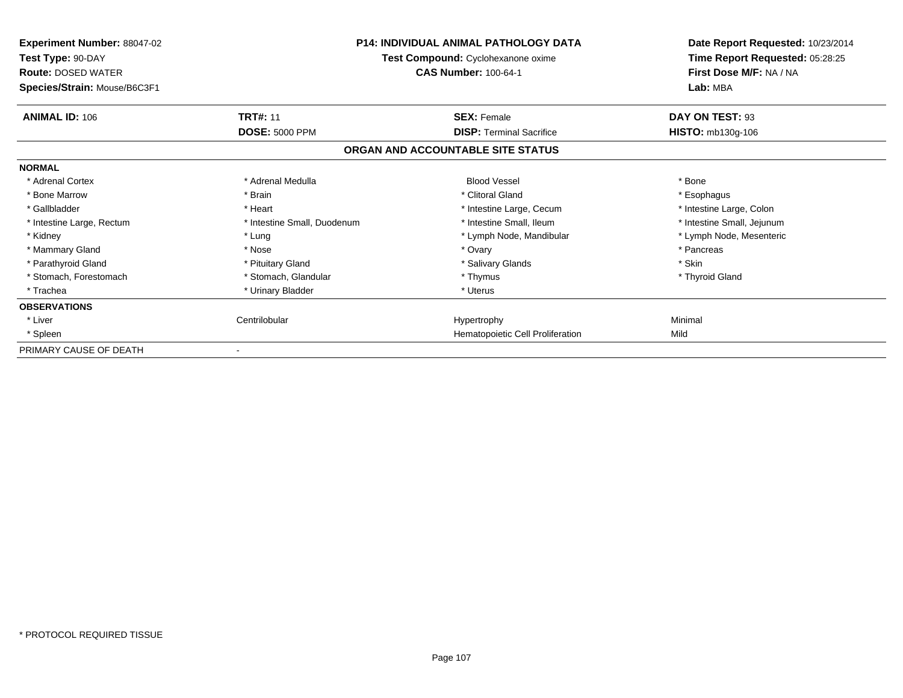**Experiment Number:** 88047-02
**Test Type:** 90-DAY
**Route:** DOSED WATER
**Species/Strain:** Mouse/B6C3F1

**P14: INDIVIDUAL ANIMAL PATHOLOGY DATA**
**Test Compound:** Cyclohexanone oxime
**CAS Number:** 100-64-1

**Date Report Requested:** 10/23/2014
**Time Report Requested:** 05:28:25
**First Dose M/F:** NA / NA
**Lab:** MBA

| **ANIMAL ID:** 106 | **TRT#:** 11 | **SEX:** Female | **DAY ON TEST:** 93 |
|---|---|---|---|
| | **DOSE:** 5000 PPM | **DISP:** Terminal Sacrifice | **HISTO:** mb130g-106 |

## ORGAN AND ACCOUNTABLE SITE STATUS

| | | | |
|---|---|---|---|
| **NORMAL** | | | |
| * Adrenal Cortex | * Adrenal Medulla | Blood Vessel | * Bone |
| * Bone Marrow | * Brain | * Clitoral Gland | * Esophagus |
| * Gallbladder | * Heart | * Intestine Large, Cecum | * Intestine Large, Colon |
| * Intestine Large, Rectum | * Intestine Small, Duodenum | * Intestine Small, Ileum | * Intestine Small, Jejunum |
| * Kidney | * Lung | * Lymph Node, Mandibular | * Lymph Node, Mesenteric |
| * Mammary Gland | * Nose | * Ovary | * Pancreas |
| * Parathyroid Gland | * Pituitary Gland | * Salivary Glands | * Skin |
| * Stomach, Forestomach | * Stomach, Glandular | * Thymus | * Thyroid Gland |
| * Trachea | * Urinary Bladder | * Uterus | |
| **OBSERVATIONS** | | | |
| * Liver | Centrilobular | Hypertrophy | Minimal |
| * Spleen | | Hematopoietic Cell Proliferation | Mild |
| PRIMARY CAUSE OF DEATH | - | | |

* PROTOCOL REQUIRED TISSUE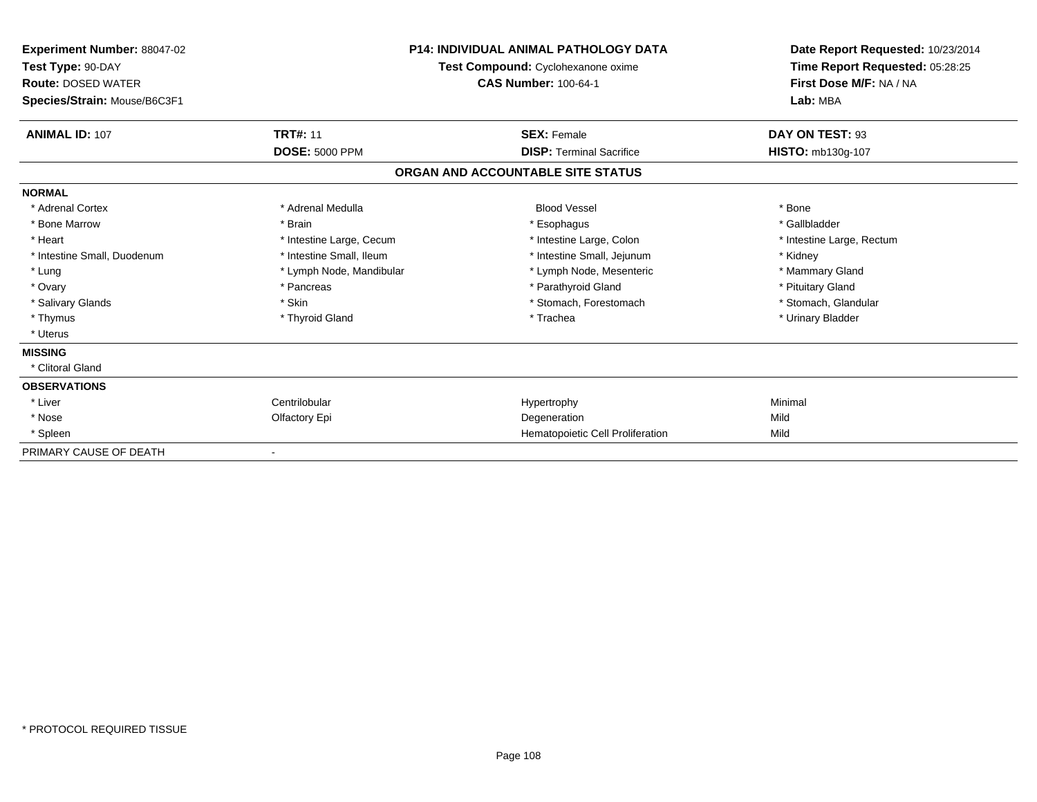**Experiment Number:** 88047-02
**Test Type:** 90-DAY
**Route:** DOSED WATER
**Species/Strain:** Mouse/B6C3F1

**P14: INDIVIDUAL ANIMAL PATHOLOGY DATA**
**Test Compound:** Cyclohexanone oxime
**CAS Number:** 100-64-1

**Date Report Requested:** 10/23/2014
**Time Report Requested:** 05:28:25
**First Dose M/F:** NA / NA
**Lab:** MBA

| **ANIMAL ID:** 107 | **TRT#:** 11 | **SEX:** Female | **DAY ON TEST:** 93 |
|---|---|---|---|
| | **DOSE:** 5000 PPM | **DISP:** Terminal Sacrifice | **HISTO:** mb130g-107 |

## ORGAN AND ACCOUNTABLE SITE STATUS

| | | | |
|---|---|---|---|
| **NORMAL** | | | |
| * Adrenal Cortex | * Adrenal Medulla | Blood Vessel | * Bone |
| * Bone Marrow | * Brain | * Esophagus | * Gallbladder |
| * Heart | * Intestine Large, Cecum | * Intestine Large, Colon | * Intestine Large, Rectum |
| * Intestine Small, Duodenum | * Intestine Small, Ileum | * Intestine Small, Jejunum | * Kidney |
| * Lung | * Lymph Node, Mandibular | * Lymph Node, Mesenteric | * Mammary Gland |
| * Ovary | * Pancreas | * Parathyroid Gland | * Pituitary Gland |
| * Salivary Glands | * Skin | * Stomach, Forestomach | * Stomach, Glandular |
| * Thymus | * Thyroid Gland | * Trachea | * Urinary Bladder |
| * Uterus | | | |
| **MISSING** | | | |
| * Clitoral Gland | | | |
| **OBSERVATIONS** | | | |
| * Liver | Centrilobular | Hypertrophy | Minimal |
| * Nose | Olfactory Epi | Degeneration | Mild |
| * Spleen | | Hematopoietic Cell Proliferation | Mild |
| PRIMARY CAUSE OF DEATH | - | | |

* PROTOCOL REQUIRED TISSUE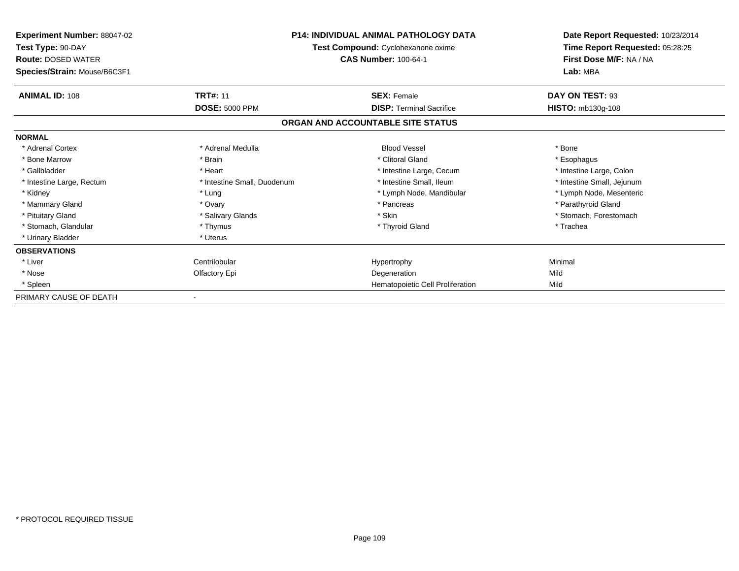**Experiment Number:** 88047-02
**Test Type:** 90-DAY
**Route:** DOSED WATER
**Species/Strain:** Mouse/B6C3F1

**P14: INDIVIDUAL ANIMAL PATHOLOGY DATA**
**Test Compound:** Cyclohexanone oxime
**CAS Number:** 100-64-1

**Date Report Requested:** 10/23/2014
**Time Report Requested:** 05:28:25
**First Dose M/F:** NA / NA
**Lab:** MBA

| | | | |
|---|---|---|---|
| **ANIMAL ID:** 108 | **TRT#:** 11 | **SEX:** Female | **DAY ON TEST:** 93 |
| | **DOSE:** 5000 PPM | **DISP:** Terminal Sacrifice | **HISTO:** mb130g-108 |

## ORGAN AND ACCOUNTABLE SITE STATUS

**NORMAL**

| | | | |
|---|---|---|---|
| * Adrenal Cortex | * Adrenal Medulla | Blood Vessel | * Bone |
| * Bone Marrow | * Brain | * Clitoral Gland | * Esophagus |
| * Gallbladder | * Heart | * Intestine Large, Cecum | * Intestine Large, Colon |
| * Intestine Large, Rectum | * Intestine Small, Duodenum | * Intestine Small, Ileum | * Intestine Small, Jejunum |
| * Kidney | * Lung | * Lymph Node, Mandibular | * Lymph Node, Mesenteric |
| * Mammary Gland | * Ovary | * Pancreas | * Parathyroid Gland |
| * Pituitary Gland | * Salivary Glands | * Skin | * Stomach, Forestomach |
| * Stomach, Glandular | * Thymus | * Thyroid Gland | * Trachea |
| * Urinary Bladder | * Uterus | | |

**OBSERVATIONS**

| | | | |
|---|---|---|---|
| * Liver | Centrilobular | Hypertrophy | Minimal |
| * Nose | Olfactory Epi | Degeneration | Mild |
| * Spleen | | Hematopoietic Cell Proliferation | Mild |

PRIMARY CAUSE OF DEATH -

* PROTOCOL REQUIRED TISSUE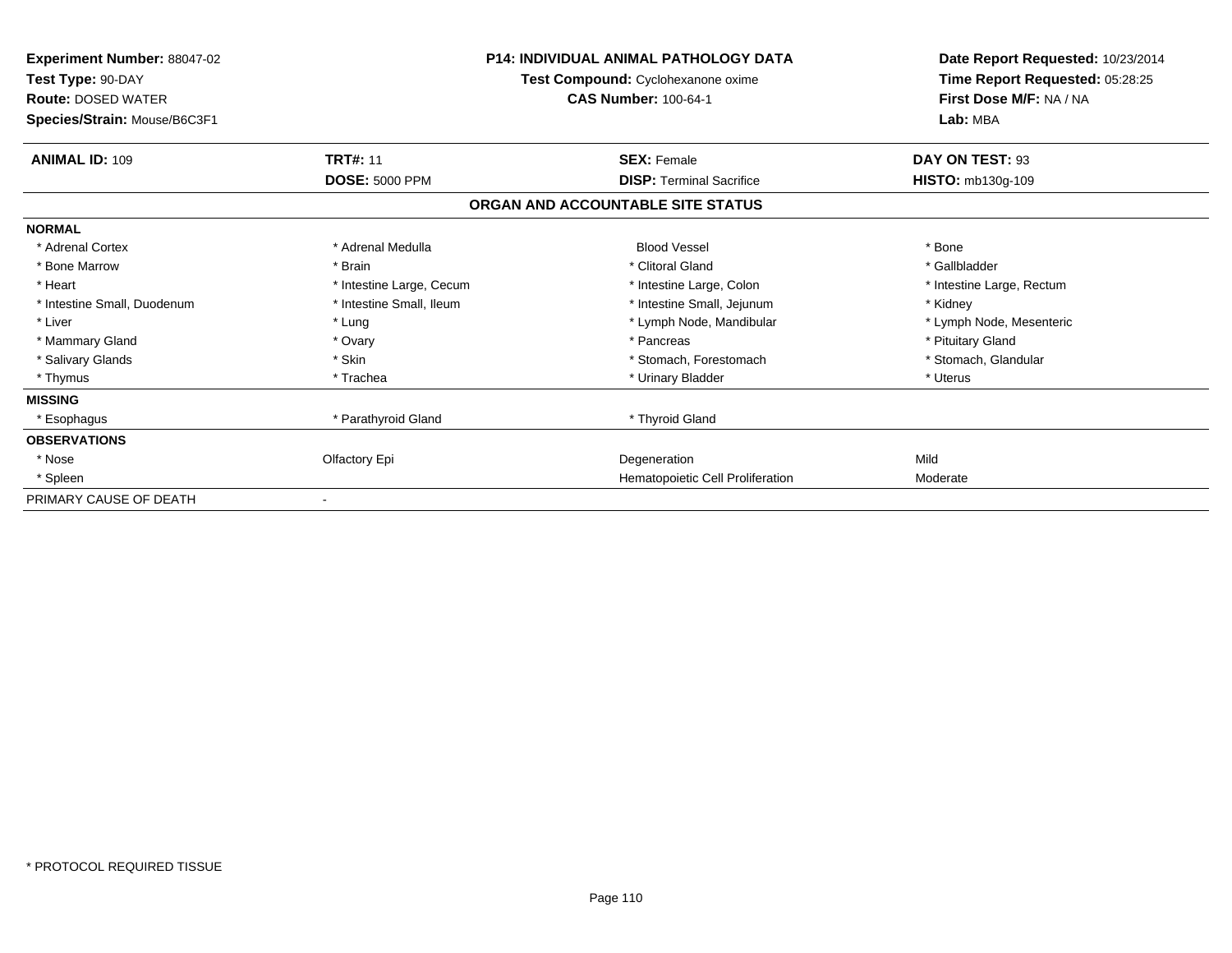**Experiment Number:** 88047-02
**Test Type:** 90-DAY
**Route:** DOSED WATER
**Species/Strain:** Mouse/B6C3F1

**P14: INDIVIDUAL ANIMAL PATHOLOGY DATA**
**Test Compound:** Cyclohexanone oxime
**CAS Number:** 100-64-1

**Date Report Requested:** 10/23/2014
**Time Report Requested:** 05:28:25
**First Dose M/F:** NA / NA
**Lab:** MBA

| | | | |
|---|---|---|---|
| **ANIMAL ID:** 109 | **TRT#:** 11 | **SEX:** Female | **DAY ON TEST:** 93 |
| | **DOSE:** 5000 PPM | **DISP:** Terminal Sacrifice | **HISTO:** mb130g-109 |

**ORGAN AND ACCOUNTABLE SITE STATUS**

| | | | |
|---|---|---|---|
| **NORMAL** | | | |
| * Adrenal Cortex | * Adrenal Medulla | Blood Vessel | * Bone |
| * Bone Marrow | * Brain | * Clitoral Gland | * Gallbladder |
| * Heart | * Intestine Large, Cecum | * Intestine Large, Colon | * Intestine Large, Rectum |
| * Intestine Small, Duodenum | * Intestine Small, Ileum | * Intestine Small, Jejunum | * Kidney |
| * Liver | * Lung | * Lymph Node, Mandibular | * Lymph Node, Mesenteric |
| * Mammary Gland | * Ovary | * Pancreas | * Pituitary Gland |
| * Salivary Glands | * Skin | * Stomach, Forestomach | * Stomach, Glandular |
| * Thymus | * Trachea | * Urinary Bladder | * Uterus |
| **MISSING** | | | |
| * Esophagus | * Parathyroid Gland | * Thyroid Gland | |
| **OBSERVATIONS** | | | |
| * Nose | Olfactory Epi | Degeneration | Mild |
| * Spleen | | Hematopoietic Cell Proliferation | Moderate |
| PRIMARY CAUSE OF DEATH | - | | |

* PROTOCOL REQUIRED TISSUE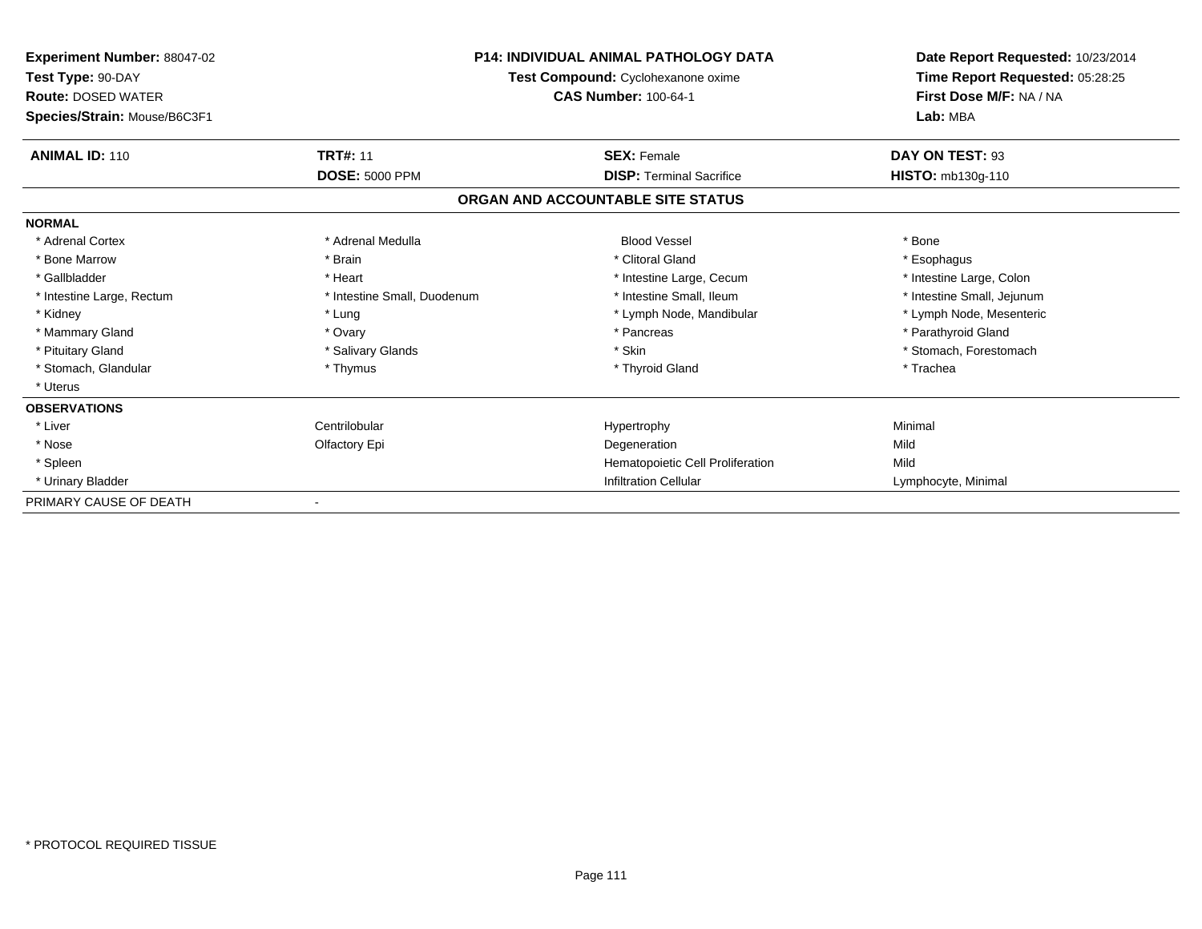**Experiment Number:** 88047-02
**Test Type:** 90-DAY
**Route:** DOSED WATER
**Species/Strain:** Mouse/B6C3F1

**P14: INDIVIDUAL ANIMAL PATHOLOGY DATA**
**Test Compound:** Cyclohexanone oxime
**CAS Number:** 100-64-1

**Date Report Requested:** 10/23/2014
**Time Report Requested:** 05:28:25
**First Dose M/F:** NA / NA
**Lab:** MBA

| **ANIMAL ID:** 110 | **TRT#:** 11 | **SEX:** Female | **DAY ON TEST:** 93 |
|---|---|---|---|
| | **DOSE:** 5000 PPM | **DISP:** Terminal Sacrifice | **HISTO:** mb130g-110 |

## ORGAN AND ACCOUNTABLE SITE STATUS

| | | | |
|---|---|---|---|
| **NORMAL** | | | |
| * Adrenal Cortex | * Adrenal Medulla | Blood Vessel | * Bone |
| * Bone Marrow | * Brain | * Clitoral Gland | * Esophagus |
| * Gallbladder | * Heart | * Intestine Large, Cecum | * Intestine Large, Colon |
| * Intestine Large, Rectum | * Intestine Small, Duodenum | * Intestine Small, Ileum | * Intestine Small, Jejunum |
| * Kidney | * Lung | * Lymph Node, Mandibular | * Lymph Node, Mesenteric |
| * Mammary Gland | * Ovary | * Pancreas | * Parathyroid Gland |
| * Pituitary Gland | * Salivary Glands | * Skin | * Stomach, Forestomach |
| * Stomach, Glandular | * Thymus | * Thyroid Gland | * Trachea |
| * Uterus | | | |
| **OBSERVATIONS** | | | |
| * Liver | Centrilobular | Hypertrophy | Minimal |
| * Nose | Olfactory Epi | Degeneration | Mild |
| * Spleen | | Hematopoietic Cell Proliferation | Mild |
| * Urinary Bladder | | Infiltration Cellular | Lymphocyte, Minimal |
| PRIMARY CAUSE OF DEATH | - | | |

* PROTOCOL REQUIRED TISSUE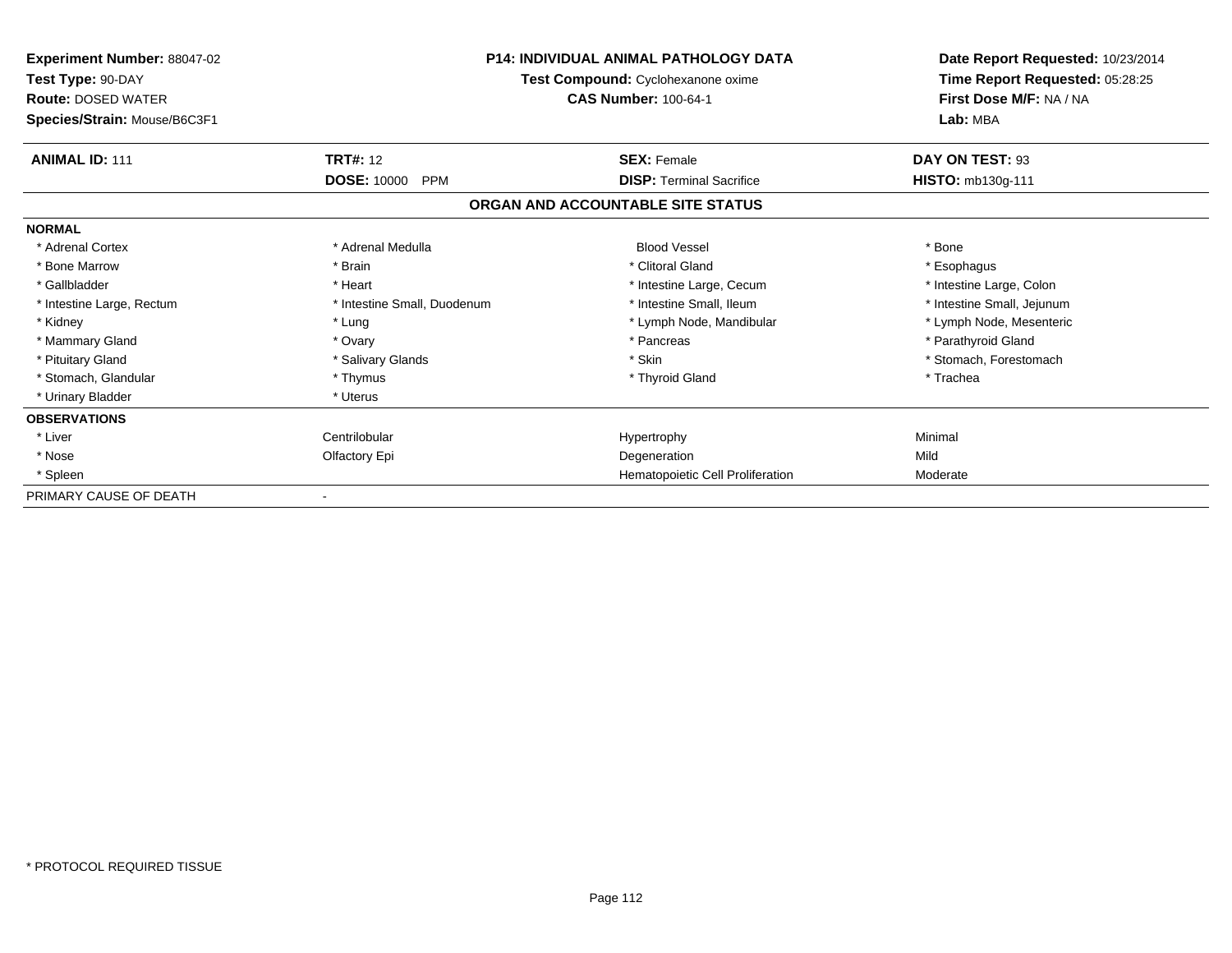**Experiment Number:** 88047-02
**Test Type:** 90-DAY
**Route:** DOSED WATER
**Species/Strain:** Mouse/B6C3F1

**P14: INDIVIDUAL ANIMAL PATHOLOGY DATA**
**Test Compound:** Cyclohexanone oxime
**CAS Number:** 100-64-1

**Date Report Requested:** 10/23/2014
**Time Report Requested:** 05:28:25
**First Dose M/F:** NA / NA
**Lab:** MBA

| | | | |
|---|---|---|---|
| **ANIMAL ID:** 111 | **TRT#:** 12 | **SEX:** Female | **DAY ON TEST:** 93 |
| | **DOSE:** 10000 PPM | **DISP:** Terminal Sacrifice | **HISTO:** mb130g-111 |

## ORGAN AND ACCOUNTABLE SITE STATUS

**NORMAL**

| | | | |
|---|---|---|---|
| * Adrenal Cortex | * Adrenal Medulla | Blood Vessel | * Bone |
| * Bone Marrow | * Brain | * Clitoral Gland | * Esophagus |
| * Gallbladder | * Heart | * Intestine Large, Cecum | * Intestine Large, Colon |
| * Intestine Large, Rectum | * Intestine Small, Duodenum | * Intestine Small, Ileum | * Intestine Small, Jejunum |
| * Kidney | * Lung | * Lymph Node, Mandibular | * Lymph Node, Mesenteric |
| * Mammary Gland | * Ovary | * Pancreas | * Parathyroid Gland |
| * Pituitary Gland | * Salivary Glands | * Skin | * Stomach, Forestomach |
| * Stomach, Glandular | * Thymus | * Thyroid Gland | * Trachea |
| * Urinary Bladder | * Uterus | | |

**OBSERVATIONS**

| | | | |
|---|---|---|---|
| * Liver | Centrilobular | Hypertrophy | Minimal |
| * Nose | Olfactory Epi | Degeneration | Mild |
| * Spleen | | Hematopoietic Cell Proliferation | Moderate |

PRIMARY CAUSE OF DEATH -

* PROTOCOL REQUIRED TISSUE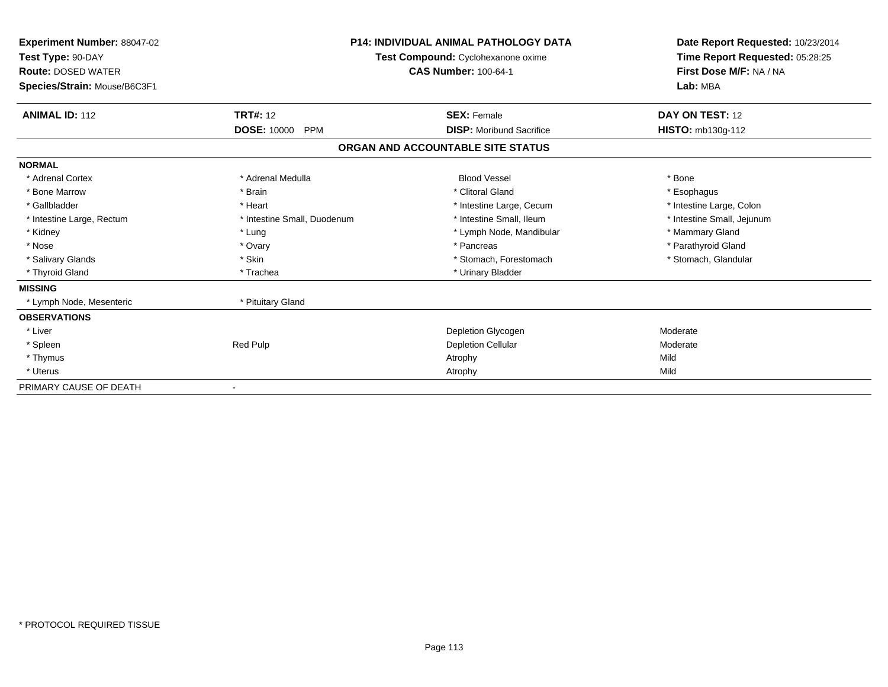**Experiment Number:** 88047-02
**Test Type:** 90-DAY
**Route:** DOSED WATER
**Species/Strain:** Mouse/B6C3F1

**P14: INDIVIDUAL ANIMAL PATHOLOGY DATA**
**Test Compound:** Cyclohexanone oxime
**CAS Number:** 100-64-1

**Date Report Requested:** 10/23/2014
**Time Report Requested:** 05:28:25
**First Dose M/F:** NA / NA
**Lab:** MBA

| | | | |
|---|---|---|---|
| **ANIMAL ID:** 112 | **TRT#:** 12 | **SEX:** Female | **DAY ON TEST:** 12 |
| | **DOSE:** 10000 PPM | **DISP:** Moribund Sacrifice | **HISTO:** mb130g-112 |

## ORGAN AND ACCOUNTABLE SITE STATUS

| | | | |
|---|---|---|---|
| **NORMAL** | | | |
| * Adrenal Cortex | * Adrenal Medulla | Blood Vessel | * Bone |
| * Bone Marrow | * Brain | * Clitoral Gland | * Esophagus |
| * Gallbladder | * Heart | * Intestine Large, Cecum | * Intestine Large, Colon |
| * Intestine Large, Rectum | * Intestine Small, Duodenum | * Intestine Small, Ileum | * Intestine Small, Jejunum |
| * Kidney | * Lung | * Lymph Node, Mandibular | * Mammary Gland |
| * Nose | * Ovary | * Pancreas | * Parathyroid Gland |
| * Salivary Glands | * Skin | * Stomach, Forestomach | * Stomach, Glandular |
| * Thyroid Gland | * Trachea | * Urinary Bladder | |
| **MISSING** | | | |
| * Lymph Node, Mesenteric | * Pituitary Gland | | |
| **OBSERVATIONS** | | | |
| * Liver | | Depletion Glycogen | Moderate |
| * Spleen | Red Pulp | Depletion Cellular | Moderate |
| * Thymus | | Atrophy | Mild |
| * Uterus | | Atrophy | Mild |
| PRIMARY CAUSE OF DEATH | - | | |

* PROTOCOL REQUIRED TISSUE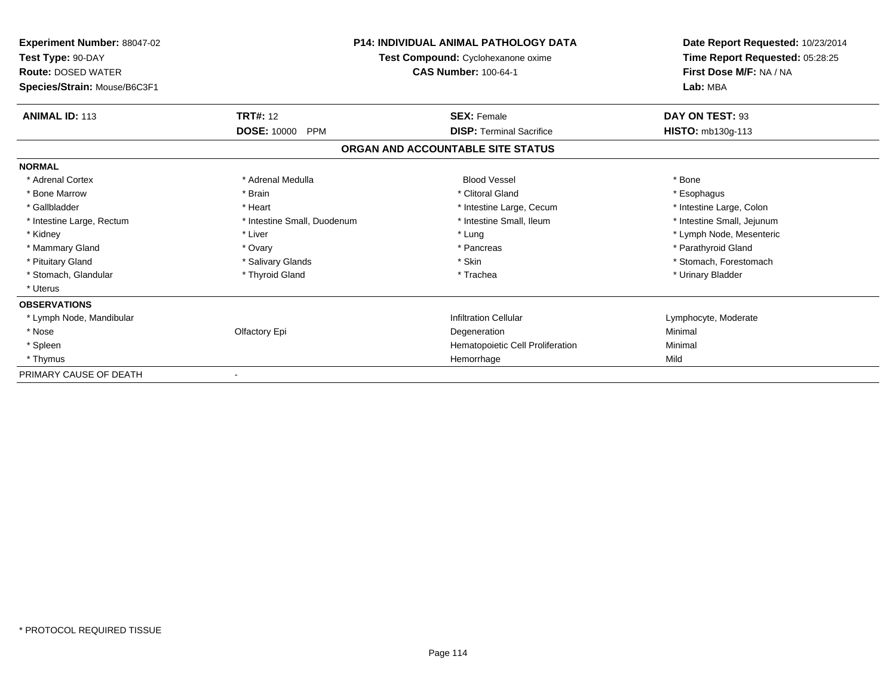**Experiment Number:** 88047-02
**Test Type:** 90-DAY
**Route:** DOSED WATER
**Species/Strain:** Mouse/B6C3F1

**P14: INDIVIDUAL ANIMAL PATHOLOGY DATA**
**Test Compound:** Cyclohexanone oxime
**CAS Number:** 100-64-1

**Date Report Requested:** 10/23/2014
**Time Report Requested:** 05:28:25
**First Dose M/F:** NA / NA
**Lab:** MBA

| | | | |
|---|---|---|---|
| **ANIMAL ID:** 113 | **TRT#:** 12 | **SEX:** Female | **DAY ON TEST:** 93 |
| | **DOSE:** 10000 PPM | **DISP:** Terminal Sacrifice | **HISTO:** mb130g-113 |

**ORGAN AND ACCOUNTABLE SITE STATUS**

**NORMAL**

| | | | |
|---|---|---|---|
| * Adrenal Cortex | * Adrenal Medulla | Blood Vessel | * Bone |
| * Bone Marrow | * Brain | * Clitoral Gland | * Esophagus |
| * Gallbladder | * Heart | * Intestine Large, Cecum | * Intestine Large, Colon |
| * Intestine Large, Rectum | * Intestine Small, Duodenum | * Intestine Small, Ileum | * Intestine Small, Jejunum |
| * Kidney | * Liver | * Lung | * Lymph Node, Mesenteric |
| * Mammary Gland | * Ovary | * Pancreas | * Parathyroid Gland |
| * Pituitary Gland | * Salivary Glands | * Skin | * Stomach, Forestomach |
| * Stomach, Glandular | * Thyroid Gland | * Trachea | * Urinary Bladder |
| * Uterus | | | |

**OBSERVATIONS**

| | | | |
|---|---|---|---|
| * Lymph Node, Mandibular | | Infiltration Cellular | Lymphocyte, Moderate |
| * Nose | Olfactory Epi | Degeneration | Minimal |
| * Spleen | | Hematopoietic Cell Proliferation | Minimal |
| * Thymus | | Hemorrhage | Mild |

PRIMARY CAUSE OF DEATH -

* PROTOCOL REQUIRED TISSUE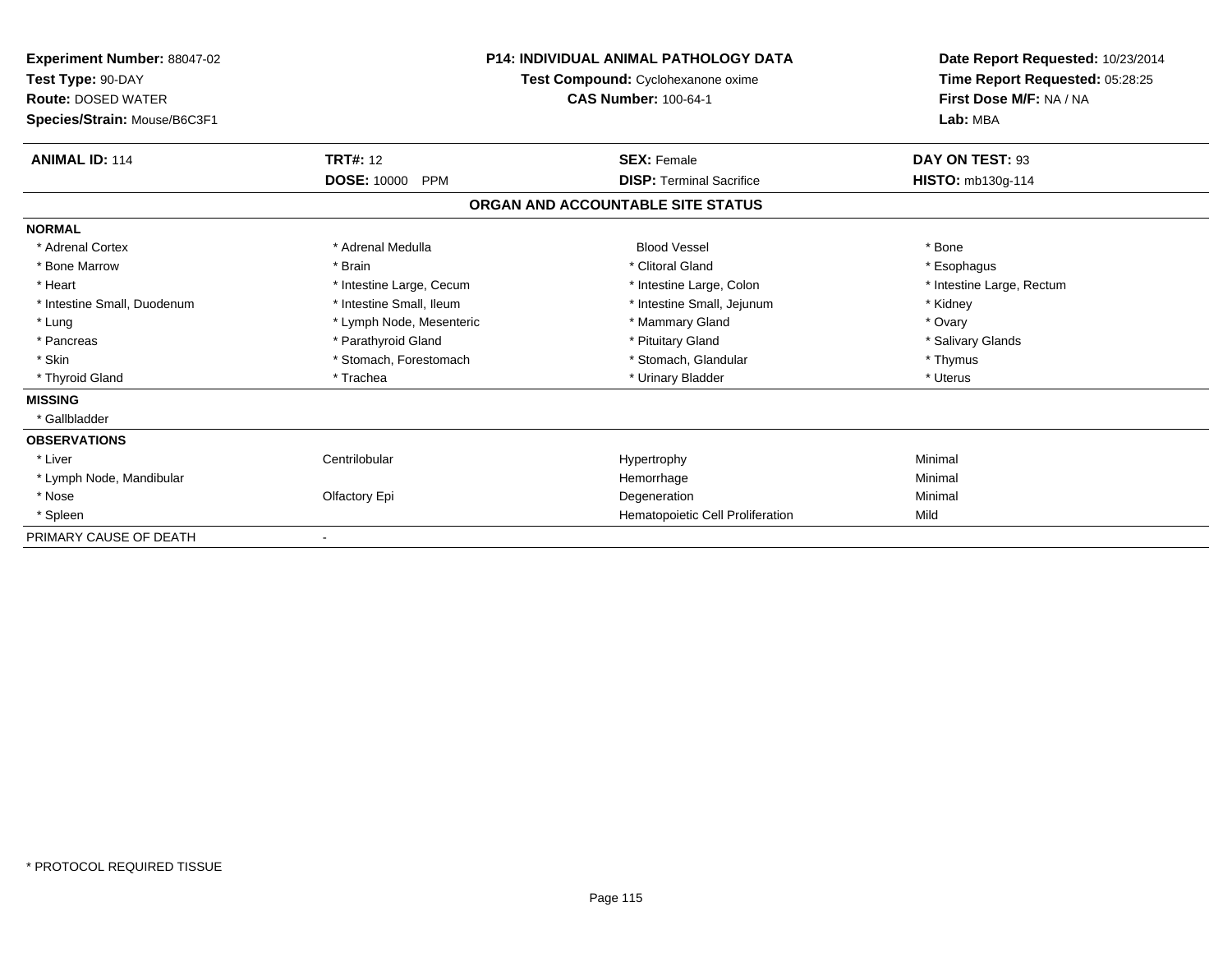**Experiment Number:** 88047-02
**Test Type:** 90-DAY
**Route:** DOSED WATER
**Species/Strain:** Mouse/B6C3F1

**P14: INDIVIDUAL ANIMAL PATHOLOGY DATA**
**Test Compound:** Cyclohexanone oxime
**CAS Number:** 100-64-1

**Date Report Requested:** 10/23/2014
**Time Report Requested:** 05:28:25
**First Dose M/F:** NA / NA
**Lab:** MBA

| **ANIMAL ID:** 114 | **TRT#:** 12 | **SEX:** Female | **DAY ON TEST:** 93 |
|---|---|---|---|
| | **DOSE:** 10000 PPM | **DISP:** Terminal Sacrifice | **HISTO:** mb130g-114 |

## ORGAN AND ACCOUNTABLE SITE STATUS

| | | | |
|---|---|---|---|
| **NORMAL** | | | |
| * Adrenal Cortex | * Adrenal Medulla | Blood Vessel | * Bone |
| * Bone Marrow | * Brain | * Clitoral Gland | * Esophagus |
| * Heart | * Intestine Large, Cecum | * Intestine Large, Colon | * Intestine Large, Rectum |
| * Intestine Small, Duodenum | * Intestine Small, Ileum | * Intestine Small, Jejunum | * Kidney |
| * Lung | * Lymph Node, Mesenteric | * Mammary Gland | * Ovary |
| * Pancreas | * Parathyroid Gland | * Pituitary Gland | * Salivary Glands |
| * Skin | * Stomach, Forestomach | * Stomach, Glandular | * Thymus |
| * Thyroid Gland | * Trachea | * Urinary Bladder | * Uterus |
| **MISSING** | | | |
| * Gallbladder | | | |
| **OBSERVATIONS** | | | |
| * Liver | Centrilobular | Hypertrophy | Minimal |
| * Lymph Node, Mandibular | | Hemorrhage | Minimal |
| * Nose | Olfactory Epi | Degeneration | Minimal |
| * Spleen | | Hematopoietic Cell Proliferation | Mild |
| PRIMARY CAUSE OF DEATH | - | | |

* PROTOCOL REQUIRED TISSUE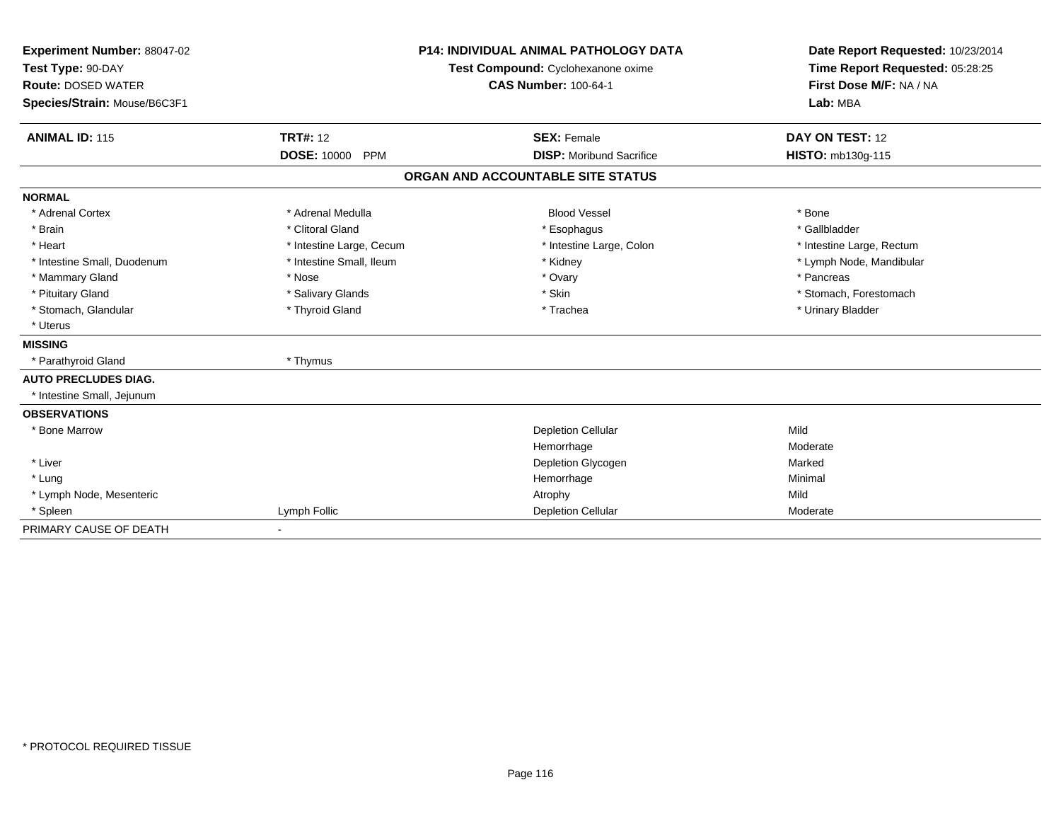**Experiment Number:** 88047-02
**Test Type:** 90-DAY
**Route:** DOSED WATER
**Species/Strain:** Mouse/B6C3F1

**P14: INDIVIDUAL ANIMAL PATHOLOGY DATA**
**Test Compound:** Cyclohexanone oxime
**CAS Number:** 100-64-1

**Date Report Requested:** 10/23/2014
**Time Report Requested:** 05:28:25
**First Dose M/F:** NA / NA
**Lab:** MBA

| **ANIMAL ID:** 115 | **TRT#:** 12 | **SEX:** Female | **DAY ON TEST:** 12 |
|---|---|---|---|
| | **DOSE:** 10000 PPM | **DISP:** Moribund Sacrifice | **HISTO:** mb130g-115 |

**ORGAN AND ACCOUNTABLE SITE STATUS**

| | | | |
|---|---|---|---|
| **NORMAL** | | | |
| * Adrenal Cortex | * Adrenal Medulla | Blood Vessel | * Bone |
| * Brain | * Clitoral Gland | * Esophagus | * Gallbladder |
| * Heart | * Intestine Large, Cecum | * Intestine Large, Colon | * Intestine Large, Rectum |
| * Intestine Small, Duodenum | * Intestine Small, Ileum | * Kidney | * Lymph Node, Mandibular |
| * Mammary Gland | * Nose | * Ovary | * Pancreas |
| * Pituitary Gland | * Salivary Glands | * Skin | * Stomach, Forestomach |
| * Stomach, Glandular | * Thyroid Gland | * Trachea | * Urinary Bladder |
| * Uterus | | | |
| **MISSING** | | | |
| * Parathyroid Gland | * Thymus | | |
| **AUTO PRECLUDES DIAG.** | | | |
| * Intestine Small, Jejunum | | | |
| **OBSERVATIONS** | | | |
| * Bone Marrow | | Depletion Cellular | Mild |
| | | Hemorrhage | Moderate |
| * Liver | | Depletion Glycogen | Marked |
| * Lung | | Hemorrhage | Minimal |
| * Lymph Node, Mesenteric | | Atrophy | Mild |
| * Spleen | Lymph Follic | Depletion Cellular | Moderate |
| PRIMARY CAUSE OF DEATH | - | | |

* PROTOCOL REQUIRED TISSUE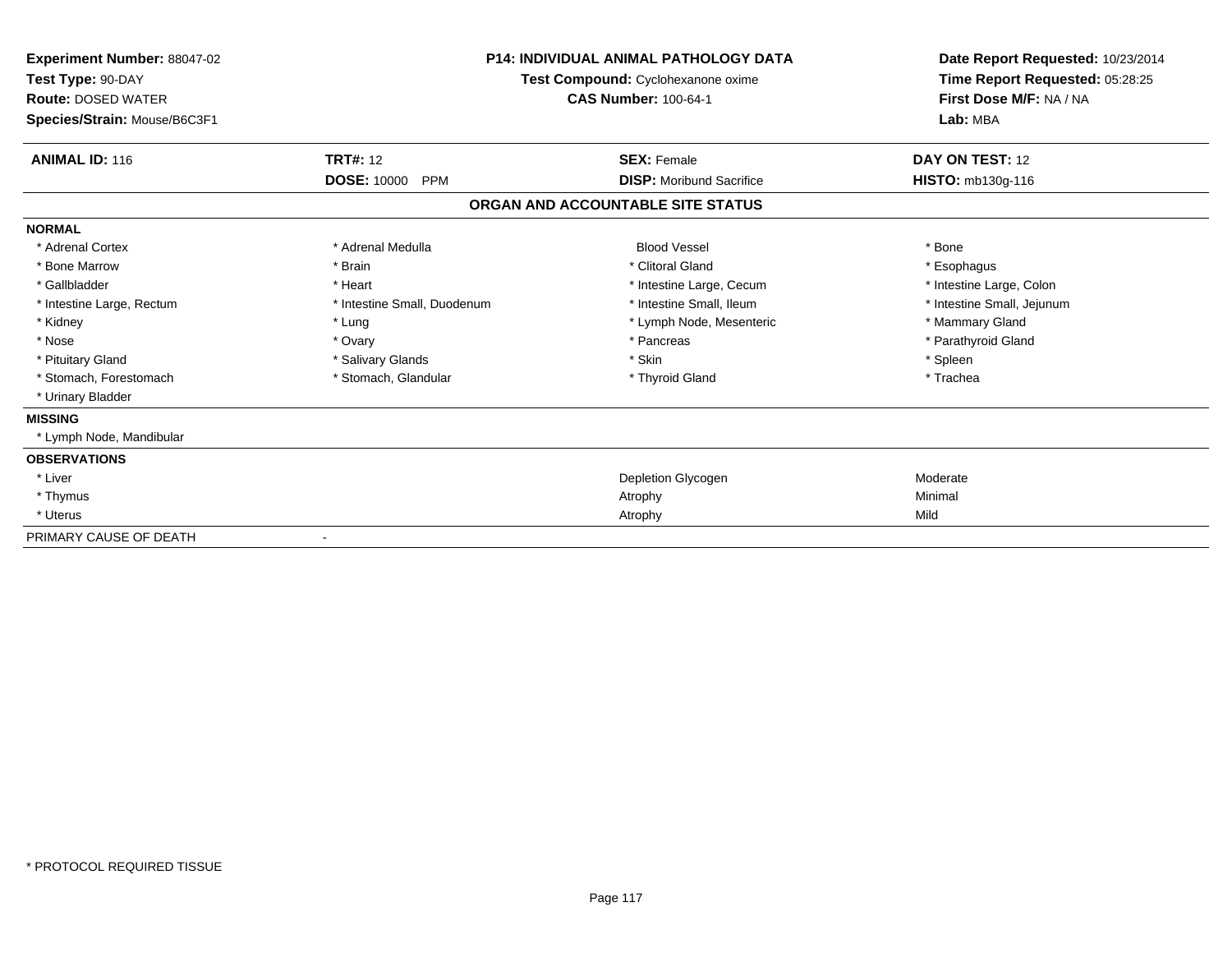**Experiment Number:** 88047-02
**Test Type:** 90-DAY
**Route:** DOSED WATER
**Species/Strain:** Mouse/B6C3F1

**P14: INDIVIDUAL ANIMAL PATHOLOGY DATA**
**Test Compound:** Cyclohexanone oxime
**CAS Number:** 100-64-1

**Date Report Requested:** 10/23/2014
**Time Report Requested:** 05:28:25
**First Dose M/F:** NA / NA
**Lab:** MBA

| | | | |
|---|---|---|---|
| **ANIMAL ID:** 116 | **TRT#:** 12 | **SEX:** Female | **DAY ON TEST:** 12 |
| | **DOSE:** 10000 PPM | **DISP:** Moribund Sacrifice | **HISTO:** mb130g-116 |

## ORGAN AND ACCOUNTABLE SITE STATUS

**NORMAL**

| | | | |
|---|---|---|---|
| * Adrenal Cortex | * Adrenal Medulla | Blood Vessel | * Bone |
| * Bone Marrow | * Brain | * Clitoral Gland | * Esophagus |
| * Gallbladder | * Heart | * Intestine Large, Cecum | * Intestine Large, Colon |
| * Intestine Large, Rectum | * Intestine Small, Duodenum | * Intestine Small, Ileum | * Intestine Small, Jejunum |
| * Kidney | * Lung | * Lymph Node, Mesenteric | * Mammary Gland |
| * Nose | * Ovary | * Pancreas | * Parathyroid Gland |
| * Pituitary Gland | * Salivary Glands | * Skin | * Spleen |
| * Stomach, Forestomach | * Stomach, Glandular | * Thyroid Gland | * Trachea |
| * Urinary Bladder | | | |

**MISSING**

* Lymph Node, Mandibular

**OBSERVATIONS**

| | | |
|---|---|---|
| * Liver | Depletion Glycogen | Moderate |
| * Thymus | Atrophy | Minimal |
| * Uterus | Atrophy | Mild |

PRIMARY CAUSE OF DEATH -

* PROTOCOL REQUIRED TISSUE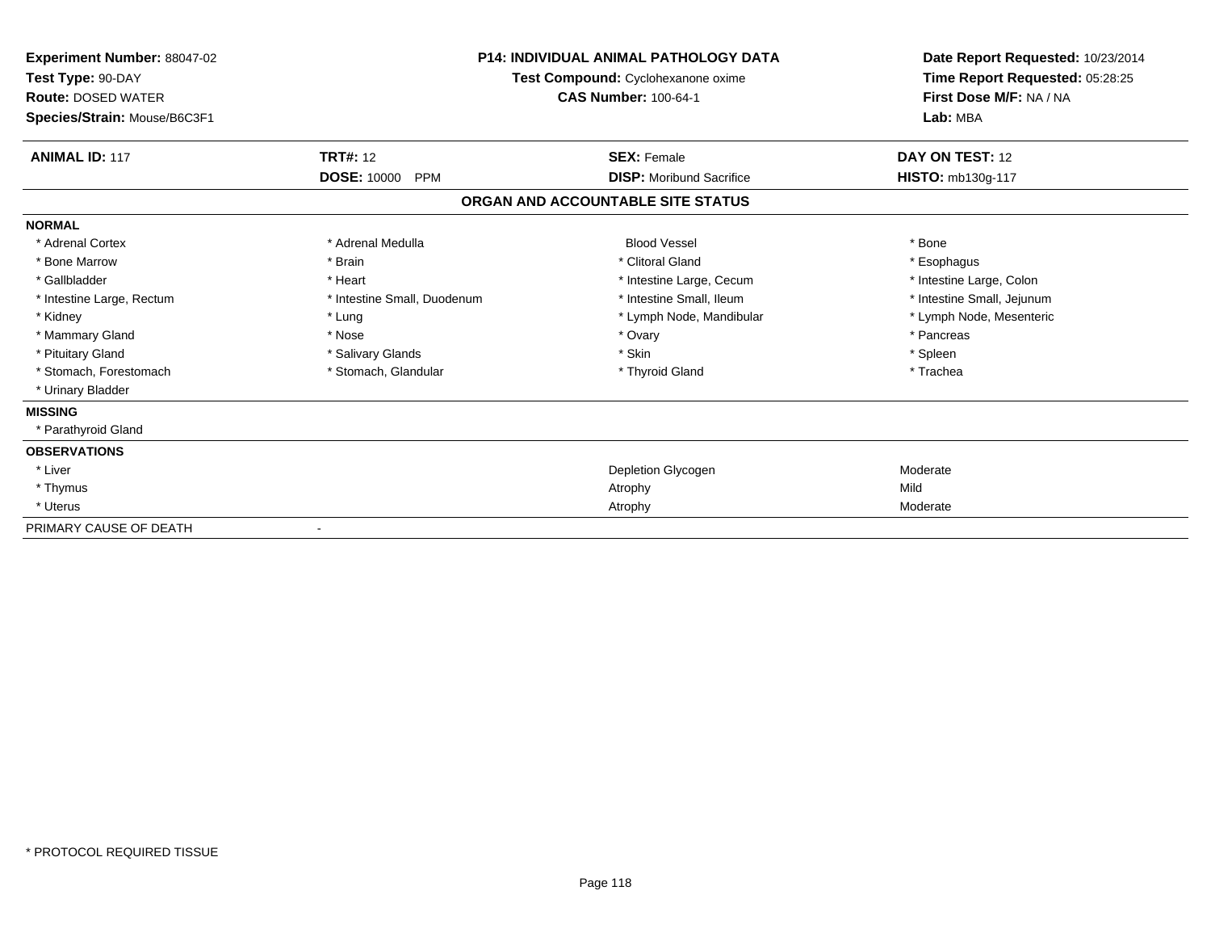**Experiment Number:** 88047-02
**Test Type:** 90-DAY
**Route:** DOSED WATER
**Species/Strain:** Mouse/B6C3F1

**P14: INDIVIDUAL ANIMAL PATHOLOGY DATA**
**Test Compound:** Cyclohexanone oxime
**CAS Number:** 100-64-1

**Date Report Requested:** 10/23/2014
**Time Report Requested:** 05:28:25
**First Dose M/F:** NA / NA
**Lab:** MBA

| **ANIMAL ID:** 117 | **TRT#:** 12 | **SEX:** Female | **DAY ON TEST:** 12 |
|---|---|---|---|
| | **DOSE:** 10000 PPM | **DISP:** Moribund Sacrifice | **HISTO:** mb130g-117 |

### ORGAN AND ACCOUNTABLE SITE STATUS

**NORMAL**

| | | | |
|---|---|---|---|
| * Adrenal Cortex | * Adrenal Medulla | Blood Vessel | * Bone |
| * Bone Marrow | * Brain | * Clitoral Gland | * Esophagus |
| * Gallbladder | * Heart | * Intestine Large, Cecum | * Intestine Large, Colon |
| * Intestine Large, Rectum | * Intestine Small, Duodenum | * Intestine Small, Ileum | * Intestine Small, Jejunum |
| * Kidney | * Lung | * Lymph Node, Mandibular | * Lymph Node, Mesenteric |
| * Mammary Gland | * Nose | * Ovary | * Pancreas |
| * Pituitary Gland | * Salivary Glands | * Skin | * Spleen |
| * Stomach, Forestomach | * Stomach, Glandular | * Thyroid Gland | * Trachea |
| * Urinary Bladder | | | |

**MISSING**

* Parathyroid Gland

**OBSERVATIONS**

| | | |
|---|---|---|
| * Liver | Depletion Glycogen | Moderate |
| * Thymus | Atrophy | Mild |
| * Uterus | Atrophy | Moderate |

PRIMARY CAUSE OF DEATH -

* PROTOCOL REQUIRED TISSUE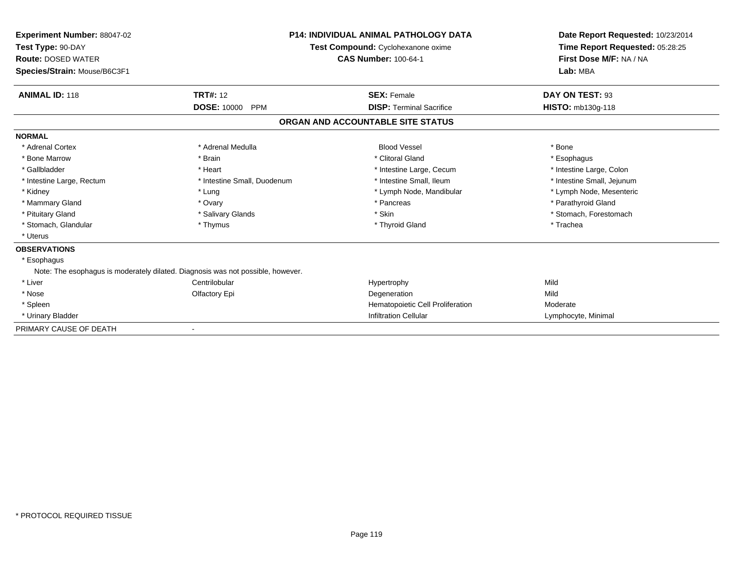**Experiment Number:** 88047-02
**Test Type:** 90-DAY
**Route:** DOSED WATER
**Species/Strain:** Mouse/B6C3F1

**P14: INDIVIDUAL ANIMAL PATHOLOGY DATA**
**Test Compound:** Cyclohexanone oxime
**CAS Number:** 100-64-1

**Date Report Requested:** 10/23/2014
**Time Report Requested:** 05:28:25
**First Dose M/F:** NA / NA
**Lab:** MBA

| **ANIMAL ID:** 118 | **TRT#:** 12 | **SEX:** Female | **DAY ON TEST:** 93 |
|---|---|---|---|
| | **DOSE:** 10000 PPM | **DISP:** Terminal Sacrifice | **HISTO:** mb130g-118 |

## ORGAN AND ACCOUNTABLE SITE STATUS

**NORMAL**

| | | | |
|---|---|---|---|
| * Adrenal Cortex | * Adrenal Medulla | Blood Vessel | * Bone |
| * Bone Marrow | * Brain | * Clitoral Gland | * Esophagus |
| * Gallbladder | * Heart | * Intestine Large, Cecum | * Intestine Large, Colon |
| * Intestine Large, Rectum | * Intestine Small, Duodenum | * Intestine Small, Ileum | * Intestine Small, Jejunum |
| * Kidney | * Lung | * Lymph Node, Mandibular | * Lymph Node, Mesenteric |
| * Mammary Gland | * Ovary | * Pancreas | * Parathyroid Gland |
| * Pituitary Gland | * Salivary Glands | * Skin | * Stomach, Forestomach |
| * Stomach, Glandular | * Thymus | * Thyroid Gland | * Trachea |
| * Uterus | | | |

**OBSERVATIONS**

* Esophagus

Note: The esophagus is moderately dilated. Diagnosis was not possible, however.

| | | | |
|---|---|---|---|
| * Liver | Centrilobular | Hypertrophy | Mild |
| * Nose | Olfactory Epi | Degeneration | Mild |
| * Spleen | | Hematopoietic Cell Proliferation | Moderate |
| * Urinary Bladder | | Infiltration Cellular | Lymphocyte, Minimal |

PRIMARY CAUSE OF DEATH -

* PROTOCOL REQUIRED TISSUE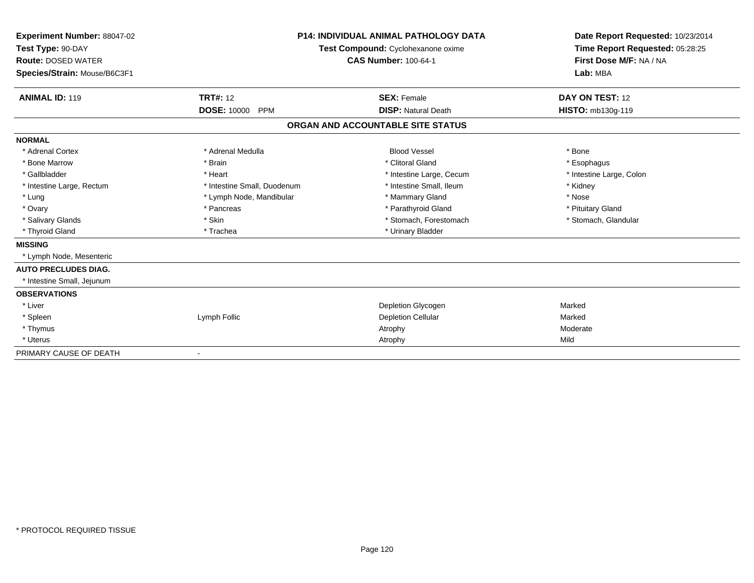**Experiment Number:** 88047-02
**Test Type:** 90-DAY
**Route:** DOSED WATER
**Species/Strain:** Mouse/B6C3F1

**P14: INDIVIDUAL ANIMAL PATHOLOGY DATA**
**Test Compound:** Cyclohexanone oxime
**CAS Number:** 100-64-1

**Date Report Requested:** 10/23/2014
**Time Report Requested:** 05:28:25
**First Dose M/F:** NA / NA
**Lab:** MBA

| **ANIMAL ID:** 119 | **TRT#:** 12 | **SEX:** Female | **DAY ON TEST:** 12 |
|---|---|---|---|
| | **DOSE:** 10000 PPM | **DISP:** Natural Death | **HISTO:** mb130g-119 |

## ORGAN AND ACCOUNTABLE SITE STATUS

| | | | |
|---|---|---|---|
| **NORMAL** | | | |
| * Adrenal Cortex | * Adrenal Medulla | Blood Vessel | * Bone |
| * Bone Marrow | * Brain | * Clitoral Gland | * Esophagus |
| * Gallbladder | * Heart | * Intestine Large, Cecum | * Intestine Large, Colon |
| * Intestine Large, Rectum | * Intestine Small, Duodenum | * Intestine Small, Ileum | * Kidney |
| * Lung | * Lymph Node, Mandibular | * Mammary Gland | * Nose |
| * Ovary | * Pancreas | * Parathyroid Gland | * Pituitary Gland |
| * Salivary Glands | * Skin | * Stomach, Forestomach | * Stomach, Glandular |
| * Thyroid Gland | * Trachea | * Urinary Bladder | |
| **MISSING** | | | |
| * Lymph Node, Mesenteric | | | |
| **AUTO PRECLUDES DIAG.** | | | |
| * Intestine Small, Jejunum | | | |
| **OBSERVATIONS** | | | |
| * Liver | | Depletion Glycogen | Marked |
| * Spleen | Lymph Follic | Depletion Cellular | Marked |
| * Thymus | | Atrophy | Moderate |
| * Uterus | | Atrophy | Mild |
| PRIMARY CAUSE OF DEATH | - | | |

* PROTOCOL REQUIRED TISSUE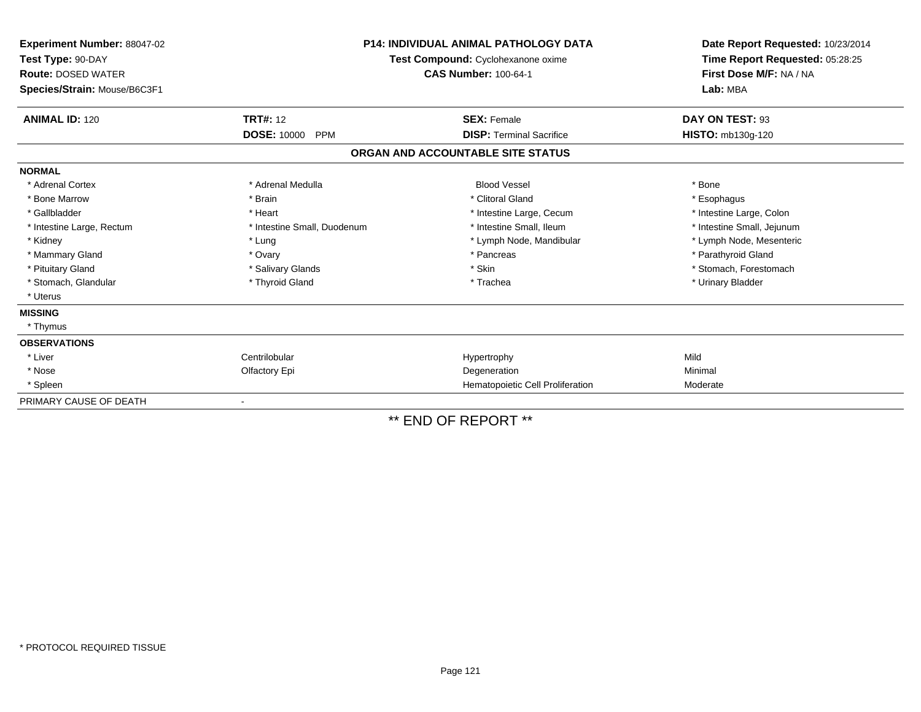**Experiment Number:** 88047-02
**Test Type:** 90-DAY
**Route:** DOSED WATER
**Species/Strain:** Mouse/B6C3F1

**P14: INDIVIDUAL ANIMAL PATHOLOGY DATA**
**Test Compound:** Cyclohexanone oxime
**CAS Number:** 100-64-1

**Date Report Requested:** 10/23/2014
**Time Report Requested:** 05:28:25
**First Dose M/F:** NA / NA
**Lab:** MBA

| | | | |
|---|---|---|---|
| **ANIMAL ID:** 120 | **TRT#:** 12 | **SEX:** Female | **DAY ON TEST:** 93 |
| | **DOSE:** 10000 PPM | **DISP:** Terminal Sacrifice | **HISTO:** mb130g-120 |

## ORGAN AND ACCOUNTABLE SITE STATUS

**NORMAL**

| | | | |
|---|---|---|---|
| * Adrenal Cortex | * Adrenal Medulla | Blood Vessel | * Bone |
| * Bone Marrow | * Brain | * Clitoral Gland | * Esophagus |
| * Gallbladder | * Heart | * Intestine Large, Cecum | * Intestine Large, Colon |
| * Intestine Large, Rectum | * Intestine Small, Duodenum | * Intestine Small, Ileum | * Intestine Small, Jejunum |
| * Kidney | * Lung | * Lymph Node, Mandibular | * Lymph Node, Mesenteric |
| * Mammary Gland | * Ovary | * Pancreas | * Parathyroid Gland |
| * Pituitary Gland | * Salivary Glands | * Skin | * Stomach, Forestomach |
| * Stomach, Glandular | * Thyroid Gland | * Trachea | * Urinary Bladder |
| * Uterus | | | |

**MISSING**

* Thymus

**OBSERVATIONS**

| | | | |
|---|---|---|---|
| * Liver | Centrilobular | Hypertrophy | Mild |
| * Nose | Olfactory Epi | Degeneration | Minimal |
| * Spleen | | Hematopoietic Cell Proliferation | Moderate |

PRIMARY CAUSE OF DEATH -

** END OF REPORT **

* PROTOCOL REQUIRED TISSUE